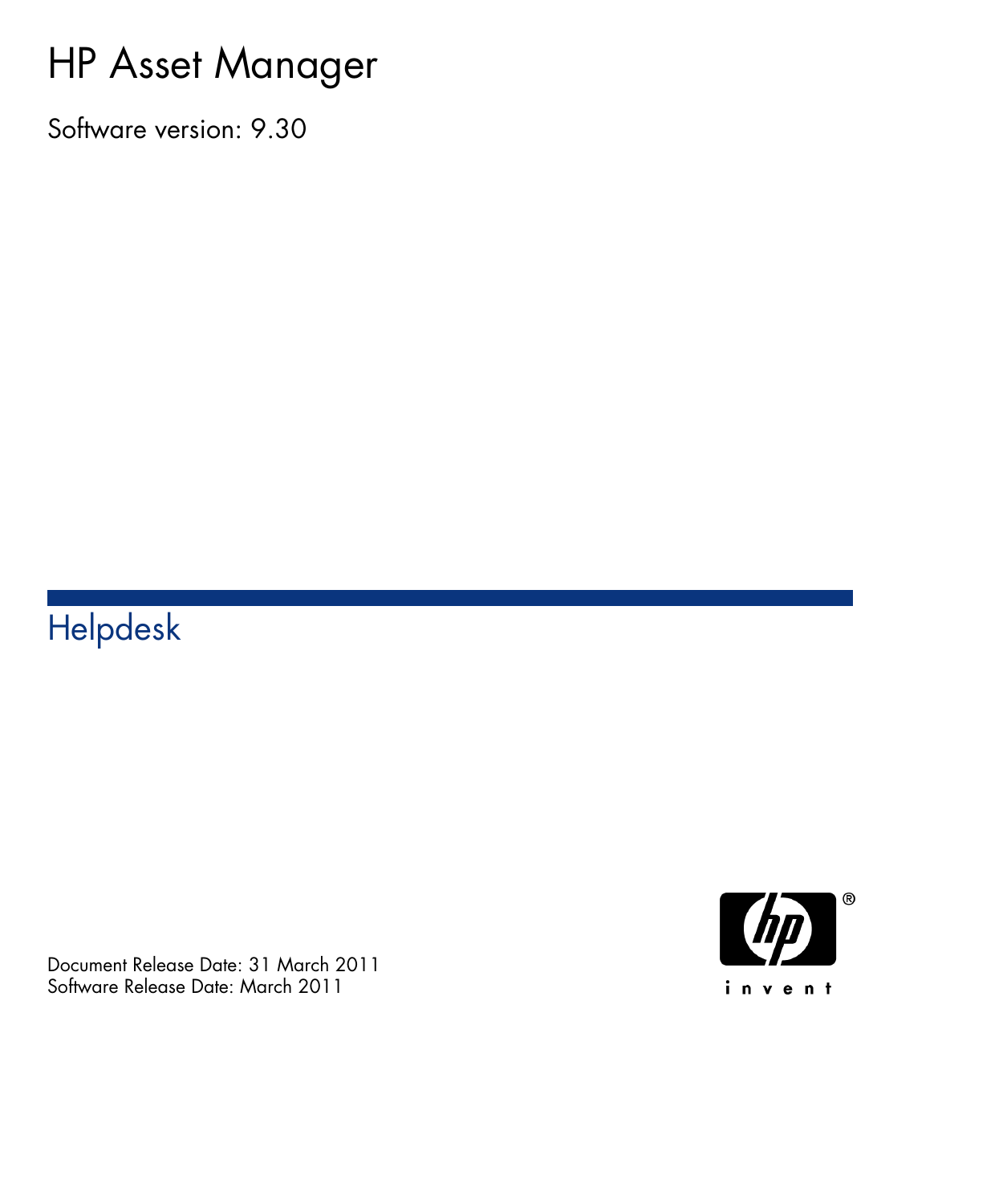# HP Asset Manager

Software version: 9.30

## Helpdesk

Document Release Date: 31 March 2011
Software Release Date: March 2011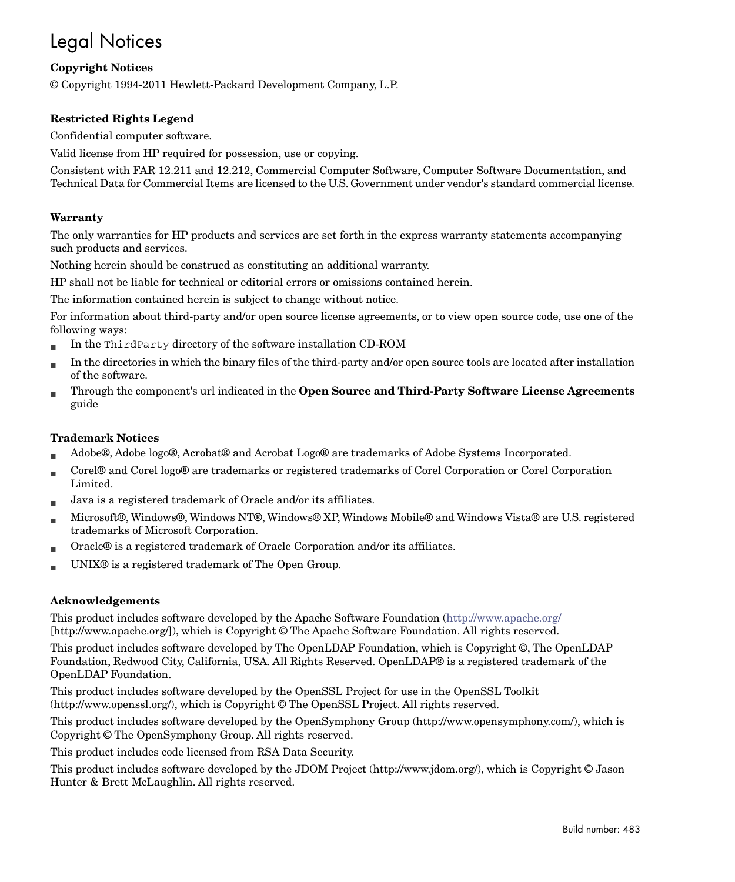# Legal Notices

**Copyright Notices**

© Copyright 1994-2011 Hewlett-Packard Development Company, L.P.

**Restricted Rights Legend**

Confidential computer software.

Valid license from HP required for possession, use or copying.

Consistent with FAR 12.211 and 12.212, Commercial Computer Software, Computer Software Documentation, and Technical Data for Commercial Items are licensed to the U.S. Government under vendor's standard commercial license.

**Warranty**

The only warranties for HP products and services are set forth in the express warranty statements accompanying such products and services.

Nothing herein should be construed as constituting an additional warranty.

HP shall not be liable for technical or editorial errors or omissions contained herein.

The information contained herein is subject to change without notice.

For information about third-party and/or open source license agreements, or to view open source code, use one of the following ways:

- In the `ThirdParty` directory of the software installation CD-ROM
- In the directories in which the binary files of the third-party and/or open source tools are located after installation of the software.
- Through the component's url indicated in the **Open Source and Third-Party Software License Agreements** guide

**Trademark Notices**

- Adobe®, Adobe logo®, Acrobat® and Acrobat Logo® are trademarks of Adobe Systems Incorporated.
- Corel® and Corel logo® are trademarks or registered trademarks of Corel Corporation or Corel Corporation Limited.
- Java is a registered trademark of Oracle and/or its affiliates.
- Microsoft®, Windows®, Windows NT®, Windows® XP, Windows Mobile® and Windows Vista® are U.S. registered trademarks of Microsoft Corporation.
- Oracle® is a registered trademark of Oracle Corporation and/or its affiliates.
- UNIX® is a registered trademark of The Open Group.

**Acknowledgements**

This product includes software developed by the Apache Software Foundation (http://www.apache.org/ [http://www.apache.org/]), which is Copyright © The Apache Software Foundation. All rights reserved.

This product includes software developed by The OpenLDAP Foundation, which is Copyright ©, The OpenLDAP Foundation, Redwood City, California, USA. All Rights Reserved. OpenLDAP® is a registered trademark of the OpenLDAP Foundation.

This product includes software developed by the OpenSSL Project for use in the OpenSSL Toolkit (http://www.openssl.org/), which is Copyright © The OpenSSL Project. All rights reserved.

This product includes software developed by the OpenSymphony Group (http://www.opensymphony.com/), which is Copyright © The OpenSymphony Group. All rights reserved.

This product includes code licensed from RSA Data Security.

This product includes software developed by the JDOM Project (http://www.jdom.org/), which is Copyright © Jason Hunter & Brett McLaughlin. All rights reserved.

Build number: 483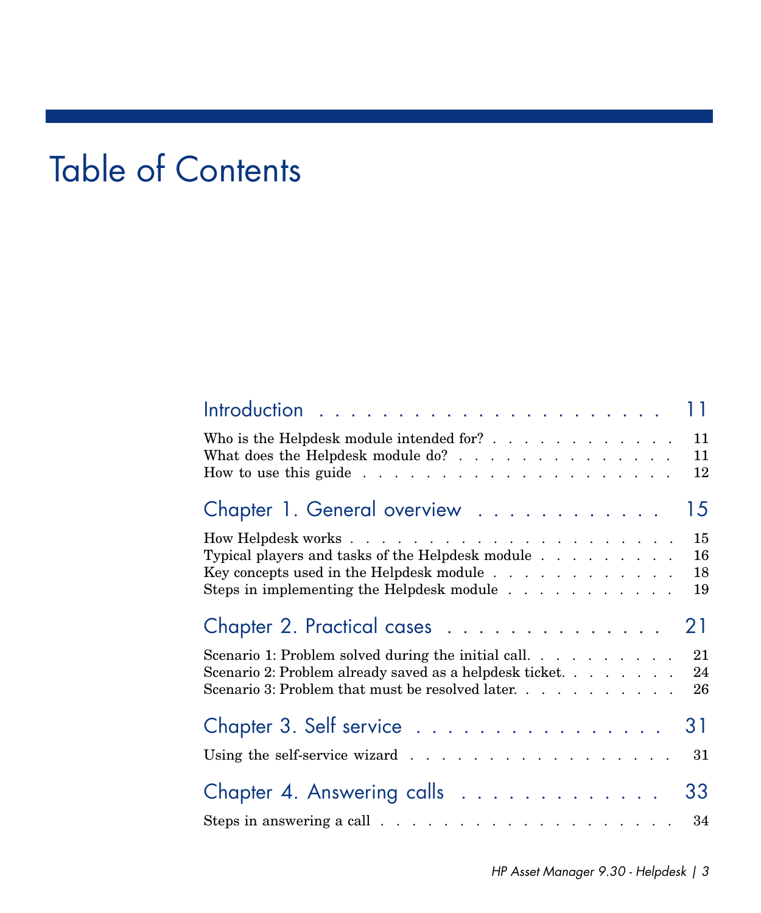# Table of Contents

Introduction . . . . . . . . . . . . . . . . . . . . . 11

Who is the Helpdesk module intended for? . . . . . . . . . . . . . 11
What does the Helpdesk module do? . . . . . . . . . . . . . . . 11
How to use this guide . . . . . . . . . . . . . . . . . . . . . 12

Chapter 1. General overview . . . . . . . . . . . . 15

How Helpdesk works . . . . . . . . . . . . . . . . . . . . . . 15
Typical players and tasks of the Helpdesk module . . . . . . . . . . 16
Key concepts used in the Helpdesk module . . . . . . . . . . . . . 18
Steps in implementing the Helpdesk module . . . . . . . . . . . . 19

Chapter 2. Practical cases . . . . . . . . . . . . . 21

Scenario 1: Problem solved during the initial call. . . . . . . . . . . 21
Scenario 2: Problem already saved as a helpdesk ticket. . . . . . . . 24
Scenario 3: Problem that must be resolved later. . . . . . . . . . . 26

Chapter 3. Self service . . . . . . . . . . . . . . . 31

Using the self-service wizard . . . . . . . . . . . . . . . . . . 31

Chapter 4. Answering calls . . . . . . . . . . . . . 33

Steps in answering a call . . . . . . . . . . . . . . . . . . . . 34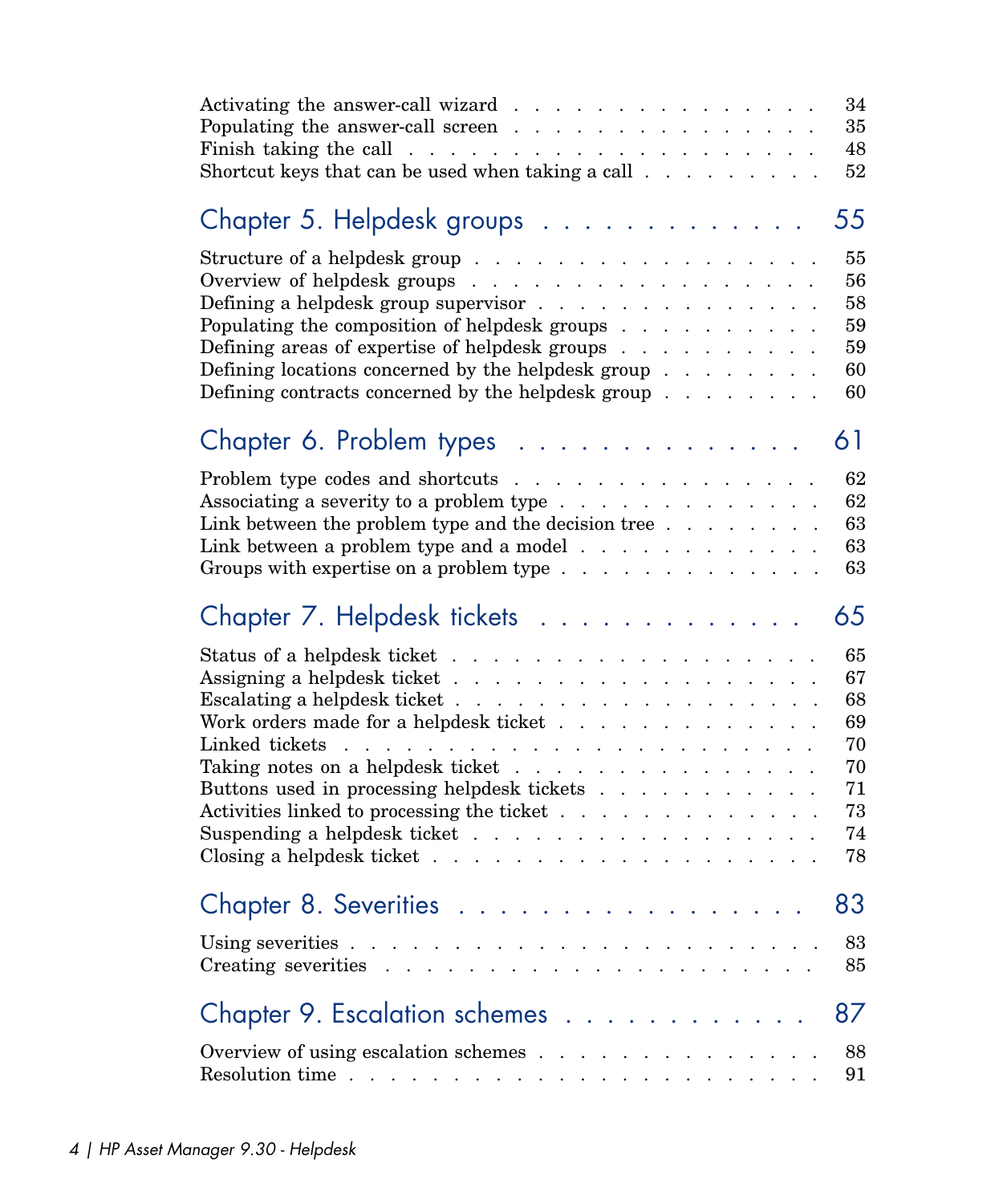Activating the answer-call wizard . . . . . . . . . . . . . . . . . 34
Populating the answer-call screen . . . . . . . . . . . . . . . . . 35
Finish taking the call . . . . . . . . . . . . . . . . . . . . . 48
Shortcut keys that can be used when taking a call . . . . . . . . . . 52

## Chapter 5. Helpdesk groups . . . . . . . . . . . . . 55

Structure of a helpdesk group . . . . . . . . . . . . . . . . . . . 55
Overview of helpdesk groups . . . . . . . . . . . . . . . . . . . 56
Defining a helpdesk group supervisor . . . . . . . . . . . . . . . 58
Populating the composition of helpdesk groups . . . . . . . . . . . 59
Defining areas of expertise of helpdesk groups . . . . . . . . . . . 59
Defining locations concerned by the helpdesk group . . . . . . . . . 60
Defining contracts concerned by the helpdesk group . . . . . . . . . 60

## Chapter 6. Problem types . . . . . . . . . . . . . . 61

Problem type codes and shortcuts . . . . . . . . . . . . . . . . . 62
Associating a severity to a problem type . . . . . . . . . . . . . . 62
Link between the problem type and the decision tree . . . . . . . . 63
Link between a problem type and a model . . . . . . . . . . . . . 63
Groups with expertise on a problem type . . . . . . . . . . . . . . 63

## Chapter 7. Helpdesk tickets . . . . . . . . . . . . . 65

Status of a helpdesk ticket . . . . . . . . . . . . . . . . . . . . 65
Assigning a helpdesk ticket . . . . . . . . . . . . . . . . . . . . 67
Escalating a helpdesk ticket . . . . . . . . . . . . . . . . . . . 68
Work orders made for a helpdesk ticket . . . . . . . . . . . . . . 69
Linked tickets . . . . . . . . . . . . . . . . . . . . . . . . . . 70
Taking notes on a helpdesk ticket . . . . . . . . . . . . . . . . . 70
Buttons used in processing helpdesk tickets . . . . . . . . . . . . 71
Activities linked to processing the ticket . . . . . . . . . . . . . 73
Suspending a helpdesk ticket . . . . . . . . . . . . . . . . . . . 74
Closing a helpdesk ticket . . . . . . . . . . . . . . . . . . . . . 78

## Chapter 8. Severities . . . . . . . . . . . . . . . . 83

Using severities . . . . . . . . . . . . . . . . . . . . . . . . . 83
Creating severities . . . . . . . . . . . . . . . . . . . . . . . . 85

## Chapter 9. Escalation schemes . . . . . . . . . . . . 87

Overview of using escalation schemes . . . . . . . . . . . . . . . 88
Resolution time . . . . . . . . . . . . . . . . . . . . . . . . . . 91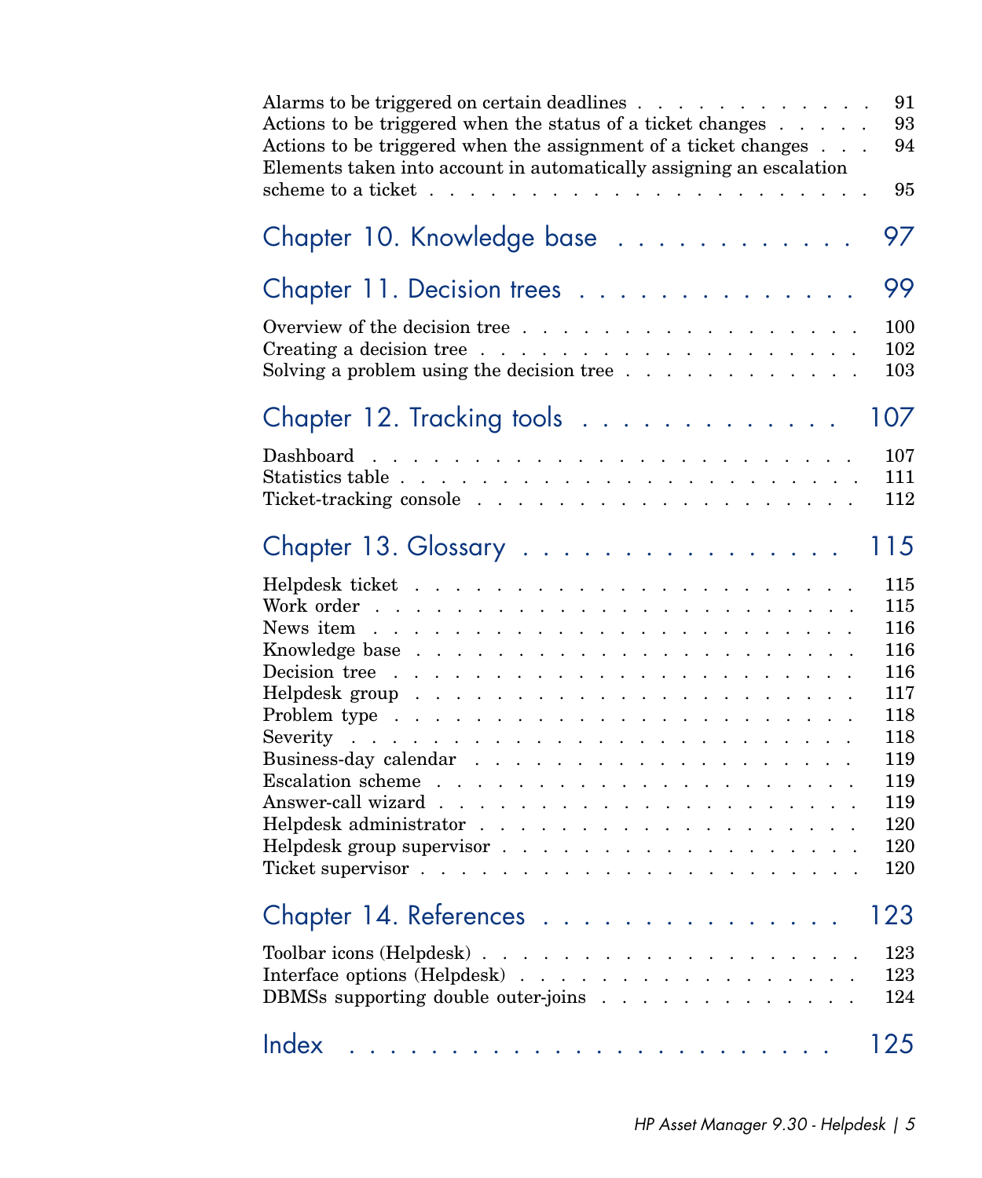Alarms to be triggered on certain deadlines . . . . . . . . . . . . . 91
Actions to be triggered when the status of a ticket changes . . . . . 93
Actions to be triggered when the assignment of a ticket changes . . . 94
Elements taken into account in automatically assigning an escalation scheme to a ticket . . . . . . . . . . . . . . . . . . . . . . . . 95

## Chapter 10. Knowledge base . . . . . . . . . . . . 97

## Chapter 11. Decision trees . . . . . . . . . . . . . . 99

Overview of the decision tree . . . . . . . . . . . . . . . . . . . . 100
Creating a decision tree . . . . . . . . . . . . . . . . . . . . . . 102
Solving a problem using the decision tree . . . . . . . . . . . . . 103

## Chapter 12. Tracking tools . . . . . . . . . . . . . 107

Dashboard . . . . . . . . . . . . . . . . . . . . . . . . . . . . 107
Statistics table . . . . . . . . . . . . . . . . . . . . . . . . . . 111
Ticket-tracking console . . . . . . . . . . . . . . . . . . . . . . 112

## Chapter 13. Glossary . . . . . . . . . . . . . . . . 115

Helpdesk ticket . . . . . . . . . . . . . . . . . . . . . . . . . . 115
Work order . . . . . . . . . . . . . . . . . . . . . . . . . . . . 115
News item . . . . . . . . . . . . . . . . . . . . . . . . . . . . 116
Knowledge base . . . . . . . . . . . . . . . . . . . . . . . . . . 116
Decision tree . . . . . . . . . . . . . . . . . . . . . . . . . . . 116
Helpdesk group . . . . . . . . . . . . . . . . . . . . . . . . . . 117
Problem type . . . . . . . . . . . . . . . . . . . . . . . . . . . 118
Severity . . . . . . . . . . . . . . . . . . . . . . . . . . . . . 118
Business-day calendar . . . . . . . . . . . . . . . . . . . . . . . 119
Escalation scheme . . . . . . . . . . . . . . . . . . . . . . . . . 119
Answer-call wizard . . . . . . . . . . . . . . . . . . . . . . . . 119
Helpdesk administrator . . . . . . . . . . . . . . . . . . . . . . . 120
Helpdesk group supervisor . . . . . . . . . . . . . . . . . . . . . 120
Ticket supervisor . . . . . . . . . . . . . . . . . . . . . . . . . 120

## Chapter 14. References . . . . . . . . . . . . . . . 123

Toolbar icons (Helpdesk) . . . . . . . . . . . . . . . . . . . . . . 123
Interface options (Helpdesk) . . . . . . . . . . . . . . . . . . . . 123
DBMSs supporting double outer-joins . . . . . . . . . . . . . . . 124

## Index . . . . . . . . . . . . . . . . . . . . . . . 125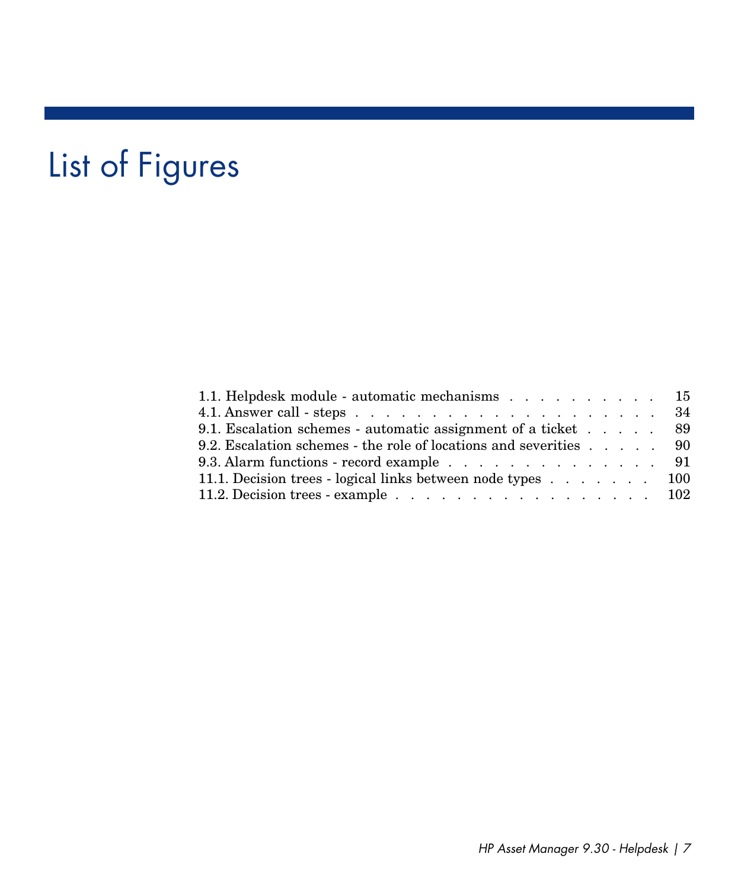# List of Figures

1.1. Helpdesk module - automatic mechanisms . . . . . . . . . . . 15
4.1. Answer call - steps . . . . . . . . . . . . . . . . . . . . . . . 34
9.1. Escalation schemes - automatic assignment of a ticket . . . . . 89
9.2. Escalation schemes - the role of locations and severities . . . . . 90
9.3. Alarm functions - record example . . . . . . . . . . . . . . . . 91
11.1. Decision trees - logical links between node types . . . . . . . . 100
11.2. Decision trees - example . . . . . . . . . . . . . . . . . . . . 102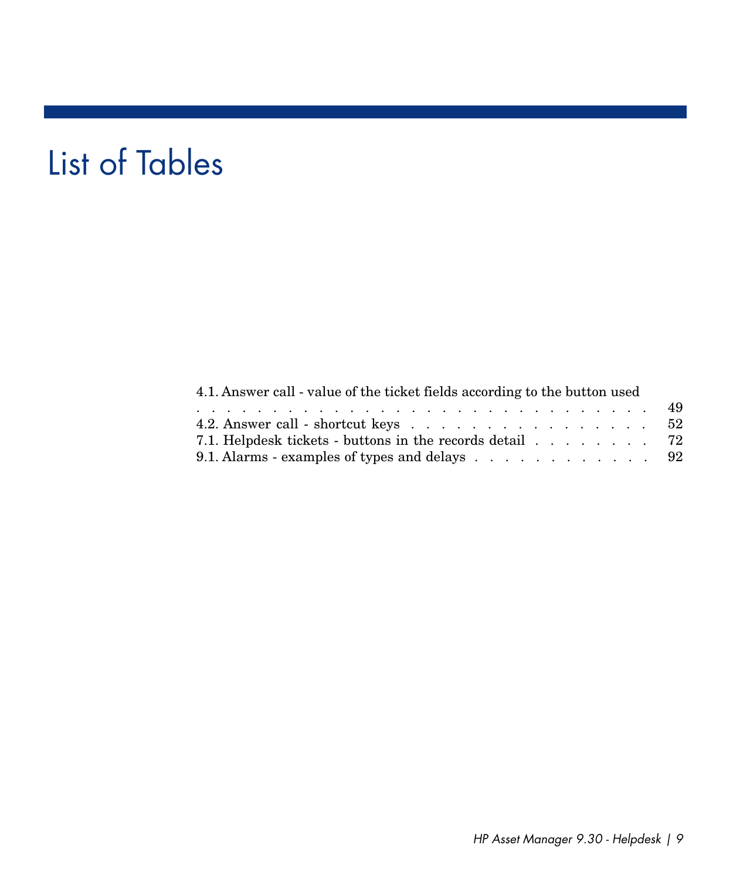# List of Tables

4.1. Answer call - value of the ticket fields according to the button used . . . . . 49
4.2. Answer call - shortcut keys . . . . . 52
7.1. Helpdesk tickets - buttons in the records detail . . . . . 72
9.1. Alarms - examples of types and delays . . . . . 92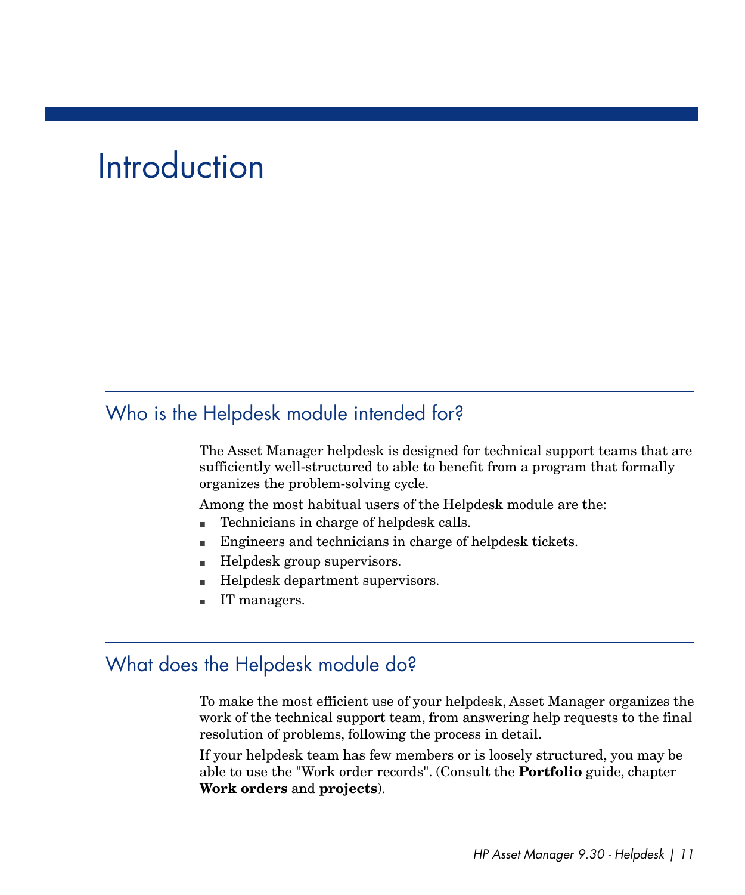# Introduction

## Who is the Helpdesk module intended for?

The Asset Manager helpdesk is designed for technical support teams that are sufficiently well-structured to able to benefit from a program that formally organizes the problem-solving cycle.

Among the most habitual users of the Helpdesk module are the:

- Technicians in charge of helpdesk calls.
- Engineers and technicians in charge of helpdesk tickets.
- Helpdesk group supervisors.
- Helpdesk department supervisors.
- IT managers.

## What does the Helpdesk module do?

To make the most efficient use of your helpdesk, Asset Manager organizes the work of the technical support team, from answering help requests to the final resolution of problems, following the process in detail.

If your helpdesk team has few members or is loosely structured, you may be able to use the "Work order records". (Consult the **Portfolio** guide, chapter **Work orders** and **projects**).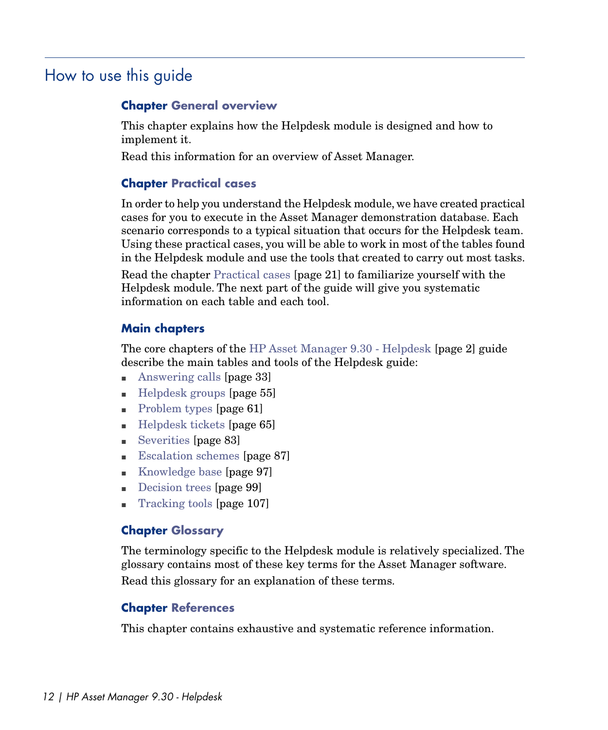## How to use this guide

### Chapter General overview

This chapter explains how the Helpdesk module is designed and how to implement it.

Read this information for an overview of Asset Manager.

### Chapter Practical cases

In order to help you understand the Helpdesk module, we have created practical cases for you to execute in the Asset Manager demonstration database. Each scenario corresponds to a typical situation that occurs for the Helpdesk team. Using these practical cases, you will be able to work in most of the tables found in the Helpdesk module and use the tools that created to carry out most tasks.

Read the chapter Practical cases [page 21] to familiarize yourself with the Helpdesk module. The next part of the guide will give you systematic information on each table and each tool.

### Main chapters

The core chapters of the HP Asset Manager 9.30 - Helpdesk [page 2] guide describe the main tables and tools of the Helpdesk guide:

- Answering calls [page 33]
- Helpdesk groups [page 55]
- Problem types [page 61]
- Helpdesk tickets [page 65]
- Severities [page 83]
- Escalation schemes [page 87]
- Knowledge base [page 97]
- Decision trees [page 99]
- Tracking tools [page 107]

### Chapter Glossary

The terminology specific to the Helpdesk module is relatively specialized. The glossary contains most of these key terms for the Asset Manager software.

Read this glossary for an explanation of these terms.

### Chapter References

This chapter contains exhaustive and systematic reference information.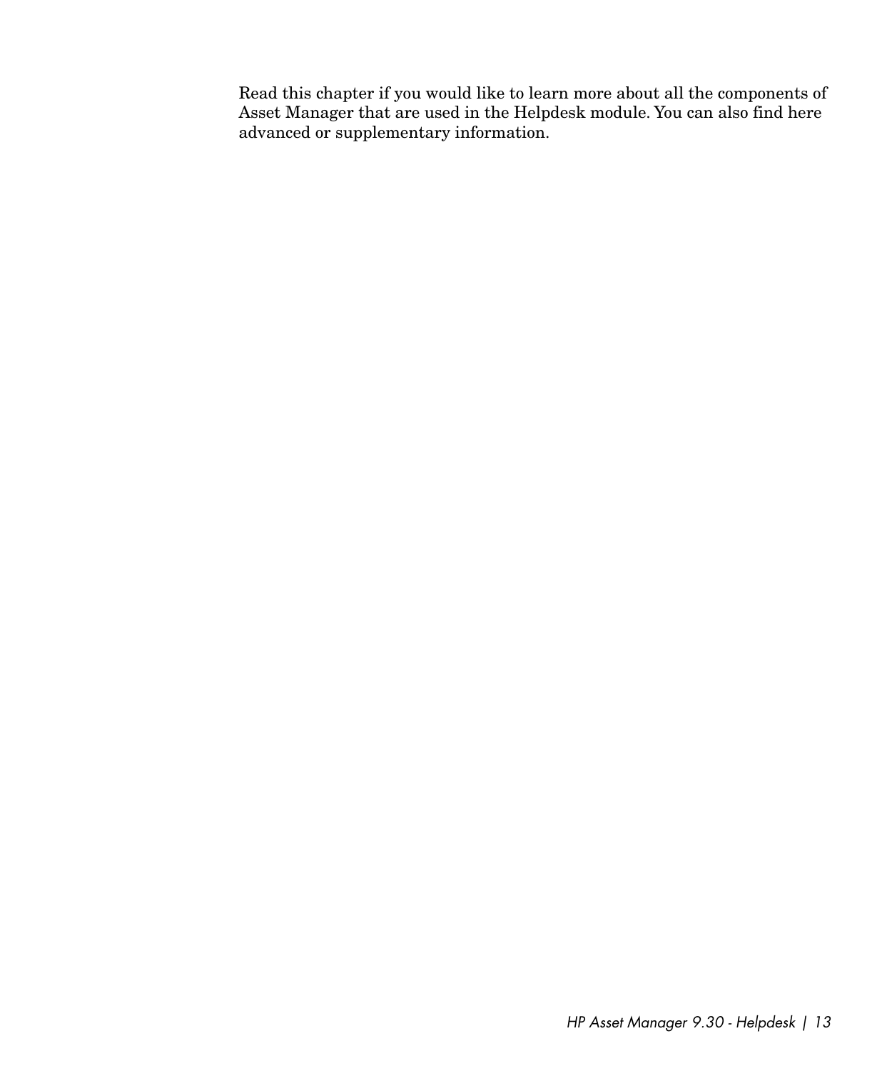Read this chapter if you would like to learn more about all the components of Asset Manager that are used in the Helpdesk module. You can also find here advanced or supplementary information.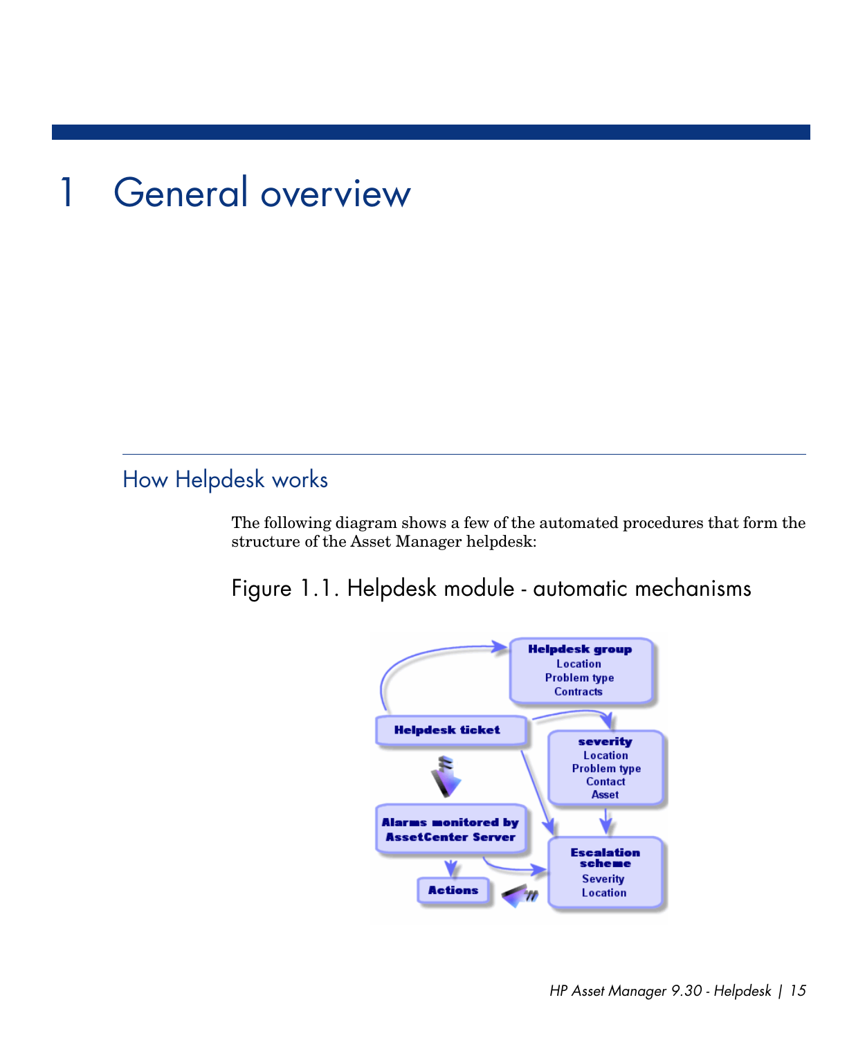# 1 General overview

## How Helpdesk works

The following diagram shows a few of the automated procedures that form the structure of the Asset Manager helpdesk:

Figure 1.1. Helpdesk module - automatic mechanisms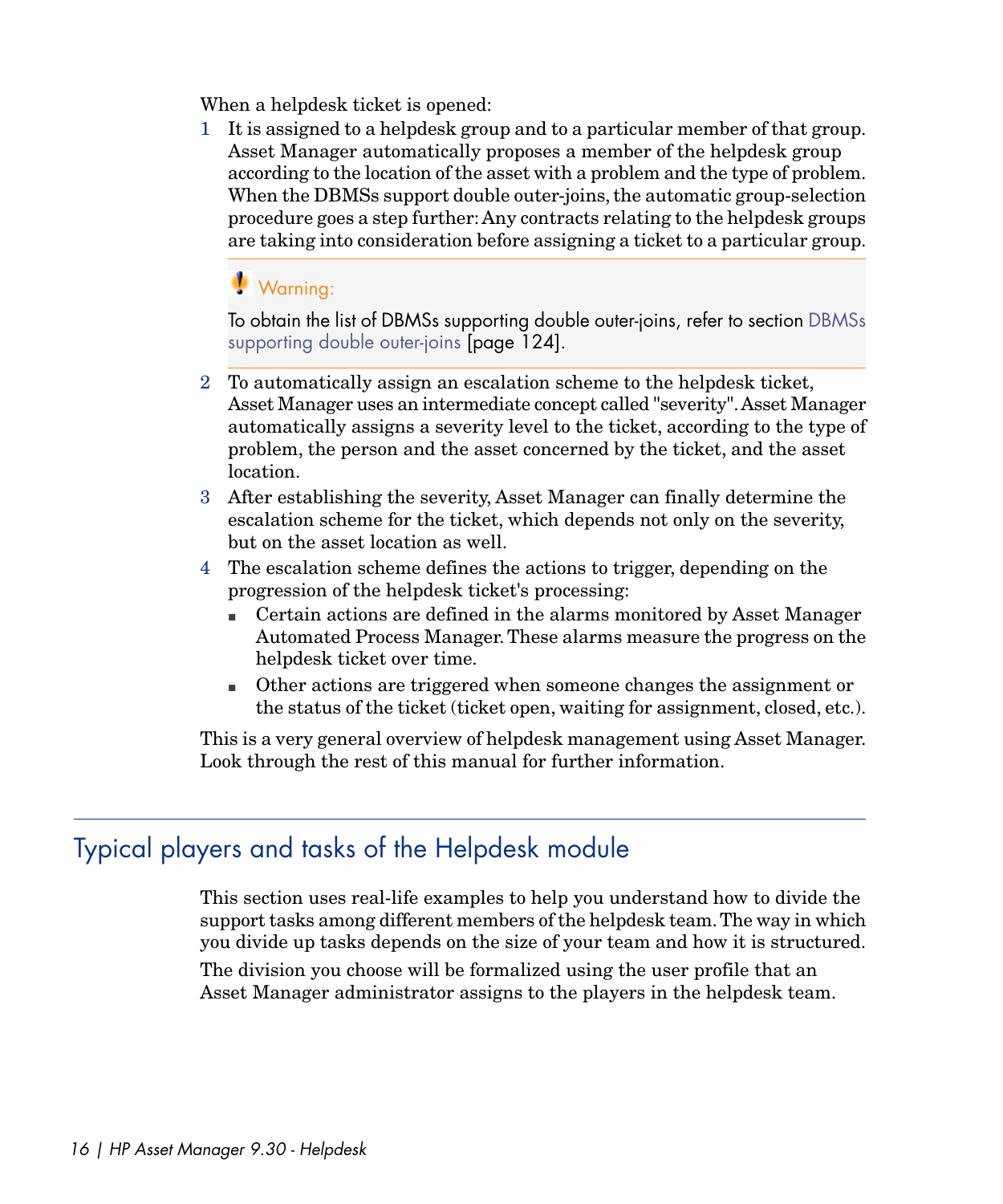When a helpdesk ticket is opened:

1. It is assigned to a helpdesk group and to a particular member of that group. Asset Manager automatically proposes a member of the helpdesk group according to the location of the asset with a problem and the type of problem. When the DBMSs support double outer-joins, the automatic group-selection procedure goes a step further: Any contracts relating to the helpdesk groups are taking into consideration before assigning a ticket to a particular group.

> Warning:
>
> To obtain the list of DBMSs supporting double outer-joins, refer to section DBMSs supporting double outer-joins [page 124].

2. To automatically assign an escalation scheme to the helpdesk ticket, Asset Manager uses an intermediate concept called "severity". Asset Manager automatically assigns a severity level to the ticket, according to the type of problem, the person and the asset concerned by the ticket, and the asset location.
3. After establishing the severity, Asset Manager can finally determine the escalation scheme for the ticket, which depends not only on the severity, but on the asset location as well.
4. The escalation scheme defines the actions to trigger, depending on the progression of the helpdesk ticket's processing:
   - Certain actions are defined in the alarms monitored by Asset Manager Automated Process Manager. These alarms measure the progress on the helpdesk ticket over time.
   - Other actions are triggered when someone changes the assignment or the status of the ticket (ticket open, waiting for assignment, closed, etc.).

This is a very general overview of helpdesk management using Asset Manager. Look through the rest of this manual for further information.

## Typical players and tasks of the Helpdesk module

This section uses real-life examples to help you understand how to divide the support tasks among different members of the helpdesk team. The way in which you divide up tasks depends on the size of your team and how it is structured.

The division you choose will be formalized using the user profile that an Asset Manager administrator assigns to the players in the helpdesk team.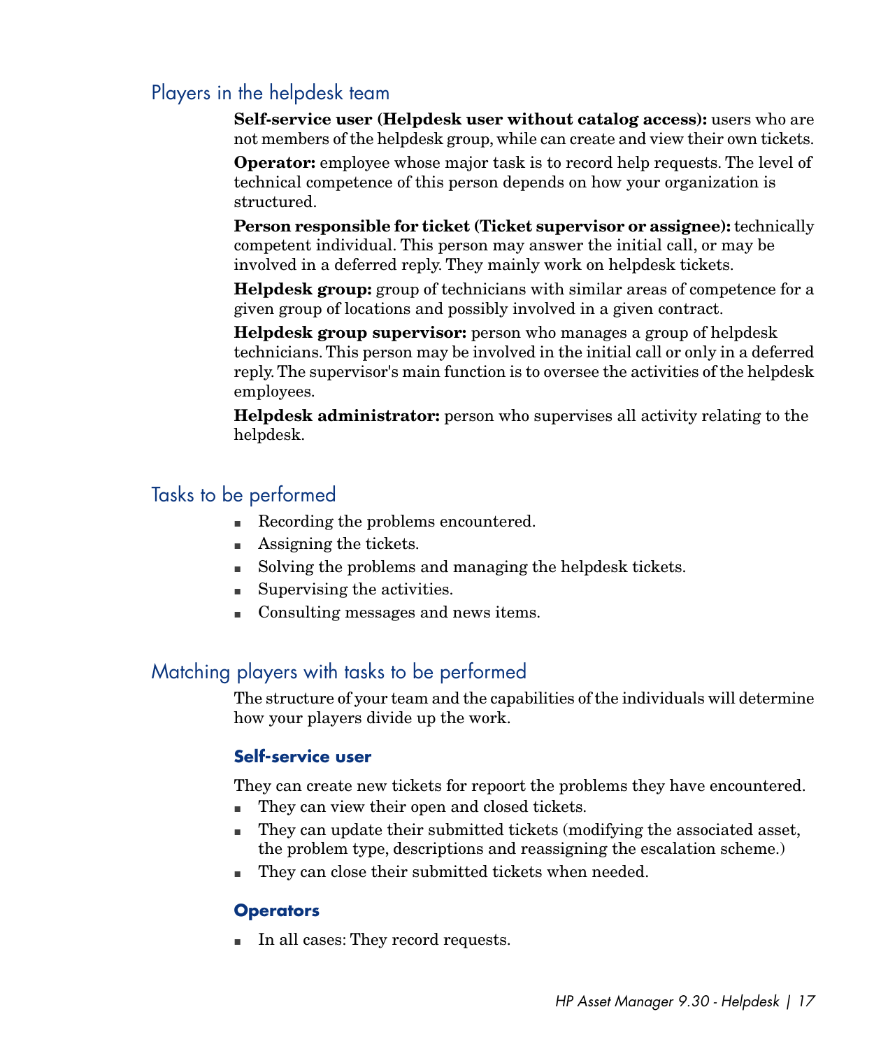## Players in the helpdesk team

**Self-service user (Helpdesk user without catalog access):** users who are not members of the helpdesk group, while can create and view their own tickets.

**Operator:** employee whose major task is to record help requests. The level of technical competence of this person depends on how your organization is structured.

**Person responsible for ticket (Ticket supervisor or assignee):** technically competent individual. This person may answer the initial call, or may be involved in a deferred reply. They mainly work on helpdesk tickets.

**Helpdesk group:** group of technicians with similar areas of competence for a given group of locations and possibly involved in a given contract.

**Helpdesk group supervisor:** person who manages a group of helpdesk technicians. This person may be involved in the initial call or only in a deferred reply. The supervisor's main function is to oversee the activities of the helpdesk employees.

**Helpdesk administrator:** person who supervises all activity relating to the helpdesk.

## Tasks to be performed

- Recording the problems encountered.
- Assigning the tickets.
- Solving the problems and managing the helpdesk tickets.
- Supervising the activities.
- Consulting messages and news items.

## Matching players with tasks to be performed

The structure of your team and the capabilities of the individuals will determine how your players divide up the work.

### Self-service user

They can create new tickets for repoort the problems they have encountered.

- They can view their open and closed tickets.
- They can update their submitted tickets (modifying the associated asset, the problem type, descriptions and reassigning the escalation scheme.)
- They can close their submitted tickets when needed.

### Operators

- In all cases: They record requests.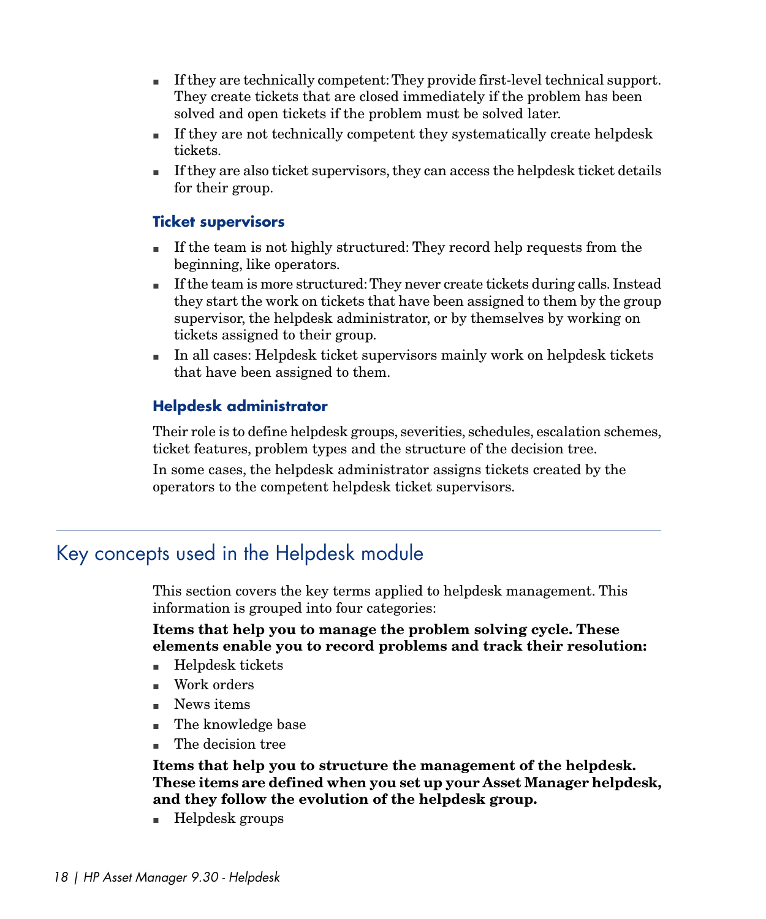- If they are technically competent: They provide first-level technical support. They create tickets that are closed immediately if the problem has been solved and open tickets if the problem must be solved later.
- If they are not technically competent they systematically create helpdesk tickets.
- If they are also ticket supervisors, they can access the helpdesk ticket details for their group.

### Ticket supervisors

- If the team is not highly structured: They record help requests from the beginning, like operators.
- If the team is more structured: They never create tickets during calls. Instead they start the work on tickets that have been assigned to them by the group supervisor, the helpdesk administrator, or by themselves by working on tickets assigned to their group.
- In all cases: Helpdesk ticket supervisors mainly work on helpdesk tickets that have been assigned to them.

### Helpdesk administrator

Their role is to define helpdesk groups, severities, schedules, escalation schemes, ticket features, problem types and the structure of the decision tree.

In some cases, the helpdesk administrator assigns tickets created by the operators to the competent helpdesk ticket supervisors.

## Key concepts used in the Helpdesk module

This section covers the key terms applied to helpdesk management. This information is grouped into four categories:

**Items that help you to manage the problem solving cycle. These elements enable you to record problems and track their resolution:**

- Helpdesk tickets
- Work orders
- News items
- The knowledge base
- The decision tree

**Items that help you to structure the management of the helpdesk. These items are defined when you set up your Asset Manager helpdesk, and they follow the evolution of the helpdesk group.**

- Helpdesk groups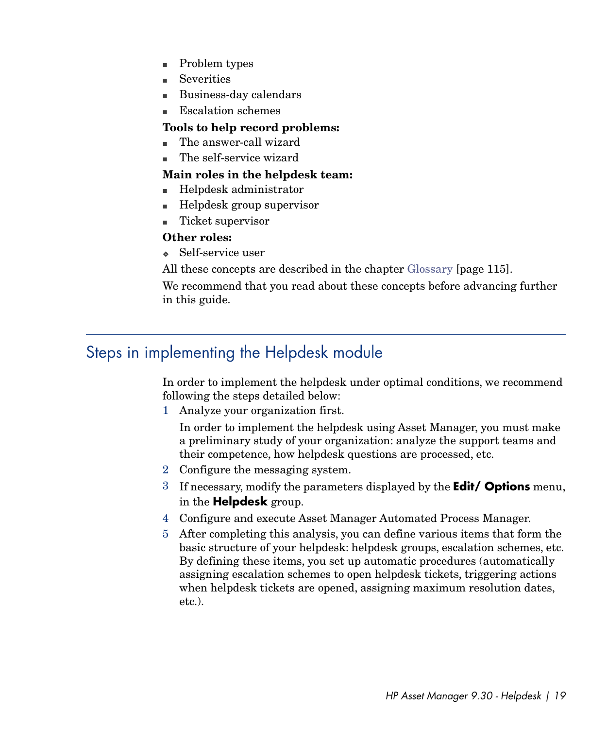- Problem types
- Severities
- Business-day calendars
- Escalation schemes

**Tools to help record problems:**

- The answer-call wizard
- The self-service wizard

**Main roles in the helpdesk team:**

- Helpdesk administrator
- Helpdesk group supervisor
- Ticket supervisor

**Other roles:**

- Self-service user

All these concepts are described in the chapter Glossary [page 115].

We recommend that you read about these concepts before advancing further in this guide.

## Steps in implementing the Helpdesk module

In order to implement the helpdesk under optimal conditions, we recommend following the steps detailed below:

1. Analyze your organization first.

   In order to implement the helpdesk using Asset Manager, you must make a preliminary study of your organization: analyze the support teams and their competence, how helpdesk questions are processed, etc.
2. Configure the messaging system.
3. If necessary, modify the parameters displayed by the **Edit/ Options** menu, in the **Helpdesk** group.
4. Configure and execute Asset Manager Automated Process Manager.
5. After completing this analysis, you can define various items that form the basic structure of your helpdesk: helpdesk groups, escalation schemes, etc. By defining these items, you set up automatic procedures (automatically assigning escalation schemes to open helpdesk tickets, triggering actions when helpdesk tickets are opened, assigning maximum resolution dates, etc.).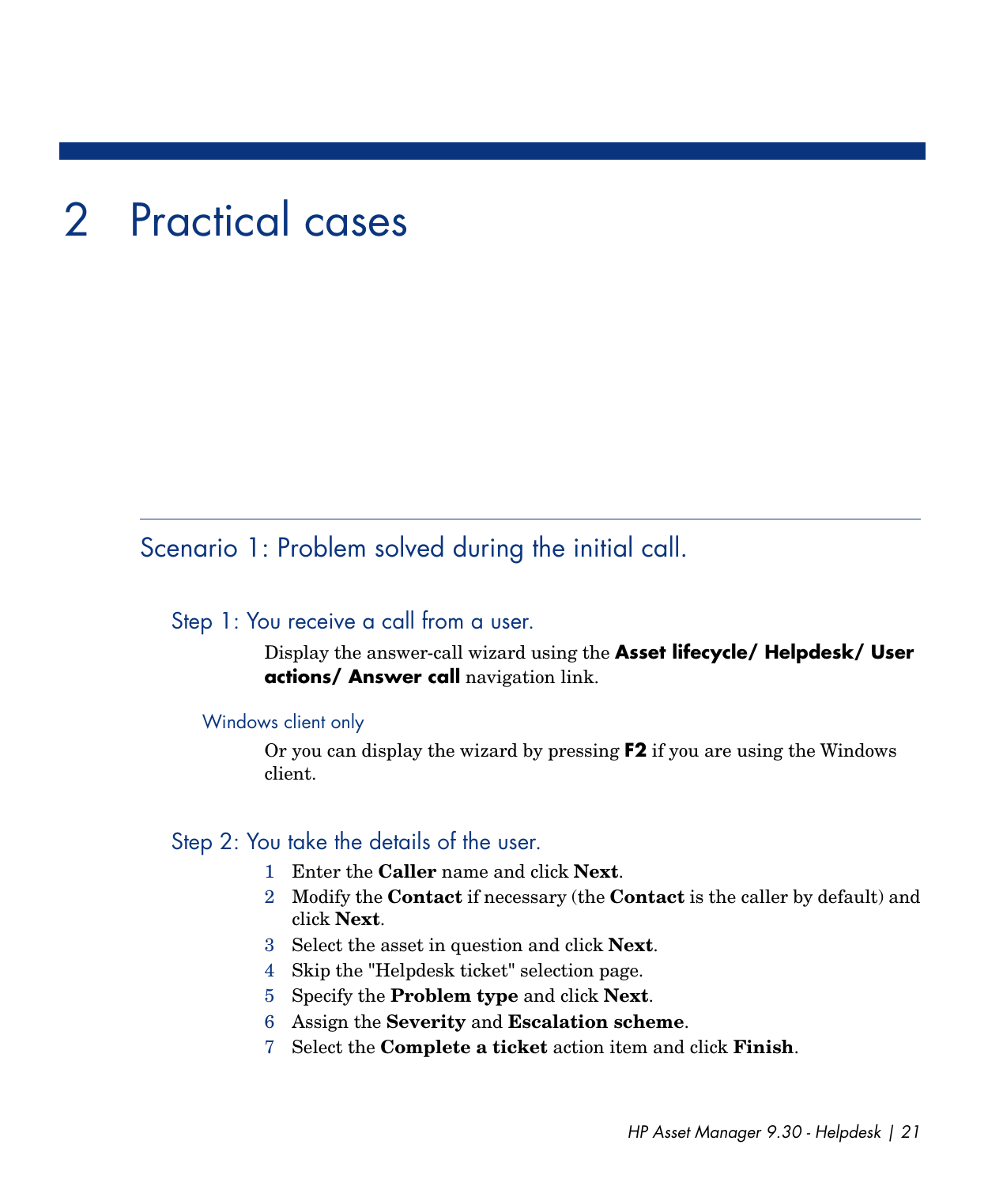# 2 Practical cases

## Scenario 1: Problem solved during the initial call.

### Step 1: You receive a call from a user.

Display the answer-call wizard using the **Asset lifecycle/ Helpdesk/ User actions/ Answer call** navigation link.

#### Windows client only

Or you can display the wizard by pressing **F2** if you are using the Windows client.

### Step 2: You take the details of the user.

1. Enter the **Caller** name and click **Next**.
2. Modify the **Contact** if necessary (the **Contact** is the caller by default) and click **Next**.
3. Select the asset in question and click **Next**.
4. Skip the "Helpdesk ticket" selection page.
5. Specify the **Problem type** and click **Next**.
6. Assign the **Severity** and **Escalation scheme**.
7. Select the **Complete a ticket** action item and click **Finish**.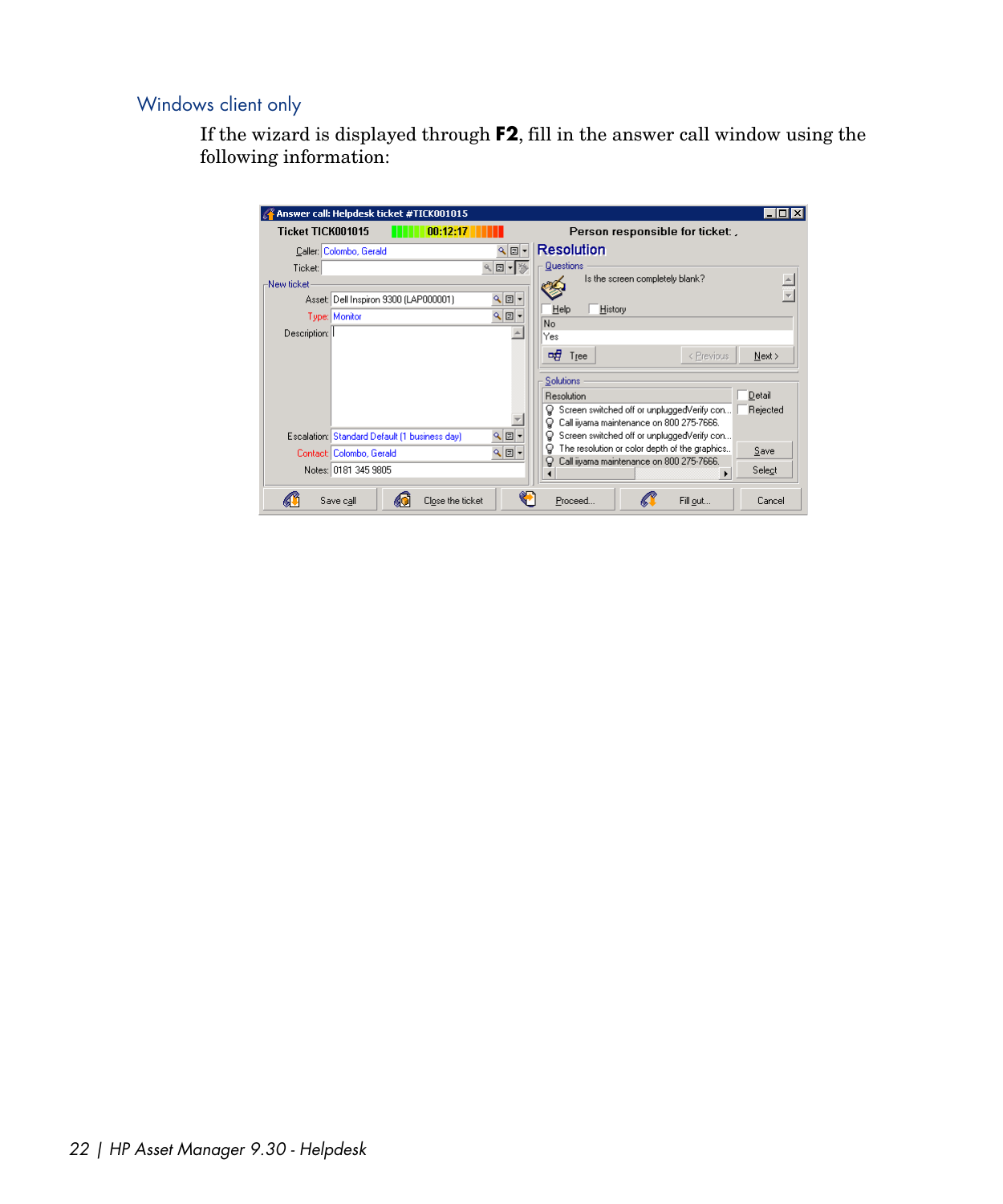### Windows client only

If the wizard is displayed through **F2**, fill in the answer call window using the following information: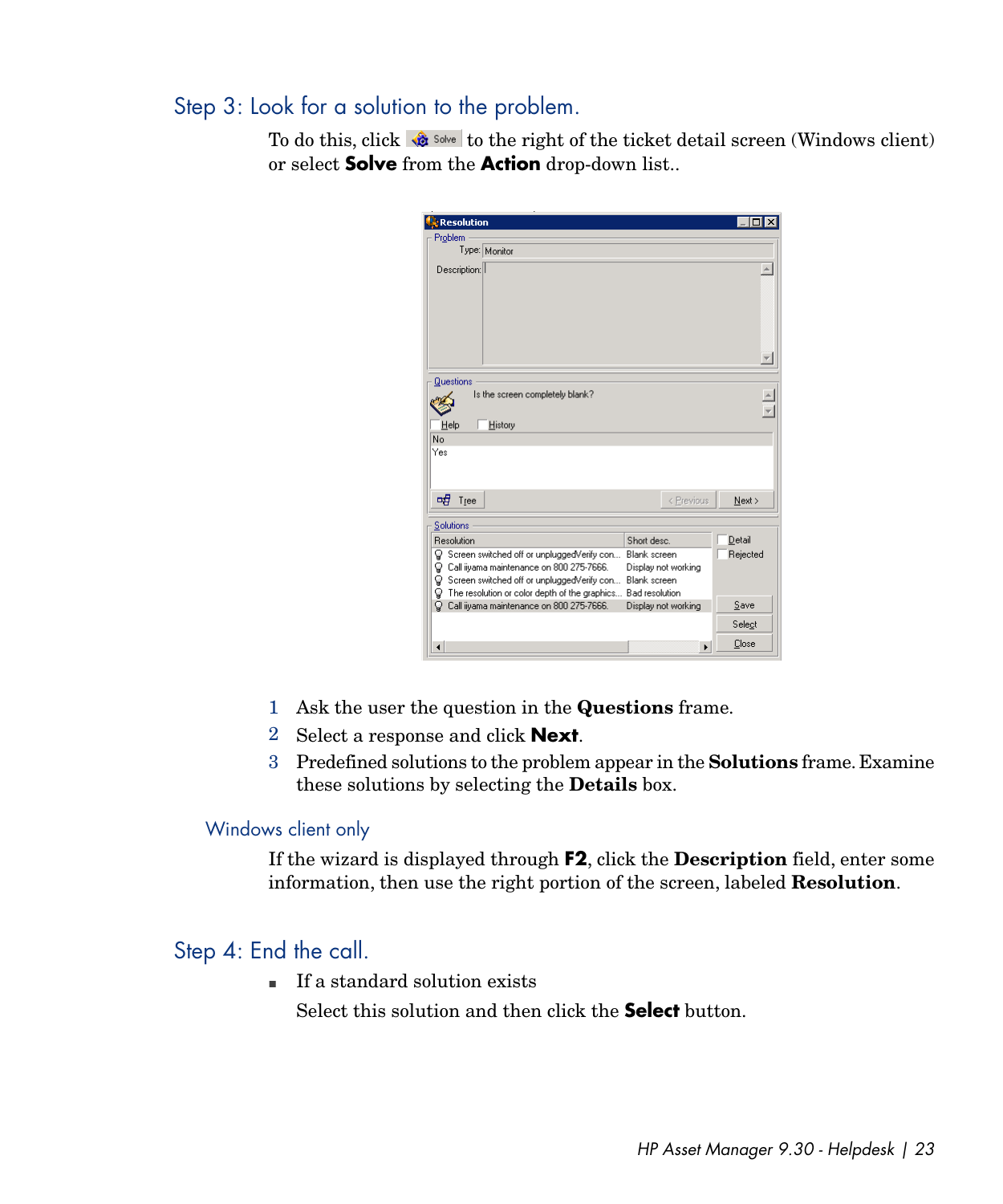## Step 3: Look for a solution to the problem.

To do this, click Solve to the right of the ticket detail screen (Windows client) or select **Solve** from the **Action** drop-down list..

1. Ask the user the question in the **Questions** frame.
2. Select a response and click **Next**.
3. Predefined solutions to the problem appear in the **Solutions** frame. Examine these solutions by selecting the **Details** box.

### Windows client only

If the wizard is displayed through **F2**, click the **Description** field, enter some information, then use the right portion of the screen, labeled **Resolution**.

## Step 4: End the call.

- If a standard solution exists

  Select this solution and then click the **Select** button.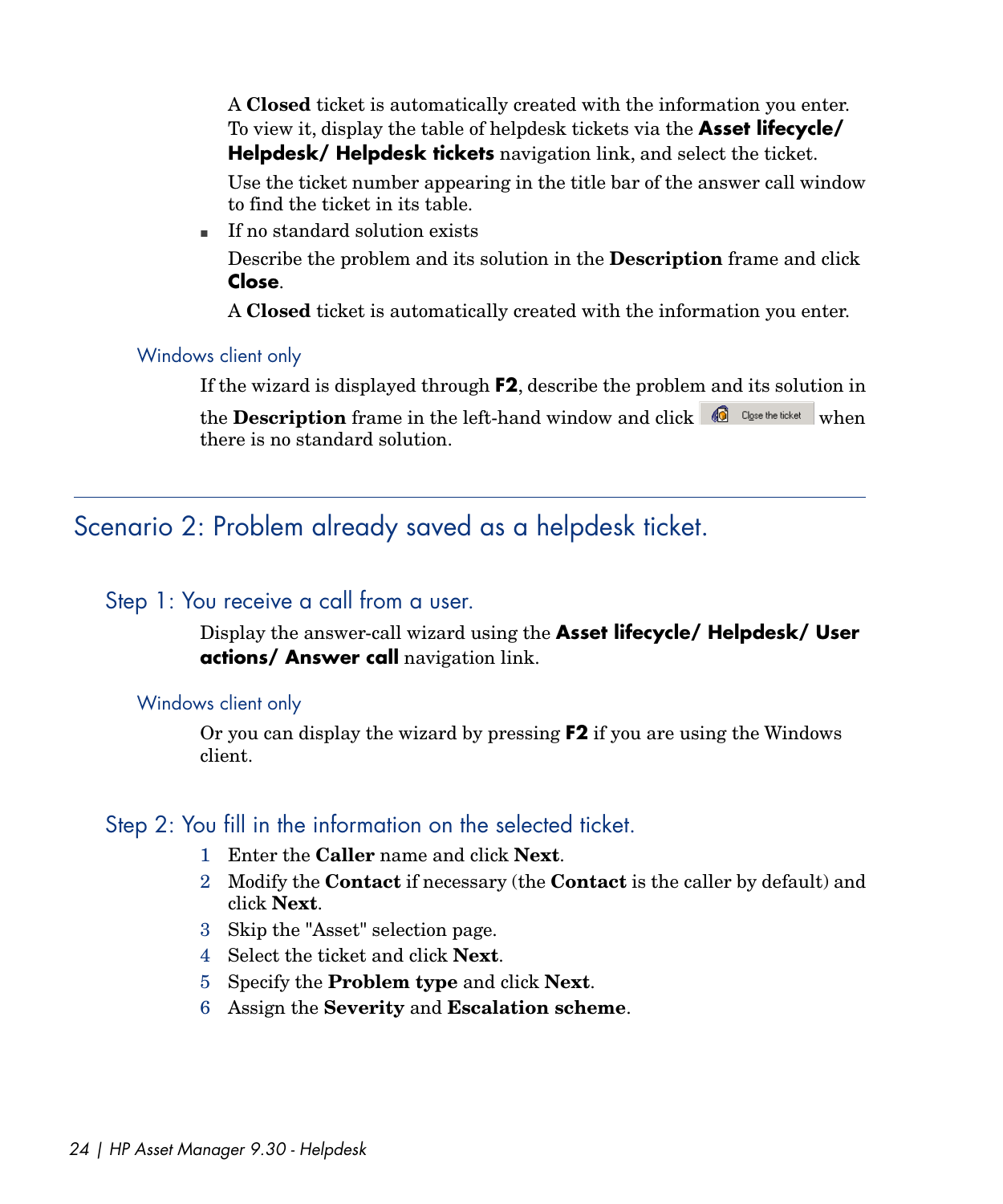A **Closed** ticket is automatically created with the information you enter. To view it, display the table of helpdesk tickets via the **Asset lifecycle/ Helpdesk/ Helpdesk tickets** navigation link, and select the ticket.

Use the ticket number appearing in the title bar of the answer call window to find the ticket in its table.

- If no standard solution exists

  Describe the problem and its solution in the **Description** frame and click **Close**.

  A **Closed** ticket is automatically created with the information you enter.

#### Windows client only

If the wizard is displayed through **F2**, describe the problem and its solution in the **Description** frame in the left-hand window and click Close the ticket when there is no standard solution.

## Scenario 2: Problem already saved as a helpdesk ticket.

### Step 1: You receive a call from a user.

Display the answer-call wizard using the **Asset lifecycle/ Helpdesk/ User actions/ Answer call** navigation link.

#### Windows client only

Or you can display the wizard by pressing **F2** if you are using the Windows client.

### Step 2: You fill in the information on the selected ticket.

1. Enter the **Caller** name and click **Next**.
2. Modify the **Contact** if necessary (the **Contact** is the caller by default) and click **Next**.
3. Skip the "Asset" selection page.
4. Select the ticket and click **Next**.
5. Specify the **Problem type** and click **Next**.
6. Assign the **Severity** and **Escalation scheme**.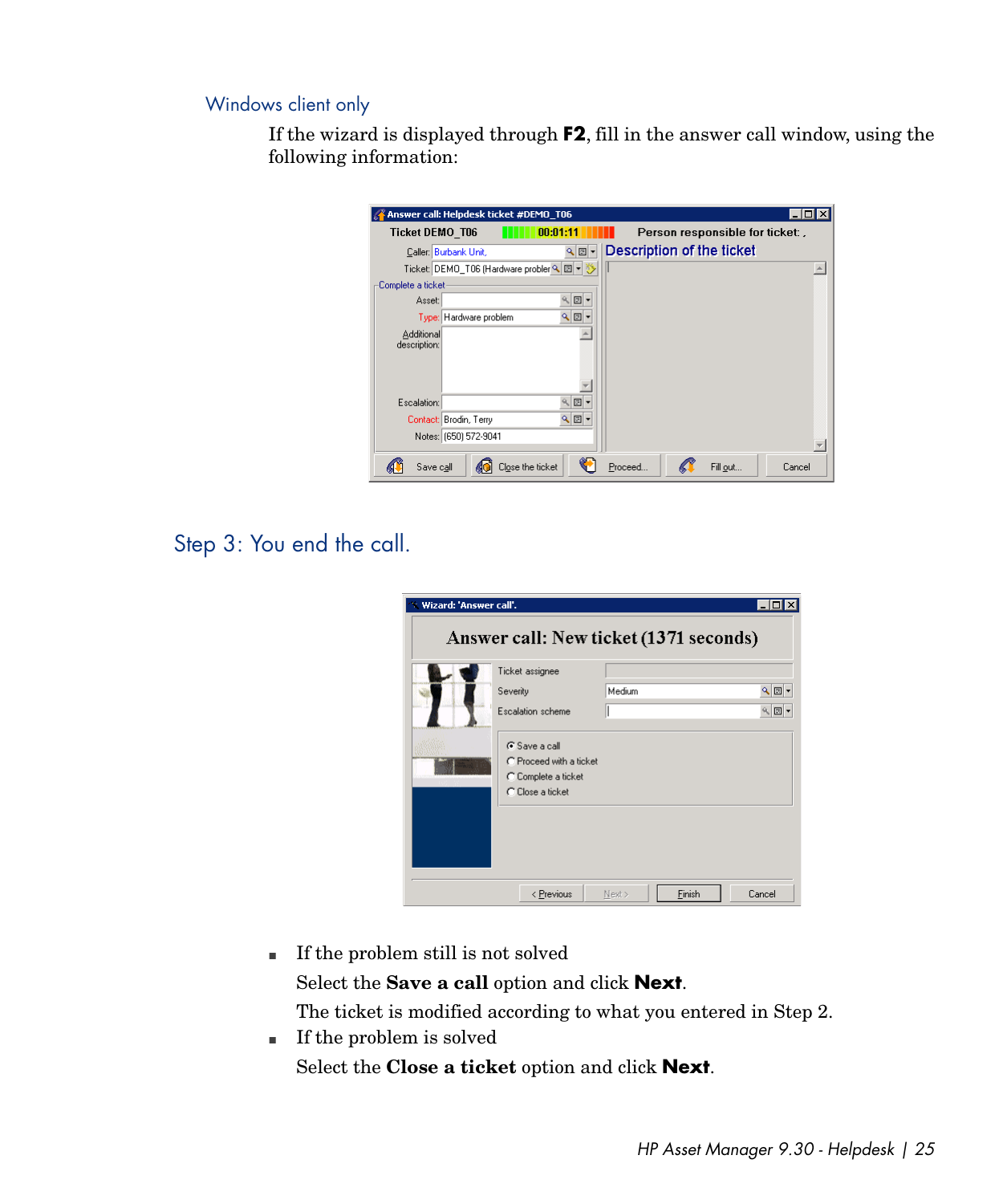### Windows client only

If the wizard is displayed through **F2**, fill in the answer call window, using the following information:

## Step 3: You end the call.

- If the problem still is not solved

  Select the **Save a call** option and click **Next**.

  The ticket is modified according to what you entered in Step 2.
- If the problem is solved

  Select the **Close a ticket** option and click **Next**.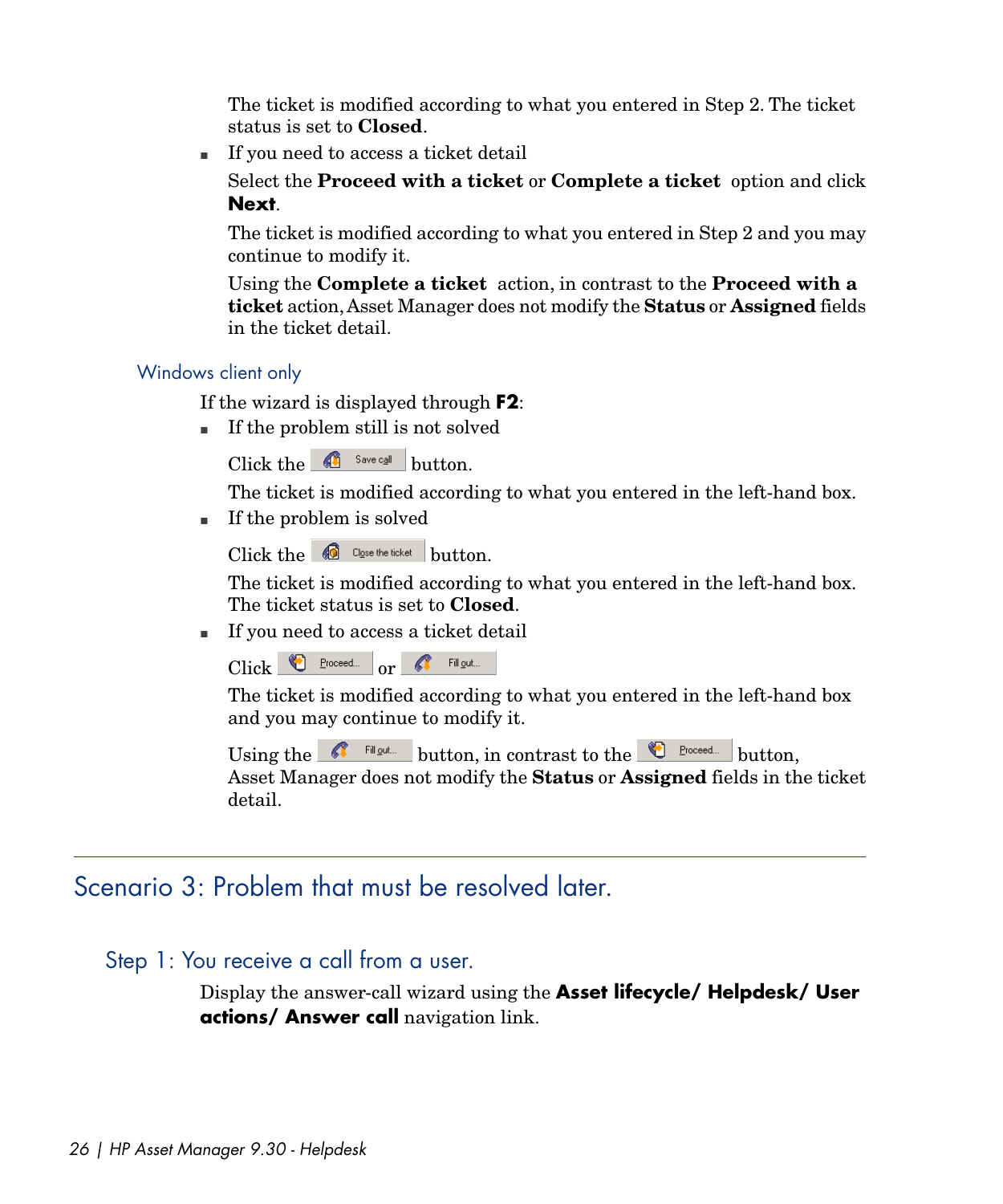The ticket is modified according to what you entered in Step 2. The ticket status is set to **Closed**.

- If you need to access a ticket detail

  Select the **Proceed with a ticket** or **Complete a ticket** option and click **Next**.

  The ticket is modified according to what you entered in Step 2 and you may continue to modify it.

  Using the **Complete a ticket** action, in contrast to the **Proceed with a ticket** action, Asset Manager does not modify the **Status** or **Assigned** fields in the ticket detail.

### Windows client only

If the wizard is displayed through **F2**:

- If the problem still is not solved

  Click the Save call button.

  The ticket is modified according to what you entered in the left-hand box.

- If the problem is solved

  Click the Close the ticket button.

  The ticket is modified according to what you entered in the left-hand box. The ticket status is set to **Closed**.

- If you need to access a ticket detail

  Click Proceed... or Fill out...

  The ticket is modified according to what you entered in the left-hand box and you may continue to modify it.

  Using the Fill out... button, in contrast to the Proceed... button, Asset Manager does not modify the **Status** or **Assigned** fields in the ticket detail.

## Scenario 3: Problem that must be resolved later.

### Step 1: You receive a call from a user.

Display the answer-call wizard using the **Asset lifecycle/ Helpdesk/ User actions/ Answer call** navigation link.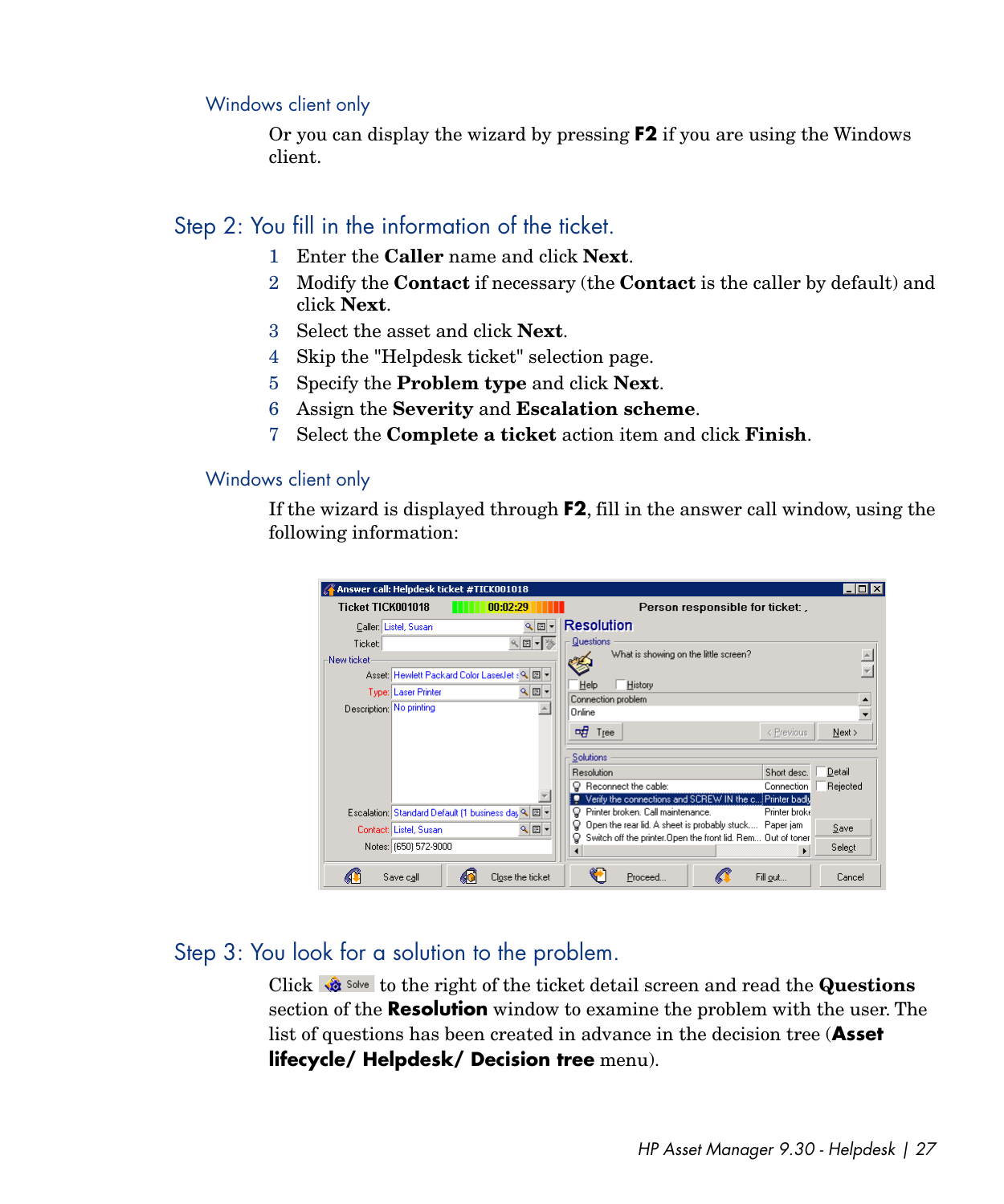### Windows client only

Or you can display the wizard by pressing **F2** if you are using the Windows client.

## Step 2: You fill in the information of the ticket.

1. Enter the **Caller** name and click **Next**.
2. Modify the **Contact** if necessary (the **Contact** is the caller by default) and click **Next**.
3. Select the asset and click **Next**.
4. Skip the "Helpdesk ticket" selection page.
5. Specify the **Problem type** and click **Next**.
6. Assign the **Severity** and **Escalation scheme**.
7. Select the **Complete a ticket** action item and click **Finish**.

### Windows client only

If the wizard is displayed through **F2**, fill in the answer call window, using the following information:

## Step 3: You look for a solution to the problem.

Click **Solve** to the right of the ticket detail screen and read the **Questions** section of the **Resolution** window to examine the problem with the user. The list of questions has been created in advance in the decision tree (**Asset lifecycle/ Helpdesk/ Decision tree** menu).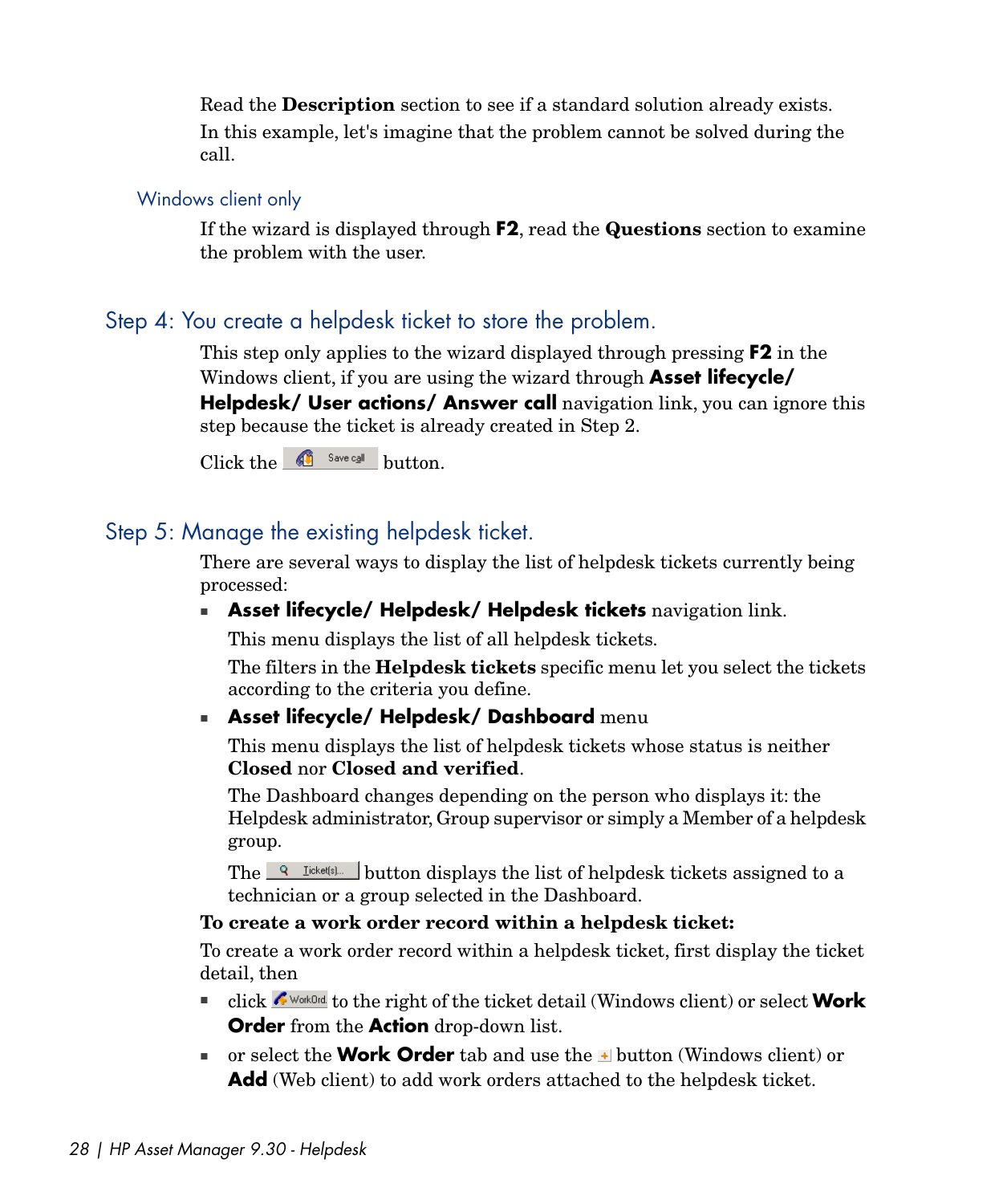Read the **Description** section to see if a standard solution already exists.

In this example, let's imagine that the problem cannot be solved during the call.

### Windows client only

If the wizard is displayed through **F2**, read the **Questions** section to examine the problem with the user.

## Step 4: You create a helpdesk ticket to store the problem.

This step only applies to the wizard displayed through pressing **F2** in the Windows client, if you are using the wizard through **Asset lifecycle/ Helpdesk/ User actions/ Answer call** navigation link, you can ignore this step because the ticket is already created in Step 2.

Click the Save call button.

## Step 5: Manage the existing helpdesk ticket.

There are several ways to display the list of helpdesk tickets currently being processed:

- **Asset lifecycle/ Helpdesk/ Helpdesk tickets** navigation link.

  This menu displays the list of all helpdesk tickets.

  The filters in the **Helpdesk tickets** specific menu let you select the tickets according to the criteria you define.

- **Asset lifecycle/ Helpdesk/ Dashboard** menu

  This menu displays the list of helpdesk tickets whose status is neither **Closed** nor **Closed and verified**.

  The Dashboard changes depending on the person who displays it: the Helpdesk administrator, Group supervisor or simply a Member of a helpdesk group.

  The Ticket(s)... button displays the list of helpdesk tickets assigned to a technician or a group selected in the Dashboard.

**To create a work order record within a helpdesk ticket:**

To create a work order record within a helpdesk ticket, first display the ticket detail, then

- click WorkOrd to the right of the ticket detail (Windows client) or select **Work Order** from the **Action** drop-down list.
- or select the **Work Order** tab and use the + button (Windows client) or **Add** (Web client) to add work orders attached to the helpdesk ticket.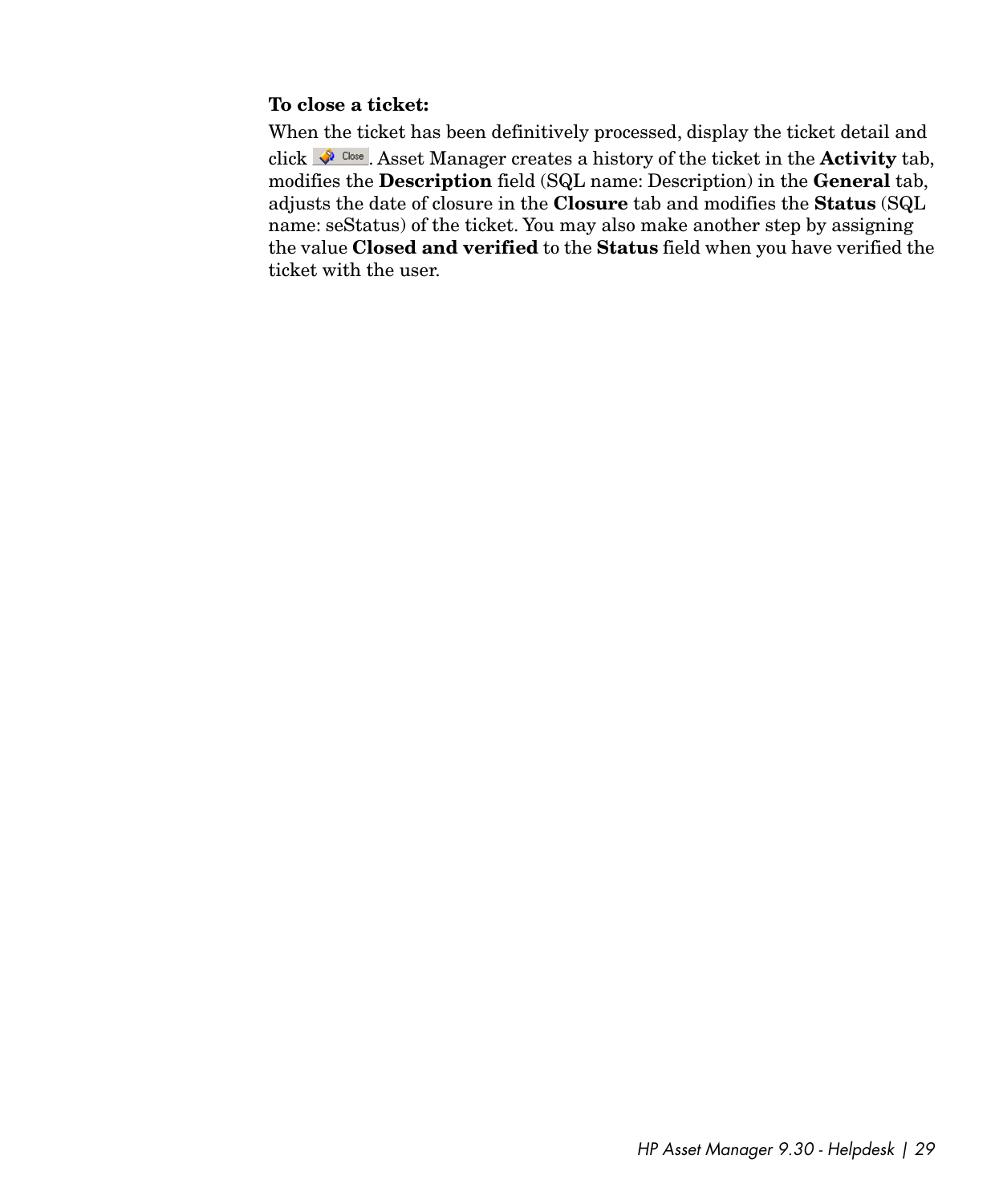**To close a ticket:**

When the ticket has been definitively processed, display the ticket detail and click Close. Asset Manager creates a history of the ticket in the **Activity** tab, modifies the **Description** field (SQL name: Description) in the **General** tab, adjusts the date of closure in the **Closure** tab and modifies the **Status** (SQL name: seStatus) of the ticket. You may also make another step by assigning the value **Closed and verified** to the **Status** field when you have verified the ticket with the user.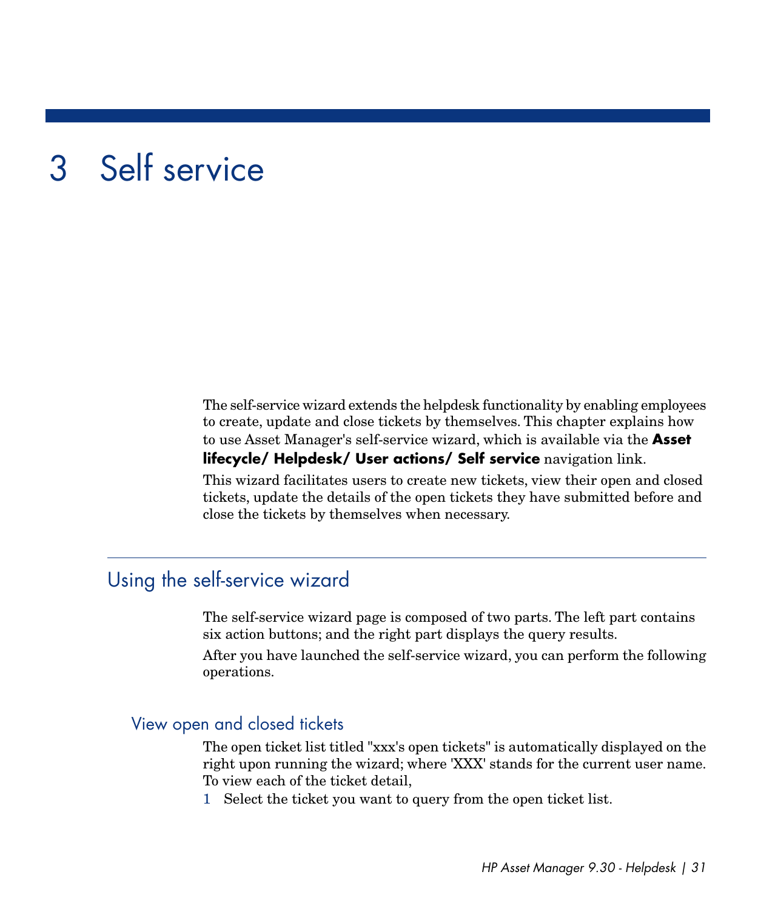# 3 Self service

The self-service wizard extends the helpdesk functionality by enabling employees to create, update and close tickets by themselves. This chapter explains how to use Asset Manager's self-service wizard, which is available via the **Asset lifecycle/ Helpdesk/ User actions/ Self service** navigation link.

This wizard facilitates users to create new tickets, view their open and closed tickets, update the details of the open tickets they have submitted before and close the tickets by themselves when necessary.

## Using the self-service wizard

The self-service wizard page is composed of two parts. The left part contains six action buttons; and the right part displays the query results.

After you have launched the self-service wizard, you can perform the following operations.

### View open and closed tickets

The open ticket list titled "xxx's open tickets" is automatically displayed on the right upon running the wizard; where 'XXX' stands for the current user name. To view each of the ticket detail,

1 Select the ticket you want to query from the open ticket list.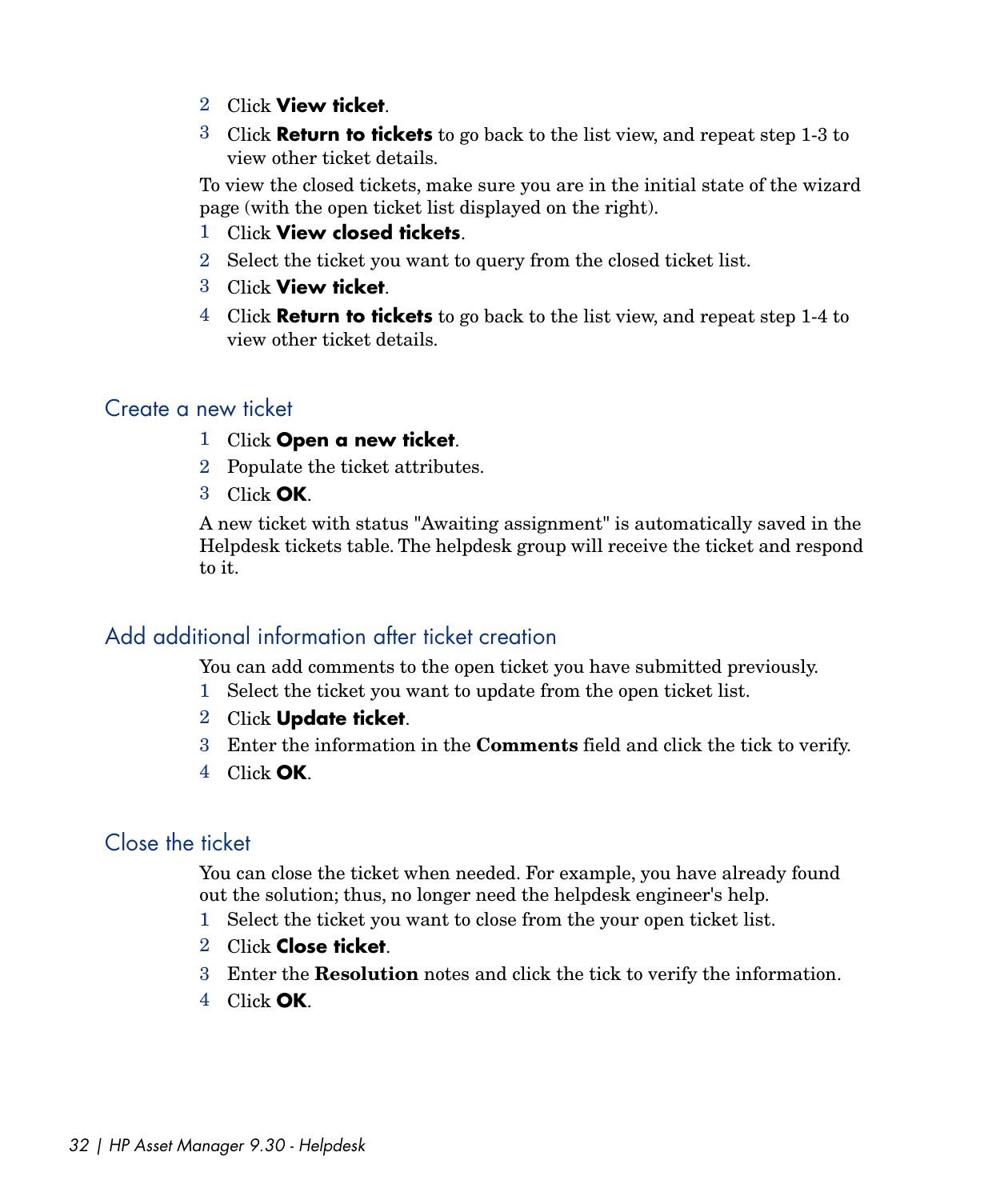2. Click **View ticket**.
3. Click **Return to tickets** to go back to the list view, and repeat step 1-3 to view other ticket details.

To view the closed tickets, make sure you are in the initial state of the wizard page (with the open ticket list displayed on the right).

1. Click **View closed tickets**.
2. Select the ticket you want to query from the closed ticket list.
3. Click **View ticket**.
4. Click **Return to tickets** to go back to the list view, and repeat step 1-4 to view other ticket details.

## Create a new ticket

1. Click **Open a new ticket**.
2. Populate the ticket attributes.
3. Click **OK**.

A new ticket with status "Awaiting assignment" is automatically saved in the Helpdesk tickets table. The helpdesk group will receive the ticket and respond to it.

## Add additional information after ticket creation

You can add comments to the open ticket you have submitted previously.

1. Select the ticket you want to update from the open ticket list.
2. Click **Update ticket**.
3. Enter the information in the **Comments** field and click the tick to verify.
4. Click **OK**.

## Close the ticket

You can close the ticket when needed. For example, you have already found out the solution; thus, no longer need the helpdesk engineer's help.

1. Select the ticket you want to close from the your open ticket list.
2. Click **Close ticket**.
3. Enter the **Resolution** notes and click the tick to verify the information.
4. Click **OK**.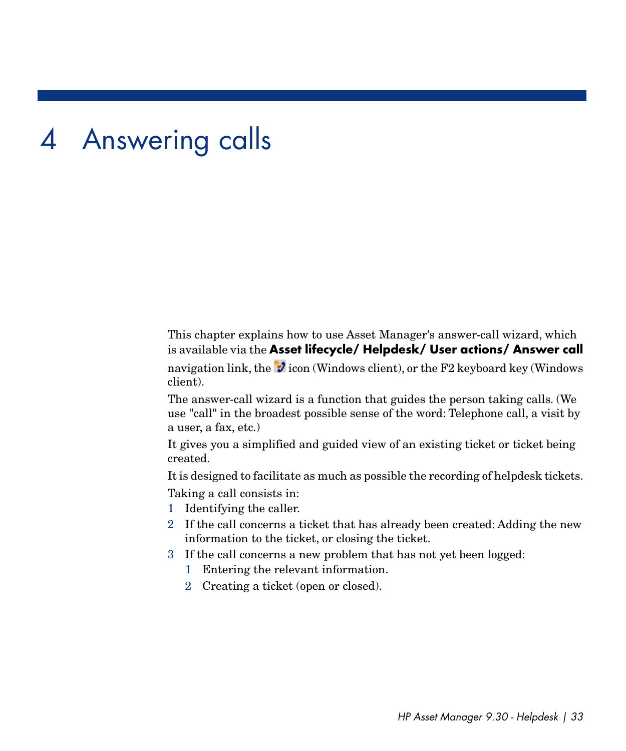# 4 Answering calls

This chapter explains how to use Asset Manager's answer-call wizard, which is available via the **Asset lifecycle/ Helpdesk/ User actions/ Answer call** navigation link, the icon (Windows client), or the F2 keyboard key (Windows client).

The answer-call wizard is a function that guides the person taking calls. (We use "call" in the broadest possible sense of the word: Telephone call, a visit by a user, a fax, etc.)

It gives you a simplified and guided view of an existing ticket or ticket being created.

It is designed to facilitate as much as possible the recording of helpdesk tickets.

Taking a call consists in:

1. Identifying the caller.
2. If the call concerns a ticket that has already been created: Adding the new information to the ticket, or closing the ticket.
3. If the call concerns a new problem that has not yet been logged:
   1. Entering the relevant information.
   2. Creating a ticket (open or closed).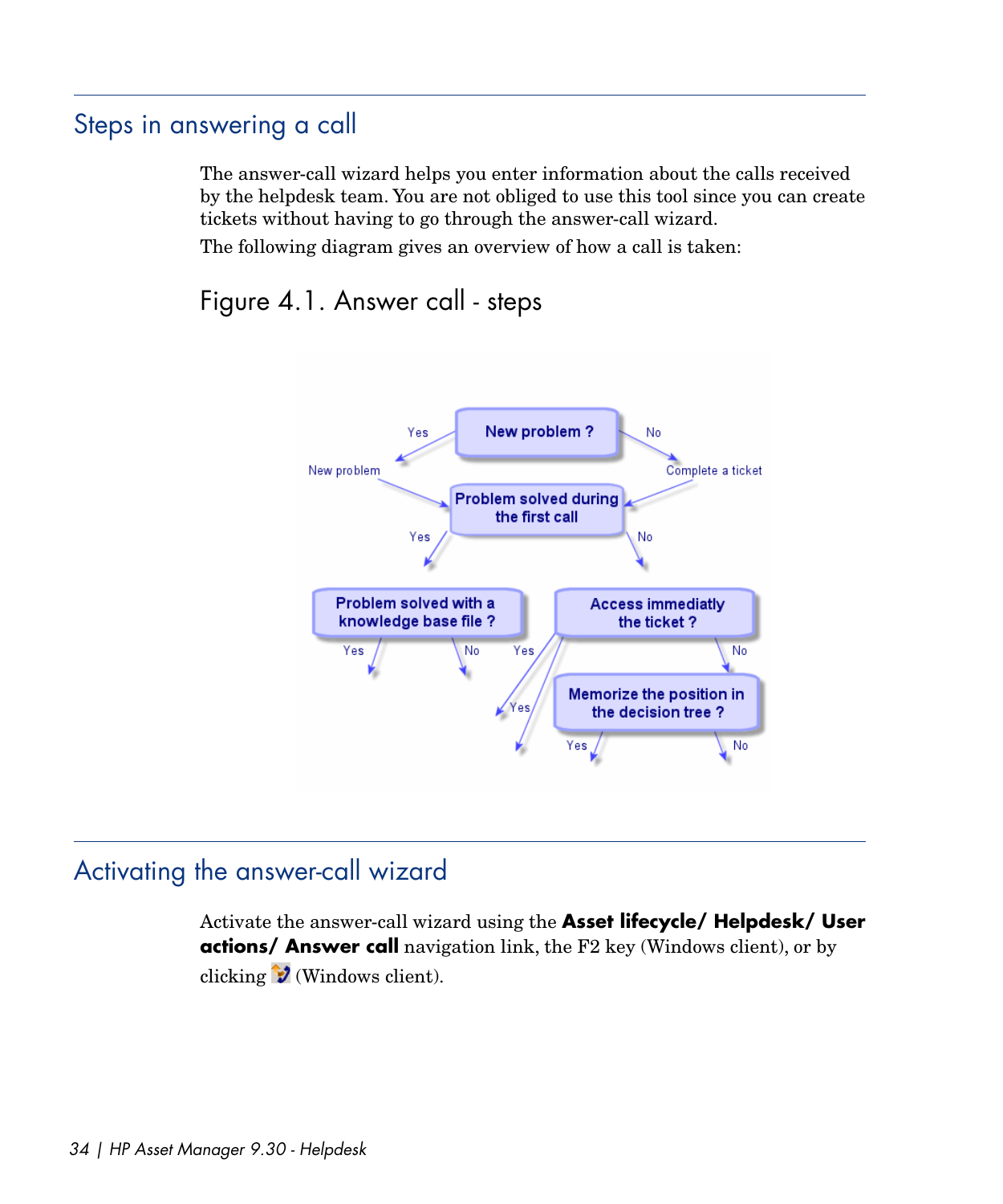## Steps in answering a call

The answer-call wizard helps you enter information about the calls received by the helpdesk team. You are not obliged to use this tool since you can create tickets without having to go through the answer-call wizard.

The following diagram gives an overview of how a call is taken:

### Figure 4.1. Answer call - steps

## Activating the answer-call wizard

Activate the answer-call wizard using the **Asset lifecycle/ Helpdesk/ User actions/ Answer call** navigation link, the F2 key (Windows client), or by clicking (Windows client).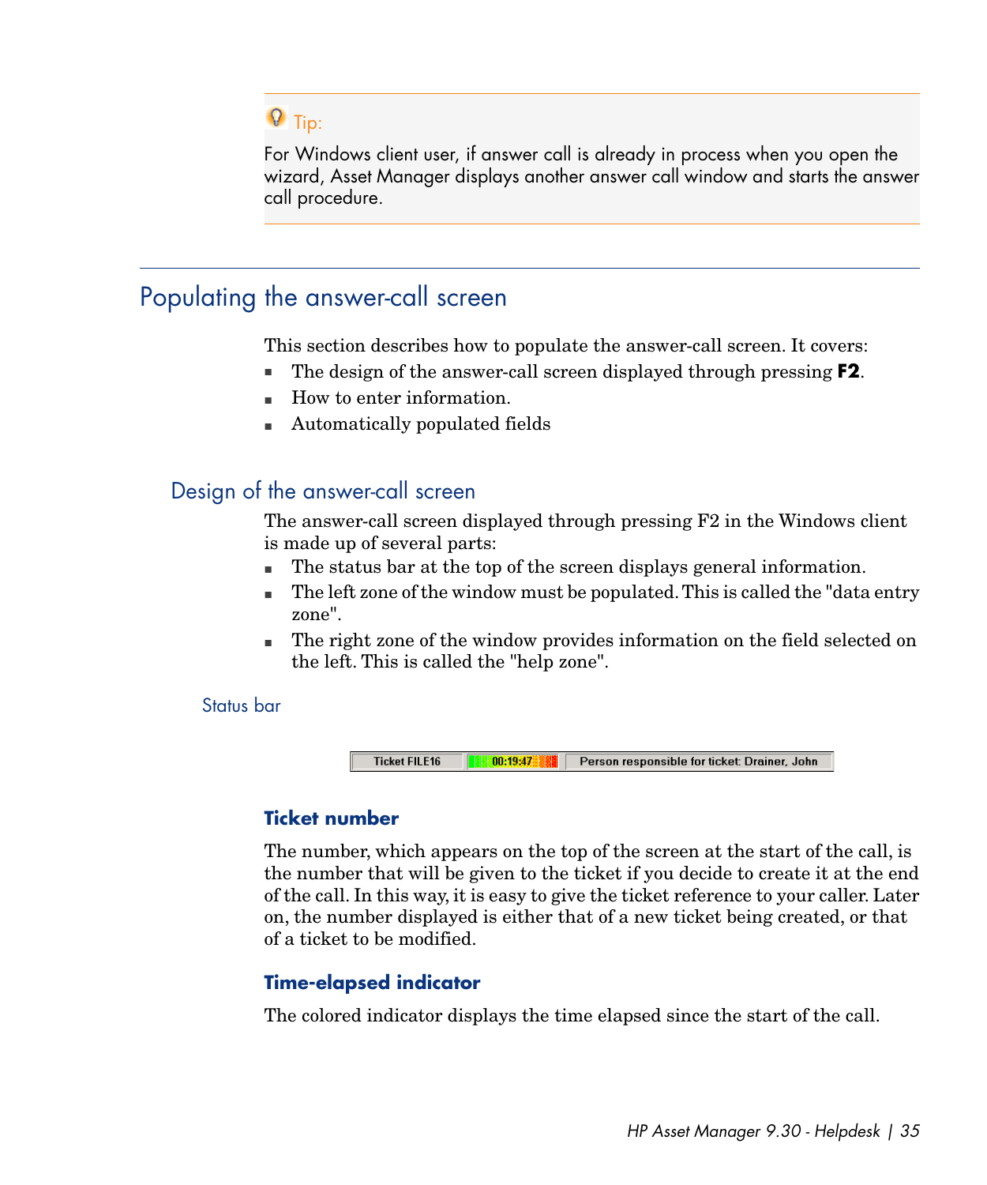> **Tip:**
>
> For Windows client user, if answer call is already in process when you open the wizard, Asset Manager displays another answer call window and starts the answer call procedure.

## Populating the answer-call screen

This section describes how to populate the answer-call screen. It covers:

- The design of the answer-call screen displayed through pressing **F2**.
- How to enter information.
- Automatically populated fields

### Design of the answer-call screen

The answer-call screen displayed through pressing F2 in the Windows client is made up of several parts:

- The status bar at the top of the screen displays general information.
- The left zone of the window must be populated. This is called the "data entry zone".
- The right zone of the window provides information on the field selected on the left. This is called the "help zone".

#### Status bar

| Ticket FILE16 | 00:19:47 | Person responsible for ticket: Drainer, John |
|---|---|---|

**Ticket number**

The number, which appears on the top of the screen at the start of the call, is the number that will be given to the ticket if you decide to create it at the end of the call. In this way, it is easy to give the ticket reference to your caller. Later on, the number displayed is either that of a new ticket being created, or that of a ticket to be modified.

**Time-elapsed indicator**

The colored indicator displays the time elapsed since the start of the call.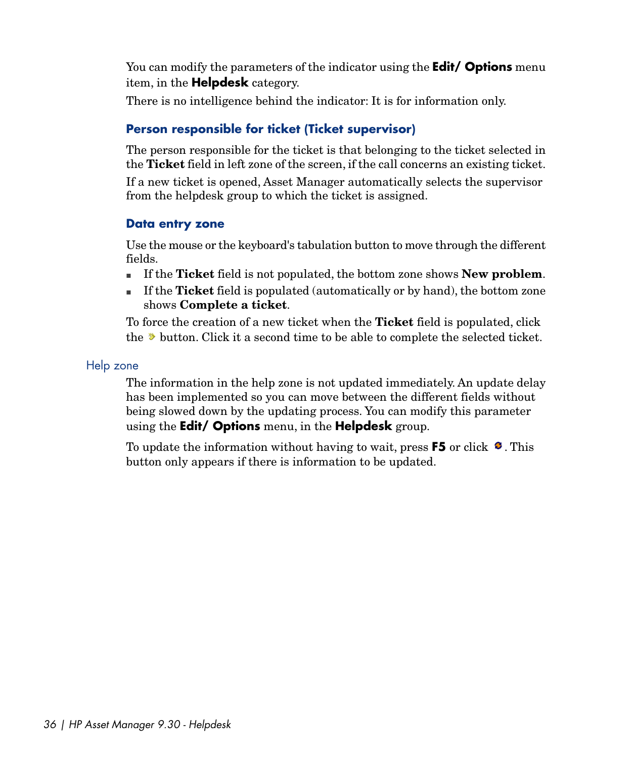You can modify the parameters of the indicator using the **Edit/ Options** menu item, in the **Helpdesk** category.

There is no intelligence behind the indicator: It is for information only.

#### Person responsible for ticket (Ticket supervisor)

The person responsible for the ticket is that belonging to the ticket selected in the **Ticket** field in left zone of the screen, if the call concerns an existing ticket.

If a new ticket is opened, Asset Manager automatically selects the supervisor from the helpdesk group to which the ticket is assigned.

#### Data entry zone

Use the mouse or the keyboard's tabulation button to move through the different fields.

- If the **Ticket** field is not populated, the bottom zone shows **New problem**.
- If the **Ticket** field is populated (automatically or by hand), the bottom zone shows **Complete a ticket**.

To force the creation of a new ticket when the **Ticket** field is populated, click the button. Click it a second time to be able to complete the selected ticket.

### Help zone

The information in the help zone is not updated immediately. An update delay has been implemented so you can move between the different fields without being slowed down by the updating process. You can modify this parameter using the **Edit/ Options** menu, in the **Helpdesk** group.

To update the information without having to wait, press **F5** or click . This button only appears if there is information to be updated.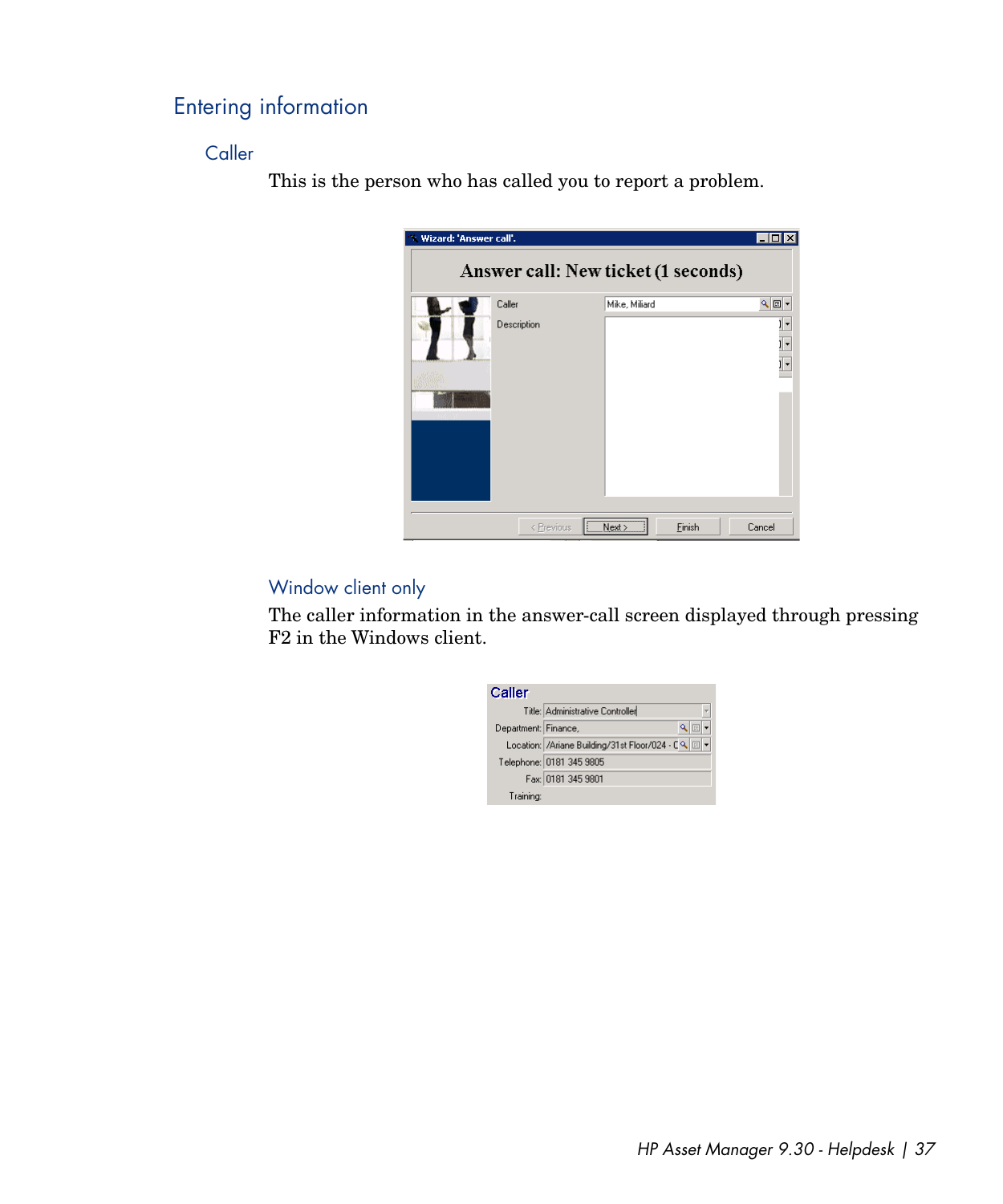## Entering information

### Caller

This is the person who has called you to report a problem.

#### Window client only

The caller information in the answer-call screen displayed through pressing F2 in the Windows client.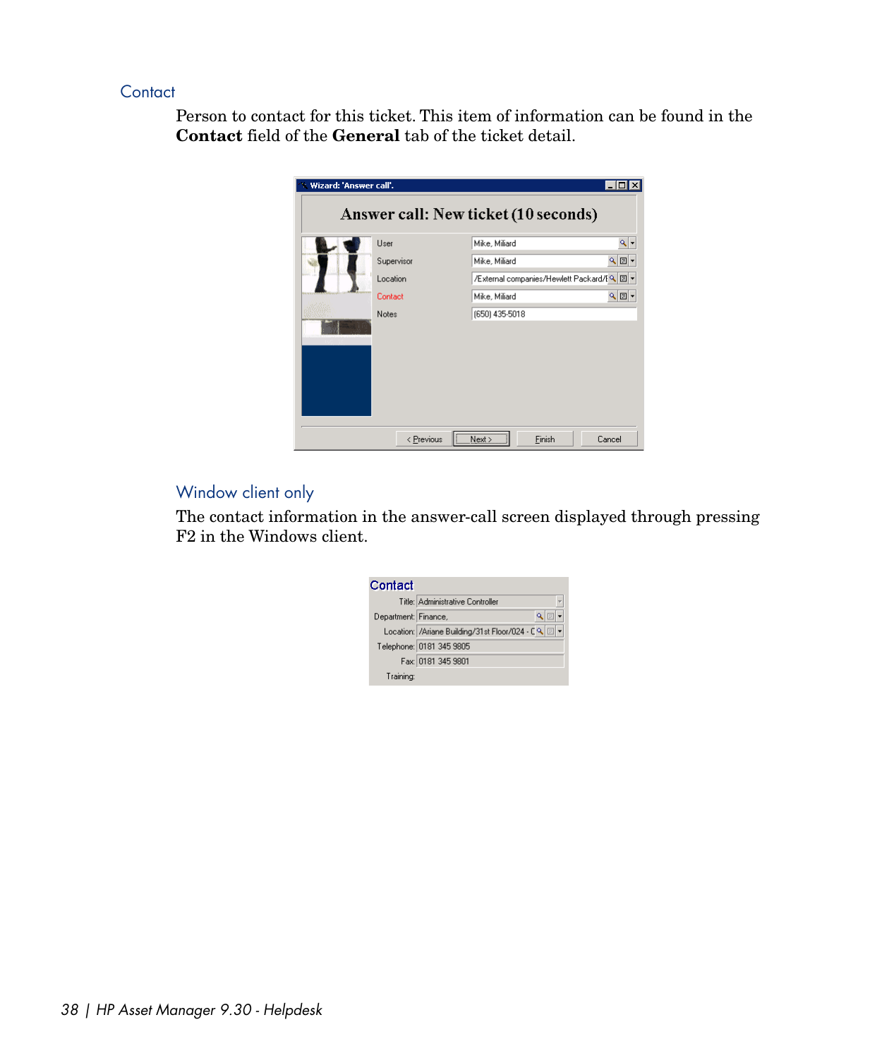### Contact

Person to contact for this ticket. This item of information can be found in the **Contact** field of the **General** tab of the ticket detail.

#### Window client only

The contact information in the answer-call screen displayed through pressing F2 in the Windows client.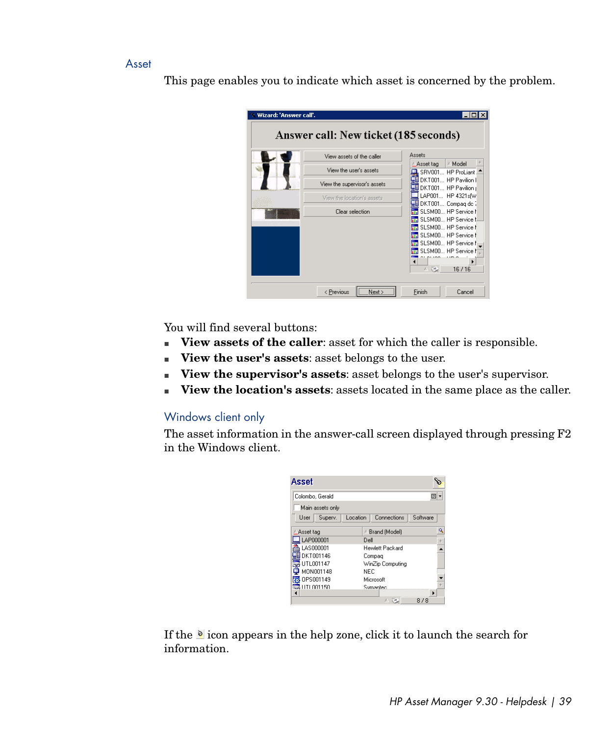## Asset

This page enables you to indicate which asset is concerned by the problem.

You will find several buttons:

- **View assets of the caller**: asset for which the caller is responsible.
- **View the user's assets**: asset belongs to the user.
- **View the supervisor's assets**: asset belongs to the user's supervisor.
- **View the location's assets**: assets located in the same place as the caller.

### Windows client only

The asset information in the answer-call screen displayed through pressing F2 in the Windows client.

If the icon appears in the help zone, click it to launch the search for information.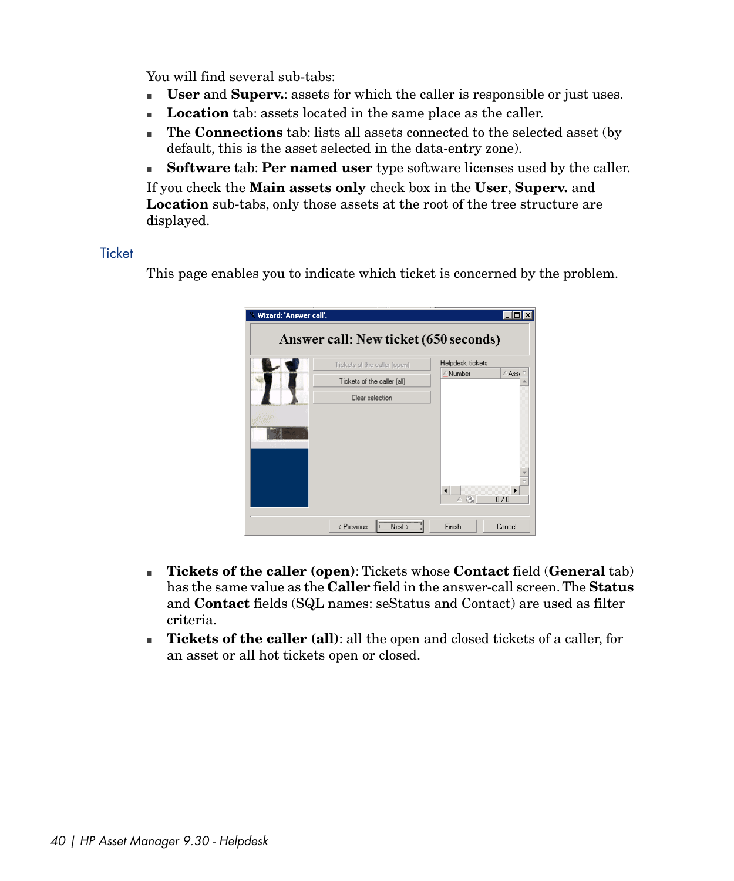You will find several sub-tabs:

- **User** and **Superv.**: assets for which the caller is responsible or just uses.
- **Location** tab: assets located in the same place as the caller.
- The **Connections** tab: lists all assets connected to the selected asset (by default, this is the asset selected in the data-entry zone).
- **Software** tab: **Per named user** type software licenses used by the caller.

If you check the **Main assets only** check box in the **User**, **Superv.** and **Location** sub-tabs, only those assets at the root of the tree structure are displayed.

## Ticket

This page enables you to indicate which ticket is concerned by the problem.

- **Tickets of the caller (open)**: Tickets whose **Contact** field (**General** tab) has the same value as the **Caller** field in the answer-call screen. The **Status** and **Contact** fields (SQL names: seStatus and Contact) are used as filter criteria.
- **Tickets of the caller (all)**: all the open and closed tickets of a caller, for an asset or all hot tickets open or closed.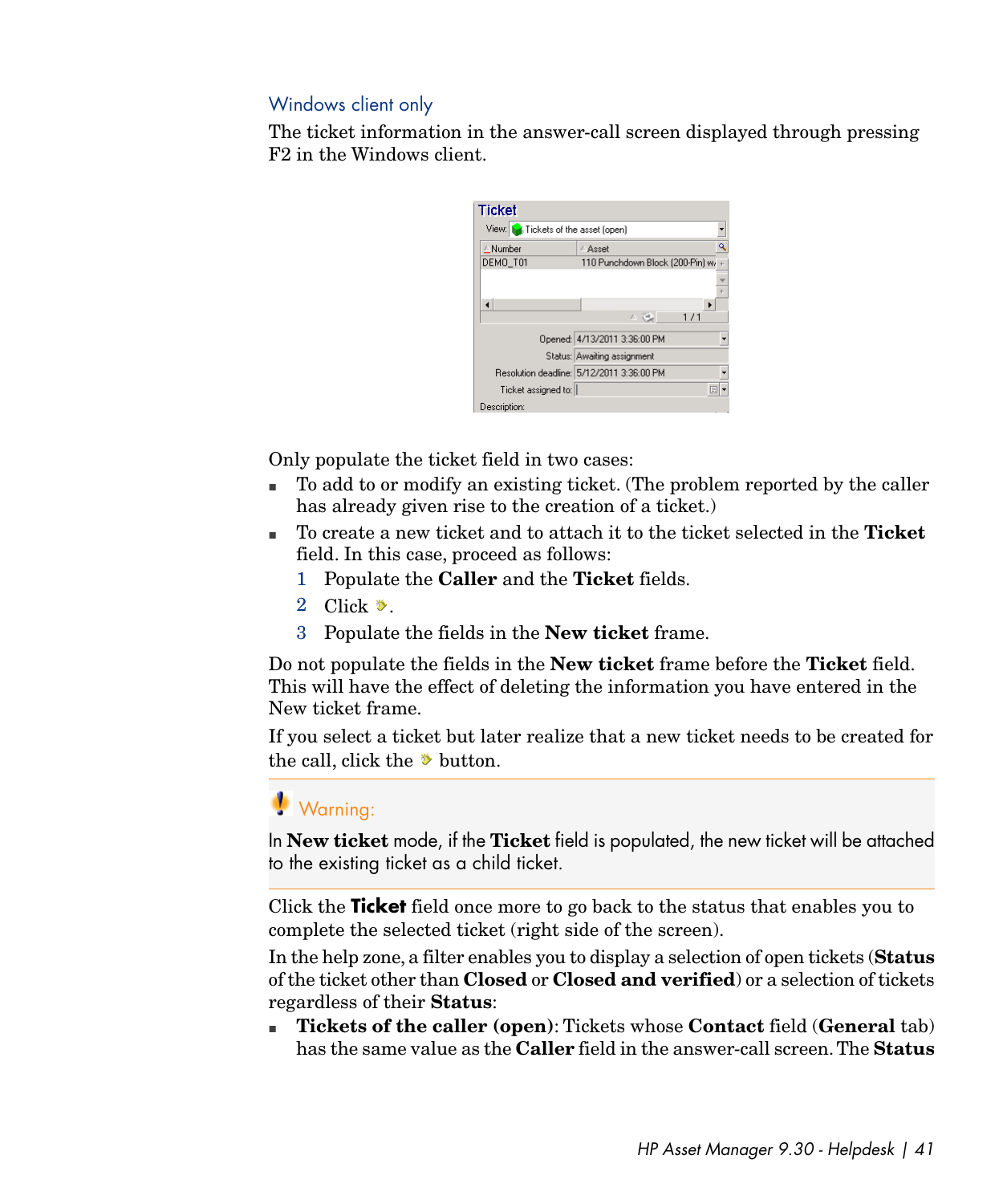### Windows client only

The ticket information in the answer-call screen displayed through pressing F2 in the Windows client.

Only populate the ticket field in two cases:

- To add to or modify an existing ticket. (The problem reported by the caller has already given rise to the creation of a ticket.)
- To create a new ticket and to attach it to the ticket selected in the **Ticket** field. In this case, proceed as follows:
  1. Populate the **Caller** and the **Ticket** fields.
  2. Click .
  3. Populate the fields in the **New ticket** frame.

Do not populate the fields in the **New ticket** frame before the **Ticket** field. This will have the effect of deleting the information you have entered in the New ticket frame.

If you select a ticket but later realize that a new ticket needs to be created for the call, click the  button.

> **Warning:**
>
> In **New ticket** mode, if the **Ticket** field is populated, the new ticket will be attached to the existing ticket as a child ticket.

Click the **Ticket** field once more to go back to the status that enables you to complete the selected ticket (right side of the screen).

In the help zone, a filter enables you to display a selection of open tickets (**Status** of the ticket other than **Closed** or **Closed and verified**) or a selection of tickets regardless of their **Status**:

- **Tickets of the caller (open)**: Tickets whose **Contact** field (**General** tab) has the same value as the **Caller** field in the answer-call screen. The **Status**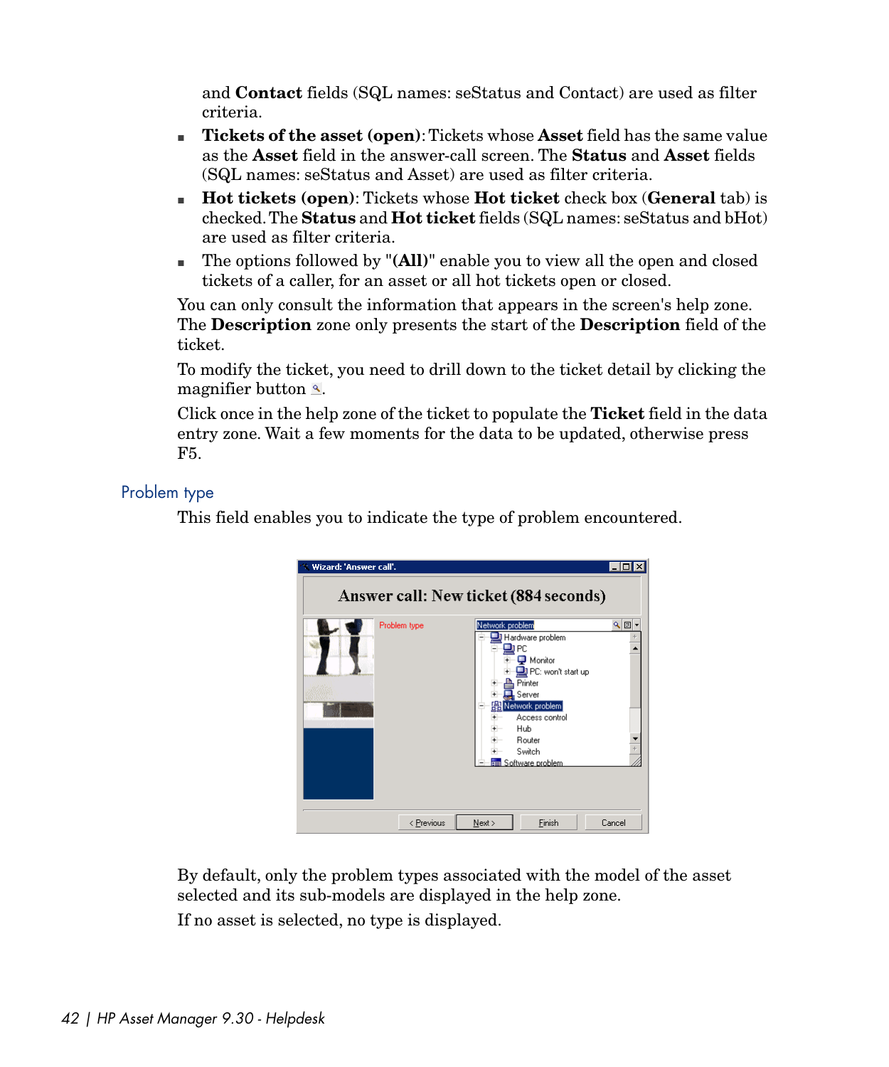and **Contact** fields (SQL names: seStatus and Contact) are used as filter criteria.

- **Tickets of the asset (open)**: Tickets whose **Asset** field has the same value as the **Asset** field in the answer-call screen. The **Status** and **Asset** fields (SQL names: seStatus and Asset) are used as filter criteria.
- **Hot tickets (open)**: Tickets whose **Hot ticket** check box (**General** tab) is checked. The **Status** and **Hot ticket** fields (SQL names: seStatus and bHot) are used as filter criteria.
- The options followed by "**(All)**" enable you to view all the open and closed tickets of a caller, for an asset or all hot tickets open or closed.

You can only consult the information that appears in the screen's help zone. The **Description** zone only presents the start of the **Description** field of the ticket.

To modify the ticket, you need to drill down to the ticket detail by clicking the magnifier button.

Click once in the help zone of the ticket to populate the **Ticket** field in the data entry zone. Wait a few moments for the data to be updated, otherwise press F5.

## Problem type

This field enables you to indicate the type of problem encountered.

By default, only the problem types associated with the model of the asset selected and its sub-models are displayed in the help zone.

If no asset is selected, no type is displayed.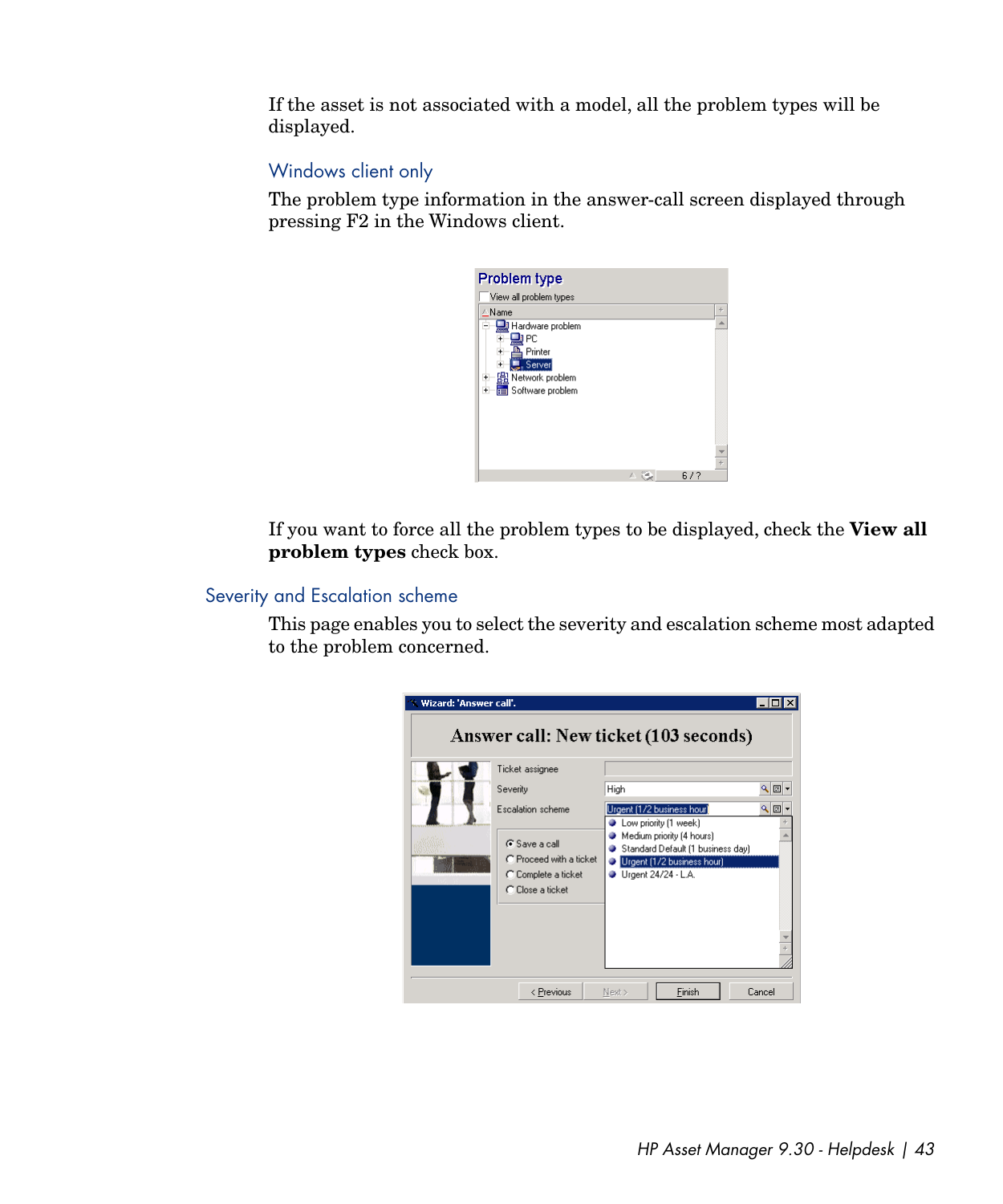If the asset is not associated with a model, all the problem types will be displayed.

### Windows client only

The problem type information in the answer-call screen displayed through pressing F2 in the Windows client.

If you want to force all the problem types to be displayed, check the **View all problem types** check box.

## Severity and Escalation scheme

This page enables you to select the severity and escalation scheme most adapted to the problem concerned.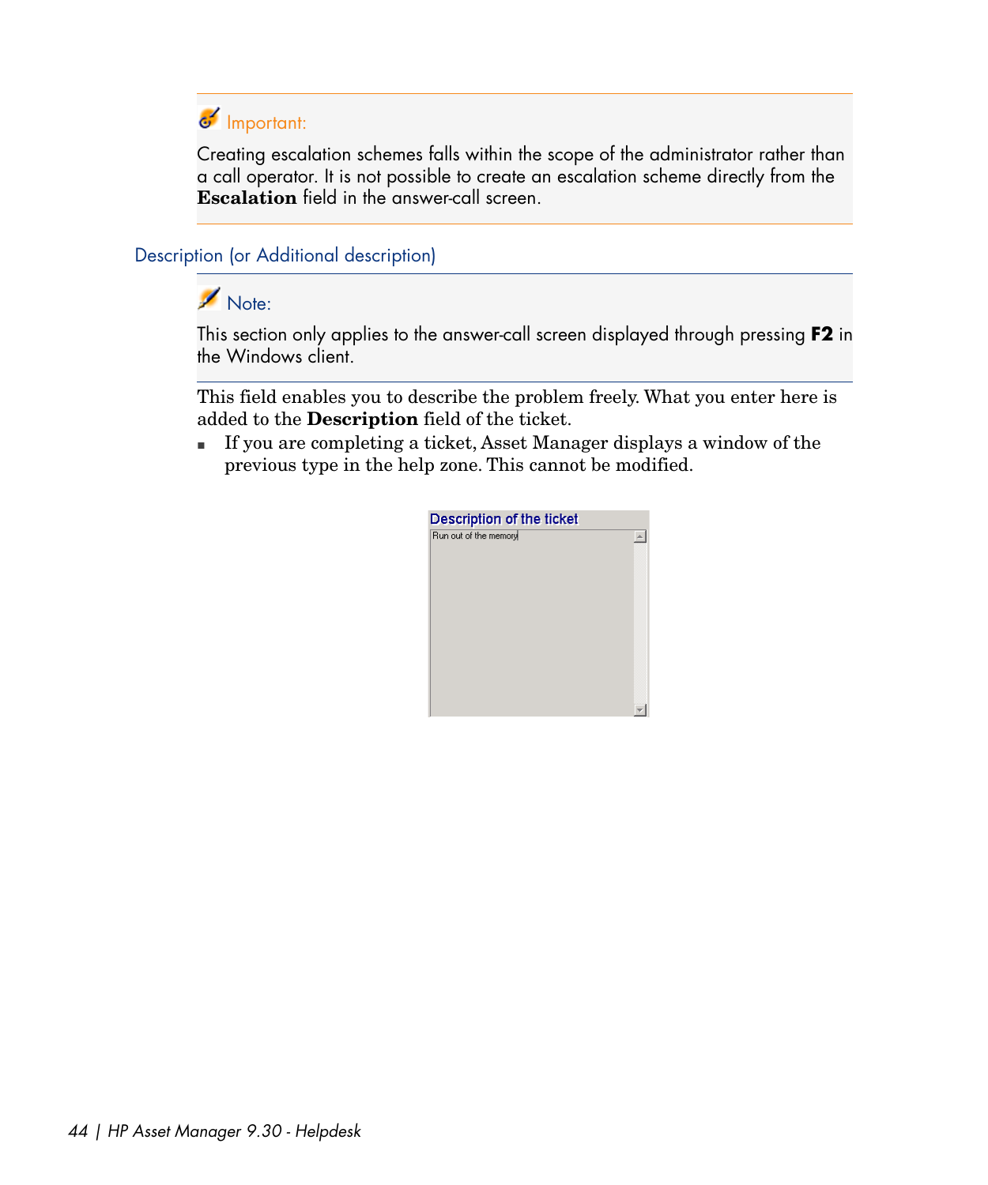> **Important:**
>
> Creating escalation schemes falls within the scope of the administrator rather than a call operator. It is not possible to create an escalation scheme directly from the **Escalation** field in the answer-call screen.

### Description (or Additional description)

> **Note:**
>
> This section only applies to the answer-call screen displayed through pressing **F2** in the Windows client.

This field enables you to describe the problem freely. What you enter here is added to the **Description** field of the ticket.

- If you are completing a ticket, Asset Manager displays a window of the previous type in the help zone. This cannot be modified.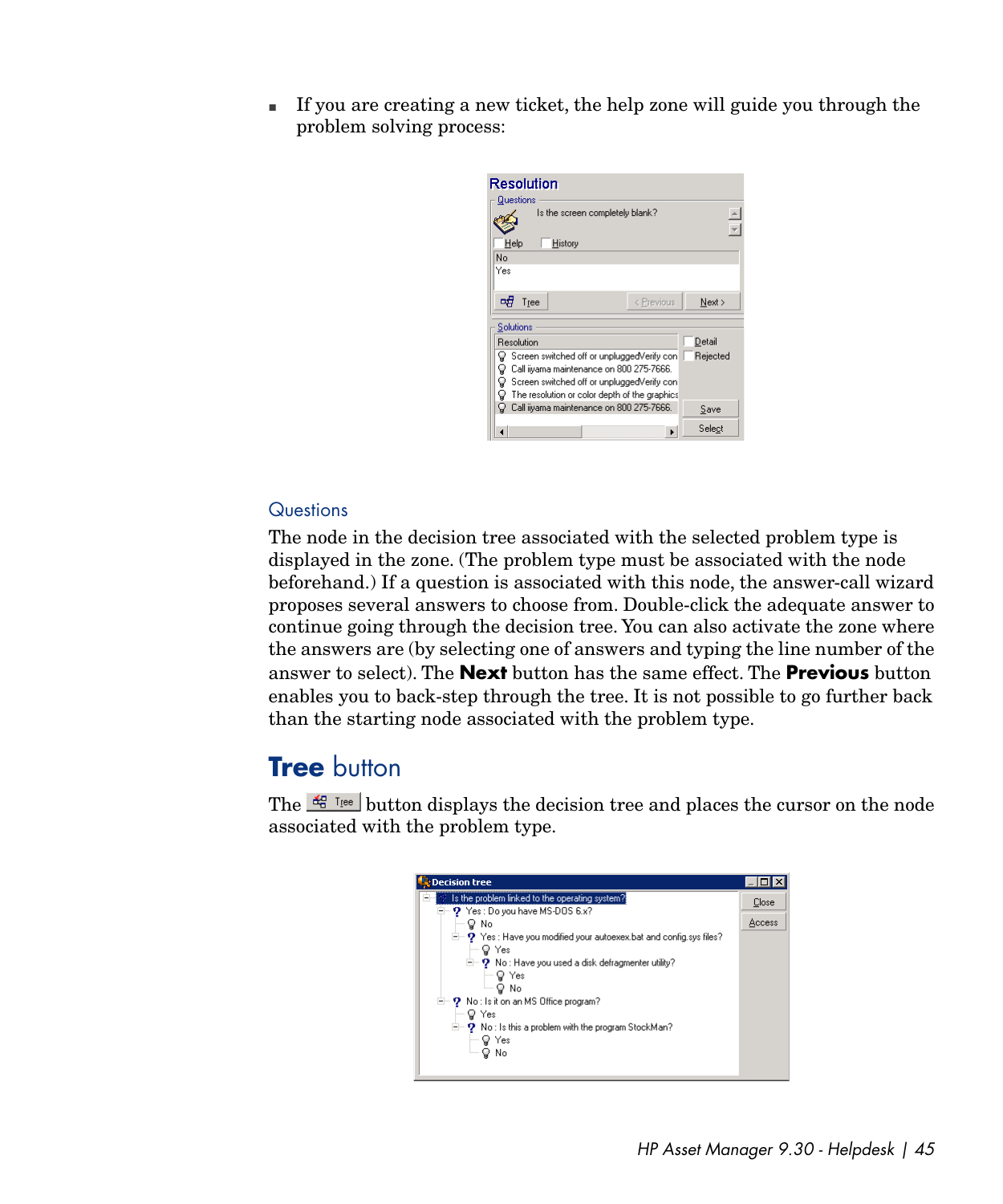- If you are creating a new ticket, the help zone will guide you through the problem solving process:

### Questions

The node in the decision tree associated with the selected problem type is displayed in the zone. (The problem type must be associated with the node beforehand.) If a question is associated with this node, the answer-call wizard proposes several answers to choose from. Double-click the adequate answer to continue going through the decision tree. You can also activate the zone where the answers are (by selecting one of answers and typing the line number of the answer to select). The **Next** button has the same effect. The **Previous** button enables you to back-step through the tree. It is not possible to go further back than the starting node associated with the problem type.

## Tree button

The Tree button displays the decision tree and places the cursor on the node associated with the problem type.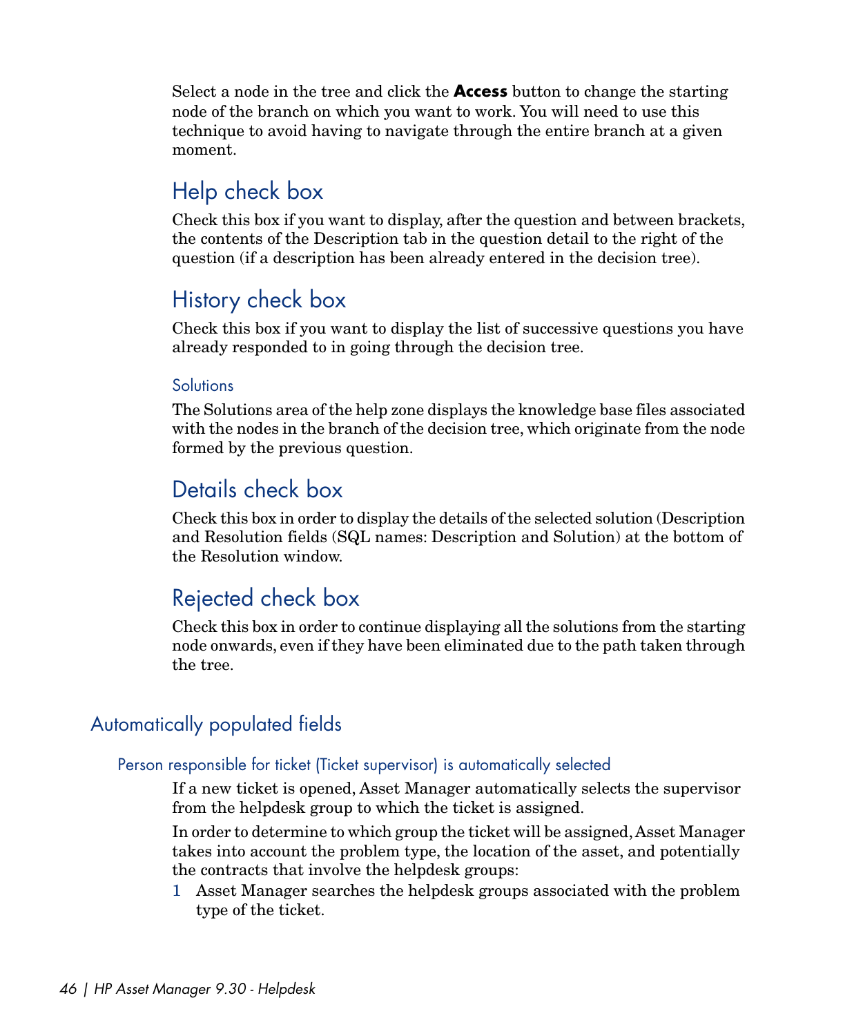Select a node in the tree and click the **Access** button to change the starting node of the branch on which you want to work. You will need to use this technique to avoid having to navigate through the entire branch at a given moment.

#### Help check box

Check this box if you want to display, after the question and between brackets, the contents of the Description tab in the question detail to the right of the question (if a description has been already entered in the decision tree).

#### History check box

Check this box if you want to display the list of successive questions you have already responded to in going through the decision tree.

##### Solutions

The Solutions area of the help zone displays the knowledge base files associated with the nodes in the branch of the decision tree, which originate from the node formed by the previous question.

#### Details check box

Check this box in order to display the details of the selected solution (Description and Resolution fields (SQL names: Description and Solution) at the bottom of the Resolution window.

#### Rejected check box

Check this box in order to continue displaying all the solutions from the starting node onwards, even if they have been eliminated due to the path taken through the tree.

## Automatically populated fields

### Person responsible for ticket (Ticket supervisor) is automatically selected

If a new ticket is opened, Asset Manager automatically selects the supervisor from the helpdesk group to which the ticket is assigned.

In order to determine to which group the ticket will be assigned, Asset Manager takes into account the problem type, the location of the asset, and potentially the contracts that involve the helpdesk groups:

1 Asset Manager searches the helpdesk groups associated with the problem type of the ticket.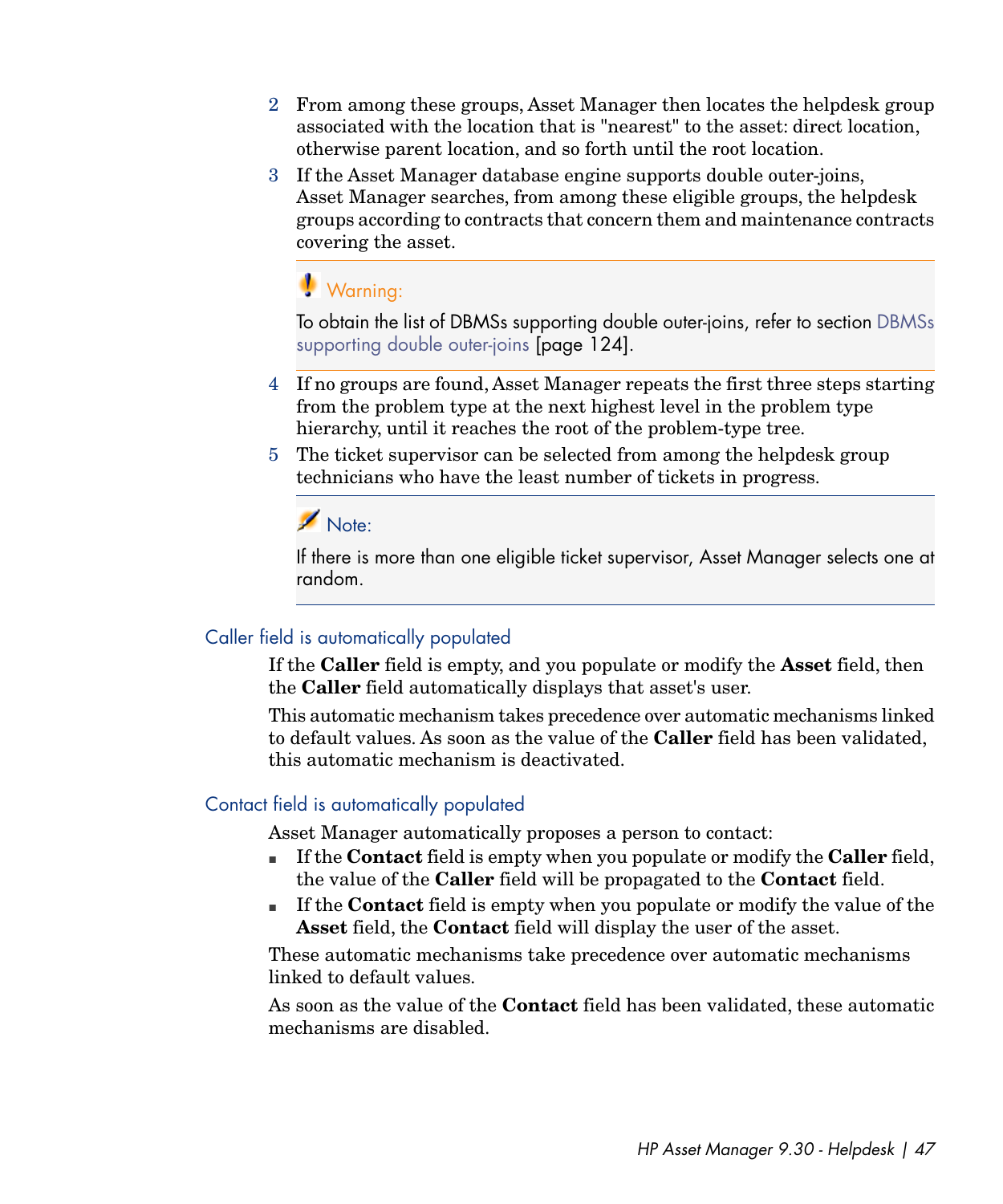2. From among these groups, Asset Manager then locates the helpdesk group associated with the location that is "nearest" to the asset: direct location, otherwise parent location, and so forth until the root location.
3. If the Asset Manager database engine supports double outer-joins, Asset Manager searches, from among these eligible groups, the helpdesk groups according to contracts that concern them and maintenance contracts covering the asset.

> **Warning:**
>
> To obtain the list of DBMSs supporting double outer-joins, refer to section DBMSs supporting double outer-joins [page 124].

4. If no groups are found, Asset Manager repeats the first three steps starting from the problem type at the next highest level in the problem type hierarchy, until it reaches the root of the problem-type tree.
5. The ticket supervisor can be selected from among the helpdesk group technicians who have the least number of tickets in progress.

> **Note:**
>
> If there is more than one eligible ticket supervisor, Asset Manager selects one at random.

### Caller field is automatically populated

If the **Caller** field is empty, and you populate or modify the **Asset** field, then the **Caller** field automatically displays that asset's user.

This automatic mechanism takes precedence over automatic mechanisms linked to default values. As soon as the value of the **Caller** field has been validated, this automatic mechanism is deactivated.

### Contact field is automatically populated

Asset Manager automatically proposes a person to contact:

- If the **Contact** field is empty when you populate or modify the **Caller** field, the value of the **Caller** field will be propagated to the **Contact** field.
- If the **Contact** field is empty when you populate or modify the value of the **Asset** field, the **Contact** field will display the user of the asset.

These automatic mechanisms take precedence over automatic mechanisms linked to default values.

As soon as the value of the **Contact** field has been validated, these automatic mechanisms are disabled.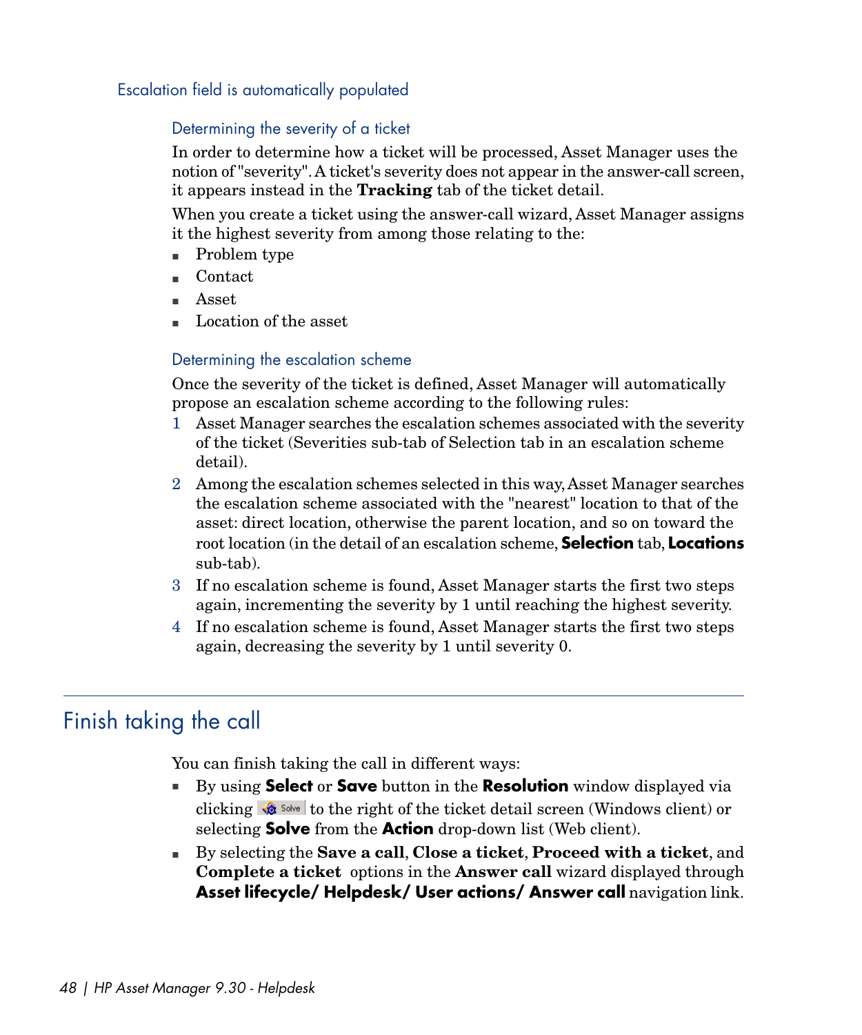### Escalation field is automatically populated

#### Determining the severity of a ticket

In order to determine how a ticket will be processed, Asset Manager uses the notion of "severity". A ticket's severity does not appear in the answer-call screen, it appears instead in the **Tracking** tab of the ticket detail.

When you create a ticket using the answer-call wizard, Asset Manager assigns it the highest severity from among those relating to the:

- Problem type
- Contact
- Asset
- Location of the asset

#### Determining the escalation scheme

Once the severity of the ticket is defined, Asset Manager will automatically propose an escalation scheme according to the following rules:

1. Asset Manager searches the escalation schemes associated with the severity of the ticket (Severities sub-tab of Selection tab in an escalation scheme detail).
2. Among the escalation schemes selected in this way, Asset Manager searches the escalation scheme associated with the "nearest" location to that of the asset: direct location, otherwise the parent location, and so on toward the root location (in the detail of an escalation scheme, **Selection** tab, **Locations** sub-tab).
3. If no escalation scheme is found, Asset Manager starts the first two steps again, incrementing the severity by 1 until reaching the highest severity.
4. If no escalation scheme is found, Asset Manager starts the first two steps again, decreasing the severity by 1 until severity 0.

## Finish taking the call

You can finish taking the call in different ways:

- By using **Select** or **Save** button in the **Resolution** window displayed via clicking Solve to the right of the ticket detail screen (Windows client) or selecting **Solve** from the **Action** drop-down list (Web client).
- By selecting the **Save a call**, **Close a ticket**, **Proceed with a ticket**, and **Complete a ticket** options in the **Answer call** wizard displayed through **Asset lifecycle/ Helpdesk/ User actions/ Answer call** navigation link.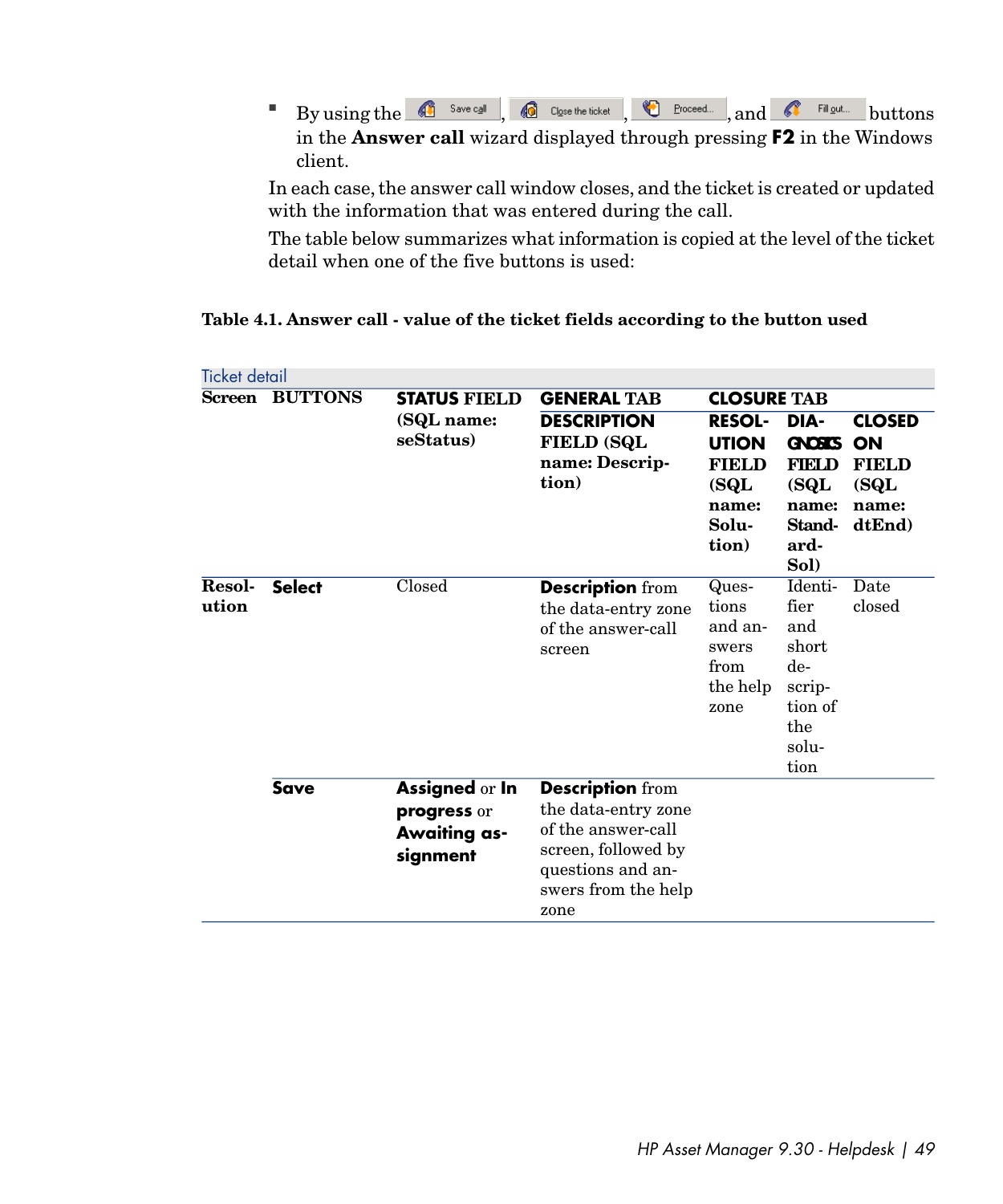- By using the Save call, Close the ticket, Proceed..., and Fill out... buttons in the **Answer call** wizard displayed through pressing **F2** in the Windows client.

In each case, the answer call window closes, and the ticket is created or updated with the information that was entered during the call.

The table below summarizes what information is copied at the level of the ticket detail when one of the five buttons is used:

**Table 4.1. Answer call - value of the ticket fields according to the button used**

| Ticket detail | | | | | | |
|---|---|---|---|---|---|---|
| **Screen** | **BUTTONS** | **STATUS FIELD (SQL name: seStatus)** | **GENERAL TAB** | **CLOSURE TAB** | | |
| | | | **DESCRIPTION FIELD (SQL name: Description)** | **RESOLUTION FIELD (SQL name: Solution)** | **DIAGNOSIS FIELD (SQL name: StandardSol)** | **CLOSED ON FIELD (SQL name: dtEnd)** |
| **Resolution** | **Select** | Closed | **Description** from the data-entry zone of the answer-call screen | Questions and answers from the help zone | Identifier and short description of the solution | Date closed |
| | **Save** | **Assigned** or **In progress** or **Awaiting assignment** | **Description** from the data-entry zone of the answer-call screen, followed by questions and answers from the help zone | | | |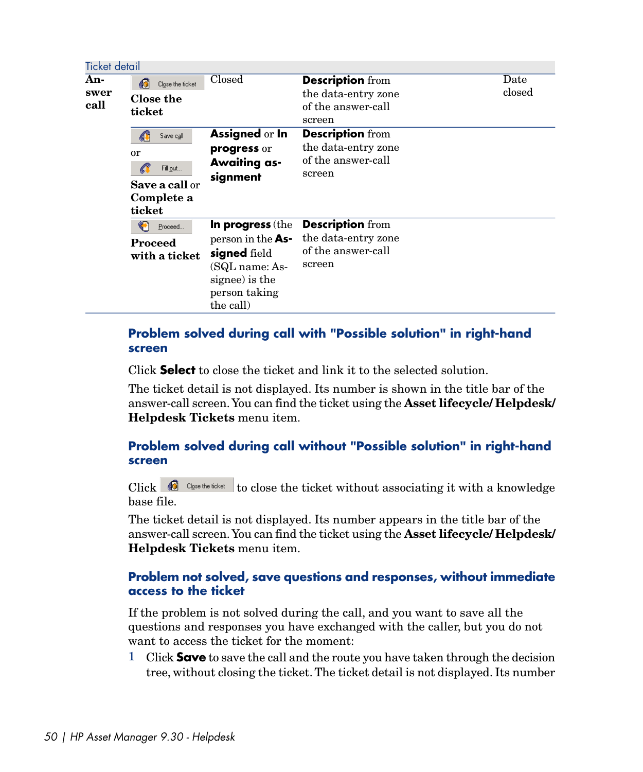| Ticket detail | | | | |
|---|---|---|---|---|
| Answer call | Close the ticket **Close the ticket** | Closed | **Description** from the data-entry zone of the answer-call screen | Date closed |
| | Save call or Fill out... **Save a call** or **Complete a ticket** | **Assigned** or **In progress** or **Awaiting assignment** | **Description** from the data-entry zone of the answer-call screen | |
| | Proceed... **Proceed with a ticket** | **In progress** (the person in the **Assigned** field (SQL name: Assignee) is the person taking the call) | **Description** from the data-entry zone of the answer-call screen | |

### Problem solved during call with "Possible solution" in right-hand screen

Click **Select** to close the ticket and link it to the selected solution.

The ticket detail is not displayed. Its number is shown in the title bar of the answer-call screen. You can find the ticket using the **Asset lifecycle/ Helpdesk/ Helpdesk Tickets** menu item.

### Problem solved during call without "Possible solution" in right-hand screen

Click Close the ticket to close the ticket without associating it with a knowledge base file.

The ticket detail is not displayed. Its number appears in the title bar of the answer-call screen. You can find the ticket using the **Asset lifecycle/ Helpdesk/ Helpdesk Tickets** menu item.

### Problem not solved, save questions and responses, without immediate access to the ticket

If the problem is not solved during the call, and you want to save all the questions and responses you have exchanged with the caller, but you do not want to access the ticket for the moment:

1 Click **Save** to save the call and the route you have taken through the decision tree, without closing the ticket. The ticket detail is not displayed. Its number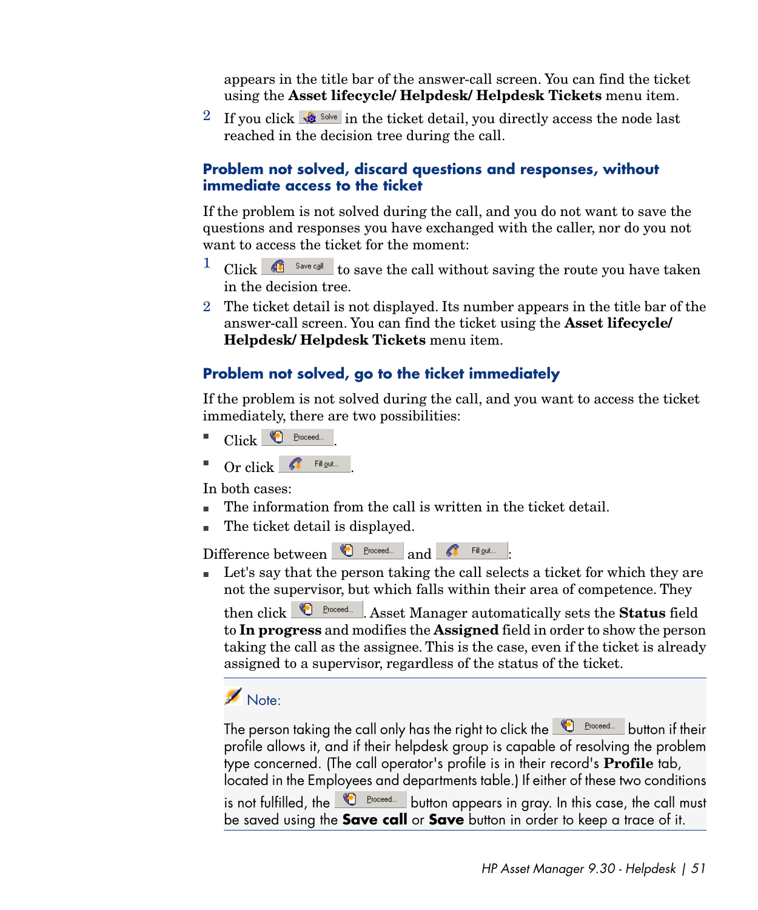appears in the title bar of the answer-call screen. You can find the ticket using the **Asset lifecycle/ Helpdesk/ Helpdesk Tickets** menu item.

2 If you click Solve in the ticket detail, you directly access the node last reached in the decision tree during the call.

### Problem not solved, discard questions and responses, without immediate access to the ticket

If the problem is not solved during the call, and you do not want to save the questions and responses you have exchanged with the caller, nor do you not want to access the ticket for the moment:

1 Click Save call to save the call without saving the route you have taken in the decision tree.

2 The ticket detail is not displayed. Its number appears in the title bar of the answer-call screen. You can find the ticket using the **Asset lifecycle/ Helpdesk/ Helpdesk Tickets** menu item.

### Problem not solved, go to the ticket immediately

If the problem is not solved during the call, and you want to access the ticket immediately, there are two possibilities:

- Click Proceed....
- Or click Fill out....

In both cases:

- The information from the call is written in the ticket detail.
- The ticket detail is displayed.

Difference between Proceed... and Fill out...:

- Let's say that the person taking the call selects a ticket for which they are not the supervisor, but which falls within their area of competence. They then click Proceed.... Asset Manager automatically sets the **Status** field to **In progress** and modifies the **Assigned** field in order to show the person taking the call as the assignee. This is the case, even if the ticket is already assigned to a supervisor, regardless of the status of the ticket.

> Note:
>
> The person taking the call only has the right to click the Proceed... button if their profile allows it, and if their helpdesk group is capable of resolving the problem type concerned. (The call operator's profile is in their record's **Profile** tab, located in the Employees and departments table.) If either of these two conditions is not fulfilled, the Proceed... button appears in gray. In this case, the call must be saved using the **Save call** or **Save** button in order to keep a trace of it.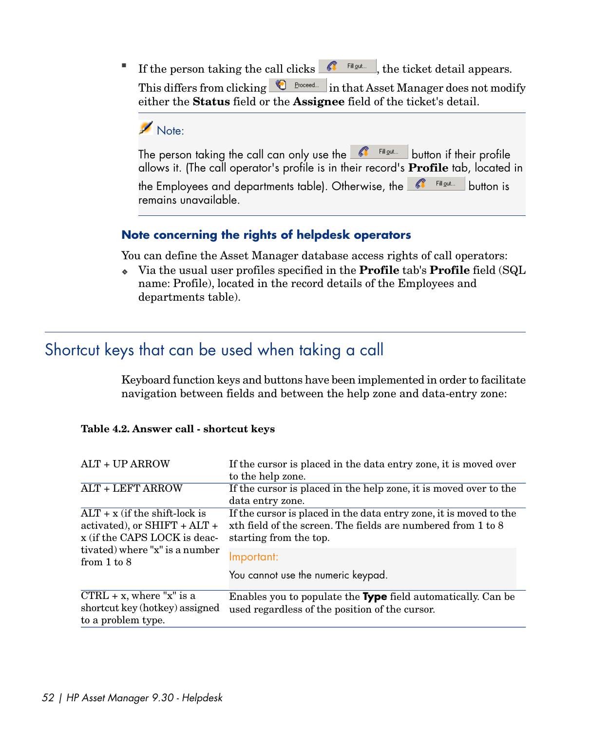- If the person taking the call clicks Fill out..., the ticket detail appears. This differs from clicking Proceed... in that Asset Manager does not modify either the **Status** field or the **Assignee** field of the ticket's detail.

> **Note:**
>
> The person taking the call can only use the Fill out... button if their profile allows it. (The call operator's profile is in their record's **Profile** tab, located in the Employees and departments table). Otherwise, the Fill out... button is remains unavailable.

### Note concerning the rights of helpdesk operators

You can define the Asset Manager database access rights of call operators:

- Via the usual user profiles specified in the **Profile** tab's **Profile** field (SQL name: Profile), located in the record details of the Employees and departments table).

## Shortcut keys that can be used when taking a call

Keyboard function keys and buttons have been implemented in order to facilitate navigation between fields and between the help zone and data-entry zone:

**Table 4.2. Answer call - shortcut keys**

| | |
|---|---|
| ALT + UP ARROW | If the cursor is placed in the data entry zone, it is moved over to the help zone. |
| ALT + LEFT ARROW | If the cursor is placed in the help zone, it is moved over to the data entry zone. |
| ALT + x (if the shift-lock is activated), or SHIFT + ALT + x (if the CAPS LOCK is deactivated) where "x" is a number from 1 to 8 | If the cursor is placed in the data entry zone, it is moved to the xth field of the screen. The fields are numbered from 1 to 8 starting from the top. **Important:** You cannot use the numeric keypad. |
| CTRL + x, where "x" is a shortcut key (hotkey) assigned to a problem type. | Enables you to populate the **Type** field automatically. Can be used regardless of the position of the cursor. |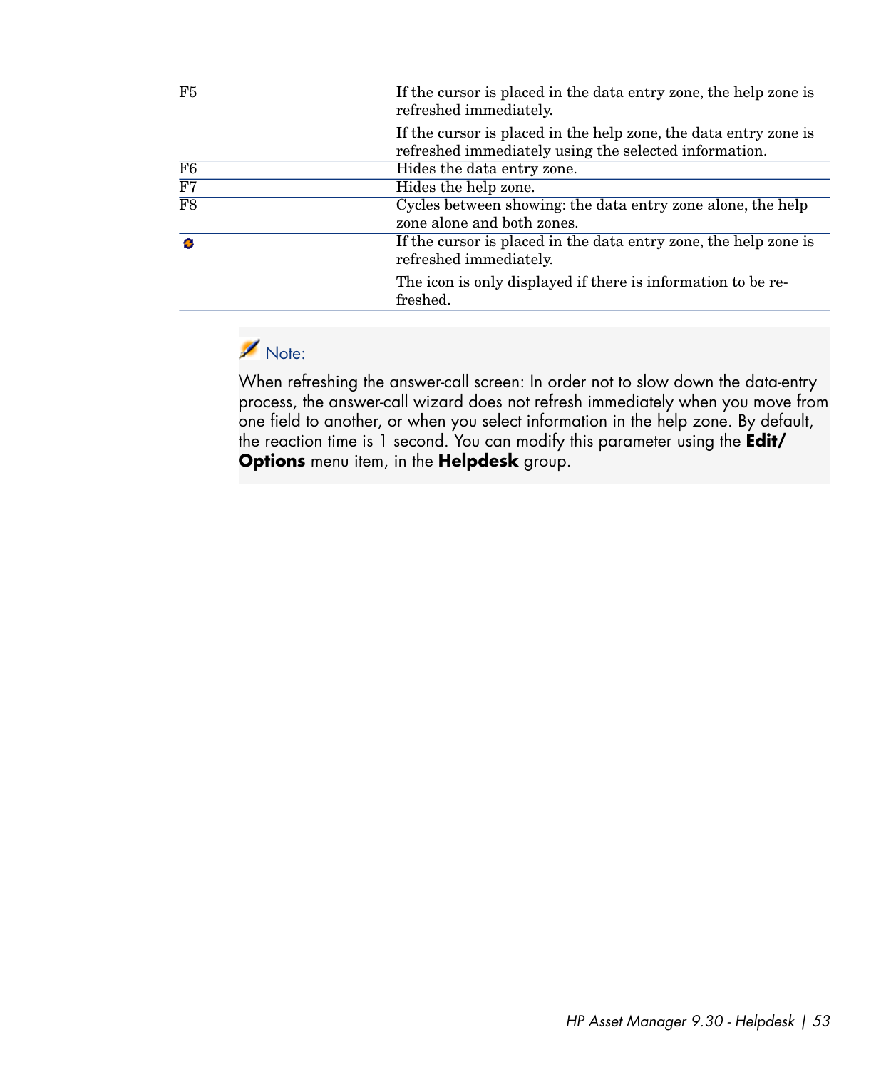| | |
|---|---|
| F5 | If the cursor is placed in the data entry zone, the help zone is refreshed immediately.<br>If the cursor is placed in the help zone, the data entry zone is refreshed immediately using the selected information. |
| F6 | Hides the data entry zone. |
| F7 | Hides the help zone. |
| F8 | Cycles between showing: the data entry zone alone, the help zone alone and both zones. |
| (icon) | If the cursor is placed in the data entry zone, the help zone is refreshed immediately.<br>The icon is only displayed if there is information to be refreshed. |

> **Note:**
>
> When refreshing the answer-call screen: In order not to slow down the data-entry process, the answer-call wizard does not refresh immediately when you move from one field to another, or when you select information in the help zone. By default, the reaction time is 1 second. You can modify this parameter using the **Edit/Options** menu item, in the **Helpdesk** group.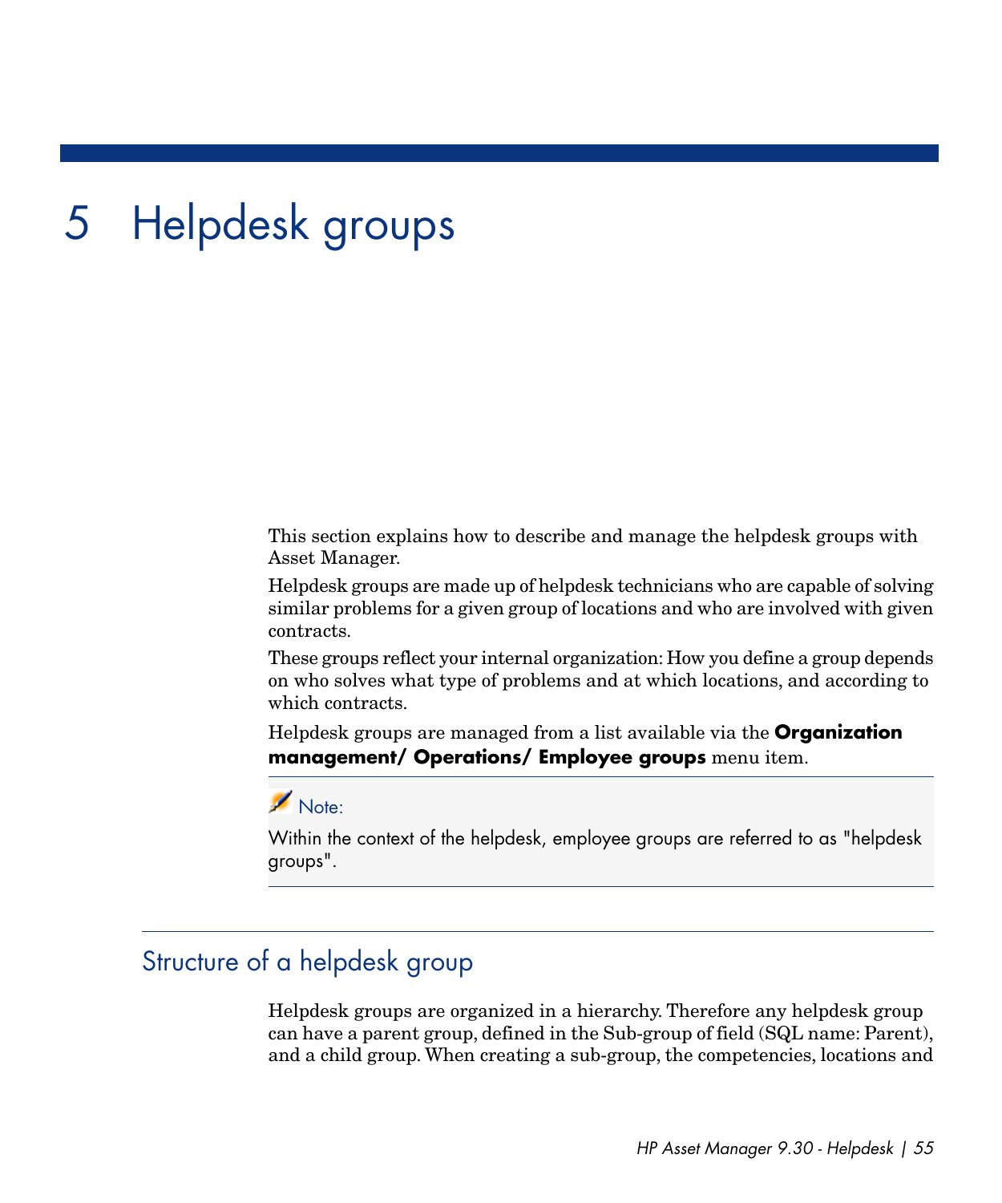# 5 Helpdesk groups

This section explains how to describe and manage the helpdesk groups with Asset Manager.

Helpdesk groups are made up of helpdesk technicians who are capable of solving similar problems for a given group of locations and who are involved with given contracts.

These groups reflect your internal organization: How you define a group depends on who solves what type of problems and at which locations, and according to which contracts.

Helpdesk groups are managed from a list available via the **Organization management/ Operations/ Employee groups** menu item.

> Note:
>
> Within the context of the helpdesk, employee groups are referred to as "helpdesk groups".

## Structure of a helpdesk group

Helpdesk groups are organized in a hierarchy. Therefore any helpdesk group can have a parent group, defined in the Sub-group of field (SQL name: Parent), and a child group. When creating a sub-group, the competencies, locations and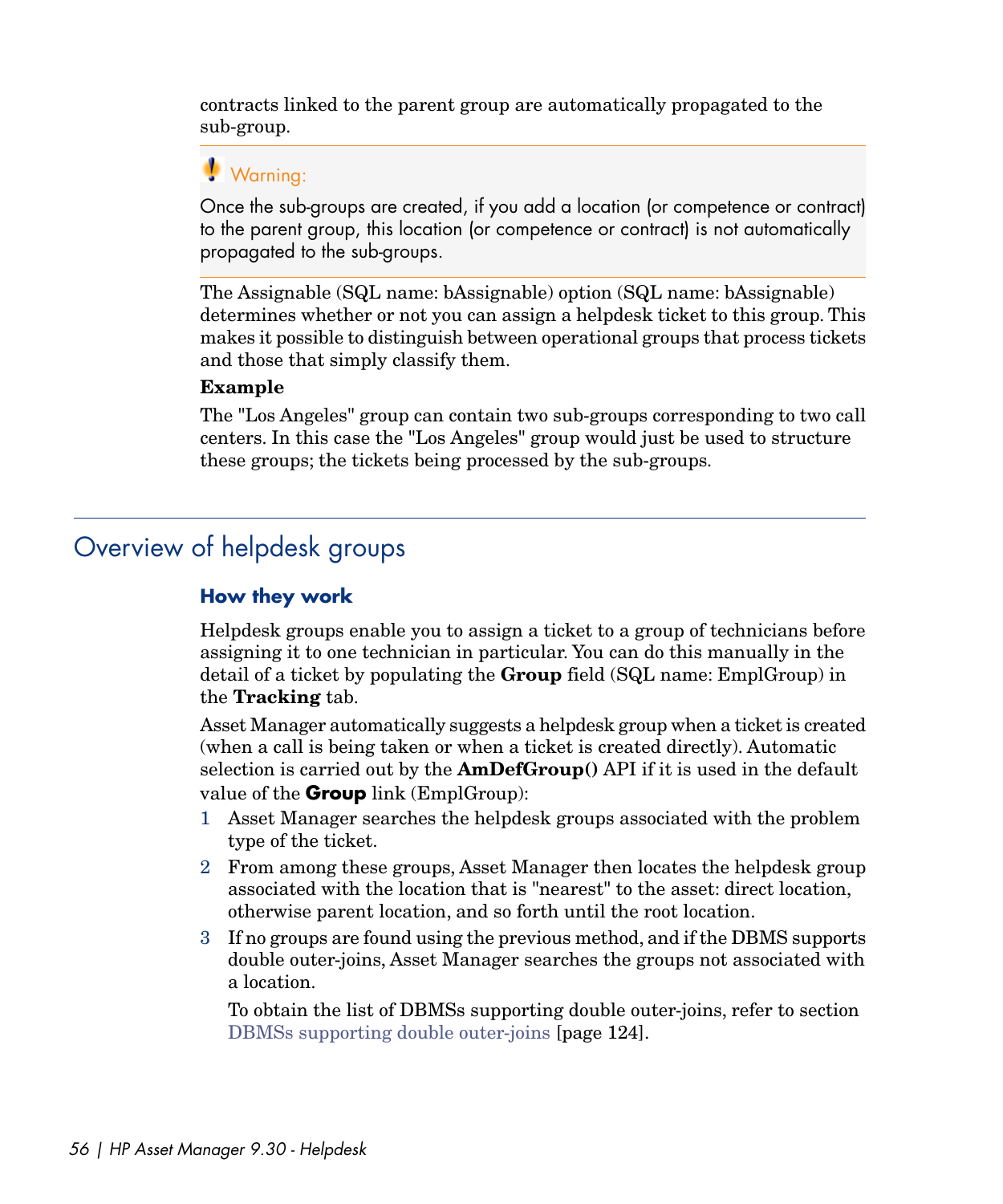contracts linked to the parent group are automatically propagated to the sub-group.

> **Warning:**
>
> Once the sub-groups are created, if you add a location (or competence or contract) to the parent group, this location (or competence or contract) is not automatically propagated to the sub-groups.

The Assignable (SQL name: bAssignable) option (SQL name: bAssignable) determines whether or not you can assign a helpdesk ticket to this group. This makes it possible to distinguish between operational groups that process tickets and those that simply classify them.

**Example**

The "Los Angeles" group can contain two sub-groups corresponding to two call centers. In this case the "Los Angeles" group would just be used to structure these groups; the tickets being processed by the sub-groups.

## Overview of helpdesk groups

### How they work

Helpdesk groups enable you to assign a ticket to a group of technicians before assigning it to one technician in particular. You can do this manually in the detail of a ticket by populating the **Group** field (SQL name: EmplGroup) in the **Tracking** tab.

Asset Manager automatically suggests a helpdesk group when a ticket is created (when a call is being taken or when a ticket is created directly). Automatic selection is carried out by the **AmDefGroup()** API if it is used in the default value of the **Group** link (EmplGroup):

1. Asset Manager searches the helpdesk groups associated with the problem type of the ticket.
2. From among these groups, Asset Manager then locates the helpdesk group associated with the location that is "nearest" to the asset: direct location, otherwise parent location, and so forth until the root location.
3. If no groups are found using the previous method, and if the DBMS supports double outer-joins, Asset Manager searches the groups not associated with a location.

   To obtain the list of DBMSs supporting double outer-joins, refer to section DBMSs supporting double outer-joins [page 124].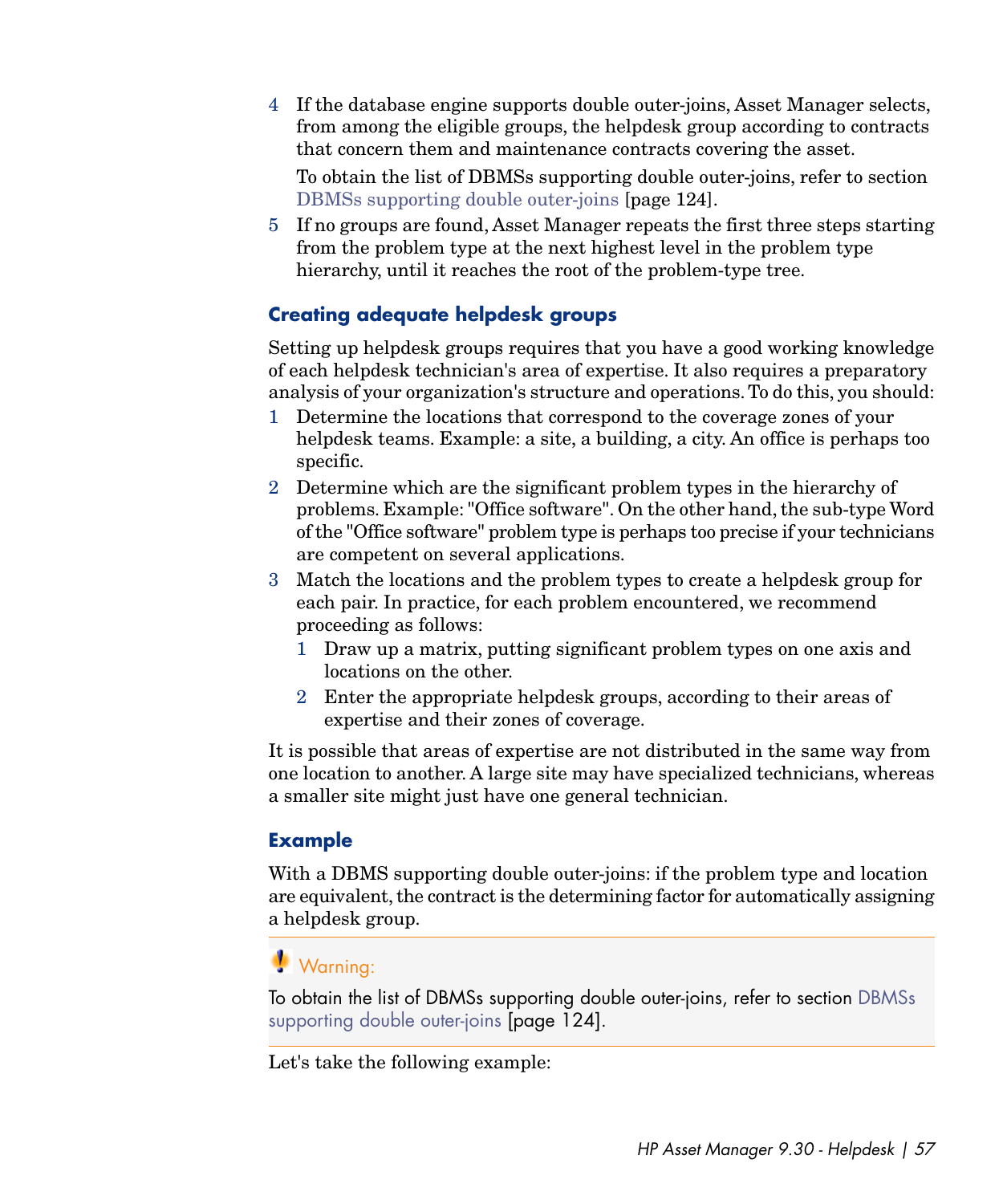4 If the database engine supports double outer-joins, Asset Manager selects, from among the eligible groups, the helpdesk group according to contracts that concern them and maintenance contracts covering the asset.

   To obtain the list of DBMSs supporting double outer-joins, refer to section DBMSs supporting double outer-joins [page 124].

5 If no groups are found, Asset Manager repeats the first three steps starting from the problem type at the next highest level in the problem type hierarchy, until it reaches the root of the problem-type tree.

### Creating adequate helpdesk groups

Setting up helpdesk groups requires that you have a good working knowledge of each helpdesk technician's area of expertise. It also requires a preparatory analysis of your organization's structure and operations. To do this, you should:

1 Determine the locations that correspond to the coverage zones of your helpdesk teams. Example: a site, a building, a city. An office is perhaps too specific.
2 Determine which are the significant problem types in the hierarchy of problems. Example: "Office software". On the other hand, the sub-type Word of the "Office software" problem type is perhaps too precise if your technicians are competent on several applications.
3 Match the locations and the problem types to create a helpdesk group for each pair. In practice, for each problem encountered, we recommend proceeding as follows:
   1 Draw up a matrix, putting significant problem types on one axis and locations on the other.
   2 Enter the appropriate helpdesk groups, according to their areas of expertise and their zones of coverage.

It is possible that areas of expertise are not distributed in the same way from one location to another. A large site may have specialized technicians, whereas a smaller site might just have one general technician.

### Example

With a DBMS supporting double outer-joins: if the problem type and location are equivalent, the contract is the determining factor for automatically assigning a helpdesk group.

> **Warning:**
>
> To obtain the list of DBMSs supporting double outer-joins, refer to section DBMSs supporting double outer-joins [page 124].

Let's take the following example: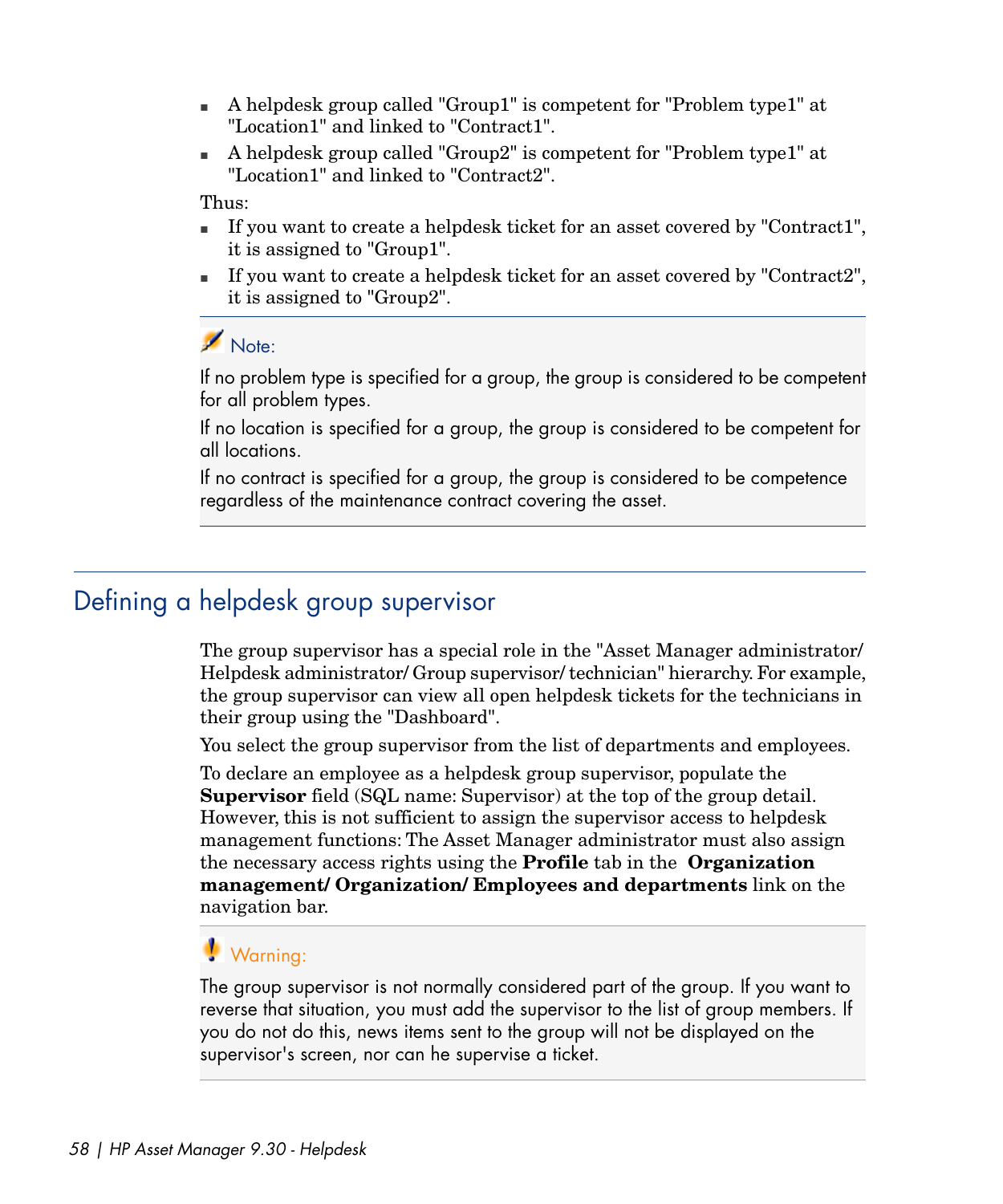- A helpdesk group called "Group1" is competent for "Problem type1" at "Location1" and linked to "Contract1".
- A helpdesk group called "Group2" is competent for "Problem type1" at "Location1" and linked to "Contract2".

Thus:

- If you want to create a helpdesk ticket for an asset covered by "Contract1", it is assigned to "Group1".
- If you want to create a helpdesk ticket for an asset covered by "Contract2", it is assigned to "Group2".

> Note:
>
> If no problem type is specified for a group, the group is considered to be competent for all problem types.
>
> If no location is specified for a group, the group is considered to be competent for all locations.
>
> If no contract is specified for a group, the group is considered to be competence regardless of the maintenance contract covering the asset.

## Defining a helpdesk group supervisor

The group supervisor has a special role in the "Asset Manager administrator/ Helpdesk administrator/ Group supervisor/ technician" hierarchy. For example, the group supervisor can view all open helpdesk tickets for the technicians in their group using the "Dashboard".

You select the group supervisor from the list of departments and employees.

To declare an employee as a helpdesk group supervisor, populate the **Supervisor** field (SQL name: Supervisor) at the top of the group detail. However, this is not sufficient to assign the supervisor access to helpdesk management functions: The Asset Manager administrator must also assign the necessary access rights using the **Profile** tab in the **Organization management/ Organization/ Employees and departments** link on the navigation bar.

> Warning:
>
> The group supervisor is not normally considered part of the group. If you want to reverse that situation, you must add the supervisor to the list of group members. If you do not do this, news items sent to the group will not be displayed on the supervisor's screen, nor can he supervise a ticket.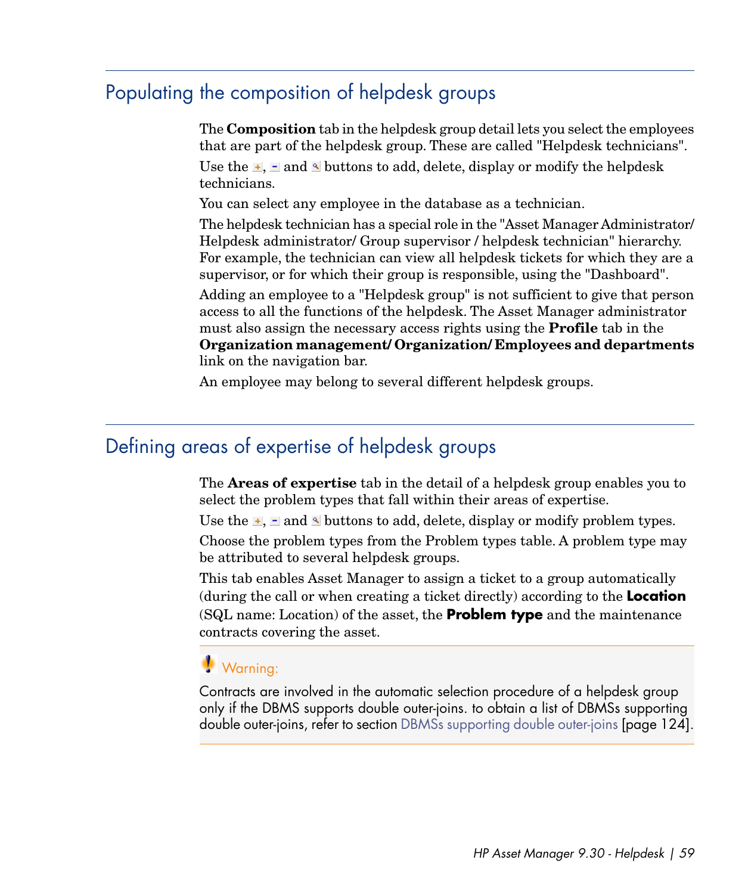## Populating the composition of helpdesk groups

The **Composition** tab in the helpdesk group detail lets you select the employees that are part of the helpdesk group. These are called "Helpdesk technicians".

Use the +, - and  buttons to add, delete, display or modify the helpdesk technicians.

You can select any employee in the database as a technician.

The helpdesk technician has a special role in the "Asset Manager Administrator/ Helpdesk administrator/ Group supervisor / helpdesk technician" hierarchy. For example, the technician can view all helpdesk tickets for which they are a supervisor, or for which their group is responsible, using the "Dashboard".

Adding an employee to a "Helpdesk group" is not sufficient to give that person access to all the functions of the helpdesk. The Asset Manager administrator must also assign the necessary access rights using the **Profile** tab in the **Organization management/ Organization/ Employees and departments** link on the navigation bar.

An employee may belong to several different helpdesk groups.

## Defining areas of expertise of helpdesk groups

The **Areas of expertise** tab in the detail of a helpdesk group enables you to select the problem types that fall within their areas of expertise.

Use the +, - and  buttons to add, delete, display or modify problem types.

Choose the problem types from the Problem types table. A problem type may be attributed to several helpdesk groups.

This tab enables Asset Manager to assign a ticket to a group automatically (during the call or when creating a ticket directly) according to the **Location** (SQL name: Location) of the asset, the **Problem type** and the maintenance contracts covering the asset.

> **Warning:**
>
> Contracts are involved in the automatic selection procedure of a helpdesk group only if the DBMS supports double outer-joins. to obtain a list of DBMSs supporting double outer-joins, refer to section DBMSs supporting double outer-joins [page 124].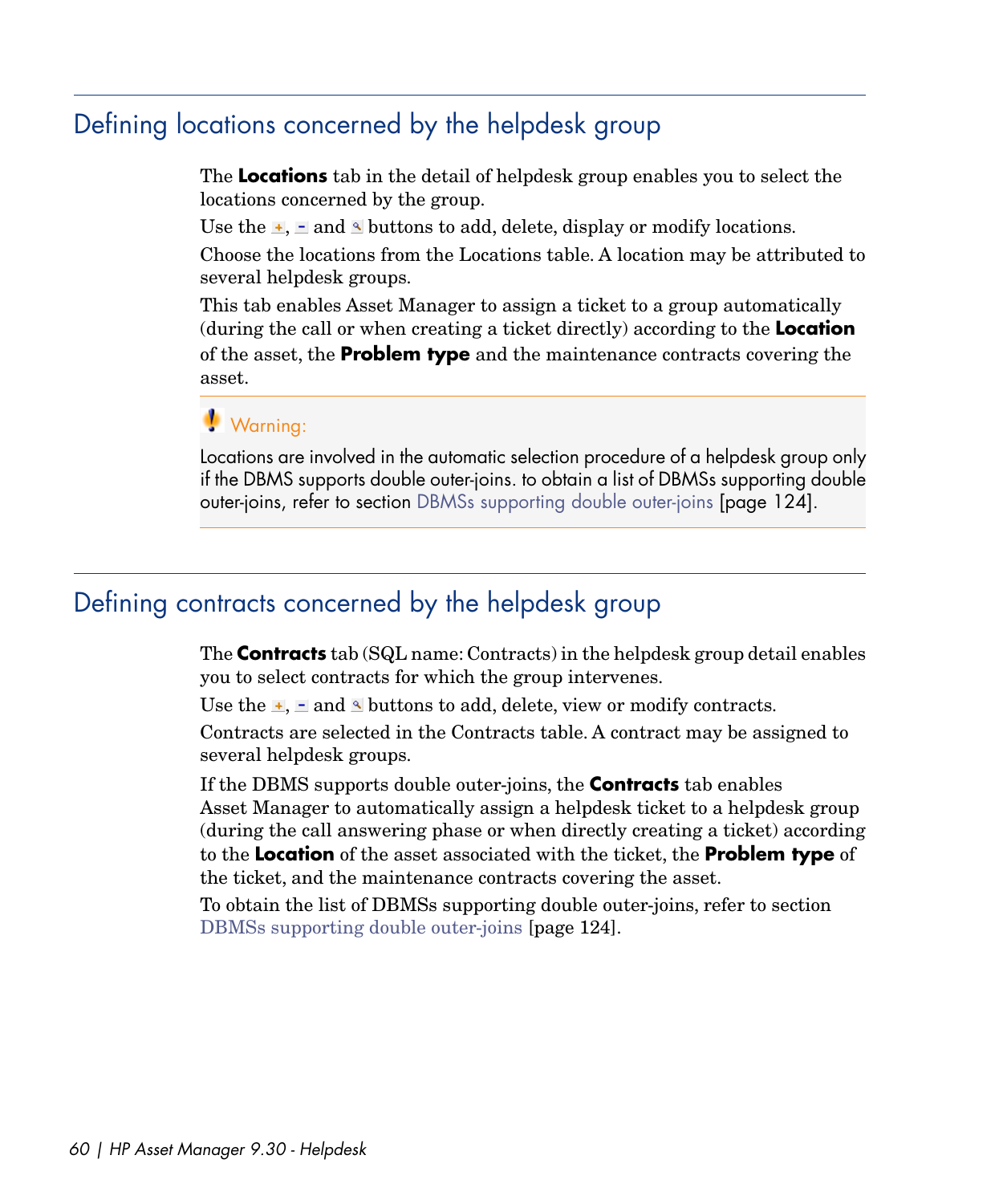## Defining locations concerned by the helpdesk group

The **Locations** tab in the detail of helpdesk group enables you to select the locations concerned by the group.

Use the +, - and buttons to add, delete, display or modify locations.

Choose the locations from the Locations table. A location may be attributed to several helpdesk groups.

This tab enables Asset Manager to assign a ticket to a group automatically (during the call or when creating a ticket directly) according to the **Location** of the asset, the **Problem type** and the maintenance contracts covering the asset.

> **Warning:**
>
> Locations are involved in the automatic selection procedure of a helpdesk group only if the DBMS supports double outer-joins. to obtain a list of DBMSs supporting double outer-joins, refer to section DBMSs supporting double outer-joins [page 124].

## Defining contracts concerned by the helpdesk group

The **Contracts** tab (SQL name: Contracts) in the helpdesk group detail enables you to select contracts for which the group intervenes.

Use the +, - and buttons to add, delete, view or modify contracts.

Contracts are selected in the Contracts table. A contract may be assigned to several helpdesk groups.

If the DBMS supports double outer-joins, the **Contracts** tab enables Asset Manager to automatically assign a helpdesk ticket to a helpdesk group (during the call answering phase or when directly creating a ticket) according to the **Location** of the asset associated with the ticket, the **Problem type** of the ticket, and the maintenance contracts covering the asset.

To obtain the list of DBMSs supporting double outer-joins, refer to section DBMSs supporting double outer-joins [page 124].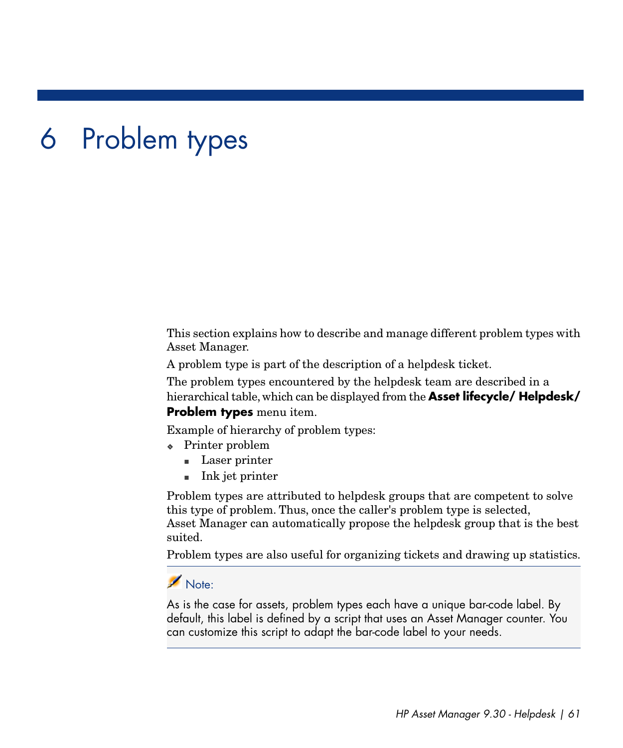# 6 Problem types

This section explains how to describe and manage different problem types with Asset Manager.

A problem type is part of the description of a helpdesk ticket.

The problem types encountered by the helpdesk team are described in a hierarchical table, which can be displayed from the **Asset lifecycle/ Helpdesk/ Problem types** menu item.

Example of hierarchy of problem types:

- Printer problem
  - Laser printer
  - Ink jet printer

Problem types are attributed to helpdesk groups that are competent to solve this type of problem. Thus, once the caller's problem type is selected, Asset Manager can automatically propose the helpdesk group that is the best suited.

Problem types are also useful for organizing tickets and drawing up statistics.

> Note:
>
> As is the case for assets, problem types each have a unique bar-code label. By default, this label is defined by a script that uses an Asset Manager counter. You can customize this script to adapt the bar-code label to your needs.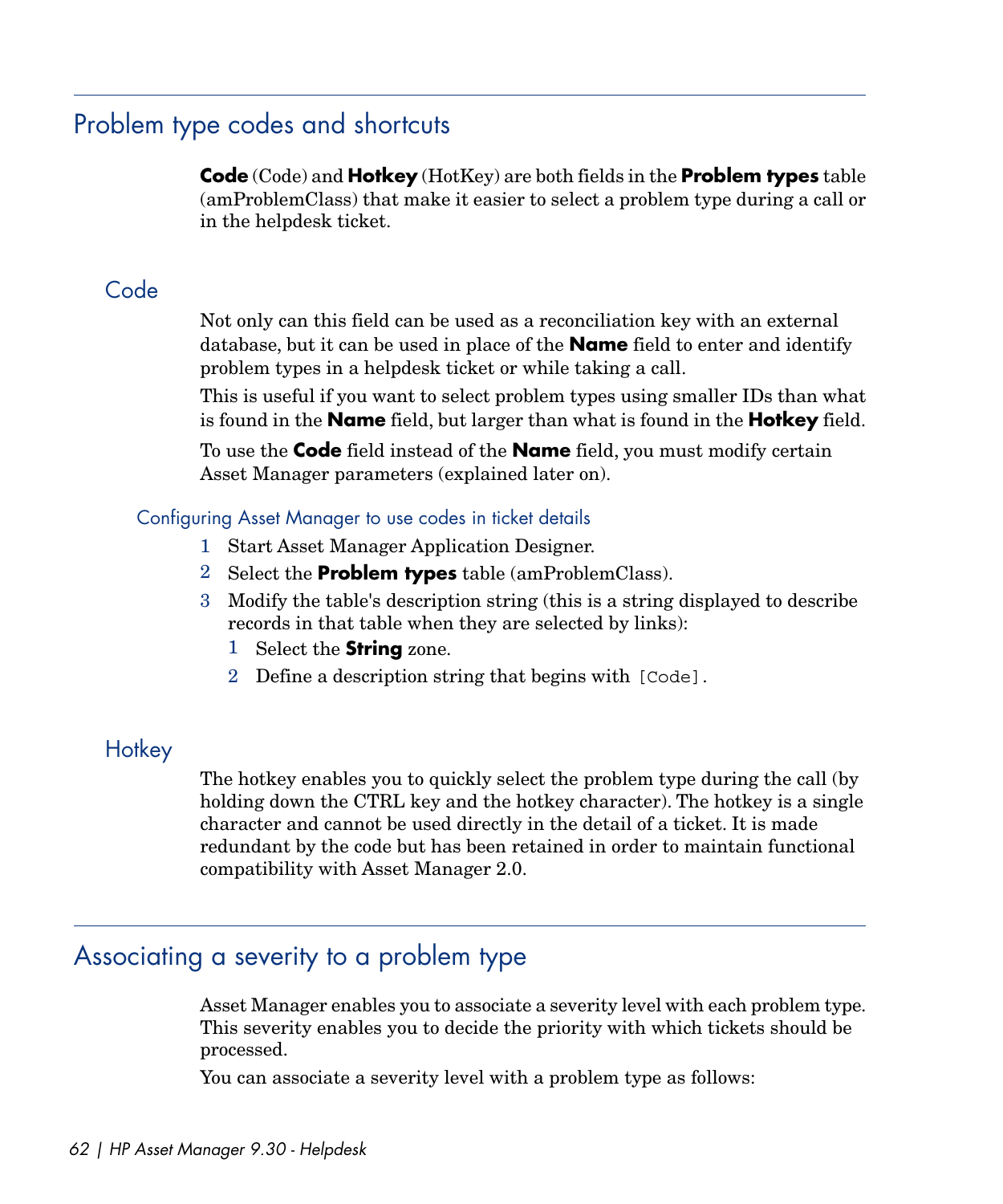## Problem type codes and shortcuts

**Code** (Code) and **Hotkey** (HotKey) are both fields in the **Problem types** table (amProblemClass) that make it easier to select a problem type during a call or in the helpdesk ticket.

### Code

Not only can this field can be used as a reconciliation key with an external database, but it can be used in place of the **Name** field to enter and identify problem types in a helpdesk ticket or while taking a call.

This is useful if you want to select problem types using smaller IDs than what is found in the **Name** field, but larger than what is found in the **Hotkey** field.

To use the **Code** field instead of the **Name** field, you must modify certain Asset Manager parameters (explained later on).

#### Configuring Asset Manager to use codes in ticket details

1. Start Asset Manager Application Designer.
2. Select the **Problem types** table (amProblemClass).
3. Modify the table's description string (this is a string displayed to describe records in that table when they are selected by links):
   1. Select the **String** zone.
   2. Define a description string that begins with `[Code]`.

### Hotkey

The hotkey enables you to quickly select the problem type during the call (by holding down the CTRL key and the hotkey character). The hotkey is a single character and cannot be used directly in the detail of a ticket. It is made redundant by the code but has been retained in order to maintain functional compatibility with Asset Manager 2.0.

## Associating a severity to a problem type

Asset Manager enables you to associate a severity level with each problem type. This severity enables you to decide the priority with which tickets should be processed.

You can associate a severity level with a problem type as follows: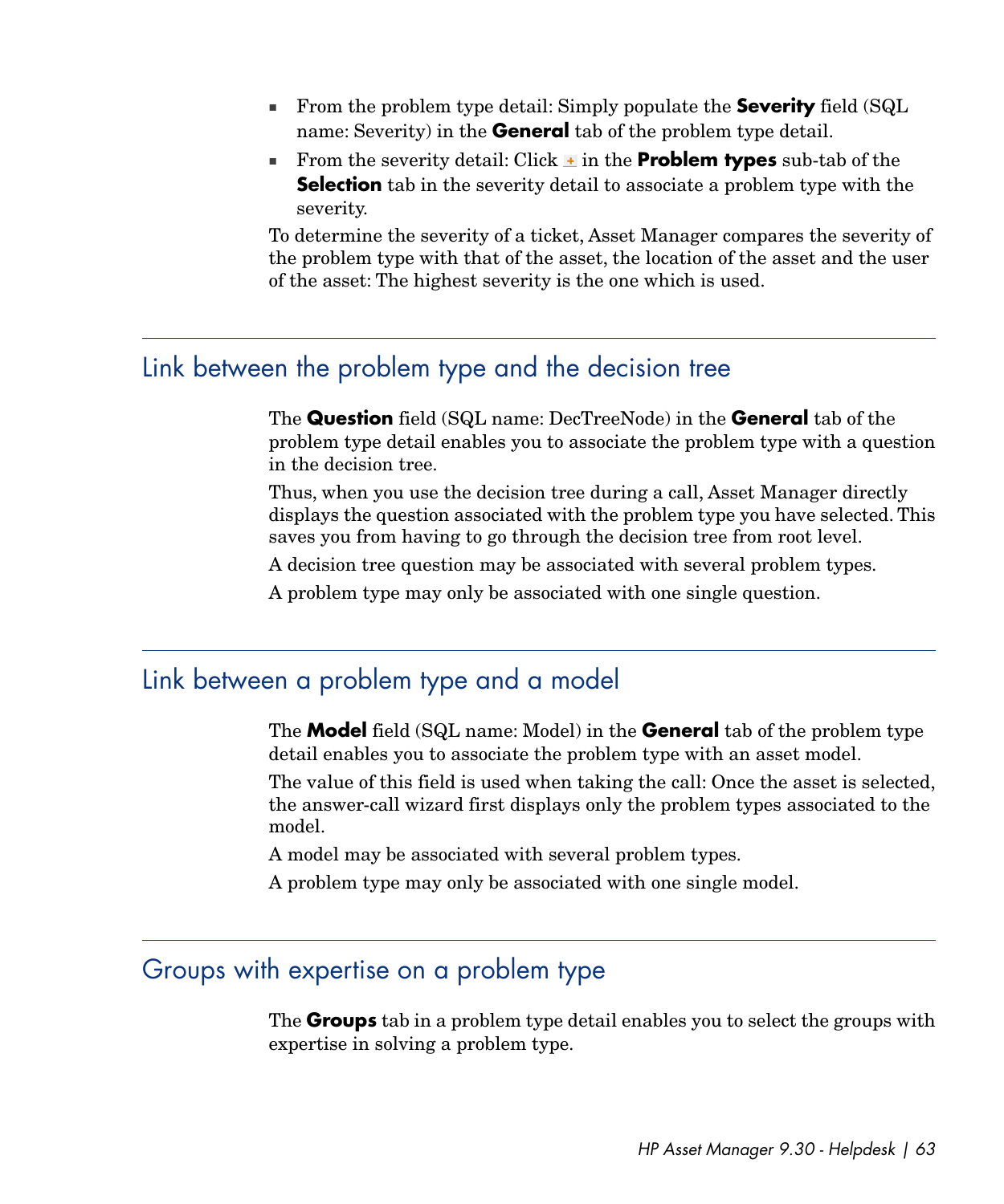- From the problem type detail: Simply populate the **Severity** field (SQL name: Severity) in the **General** tab of the problem type detail.
- From the severity detail: Click + in the **Problem types** sub-tab of the **Selection** tab in the severity detail to associate a problem type with the severity.

To determine the severity of a ticket, Asset Manager compares the severity of the problem type with that of the asset, the location of the asset and the user of the asset: The highest severity is the one which is used.

## Link between the problem type and the decision tree

The **Question** field (SQL name: DecTreeNode) in the **General** tab of the problem type detail enables you to associate the problem type with a question in the decision tree.

Thus, when you use the decision tree during a call, Asset Manager directly displays the question associated with the problem type you have selected. This saves you from having to go through the decision tree from root level.

A decision tree question may be associated with several problem types.

A problem type may only be associated with one single question.

## Link between a problem type and a model

The **Model** field (SQL name: Model) in the **General** tab of the problem type detail enables you to associate the problem type with an asset model.

The value of this field is used when taking the call: Once the asset is selected, the answer-call wizard first displays only the problem types associated to the model.

A model may be associated with several problem types.

A problem type may only be associated with one single model.

## Groups with expertise on a problem type

The **Groups** tab in a problem type detail enables you to select the groups with expertise in solving a problem type.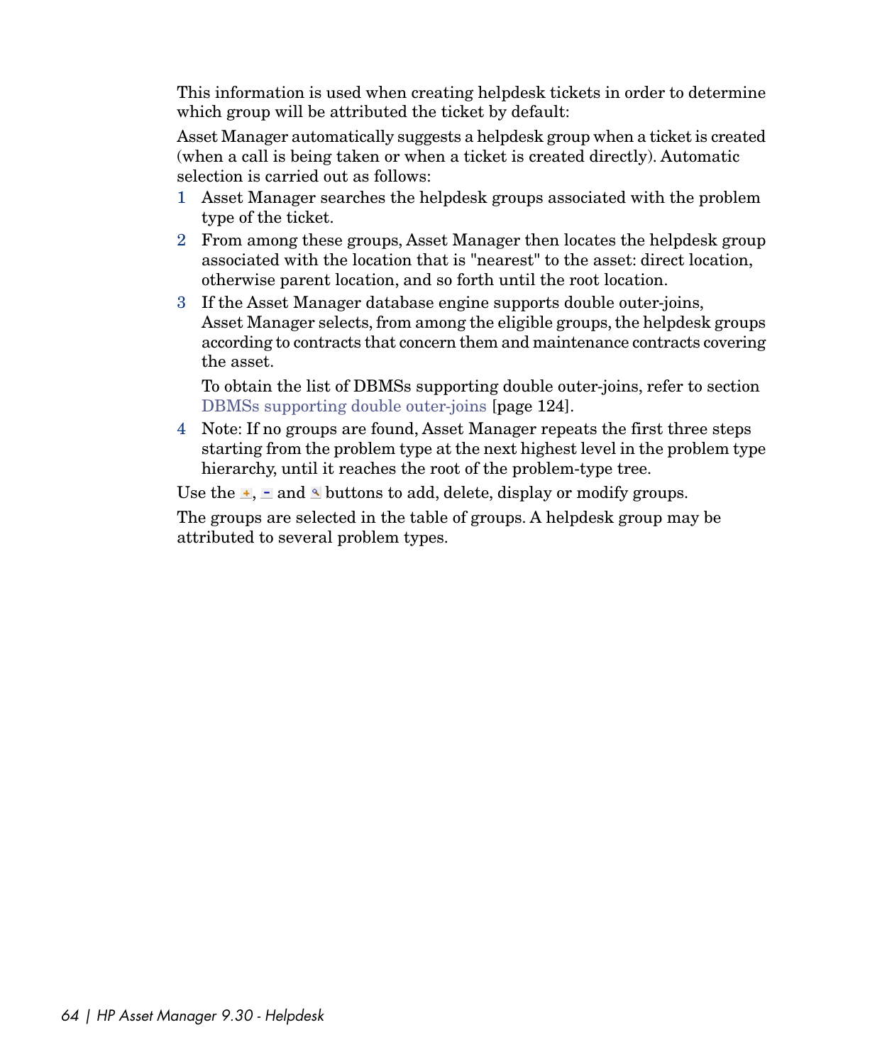This information is used when creating helpdesk tickets in order to determine which group will be attributed the ticket by default:

Asset Manager automatically suggests a helpdesk group when a ticket is created (when a call is being taken or when a ticket is created directly). Automatic selection is carried out as follows:

1. Asset Manager searches the helpdesk groups associated with the problem type of the ticket.
2. From among these groups, Asset Manager then locates the helpdesk group associated with the location that is "nearest" to the asset: direct location, otherwise parent location, and so forth until the root location.
3. If the Asset Manager database engine supports double outer-joins, Asset Manager selects, from among the eligible groups, the helpdesk groups according to contracts that concern them and maintenance contracts covering the asset.

   To obtain the list of DBMSs supporting double outer-joins, refer to section DBMSs supporting double outer-joins [page 124].
4. Note: If no groups are found, Asset Manager repeats the first three steps starting from the problem type at the next highest level in the problem type hierarchy, until it reaches the root of the problem-type tree.

Use the +, - and 🔍 buttons to add, delete, display or modify groups.

The groups are selected in the table of groups. A helpdesk group may be attributed to several problem types.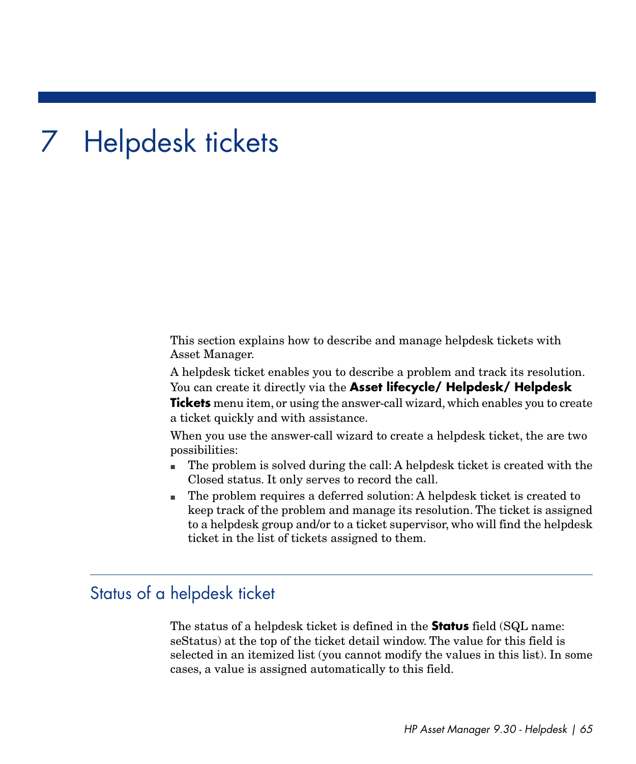# 7 Helpdesk tickets

This section explains how to describe and manage helpdesk tickets with Asset Manager.

A helpdesk ticket enables you to describe a problem and track its resolution. You can create it directly via the **Asset lifecycle/ Helpdesk/ Helpdesk Tickets** menu item, or using the answer-call wizard, which enables you to create a ticket quickly and with assistance.

When you use the answer-call wizard to create a helpdesk ticket, the are two possibilities:

- The problem is solved during the call: A helpdesk ticket is created with the Closed status. It only serves to record the call.
- The problem requires a deferred solution: A helpdesk ticket is created to keep track of the problem and manage its resolution. The ticket is assigned to a helpdesk group and/or to a ticket supervisor, who will find the helpdesk ticket in the list of tickets assigned to them.

## Status of a helpdesk ticket

The status of a helpdesk ticket is defined in the **Status** field (SQL name: seStatus) at the top of the ticket detail window. The value for this field is selected in an itemized list (you cannot modify the values in this list). In some cases, a value is assigned automatically to this field.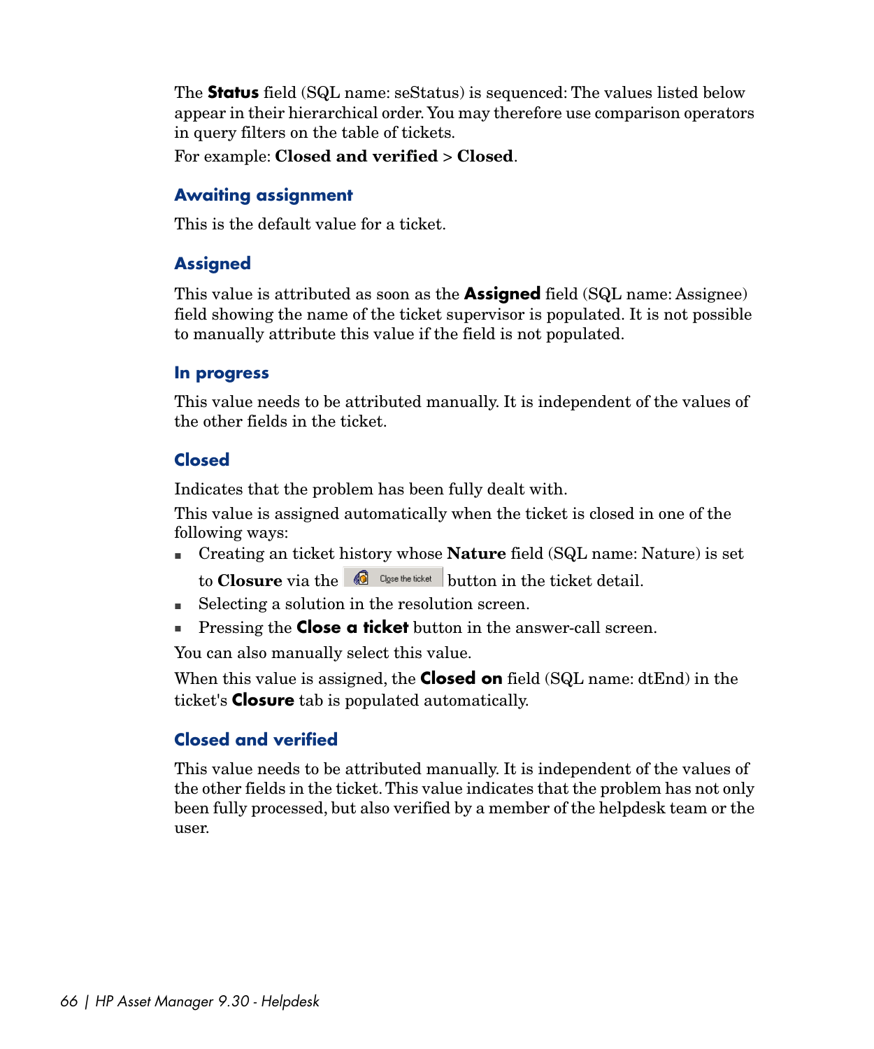The **Status** field (SQL name: seStatus) is sequenced: The values listed below appear in their hierarchical order. You may therefore use comparison operators in query filters on the table of tickets.

For example: **Closed and verified** > **Closed**.

### Awaiting assignment

This is the default value for a ticket.

### Assigned

This value is attributed as soon as the **Assigned** field (SQL name: Assignee) field showing the name of the ticket supervisor is populated. It is not possible to manually attribute this value if the field is not populated.

### In progress

This value needs to be attributed manually. It is independent of the values of the other fields in the ticket.

### Closed

Indicates that the problem has been fully dealt with.

This value is assigned automatically when the ticket is closed in one of the following ways:

- Creating an ticket history whose **Nature** field (SQL name: Nature) is set to **Closure** via the Close the ticket button in the ticket detail.
- Selecting a solution in the resolution screen.
- Pressing the **Close a ticket** button in the answer-call screen.

You can also manually select this value.

When this value is assigned, the **Closed on** field (SQL name: dtEnd) in the ticket's **Closure** tab is populated automatically.

### Closed and verified

This value needs to be attributed manually. It is independent of the values of the other fields in the ticket. This value indicates that the problem has not only been fully processed, but also verified by a member of the helpdesk team or the user.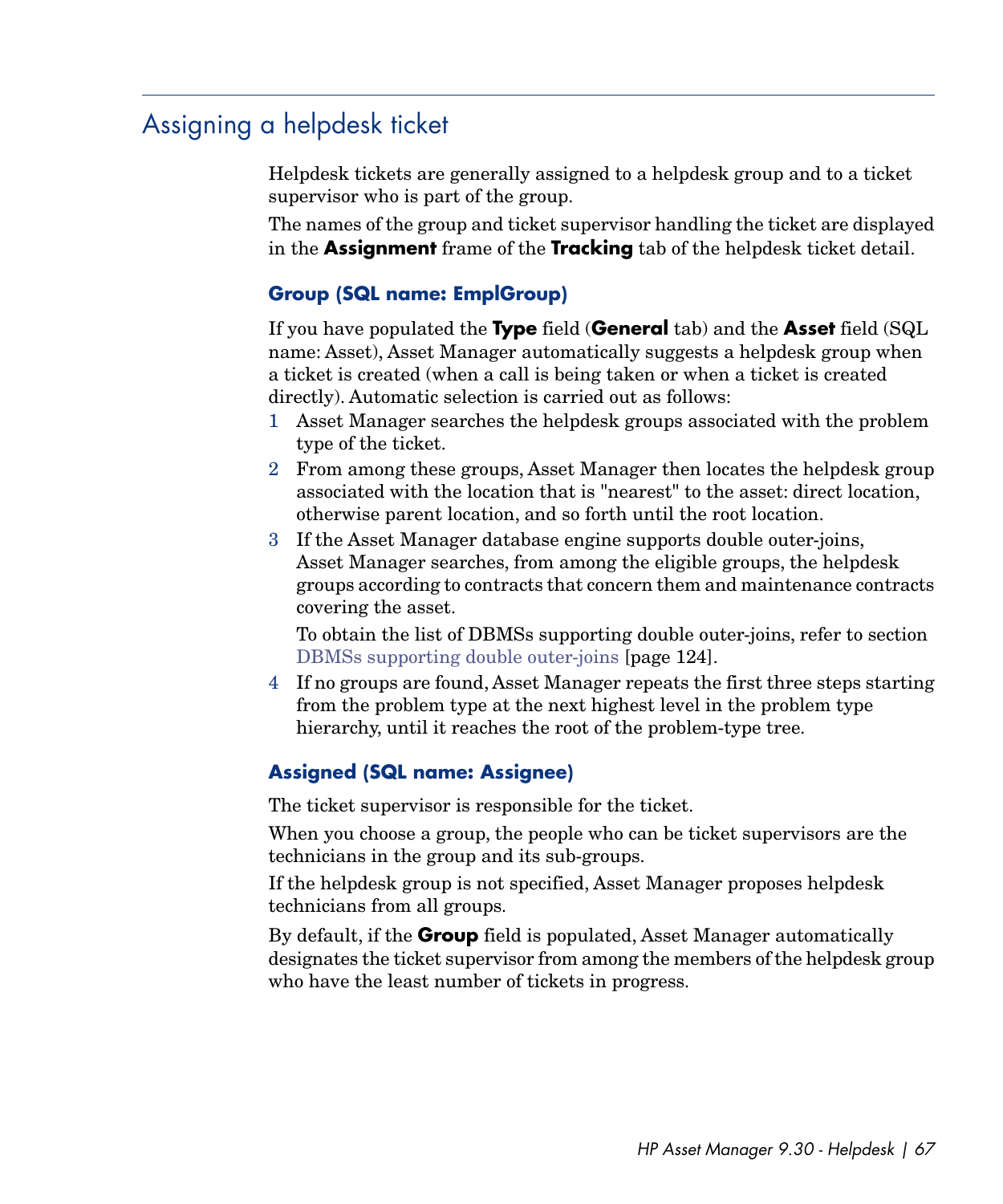## Assigning a helpdesk ticket

Helpdesk tickets are generally assigned to a helpdesk group and to a ticket supervisor who is part of the group.

The names of the group and ticket supervisor handling the ticket are displayed in the **Assignment** frame of the **Tracking** tab of the helpdesk ticket detail.

### Group (SQL name: EmplGroup)

If you have populated the **Type** field (**General** tab) and the **Asset** field (SQL name: Asset), Asset Manager automatically suggests a helpdesk group when a ticket is created (when a call is being taken or when a ticket is created directly). Automatic selection is carried out as follows:

1. Asset Manager searches the helpdesk groups associated with the problem type of the ticket.
2. From among these groups, Asset Manager then locates the helpdesk group associated with the location that is "nearest" to the asset: direct location, otherwise parent location, and so forth until the root location.
3. If the Asset Manager database engine supports double outer-joins, Asset Manager searches, from among the eligible groups, the helpdesk groups according to contracts that concern them and maintenance contracts covering the asset.

   To obtain the list of DBMSs supporting double outer-joins, refer to section DBMSs supporting double outer-joins [page 124].
4. If no groups are found, Asset Manager repeats the first three steps starting from the problem type at the next highest level in the problem type hierarchy, until it reaches the root of the problem-type tree.

### Assigned (SQL name: Assignee)

The ticket supervisor is responsible for the ticket.

When you choose a group, the people who can be ticket supervisors are the technicians in the group and its sub-groups.

If the helpdesk group is not specified, Asset Manager proposes helpdesk technicians from all groups.

By default, if the **Group** field is populated, Asset Manager automatically designates the ticket supervisor from among the members of the helpdesk group who have the least number of tickets in progress.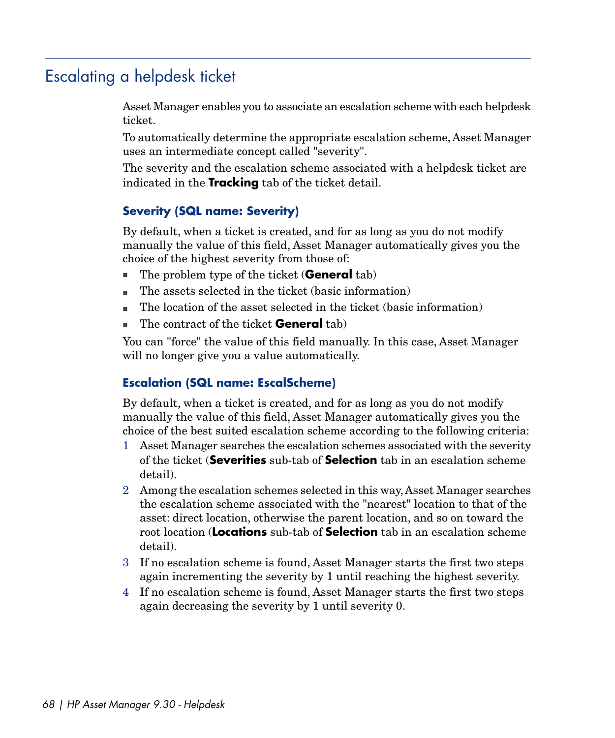# Escalating a helpdesk ticket

Asset Manager enables you to associate an escalation scheme with each helpdesk ticket.

To automatically determine the appropriate escalation scheme, Asset Manager uses an intermediate concept called "severity".

The severity and the escalation scheme associated with a helpdesk ticket are indicated in the **Tracking** tab of the ticket detail.

### Severity (SQL name: Severity)

By default, when a ticket is created, and for as long as you do not modify manually the value of this field, Asset Manager automatically gives you the choice of the highest severity from those of:

- The problem type of the ticket (**General** tab)
- The assets selected in the ticket (basic information)
- The location of the asset selected in the ticket (basic information)
- The contract of the ticket **General** tab)

You can "force" the value of this field manually. In this case, Asset Manager will no longer give you a value automatically.

### Escalation (SQL name: EscalScheme)

By default, when a ticket is created, and for as long as you do not modify manually the value of this field, Asset Manager automatically gives you the choice of the best suited escalation scheme according to the following criteria:

1. Asset Manager searches the escalation schemes associated with the severity of the ticket (**Severities** sub-tab of **Selection** tab in an escalation scheme detail).
2. Among the escalation schemes selected in this way, Asset Manager searches the escalation scheme associated with the "nearest" location to that of the asset: direct location, otherwise the parent location, and so on toward the root location (**Locations** sub-tab of **Selection** tab in an escalation scheme detail).
3. If no escalation scheme is found, Asset Manager starts the first two steps again incrementing the severity by 1 until reaching the highest severity.
4. If no escalation scheme is found, Asset Manager starts the first two steps again decreasing the severity by 1 until severity 0.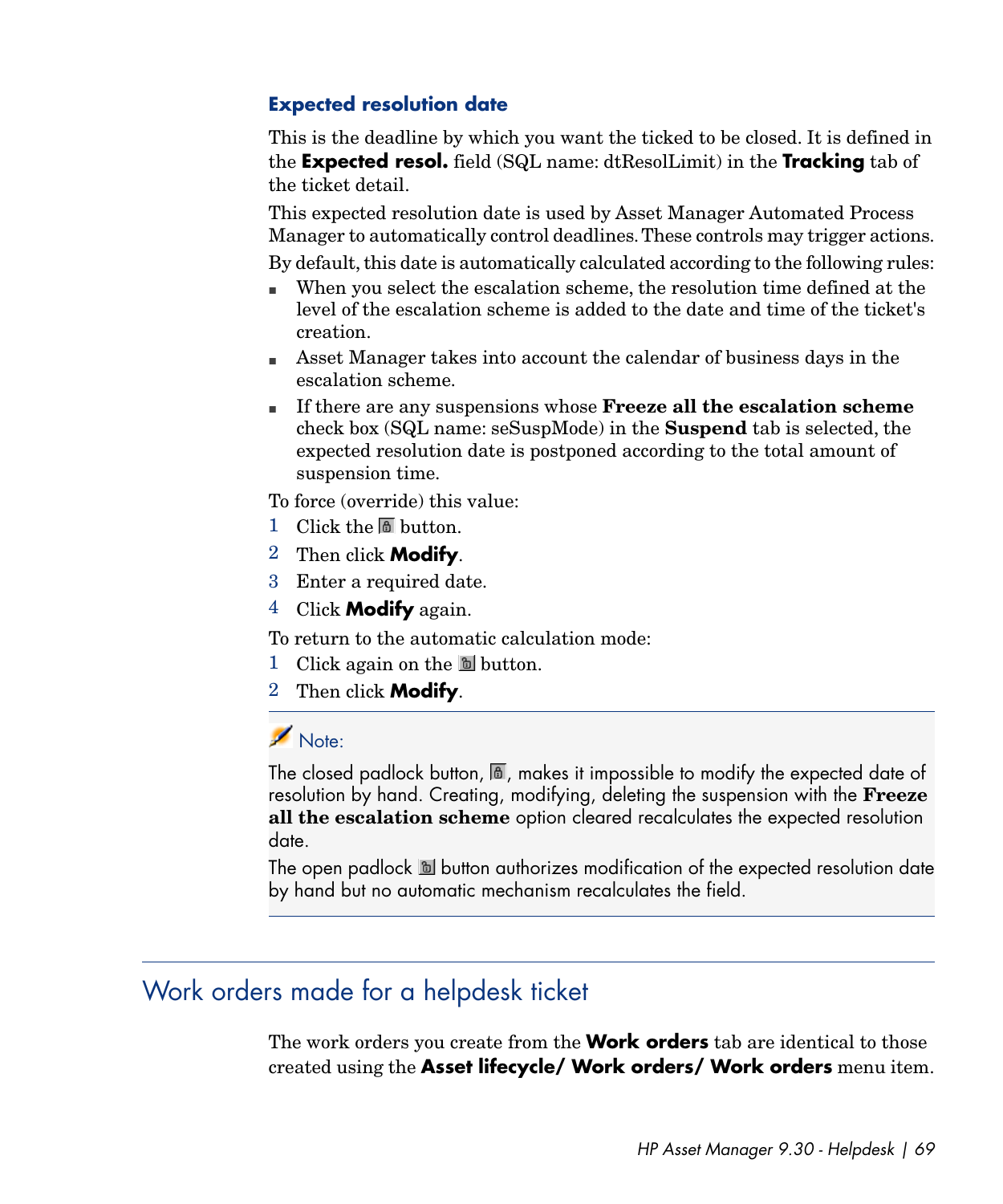### Expected resolution date

This is the deadline by which you want the ticked to be closed. It is defined in the **Expected resol.** field (SQL name: dtResolLimit) in the **Tracking** tab of the ticket detail.

This expected resolution date is used by Asset Manager Automated Process Manager to automatically control deadlines. These controls may trigger actions.

By default, this date is automatically calculated according to the following rules:

- When you select the escalation scheme, the resolution time defined at the level of the escalation scheme is added to the date and time of the ticket's creation.
- Asset Manager takes into account the calendar of business days in the escalation scheme.
- If there are any suspensions whose **Freeze all the escalation scheme** check box (SQL name: seSuspMode) in the **Suspend** tab is selected, the expected resolution date is postponed according to the total amount of suspension time.

To force (override) this value:

1. Click the button.
2. Then click **Modify**.
3. Enter a required date.
4. Click **Modify** again.

To return to the automatic calculation mode:

1. Click again on the button.
2. Then click **Modify**.

> **Note:**
>
> The closed padlock button, , makes it impossible to modify the expected date of resolution by hand. Creating, modifying, deleting the suspension with the **Freeze all the escalation scheme** option cleared recalculates the expected resolution date.
>
> The open padlock button authorizes modification of the expected resolution date by hand but no automatic mechanism recalculates the field.

## Work orders made for a helpdesk ticket

The work orders you create from the **Work orders** tab are identical to those created using the **Asset lifecycle/ Work orders/ Work orders** menu item.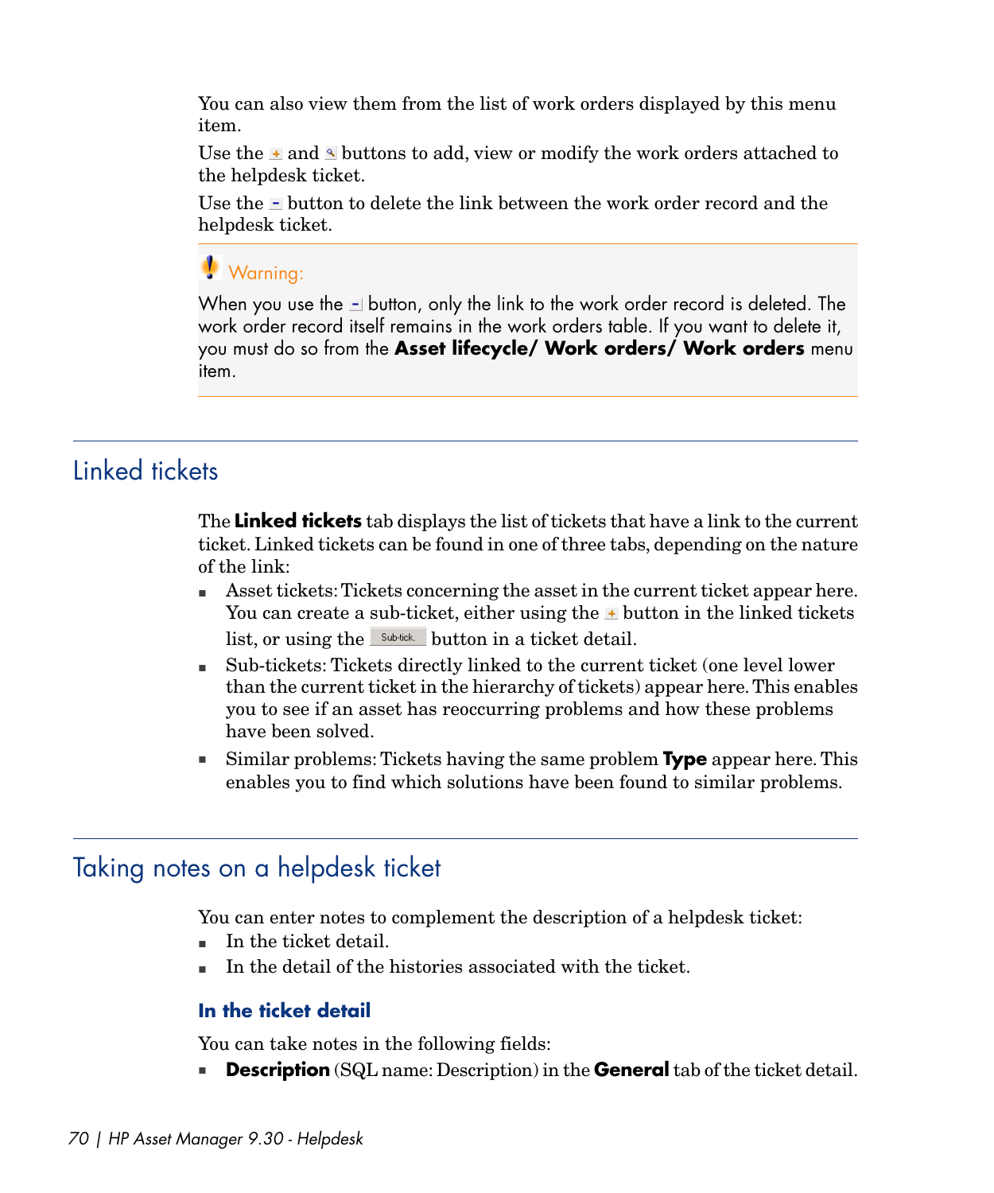You can also view them from the list of work orders displayed by this menu item.

Use the + and 🔍 buttons to add, view or modify the work orders attached to the helpdesk ticket.

Use the - button to delete the link between the work order record and the helpdesk ticket.

> **Warning:**
>
> When you use the - button, only the link to the work order record is deleted. The work order record itself remains in the work orders table. If you want to delete it, you must do so from the **Asset lifecycle/ Work orders/ Work orders** menu item.

## Linked tickets

The **Linked tickets** tab displays the list of tickets that have a link to the current ticket. Linked tickets can be found in one of three tabs, depending on the nature of the link:

- Asset tickets: Tickets concerning the asset in the current ticket appear here. You can create a sub-ticket, either using the + button in the linked tickets list, or using the Sub-tick. button in a ticket detail.
- Sub-tickets: Tickets directly linked to the current ticket (one level lower than the current ticket in the hierarchy of tickets) appear here. This enables you to see if an asset has reoccurring problems and how these problems have been solved.
- Similar problems: Tickets having the same problem **Type** appear here. This enables you to find which solutions have been found to similar problems.

## Taking notes on a helpdesk ticket

You can enter notes to complement the description of a helpdesk ticket:

- In the ticket detail.
- In the detail of the histories associated with the ticket.

### In the ticket detail

You can take notes in the following fields:

- **Description** (SQL name: Description) in the **General** tab of the ticket detail.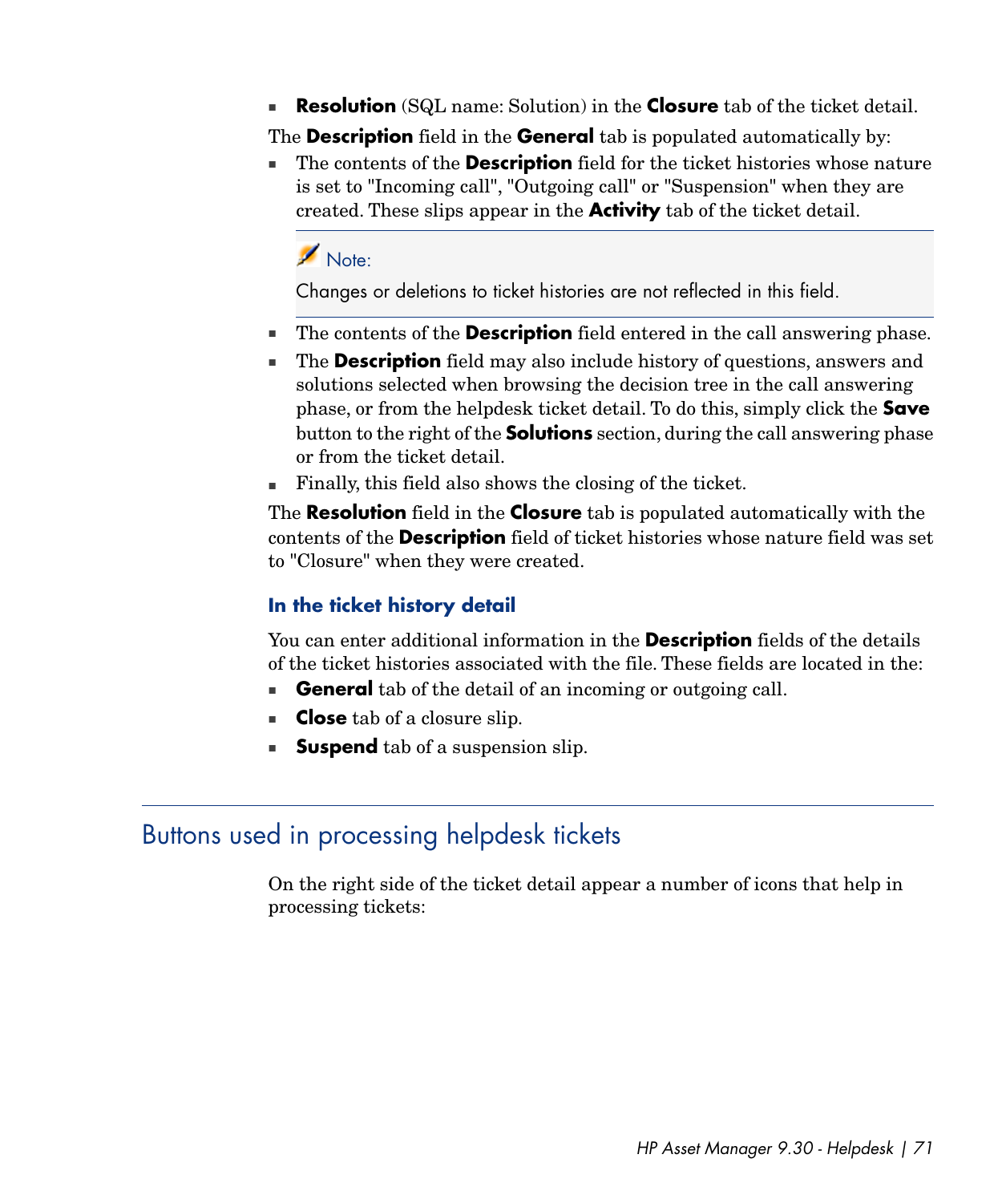- **Resolution** (SQL name: Solution) in the **Closure** tab of the ticket detail.

The **Description** field in the **General** tab is populated automatically by:

- The contents of the **Description** field for the ticket histories whose nature is set to "Incoming call", "Outgoing call" or "Suspension" when they are created. These slips appear in the **Activity** tab of the ticket detail.

> Note:
>
> Changes or deletions to ticket histories are not reflected in this field.

- The contents of the **Description** field entered in the call answering phase.
- The **Description** field may also include history of questions, answers and solutions selected when browsing the decision tree in the call answering phase, or from the helpdesk ticket detail. To do this, simply click the **Save** button to the right of the **Solutions** section, during the call answering phase or from the ticket detail.
- Finally, this field also shows the closing of the ticket.

The **Resolution** field in the **Closure** tab is populated automatically with the contents of the **Description** field of ticket histories whose nature field was set to "Closure" when they were created.

### In the ticket history detail

You can enter additional information in the **Description** fields of the details of the ticket histories associated with the file. These fields are located in the:

- **General** tab of the detail of an incoming or outgoing call.
- **Close** tab of a closure slip.
- **Suspend** tab of a suspension slip.

## Buttons used in processing helpdesk tickets

On the right side of the ticket detail appear a number of icons that help in processing tickets: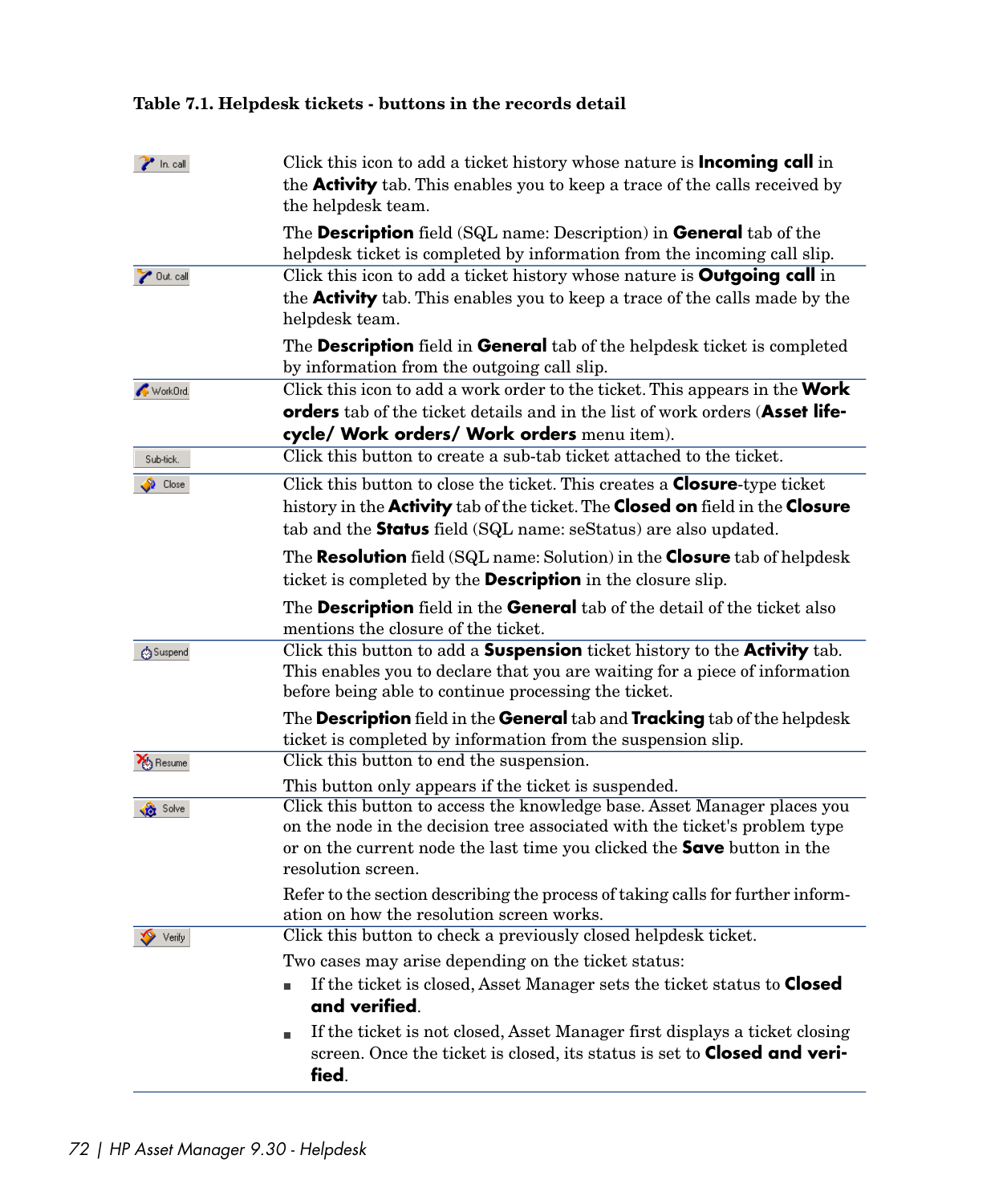**Table 7.1. Helpdesk tickets - buttons in the records detail**

| | |
|---|---|
| In. call | Click this icon to add a ticket history whose nature is **Incoming call** in the **Activity** tab. This enables you to keep a trace of the calls received by the helpdesk team.<br><br>The **Description** field (SQL name: Description) in **General** tab of the helpdesk ticket is completed by information from the incoming call slip. |
| Out. call | Click this icon to add a ticket history whose nature is **Outgoing call** in the **Activity** tab. This enables you to keep a trace of the calls made by the helpdesk team.<br><br>The **Description** field in **General** tab of the helpdesk ticket is completed by information from the outgoing call slip. |
| WorkOrd. | Click this icon to add a work order to the ticket. This appears in the **Work orders** tab of the ticket details and in the list of work orders (**Asset life-cycle/ Work orders/ Work orders** menu item). |
| Sub-tick. | Click this button to create a sub-tab ticket attached to the ticket. |
| Close | Click this button to close the ticket. This creates a **Closure**-type ticket history in the **Activity** tab of the ticket. The **Closed on** field in the **Closure** tab and the **Status** field (SQL name: seStatus) are also updated.<br><br>The **Resolution** field (SQL name: Solution) in the **Closure** tab of helpdesk ticket is completed by the **Description** in the closure slip.<br><br>The **Description** field in the **General** tab of the detail of the ticket also mentions the closure of the ticket. |
| Suspend | Click this button to add a **Suspension** ticket history to the **Activity** tab. This enables you to declare that you are waiting for a piece of information before being able to continue processing the ticket.<br><br>The **Description** field in the **General** tab and **Tracking** tab of the helpdesk ticket is completed by information from the suspension slip. |
| Resume | Click this button to end the suspension.<br><br>This button only appears if the ticket is suspended. |
| Solve | Click this button to access the knowledge base. Asset Manager places you on the node in the decision tree associated with the ticket's problem type or on the current node the last time you clicked the **Save** button in the resolution screen.<br><br>Refer to the section describing the process of taking calls for further information on how the resolution screen works. |
| Verify | Click this button to check a previously closed helpdesk ticket.<br><br>Two cases may arise depending on the ticket status:<br>■ If the ticket is closed, Asset Manager sets the ticket status to **Closed and verified**.<br>■ If the ticket is not closed, Asset Manager first displays a ticket closing screen. Once the ticket is closed, its status is set to **Closed and verified**. |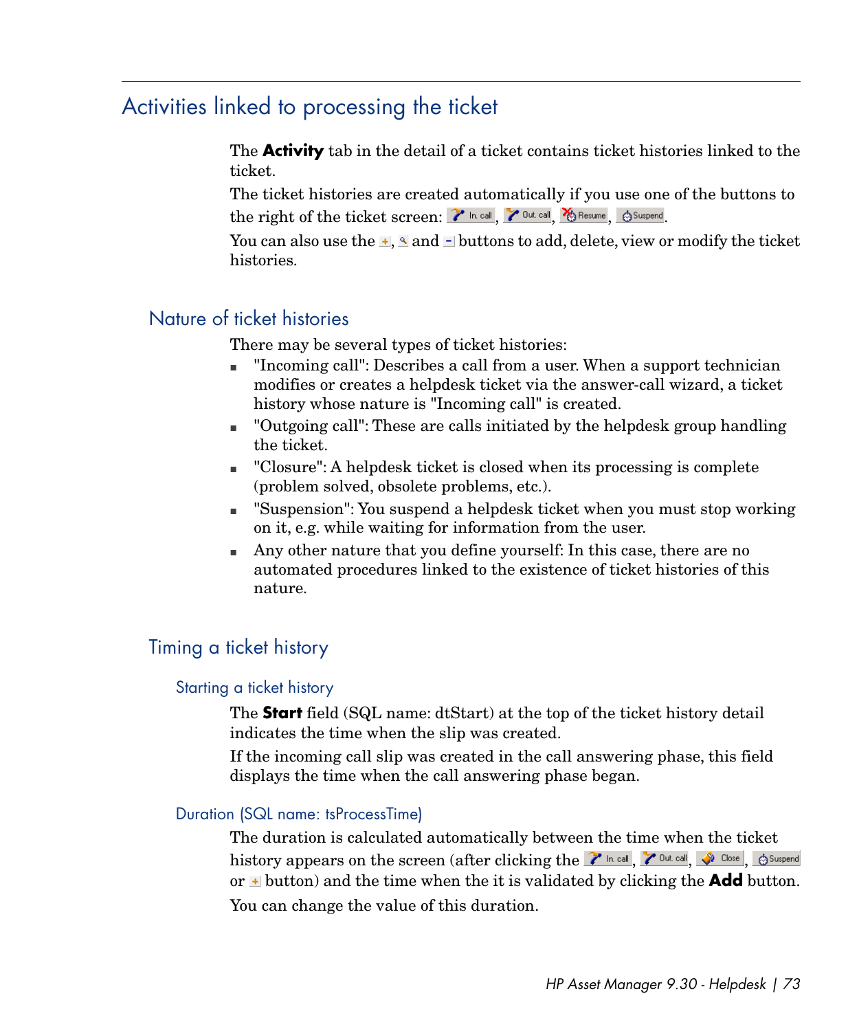# Activities linked to processing the ticket

The **Activity** tab in the detail of a ticket contains ticket histories linked to the ticket.

The ticket histories are created automatically if you use one of the buttons to the right of the ticket screen: In. call, Out. call, Resume, Suspend.

You can also use the +, and - buttons to add, delete, view or modify the ticket histories.

## Nature of ticket histories

There may be several types of ticket histories:

- "Incoming call": Describes a call from a user. When a support technician modifies or creates a helpdesk ticket via the answer-call wizard, a ticket history whose nature is "Incoming call" is created.
- "Outgoing call": These are calls initiated by the helpdesk group handling the ticket.
- "Closure": A helpdesk ticket is closed when its processing is complete (problem solved, obsolete problems, etc.).
- "Suspension": You suspend a helpdesk ticket when you must stop working on it, e.g. while waiting for information from the user.
- Any other nature that you define yourself: In this case, there are no automated procedures linked to the existence of ticket histories of this nature.

## Timing a ticket history

### Starting a ticket history

The **Start** field (SQL name: dtStart) at the top of the ticket history detail indicates the time when the slip was created.

If the incoming call slip was created in the call answering phase, this field displays the time when the call answering phase began.

### Duration (SQL name: tsProcessTime)

The duration is calculated automatically between the time when the ticket history appears on the screen (after clicking the In. call, Out. call, Close, Suspend or + button) and the time when the it is validated by clicking the **Add** button.

You can change the value of this duration.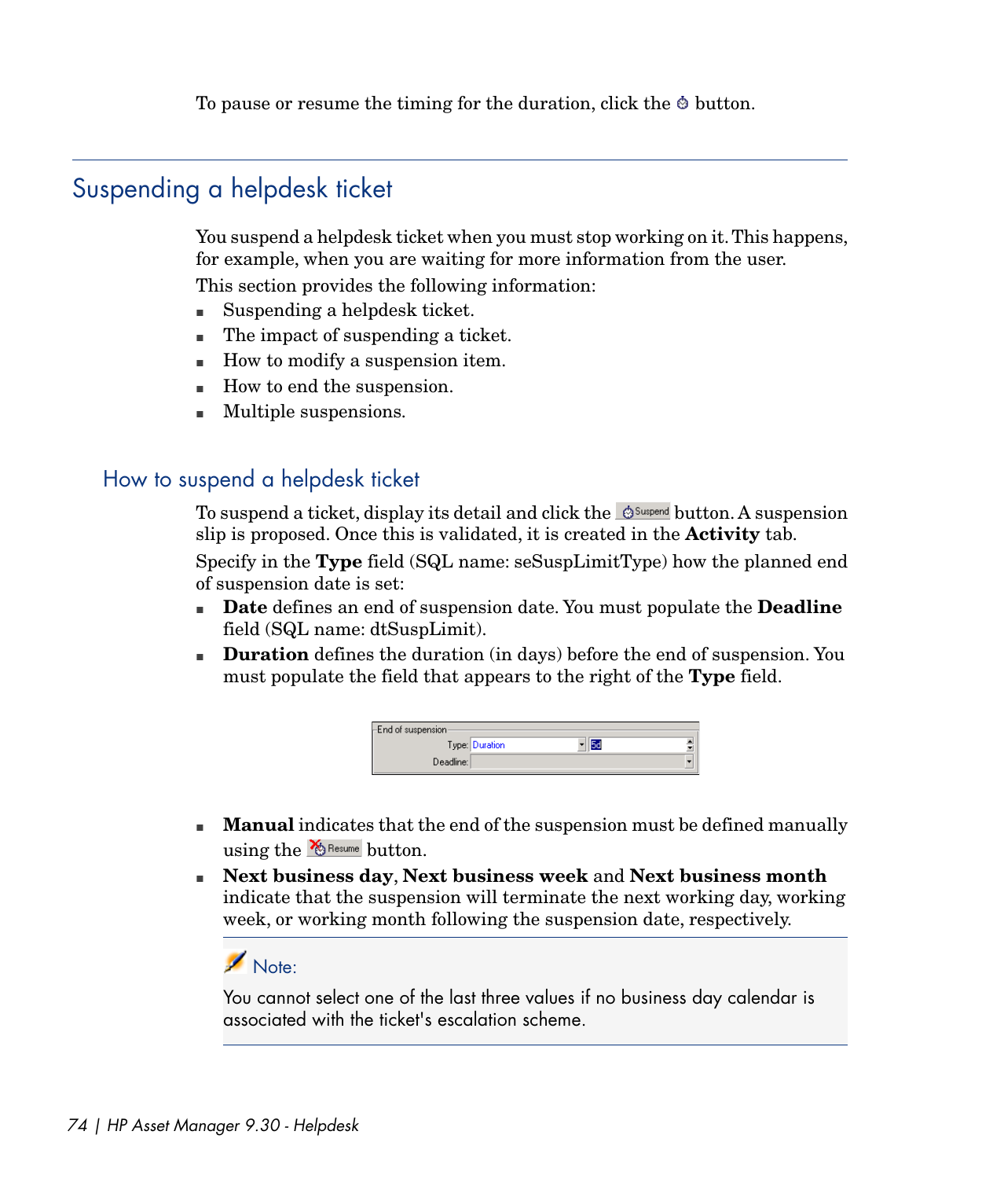To pause or resume the timing for the duration, click the button.

## Suspending a helpdesk ticket

You suspend a helpdesk ticket when you must stop working on it. This happens, for example, when you are waiting for more information from the user.

This section provides the following information:

- Suspending a helpdesk ticket.
- The impact of suspending a ticket.
- How to modify a suspension item.
- How to end the suspension.
- Multiple suspensions.

### How to suspend a helpdesk ticket

To suspend a ticket, display its detail and click the **Suspend** button. A suspension slip is proposed. Once this is validated, it is created in the **Activity** tab.

Specify in the **Type** field (SQL name: seSuspLimitType) how the planned end of suspension date is set:

- **Date** defines an end of suspension date. You must populate the **Deadline** field (SQL name: dtSuspLimit).
- **Duration** defines the duration (in days) before the end of suspension. You must populate the field that appears to the right of the **Type** field.

- **Manual** indicates that the end of the suspension must be defined manually using the **Resume** button.
- **Next business day**, **Next business week** and **Next business month** indicate that the suspension will terminate the next working day, working week, or working month following the suspension date, respectively.

> **Note:**
>
> You cannot select one of the last three values if no business day calendar is associated with the ticket's escalation scheme.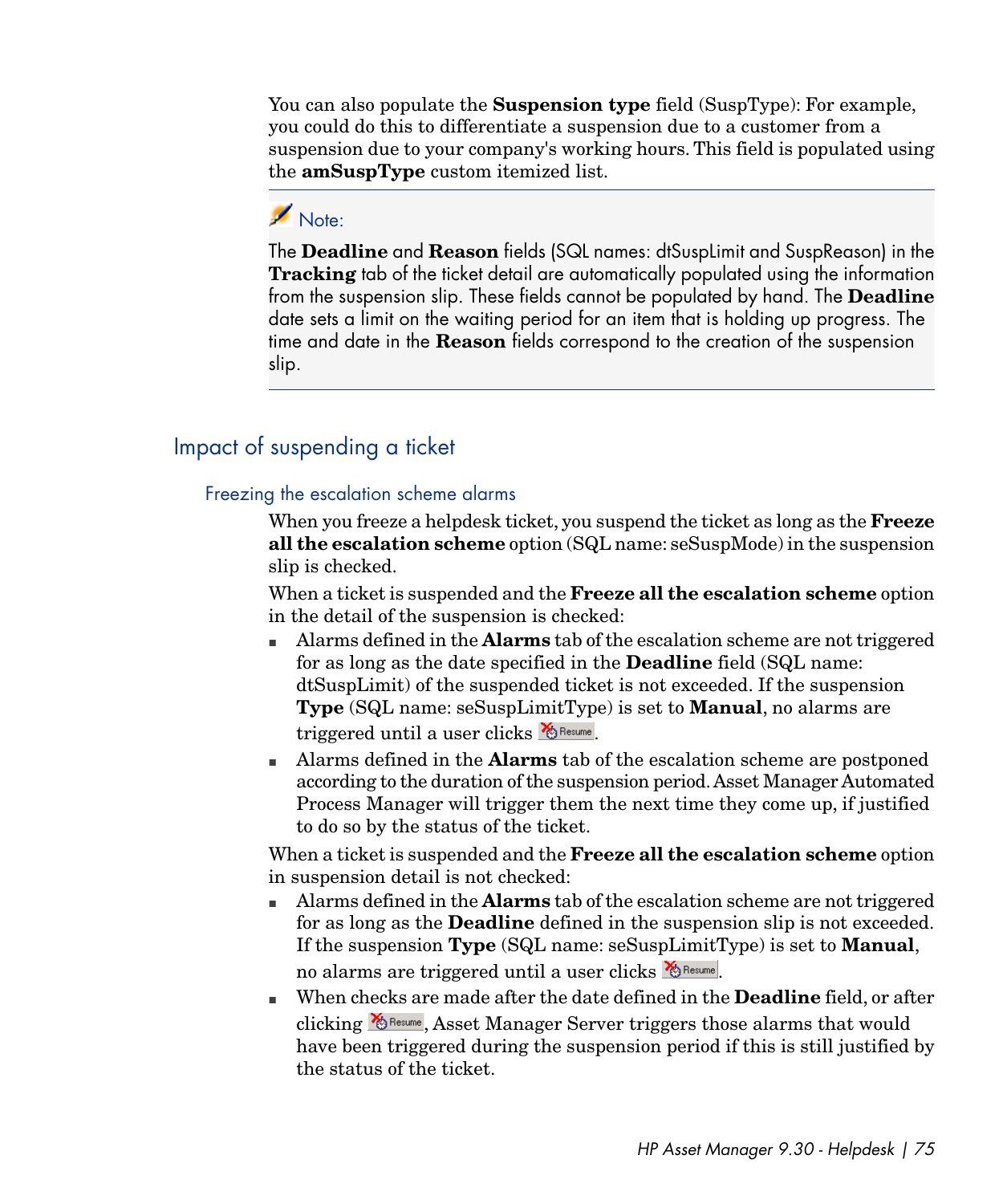You can also populate the **Suspension type** field (SuspType): For example, you could do this to differentiate a suspension due to a customer from a suspension due to your company's working hours. This field is populated using the **amSuspType** custom itemized list.

> Note:
>
> The **Deadline** and **Reason** fields (SQL names: dtSuspLimit and SuspReason) in the **Tracking** tab of the ticket detail are automatically populated using the information from the suspension slip. These fields cannot be populated by hand. The **Deadline** date sets a limit on the waiting period for an item that is holding up progress. The time and date in the **Reason** fields correspond to the creation of the suspension slip.

## Impact of suspending a ticket

### Freezing the escalation scheme alarms

When you freeze a helpdesk ticket, you suspend the ticket as long as the **Freeze all the escalation scheme** option (SQL name: seSuspMode) in the suspension slip is checked.

When a ticket is suspended and the **Freeze all the escalation scheme** option in the detail of the suspension is checked:

- Alarms defined in the **Alarms** tab of the escalation scheme are not triggered for as long as the date specified in the **Deadline** field (SQL name: dtSuspLimit) of the suspended ticket is not exceeded. If the suspension **Type** (SQL name: seSuspLimitType) is set to **Manual**, no alarms are triggered until a user clicks Resume.
- Alarms defined in the **Alarms** tab of the escalation scheme are postponed according to the duration of the suspension period. Asset Manager Automated Process Manager will trigger them the next time they come up, if justified to do so by the status of the ticket.

When a ticket is suspended and the **Freeze all the escalation scheme** option in suspension detail is not checked:

- Alarms defined in the **Alarms** tab of the escalation scheme are not triggered for as long as the **Deadline** defined in the suspension slip is not exceeded. If the suspension **Type** (SQL name: seSuspLimitType) is set to **Manual**, no alarms are triggered until a user clicks Resume.
- When checks are made after the date defined in the **Deadline** field, or after clicking Resume, Asset Manager Server triggers those alarms that would have been triggered during the suspension period if this is still justified by the status of the ticket.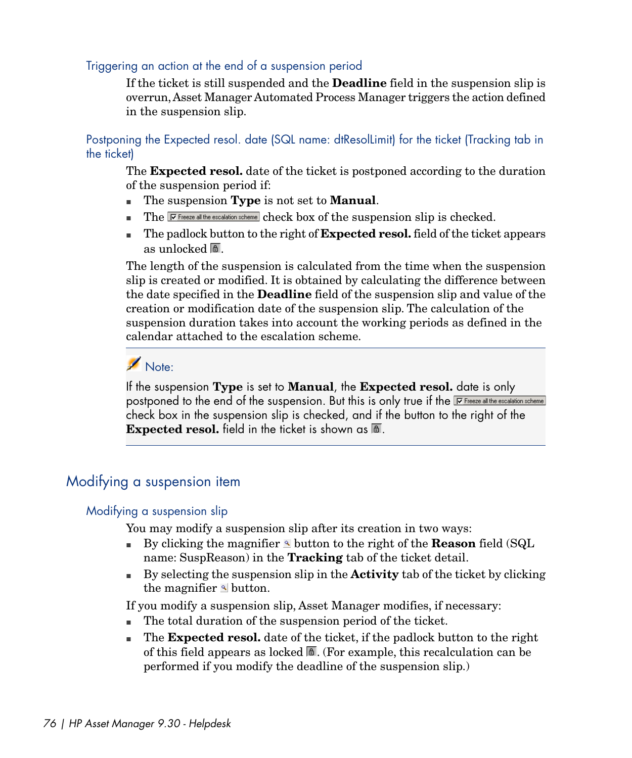### Triggering an action at the end of a suspension period

If the ticket is still suspended and the **Deadline** field in the suspension slip is overrun, Asset Manager Automated Process Manager triggers the action defined in the suspension slip.

### Postponing the Expected resol. date (SQL name: dtResolLimit) for the ticket (Tracking tab in the ticket)

The **Expected resol.** date of the ticket is postponed according to the duration of the suspension period if:

- The suspension **Type** is not set to **Manual**.
- The Freeze all the escalation scheme check box of the suspension slip is checked.
- The padlock button to the right of **Expected resol.** field of the ticket appears as unlocked.

The length of the suspension is calculated from the time when the suspension slip is created or modified. It is obtained by calculating the difference between the date specified in the **Deadline** field of the suspension slip and value of the creation or modification date of the suspension slip. The calculation of the suspension duration takes into account the working periods as defined in the calendar attached to the escalation scheme.

> **Note:**
>
> If the suspension **Type** is set to **Manual**, the **Expected resol.** date is only postponed to the end of the suspension. But this is only true if the Freeze all the escalation scheme check box in the suspension slip is checked, and if the button to the right of the **Expected resol.** field in the ticket is shown as unlocked.

## Modifying a suspension item

### Modifying a suspension slip

You may modify a suspension slip after its creation in two ways:

- By clicking the magnifier button to the right of the **Reason** field (SQL name: SuspReason) in the **Tracking** tab of the ticket detail.
- By selecting the suspension slip in the **Activity** tab of the ticket by clicking the magnifier button.

If you modify a suspension slip, Asset Manager modifies, if necessary:

- The total duration of the suspension period of the ticket.
- The **Expected resol.** date of the ticket, if the padlock button to the right of this field appears as locked. (For example, this recalculation can be performed if you modify the deadline of the suspension slip.)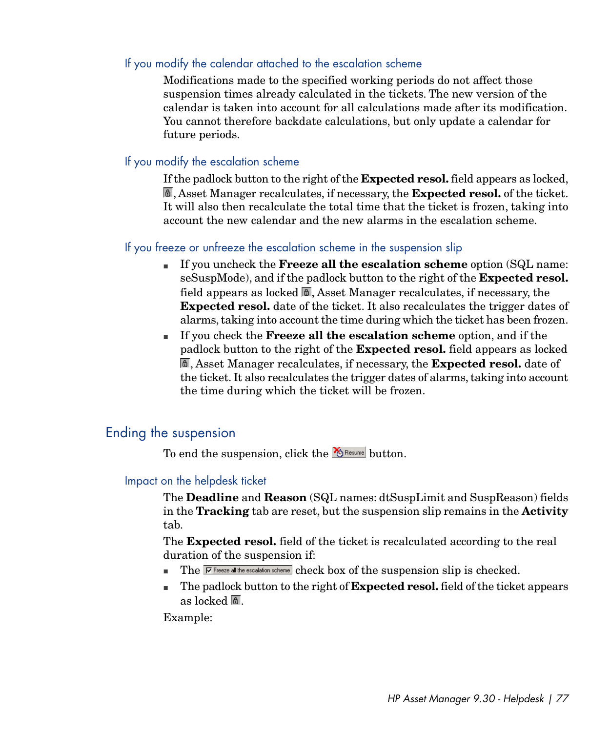### If you modify the calendar attached to the escalation scheme

Modifications made to the specified working periods do not affect those suspension times already calculated in the tickets. The new version of the calendar is taken into account for all calculations made after its modification. You cannot therefore backdate calculations, but only update a calendar for future periods.

### If you modify the escalation scheme

If the padlock button to the right of the **Expected resol.** field appears as locked, , Asset Manager recalculates, if necessary, the **Expected resol.** of the ticket. It will also then recalculate the total time that the ticket is frozen, taking into account the new calendar and the new alarms in the escalation scheme.

### If you freeze or unfreeze the escalation scheme in the suspension slip

- If you uncheck the **Freeze all the escalation scheme** option (SQL name: seSuspMode), and if the padlock button to the right of the **Expected resol.** field appears as locked , Asset Manager recalculates, if necessary, the **Expected resol.** date of the ticket. It also recalculates the trigger dates of alarms, taking into account the time during which the ticket has been frozen.
- If you check the **Freeze all the escalation scheme** option, and if the padlock button to the right of the **Expected resol.** field appears as locked , Asset Manager recalculates, if necessary, the **Expected resol.** date of the ticket. It also recalculates the trigger dates of alarms, taking into account the time during which the ticket will be frozen.

## Ending the suspension

To end the suspension, click the Resume button.

### Impact on the helpdesk ticket

The **Deadline** and **Reason** (SQL names: dtSuspLimit and SuspReason) fields in the **Tracking** tab are reset, but the suspension slip remains in the **Activity** tab.

The **Expected resol.** field of the ticket is recalculated according to the real duration of the suspension if:

- The Freeze all the escalation scheme check box of the suspension slip is checked.
- The padlock button to the right of **Expected resol.** field of the ticket appears as locked .

Example: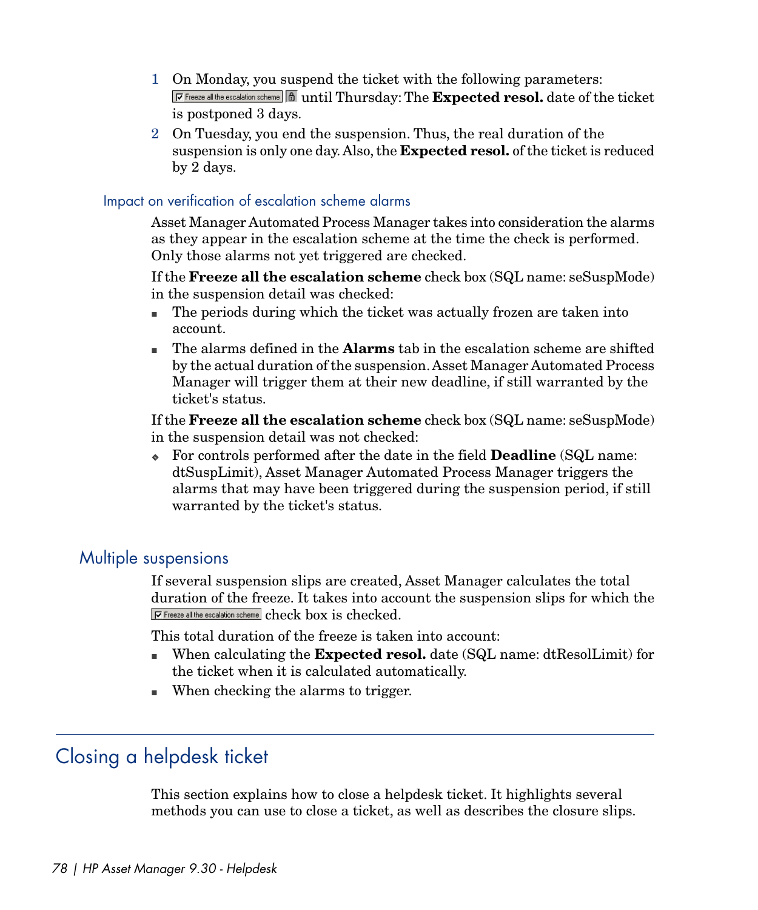1. On Monday, you suspend the ticket with the following parameters: ☑ Freeze all the escalation scheme until Thursday: The **Expected resol.** date of the ticket is postponed 3 days.
2. On Tuesday, you end the suspension. Thus, the real duration of the suspension is only one day. Also, the **Expected resol.** of the ticket is reduced by 2 days.

### Impact on verification of escalation scheme alarms

Asset Manager Automated Process Manager takes into consideration the alarms as they appear in the escalation scheme at the time the check is performed. Only those alarms not yet triggered are checked.

If the **Freeze all the escalation scheme** check box (SQL name: seSuspMode) in the suspension detail was checked:

- The periods during which the ticket was actually frozen are taken into account.
- The alarms defined in the **Alarms** tab in the escalation scheme are shifted by the actual duration of the suspension. Asset Manager Automated Process Manager will trigger them at their new deadline, if still warranted by the ticket's status.

If the **Freeze all the escalation scheme** check box (SQL name: seSuspMode) in the suspension detail was not checked:

- For controls performed after the date in the field **Deadline** (SQL name: dtSuspLimit), Asset Manager Automated Process Manager triggers the alarms that may have been triggered during the suspension period, if still warranted by the ticket's status.

## Multiple suspensions

If several suspension slips are created, Asset Manager calculates the total duration of the freeze. It takes into account the suspension slips for which the ☑ Freeze all the escalation scheme check box is checked.

This total duration of the freeze is taken into account:

- When calculating the **Expected resol.** date (SQL name: dtResolLimit) for the ticket when it is calculated automatically.
- When checking the alarms to trigger.

# Closing a helpdesk ticket

This section explains how to close a helpdesk ticket. It highlights several methods you can use to close a ticket, as well as describes the closure slips.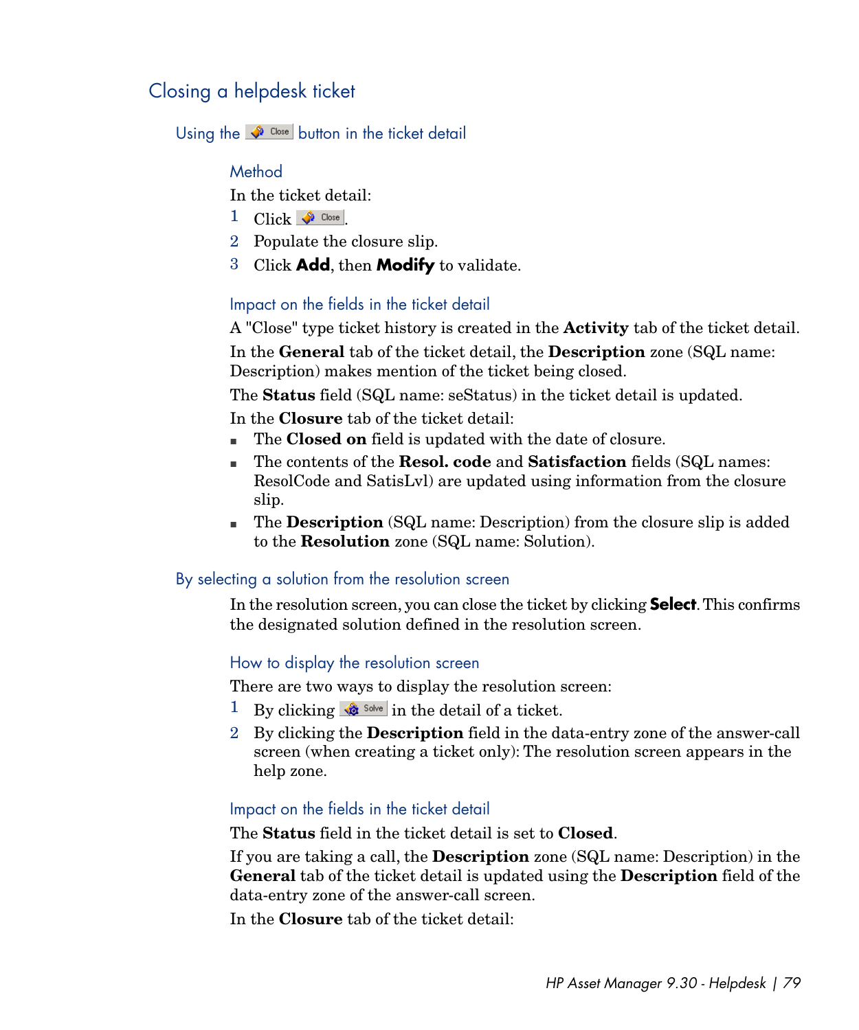## Closing a helpdesk ticket

### Using the Close button in the ticket detail

#### Method

In the ticket detail:

1. Click Close.
2. Populate the closure slip.
3. Click **Add**, then **Modify** to validate.

#### Impact on the fields in the ticket detail

A "Close" type ticket history is created in the **Activity** tab of the ticket detail.

In the **General** tab of the ticket detail, the **Description** zone (SQL name: Description) makes mention of the ticket being closed.

The **Status** field (SQL name: seStatus) in the ticket detail is updated.

In the **Closure** tab of the ticket detail:

- The **Closed on** field is updated with the date of closure.
- The contents of the **Resol. code** and **Satisfaction** fields (SQL names: ResolCode and SatisLvl) are updated using information from the closure slip.
- The **Description** (SQL name: Description) from the closure slip is added to the **Resolution** zone (SQL name: Solution).

### By selecting a solution from the resolution screen

In the resolution screen, you can close the ticket by clicking **Select**. This confirms the designated solution defined in the resolution screen.

#### How to display the resolution screen

There are two ways to display the resolution screen:

1. By clicking Solve in the detail of a ticket.
2. By clicking the **Description** field in the data-entry zone of the answer-call screen (when creating a ticket only): The resolution screen appears in the help zone.

#### Impact on the fields in the ticket detail

The **Status** field in the ticket detail is set to **Closed**.

If you are taking a call, the **Description** zone (SQL name: Description) in the **General** tab of the ticket detail is updated using the **Description** field of the data-entry zone of the answer-call screen.

In the **Closure** tab of the ticket detail: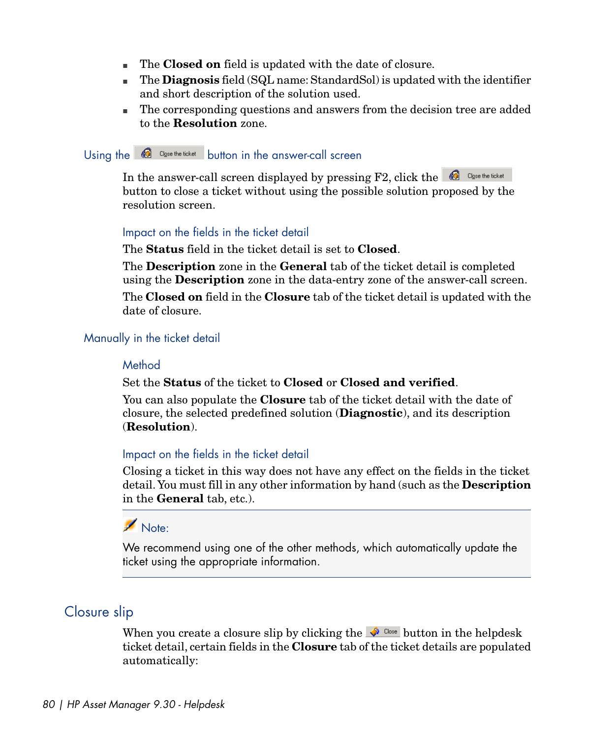- The **Closed on** field is updated with the date of closure.
- The **Diagnosis** field (SQL name: StandardSol) is updated with the identifier and short description of the solution used.
- The corresponding questions and answers from the decision tree are added to the **Resolution** zone.

### Using the Close the ticket button in the answer-call screen

In the answer-call screen displayed by pressing F2, click the Close the ticket button to close a ticket without using the possible solution proposed by the resolution screen.

#### Impact on the fields in the ticket detail

The **Status** field in the ticket detail is set to **Closed**.

The **Description** zone in the **General** tab of the ticket detail is completed using the **Description** zone in the data-entry zone of the answer-call screen.

The **Closed on** field in the **Closure** tab of the ticket detail is updated with the date of closure.

### Manually in the ticket detail

#### Method

Set the **Status** of the ticket to **Closed** or **Closed and verified**.

You can also populate the **Closure** tab of the ticket detail with the date of closure, the selected predefined solution (**Diagnostic**), and its description (**Resolution**).

#### Impact on the fields in the ticket detail

Closing a ticket in this way does not have any effect on the fields in the ticket detail. You must fill in any other information by hand (such as the **Description** in the **General** tab, etc.).

> **Note:**
>
> We recommend using one of the other methods, which automatically update the ticket using the appropriate information.

## Closure slip

When you create a closure slip by clicking the Close button in the helpdesk ticket detail, certain fields in the **Closure** tab of the ticket details are populated automatically: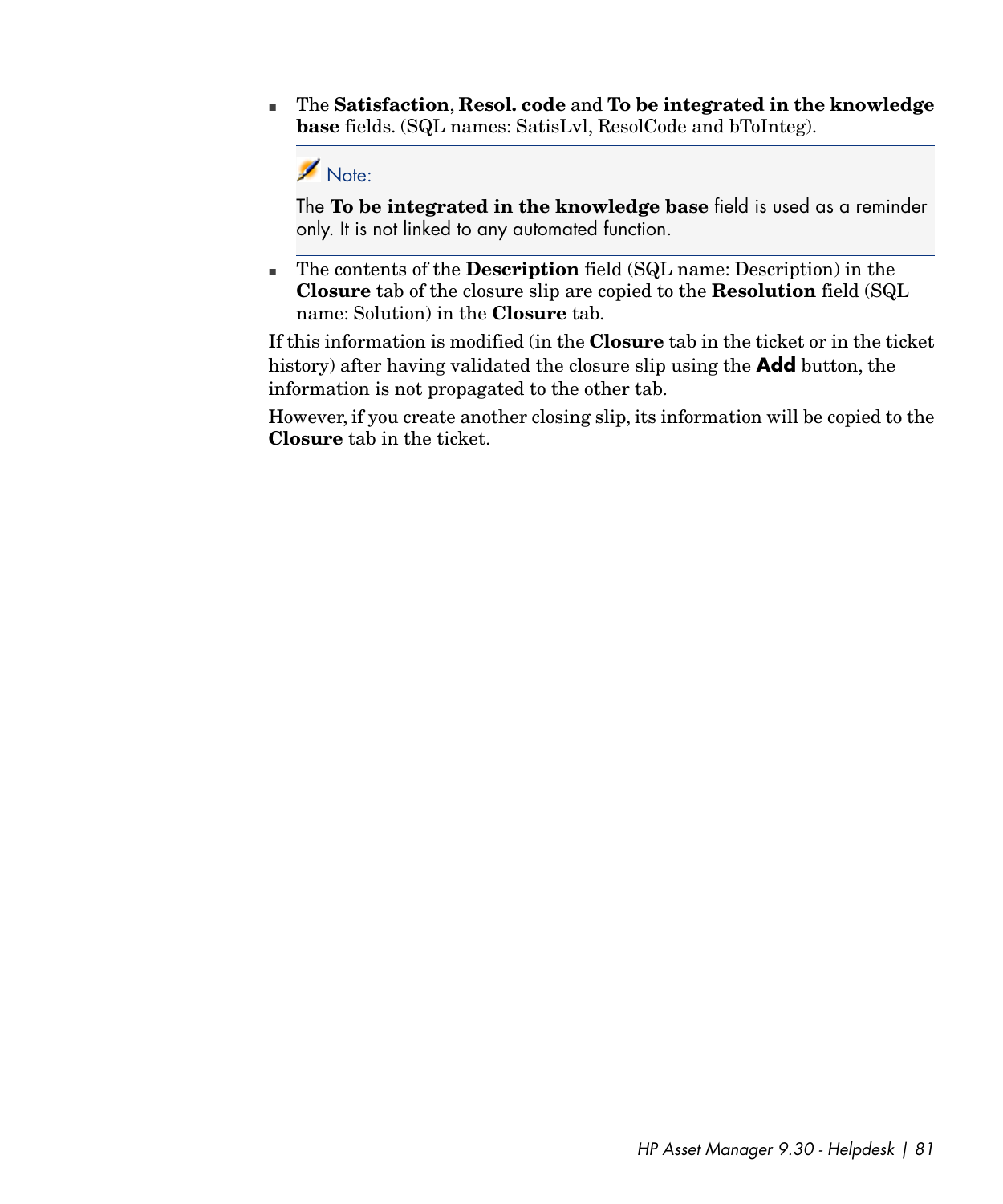- The **Satisfaction**, **Resol. code** and **To be integrated in the knowledge base** fields. (SQL names: SatisLvl, ResolCode and bToInteg).

> **Note:**
>
> The **To be integrated in the knowledge base** field is used as a reminder only. It is not linked to any automated function.

- The contents of the **Description** field (SQL name: Description) in the **Closure** tab of the closure slip are copied to the **Resolution** field (SQL name: Solution) in the **Closure** tab.

If this information is modified (in the **Closure** tab in the ticket or in the ticket history) after having validated the closure slip using the **Add** button, the information is not propagated to the other tab.

However, if you create another closing slip, its information will be copied to the **Closure** tab in the ticket.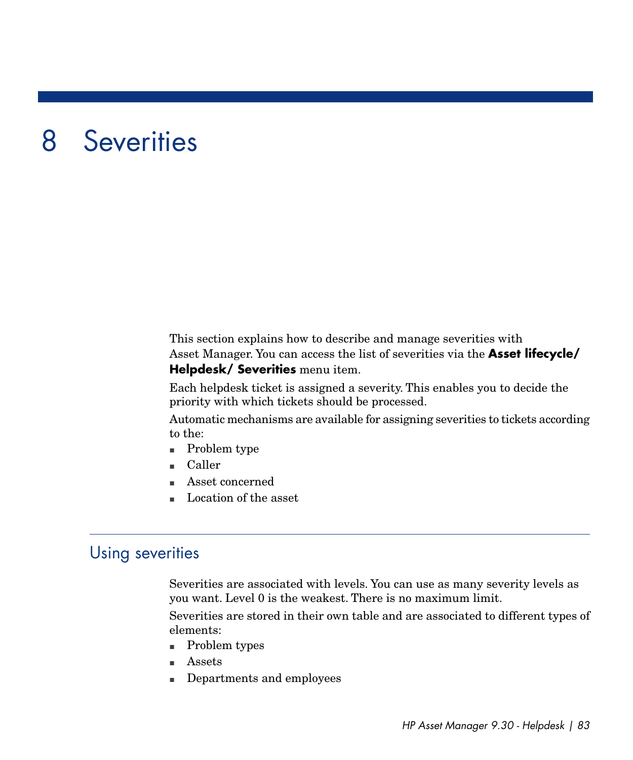# 8 Severities

This section explains how to describe and manage severities with Asset Manager. You can access the list of severities via the **Asset lifecycle/ Helpdesk/ Severities** menu item.

Each helpdesk ticket is assigned a severity. This enables you to decide the priority with which tickets should be processed.

Automatic mechanisms are available for assigning severities to tickets according to the:

- Problem type
- Caller
- Asset concerned
- Location of the asset

## Using severities

Severities are associated with levels. You can use as many severity levels as you want. Level 0 is the weakest. There is no maximum limit.

Severities are stored in their own table and are associated to different types of elements:

- Problem types
- Assets
- Departments and employees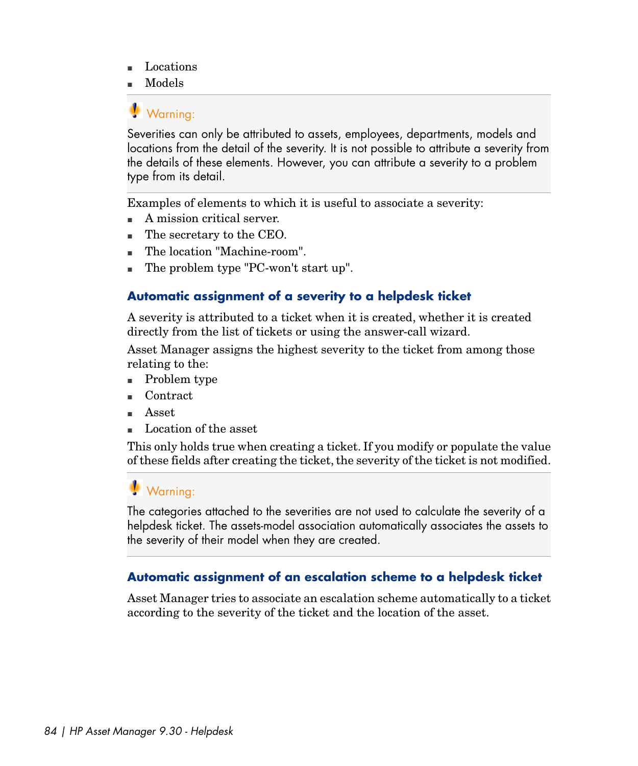- Locations
- Models

> **Warning:**
>
> Severities can only be attributed to assets, employees, departments, models and locations from the detail of the severity. It is not possible to attribute a severity from the details of these elements. However, you can attribute a severity to a problem type from its detail.

Examples of elements to which it is useful to associate a severity:

- A mission critical server.
- The secretary to the CEO.
- The location "Machine-room".
- The problem type "PC-won't start up".

### Automatic assignment of a severity to a helpdesk ticket

A severity is attributed to a ticket when it is created, whether it is created directly from the list of tickets or using the answer-call wizard.

Asset Manager assigns the highest severity to the ticket from among those relating to the:

- Problem type
- Contract
- Asset
- Location of the asset

This only holds true when creating a ticket. If you modify or populate the value of these fields after creating the ticket, the severity of the ticket is not modified.

> **Warning:**
>
> The categories attached to the severities are not used to calculate the severity of a helpdesk ticket. The assets-model association automatically associates the assets to the severity of their model when they are created.

### Automatic assignment of an escalation scheme to a helpdesk ticket

Asset Manager tries to associate an escalation scheme automatically to a ticket according to the severity of the ticket and the location of the asset.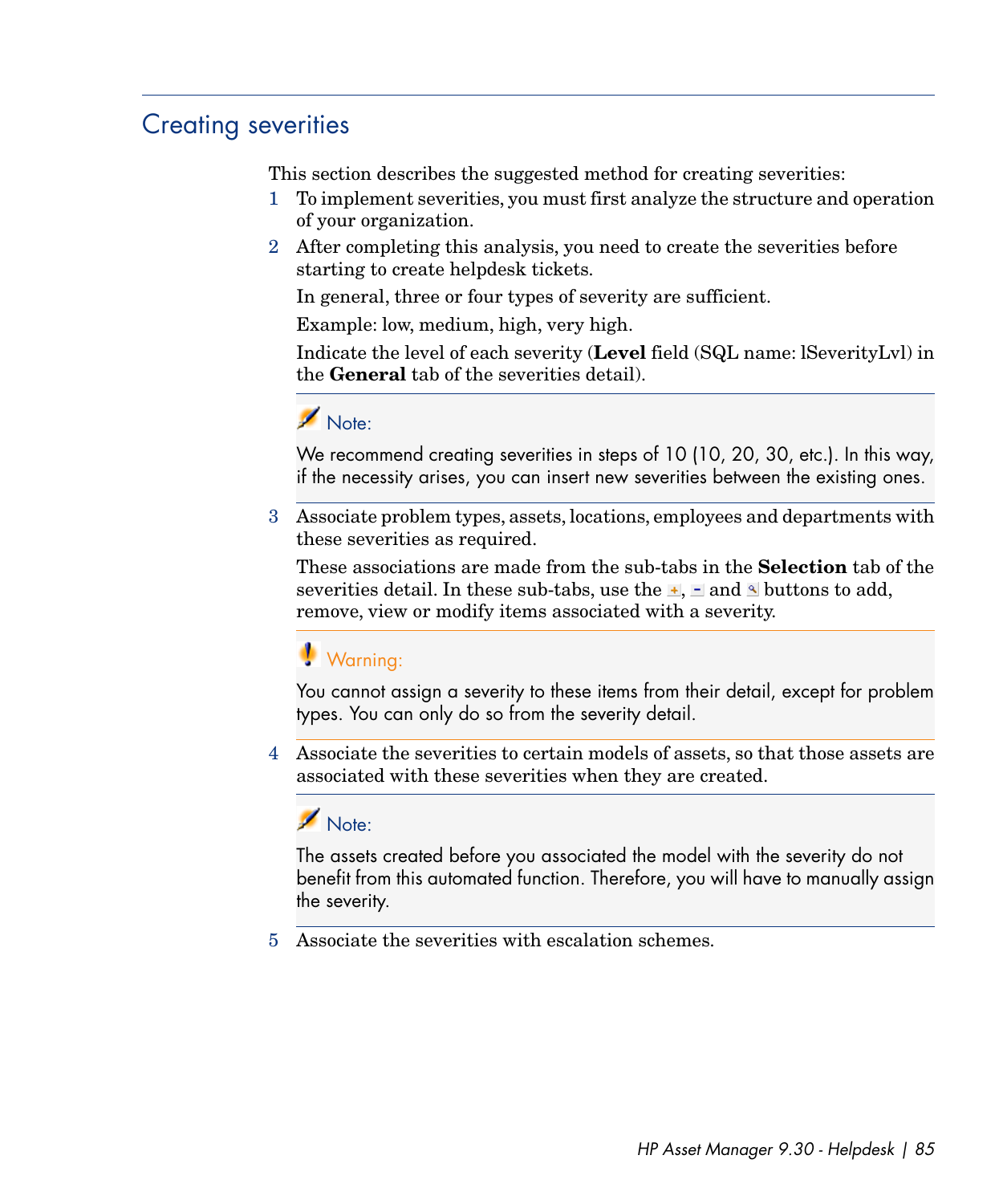## Creating severities

This section describes the suggested method for creating severities:

1. To implement severities, you must first analyze the structure and operation of your organization.
2. After completing this analysis, you need to create the severities before starting to create helpdesk tickets.

   In general, three or four types of severity are sufficient.

   Example: low, medium, high, very high.

   Indicate the level of each severity (**Level** field (SQL name: lSeverityLvl) in the **General** tab of the severities detail).

   > Note:
   >
   > We recommend creating severities in steps of 10 (10, 20, 30, etc.). In this way, if the necessity arises, you can insert new severities between the existing ones.

3. Associate problem types, assets, locations, employees and departments with these severities as required.

   These associations are made from the sub-tabs in the **Selection** tab of the severities detail. In these sub-tabs, use the +, - and 🔍 buttons to add, remove, view or modify items associated with a severity.

   > Warning:
   >
   > You cannot assign a severity to these items from their detail, except for problem types. You can only do so from the severity detail.

4. Associate the severities to certain models of assets, so that those assets are associated with these severities when they are created.

   > Note:
   >
   > The assets created before you associated the model with the severity do not benefit from this automated function. Therefore, you will have to manually assign the severity.

5. Associate the severities with escalation schemes.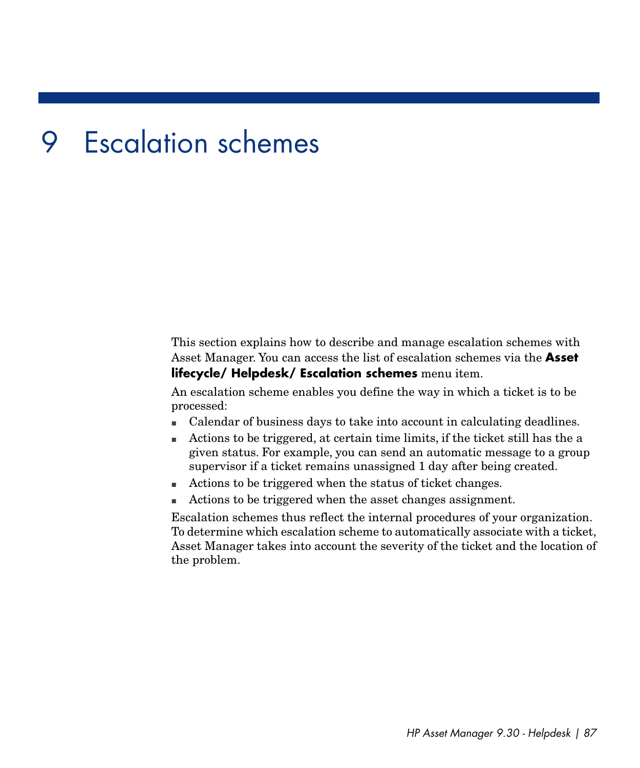# 9 Escalation schemes

This section explains how to describe and manage escalation schemes with Asset Manager. You can access the list of escalation schemes via the **Asset lifecycle/ Helpdesk/ Escalation schemes** menu item.

An escalation scheme enables you define the way in which a ticket is to be processed:

- Calendar of business days to take into account in calculating deadlines.
- Actions to be triggered, at certain time limits, if the ticket still has the a given status. For example, you can send an automatic message to a group supervisor if a ticket remains unassigned 1 day after being created.
- Actions to be triggered when the status of ticket changes.
- Actions to be triggered when the asset changes assignment.

Escalation schemes thus reflect the internal procedures of your organization. To determine which escalation scheme to automatically associate with a ticket, Asset Manager takes into account the severity of the ticket and the location of the problem.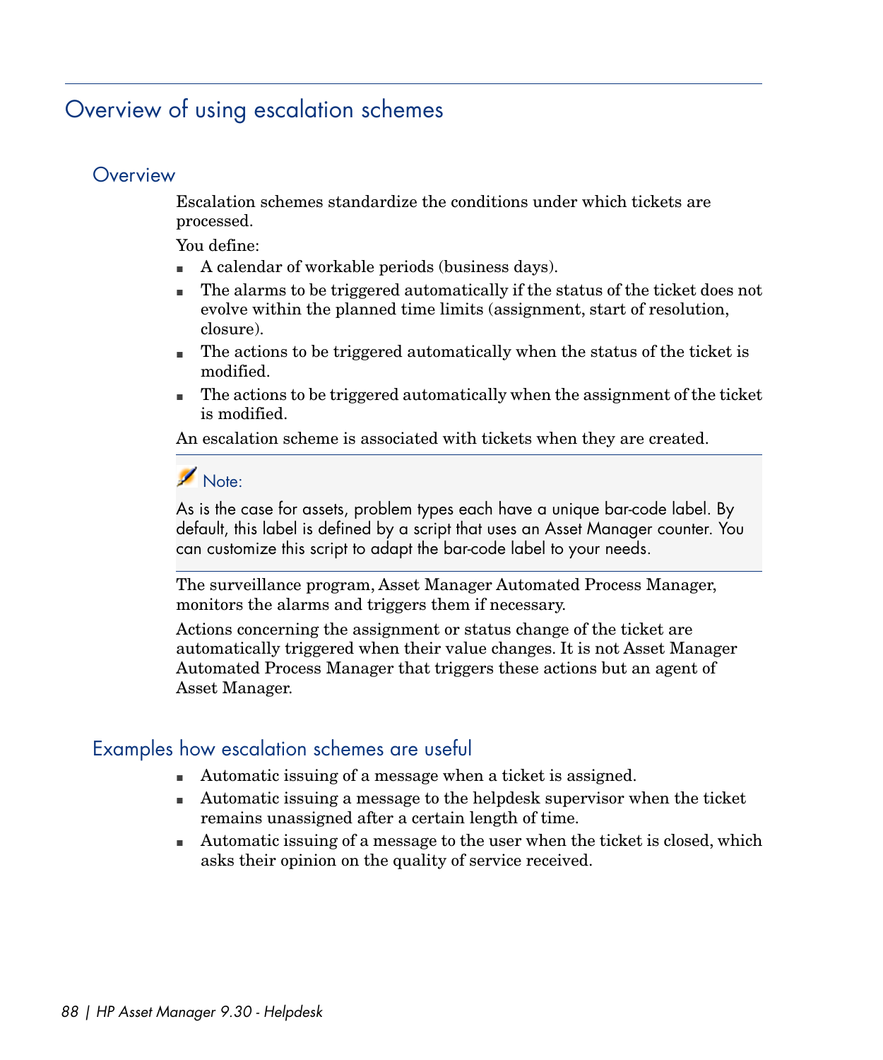# Overview of using escalation schemes

## Overview

Escalation schemes standardize the conditions under which tickets are processed.

You define:

- A calendar of workable periods (business days).
- The alarms to be triggered automatically if the status of the ticket does not evolve within the planned time limits (assignment, start of resolution, closure).
- The actions to be triggered automatically when the status of the ticket is modified.
- The actions to be triggered automatically when the assignment of the ticket is modified.

An escalation scheme is associated with tickets when they are created.

> **Note:**
>
> As is the case for assets, problem types each have a unique bar-code label. By default, this label is defined by a script that uses an Asset Manager counter. You can customize this script to adapt the bar-code label to your needs.

The surveillance program, Asset Manager Automated Process Manager, monitors the alarms and triggers them if necessary.

Actions concerning the assignment or status change of the ticket are automatically triggered when their value changes. It is not Asset Manager Automated Process Manager that triggers these actions but an agent of Asset Manager.

## Examples how escalation schemes are useful

- Automatic issuing of a message when a ticket is assigned.
- Automatic issuing a message to the helpdesk supervisor when the ticket remains unassigned after a certain length of time.
- Automatic issuing of a message to the user when the ticket is closed, which asks their opinion on the quality of service received.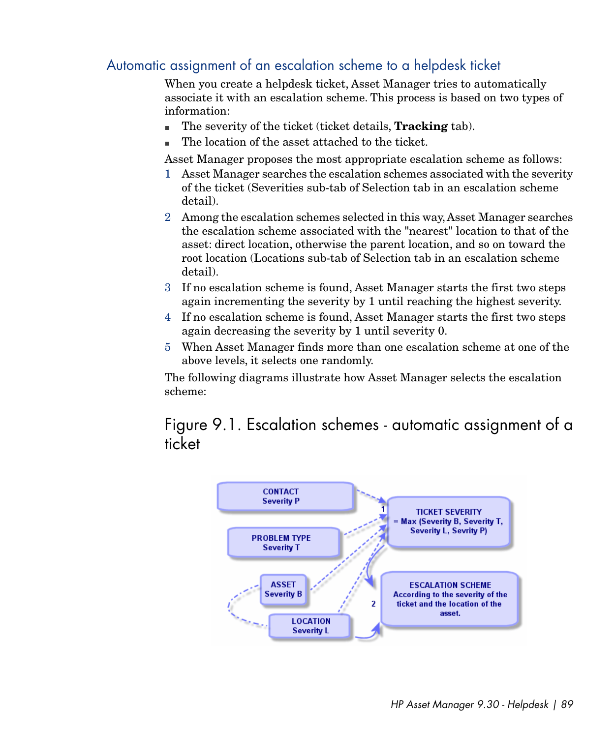## Automatic assignment of an escalation scheme to a helpdesk ticket

When you create a helpdesk ticket, Asset Manager tries to automatically associate it with an escalation scheme. This process is based on two types of information:

- The severity of the ticket (ticket details, **Tracking** tab).
- The location of the asset attached to the ticket.

Asset Manager proposes the most appropriate escalation scheme as follows:

1. Asset Manager searches the escalation schemes associated with the severity of the ticket (Severities sub-tab of Selection tab in an escalation scheme detail).
2. Among the escalation schemes selected in this way, Asset Manager searches the escalation scheme associated with the "nearest" location to that of the asset: direct location, otherwise the parent location, and so on toward the root location (Locations sub-tab of Selection tab in an escalation scheme detail).
3. If no escalation scheme is found, Asset Manager starts the first two steps again incrementing the severity by 1 until reaching the highest severity.
4. If no escalation scheme is found, Asset Manager starts the first two steps again decreasing the severity by 1 until severity 0.
5. When Asset Manager finds more than one escalation scheme at one of the above levels, it selects one randomly.

The following diagrams illustrate how Asset Manager selects the escalation scheme:

### Figure 9.1. Escalation schemes - automatic assignment of a ticket

CONTACT
Severity P

PROBLEM TYPE
Severity T

ASSET
Severity B

LOCATION
Severity L

1

TICKET SEVERITY
= Max (Severity B, Severity T, Severity L, Sevrity P)

2

ESCALATION SCHEME
According to the severity of the ticket and the location of the asset.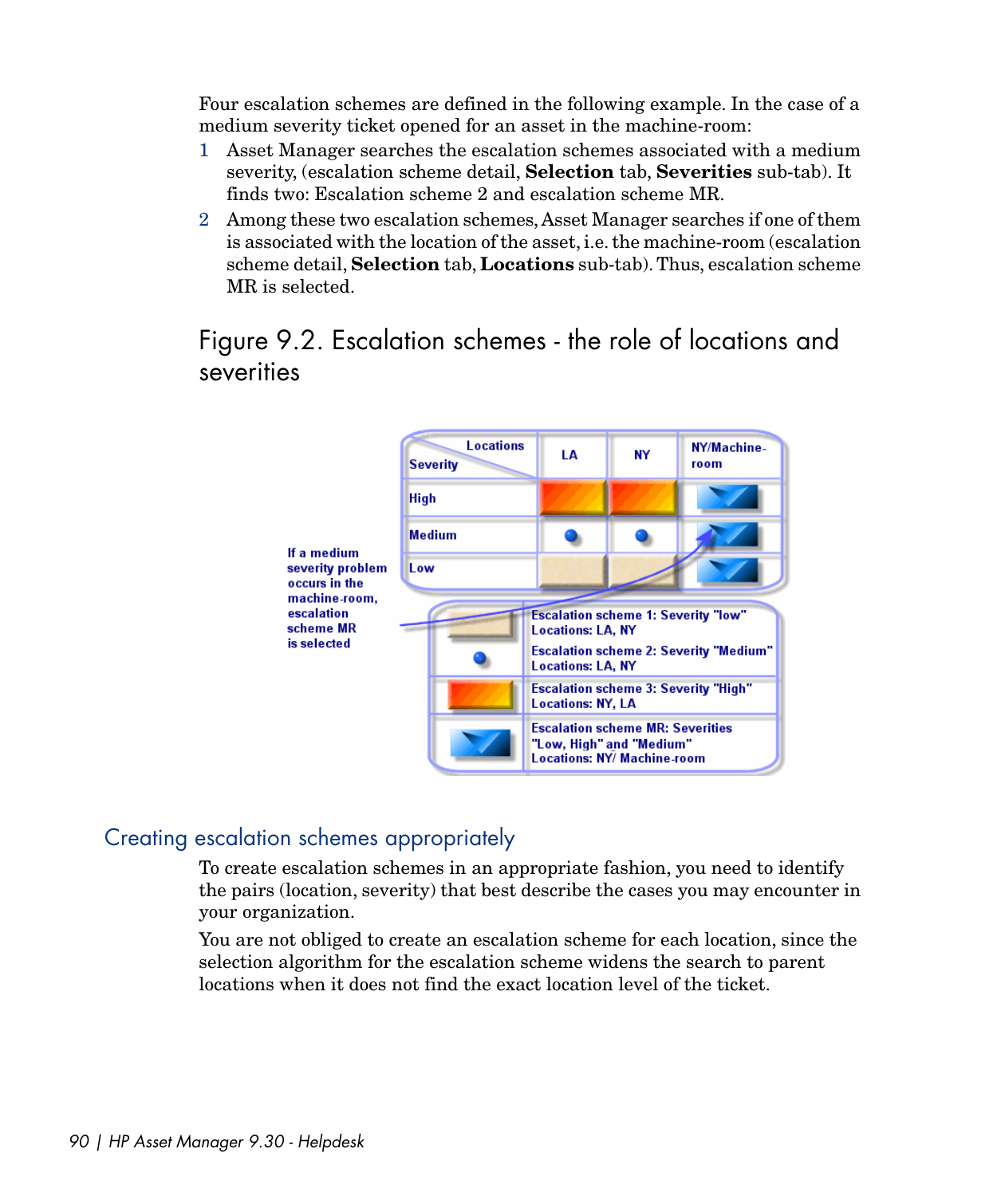Four escalation schemes are defined in the following example. In the case of a medium severity ticket opened for an asset in the machine-room:

1. Asset Manager searches the escalation schemes associated with a medium severity, (escalation scheme detail, **Selection** tab, **Severities** sub-tab). It finds two: Escalation scheme 2 and escalation scheme MR.
2. Among these two escalation schemes, Asset Manager searches if one of them is associated with the location of the asset, i.e. the machine-room (escalation scheme detail, **Selection** tab, **Locations** sub-tab). Thus, escalation scheme MR is selected.

## Figure 9.2. Escalation schemes - the role of locations and severities

| Severity \ Locations | LA | NY | NY/Machine-room |
|---|---|---|---|
| High | Escalation scheme 3 | Escalation scheme 3 | Escalation scheme MR |
| Medium | Escalation scheme 2 | Escalation scheme 2 | Escalation scheme MR |
| Low | Escalation scheme 1 | Escalation scheme 1 | Escalation scheme MR |

If a medium severity problem occurs in the machine-room, escalation scheme MR is selected

- Escalation scheme 1: Severity "low" Locations: LA, NY
- Escalation scheme 2: Severity "Medium" Locations: LA, NY
- Escalation scheme 3: Severity "High" Locations: NY, LA
- Escalation scheme MR: Severities "Low, High" and "Medium" Locations: NY/ Machine-room

## Creating escalation schemes appropriately

To create escalation schemes in an appropriate fashion, you need to identify the pairs (location, severity) that best describe the cases you may encounter in your organization.

You are not obliged to create an escalation scheme for each location, since the selection algorithm for the escalation scheme widens the search to parent locations when it does not find the exact location level of the ticket.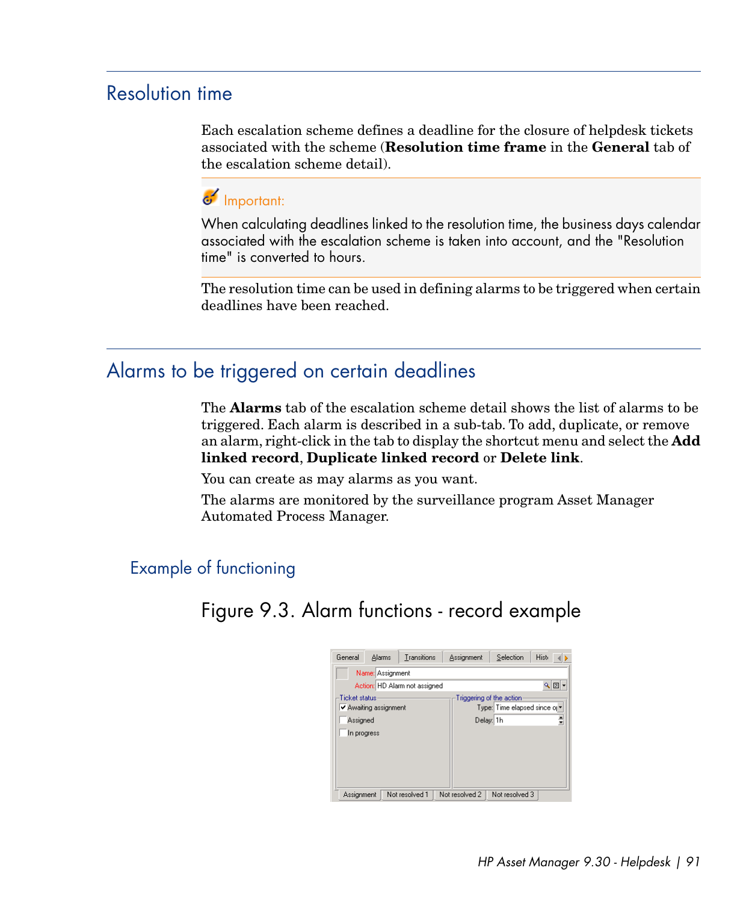## Resolution time

Each escalation scheme defines a deadline for the closure of helpdesk tickets associated with the scheme (**Resolution time frame** in the **General** tab of the escalation scheme detail).

> Important:
>
> When calculating deadlines linked to the resolution time, the business days calendar associated with the escalation scheme is taken into account, and the "Resolution time" is converted to hours.

The resolution time can be used in defining alarms to be triggered when certain deadlines have been reached.

## Alarms to be triggered on certain deadlines

The **Alarms** tab of the escalation scheme detail shows the list of alarms to be triggered. Each alarm is described in a sub-tab. To add, duplicate, or remove an alarm, right-click in the tab to display the shortcut menu and select the **Add linked record**, **Duplicate linked record** or **Delete link**.

You can create as may alarms as you want.

The alarms are monitored by the surveillance program Asset Manager Automated Process Manager.

### Example of functioning

Figure 9.3. Alarm functions - record example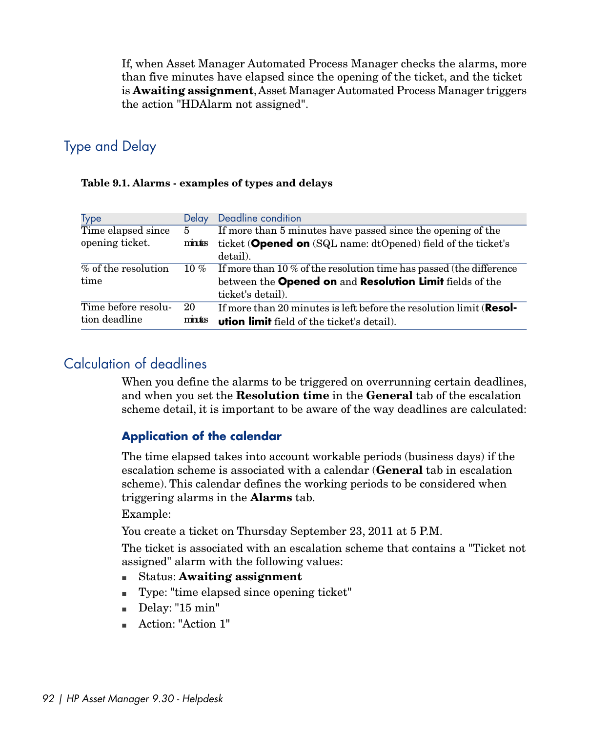If, when Asset Manager Automated Process Manager checks the alarms, more than five minutes have elapsed since the opening of the ticket, and the ticket is **Awaiting assignment**, Asset Manager Automated Process Manager triggers the action "HDAlarm not assigned".

## Type and Delay

**Table 9.1. Alarms - examples of types and delays**

| Type | Delay | Deadline condition |
| --- | --- | --- |
| Time elapsed since opening ticket. | 5 minutes | If more than 5 minutes have passed since the opening of the ticket (**Opened on** (SQL name: dtOpened) field of the ticket's detail). |
| % of the resolution time | 10 % | If more than 10 % of the resolution time has passed (the difference between the **Opened on** and **Resolution Limit** fields of the ticket's detail). |
| Time before resolution deadline | 20 minutes | If more than 20 minutes is left before the resolution limit (**Resolution limit** field of the ticket's detail). |

## Calculation of deadlines

When you define the alarms to be triggered on overrunning certain deadlines, and when you set the **Resolution time** in the **General** tab of the escalation scheme detail, it is important to be aware of the way deadlines are calculated:

### Application of the calendar

The time elapsed takes into account workable periods (business days) if the escalation scheme is associated with a calendar (**General** tab in escalation scheme). This calendar defines the working periods to be considered when triggering alarms in the **Alarms** tab.

Example:

You create a ticket on Thursday September 23, 2011 at 5 P.M.

The ticket is associated with an escalation scheme that contains a "Ticket not assigned" alarm with the following values:

- Status: **Awaiting assignment**
- Type: "time elapsed since opening ticket"
- Delay: "15 min"
- Action: "Action 1"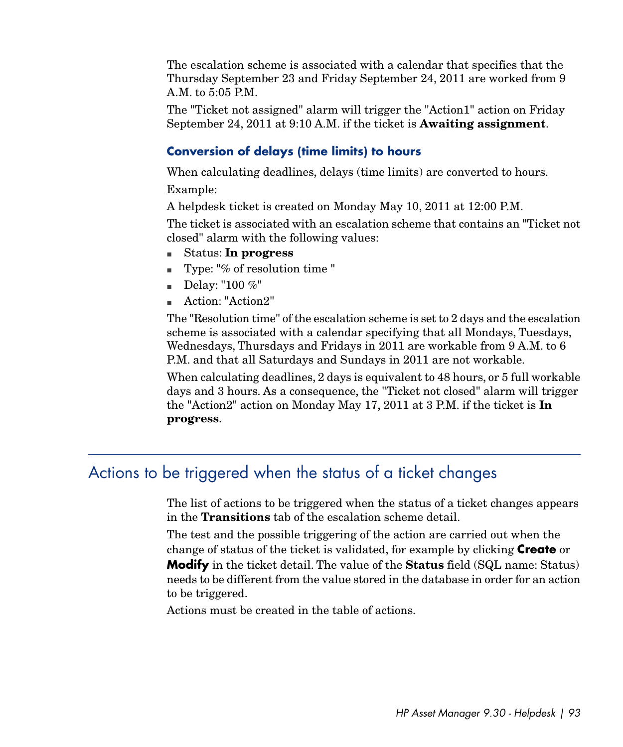The escalation scheme is associated with a calendar that specifies that the Thursday September 23 and Friday September 24, 2011 are worked from 9 A.M. to 5:05 P.M.

The "Ticket not assigned" alarm will trigger the "Action1" action on Friday September 24, 2011 at 9:10 A.M. if the ticket is **Awaiting assignment**.

### Conversion of delays (time limits) to hours

When calculating deadlines, delays (time limits) are converted to hours.

Example:

A helpdesk ticket is created on Monday May 10, 2011 at 12:00 P.M.

The ticket is associated with an escalation scheme that contains an "Ticket not closed" alarm with the following values:

- Status: **In progress**
- Type: "% of resolution time "
- Delay: "100 %"
- Action: "Action2"

The "Resolution time" of the escalation scheme is set to 2 days and the escalation scheme is associated with a calendar specifying that all Mondays, Tuesdays, Wednesdays, Thursdays and Fridays in 2011 are workable from 9 A.M. to 6 P.M. and that all Saturdays and Sundays in 2011 are not workable.

When calculating deadlines, 2 days is equivalent to 48 hours, or 5 full workable days and 3 hours. As a consequence, the "Ticket not closed" alarm will trigger the "Action2" action on Monday May 17, 2011 at 3 P.M. if the ticket is **In progress**.

## Actions to be triggered when the status of a ticket changes

The list of actions to be triggered when the status of a ticket changes appears in the **Transitions** tab of the escalation scheme detail.

The test and the possible triggering of the action are carried out when the change of status of the ticket is validated, for example by clicking **Create** or **Modify** in the ticket detail. The value of the **Status** field (SQL name: Status) needs to be different from the value stored in the database in order for an action to be triggered.

Actions must be created in the table of actions.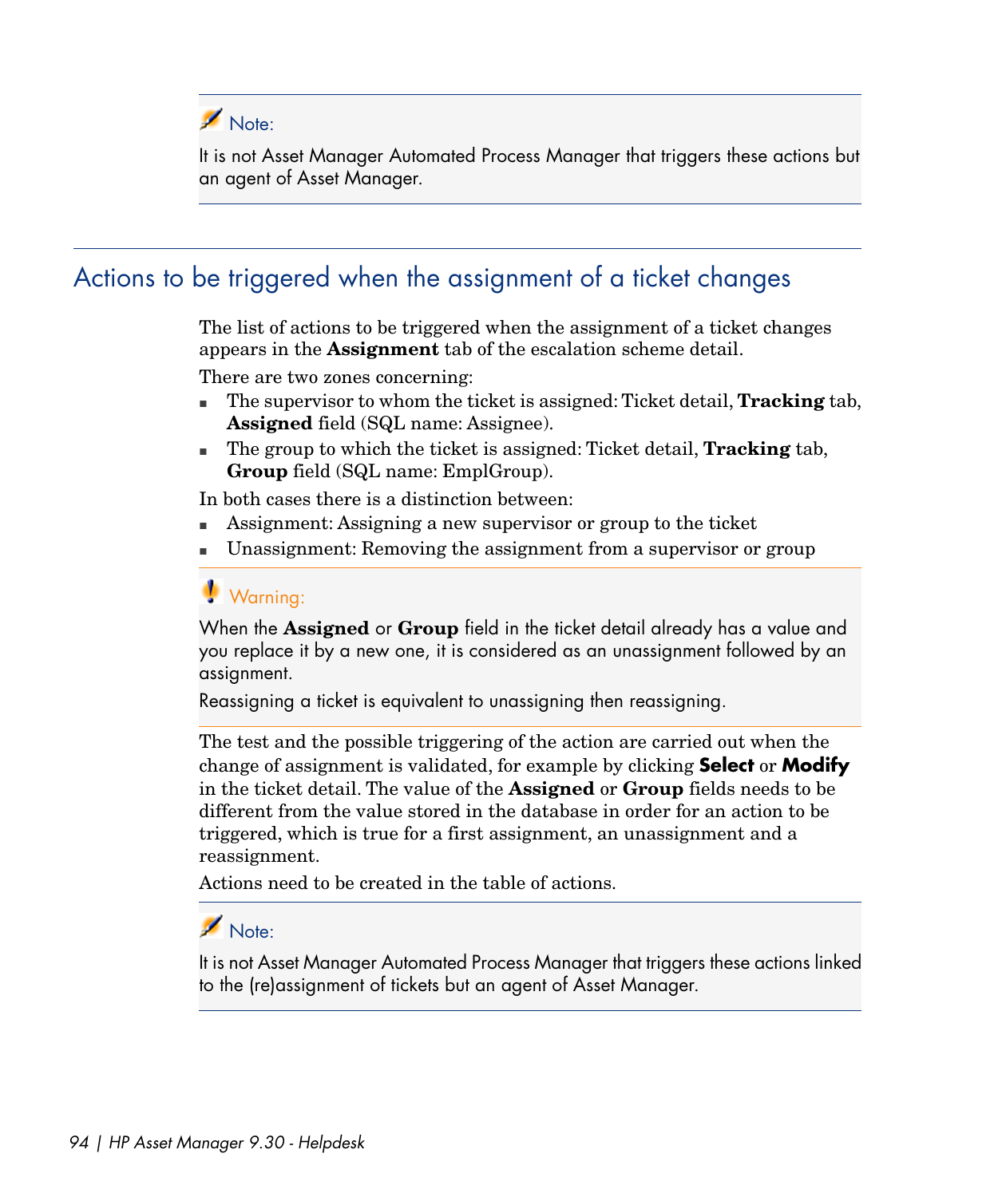> **Note:**
>
> It is not Asset Manager Automated Process Manager that triggers these actions but an agent of Asset Manager.

## Actions to be triggered when the assignment of a ticket changes

The list of actions to be triggered when the assignment of a ticket changes appears in the **Assignment** tab of the escalation scheme detail.

There are two zones concerning:

- The supervisor to whom the ticket is assigned: Ticket detail, **Tracking** tab, **Assigned** field (SQL name: Assignee).
- The group to which the ticket is assigned: Ticket detail, **Tracking** tab, **Group** field (SQL name: EmplGroup).

In both cases there is a distinction between:

- Assignment: Assigning a new supervisor or group to the ticket
- Unassignment: Removing the assignment from a supervisor or group

> **Warning:**
>
> When the **Assigned** or **Group** field in the ticket detail already has a value and you replace it by a new one, it is considered as an unassignment followed by an assignment.
>
> Reassigning a ticket is equivalent to unassigning then reassigning.

The test and the possible triggering of the action are carried out when the change of assignment is validated, for example by clicking **Select** or **Modify** in the ticket detail. The value of the **Assigned** or **Group** fields needs to be different from the value stored in the database in order for an action to be triggered, which is true for a first assignment, an unassignment and a reassignment.

Actions need to be created in the table of actions.

> **Note:**
>
> It is not Asset Manager Automated Process Manager that triggers these actions linked to the (re)assignment of tickets but an agent of Asset Manager.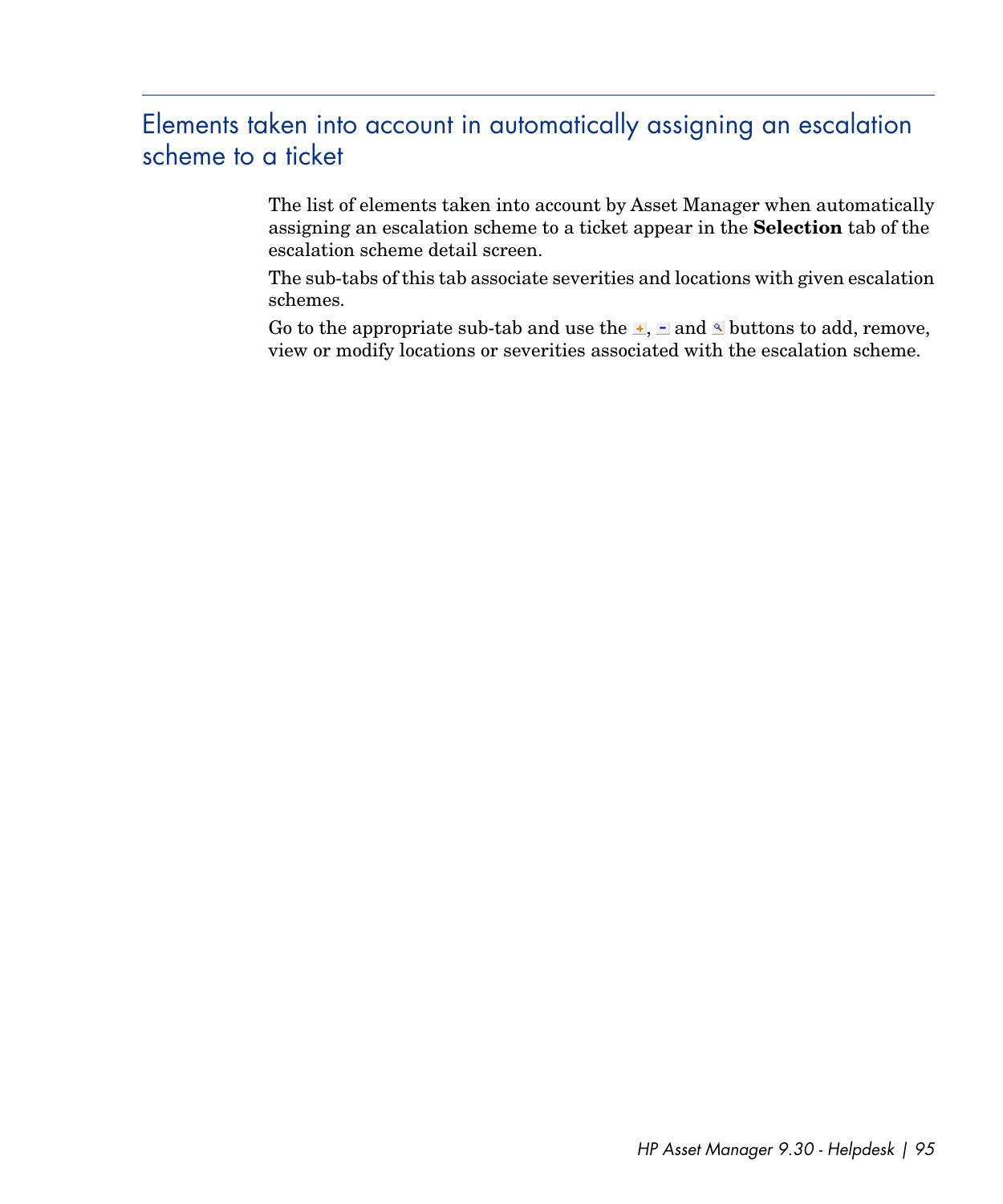## Elements taken into account in automatically assigning an escalation scheme to a ticket

The list of elements taken into account by Asset Manager when automatically assigning an escalation scheme to a ticket appear in the **Selection** tab of the escalation scheme detail screen.

The sub-tabs of this tab associate severities and locations with given escalation schemes.

Go to the appropriate sub-tab and use the +, - and 🔍 buttons to add, remove, view or modify locations or severities associated with the escalation scheme.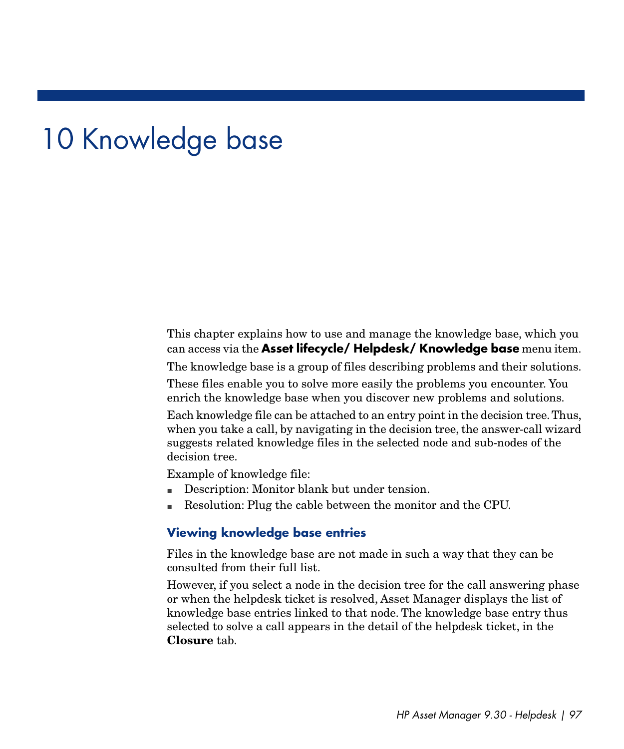# 10 Knowledge base

This chapter explains how to use and manage the knowledge base, which you can access via the **Asset lifecycle/ Helpdesk/ Knowledge base** menu item.

The knowledge base is a group of files describing problems and their solutions.

These files enable you to solve more easily the problems you encounter. You enrich the knowledge base when you discover new problems and solutions.

Each knowledge file can be attached to an entry point in the decision tree. Thus, when you take a call, by navigating in the decision tree, the answer-call wizard suggests related knowledge files in the selected node and sub-nodes of the decision tree.

Example of knowledge file:

- Description: Monitor blank but under tension.
- Resolution: Plug the cable between the monitor and the CPU.

## Viewing knowledge base entries

Files in the knowledge base are not made in such a way that they can be consulted from their full list.

However, if you select a node in the decision tree for the call answering phase or when the helpdesk ticket is resolved, Asset Manager displays the list of knowledge base entries linked to that node. The knowledge base entry thus selected to solve a call appears in the detail of the helpdesk ticket, in the **Closure** tab.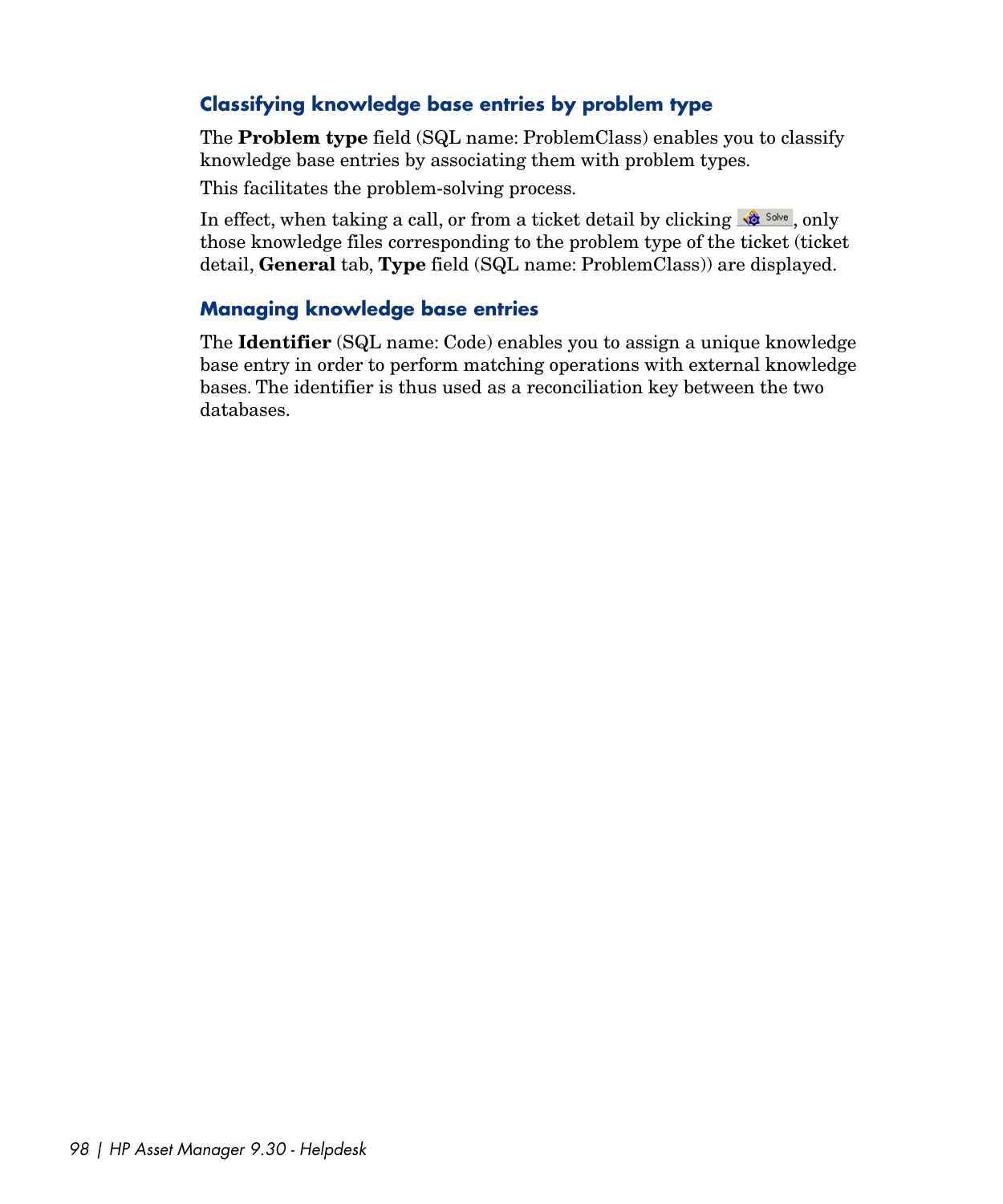### Classifying knowledge base entries by problem type

The **Problem type** field (SQL name: ProblemClass) enables you to classify knowledge base entries by associating them with problem types.

This facilitates the problem-solving process.

In effect, when taking a call, or from a ticket detail by clicking Solve, only those knowledge files corresponding to the problem type of the ticket (ticket detail, **General** tab, **Type** field (SQL name: ProblemClass)) are displayed.

### Managing knowledge base entries

The **Identifier** (SQL name: Code) enables you to assign a unique knowledge base entry in order to perform matching operations with external knowledge bases. The identifier is thus used as a reconciliation key between the two databases.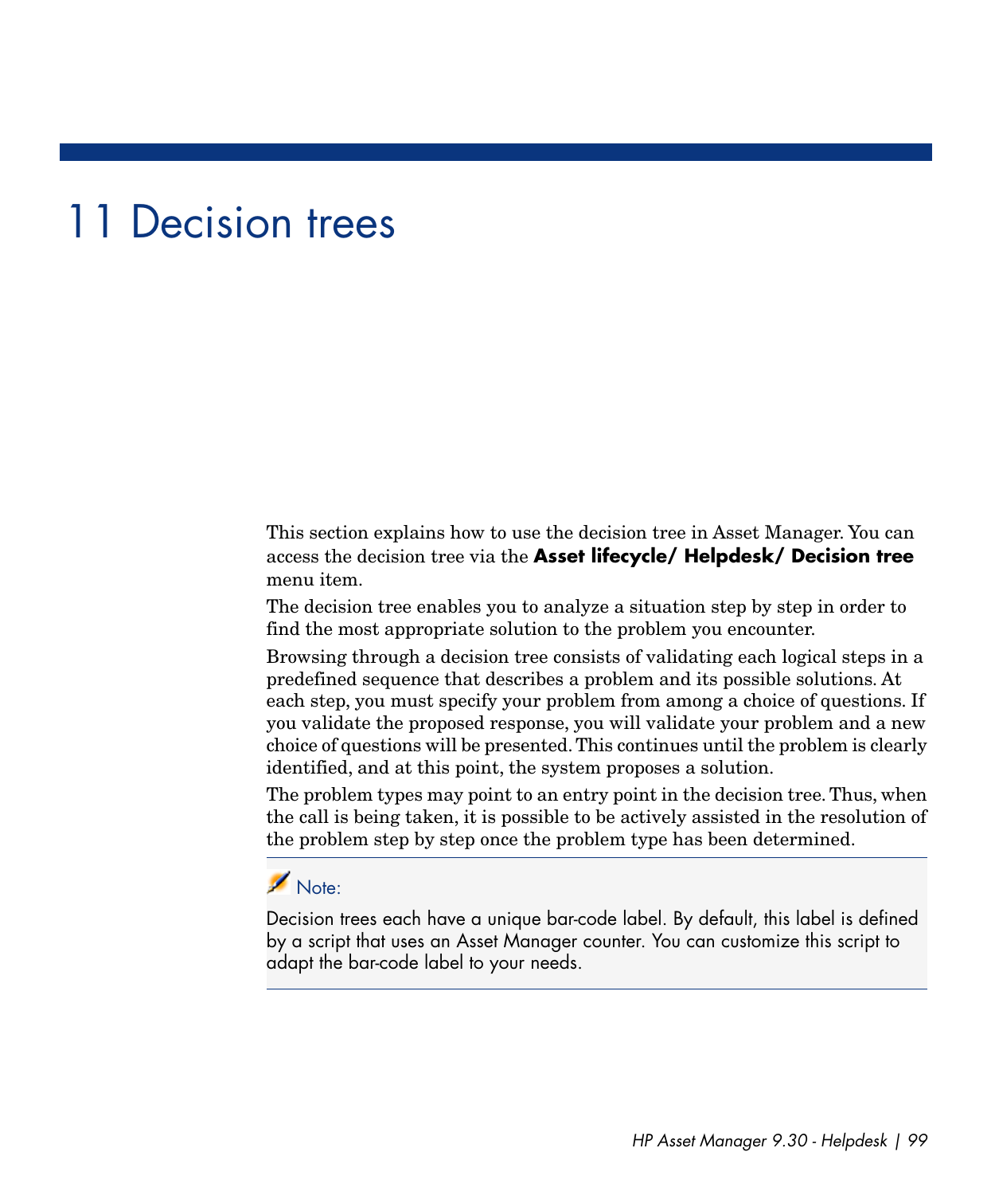# 11 Decision trees

This section explains how to use the decision tree in Asset Manager. You can access the decision tree via the **Asset lifecycle/ Helpdesk/ Decision tree** menu item.

The decision tree enables you to analyze a situation step by step in order to find the most appropriate solution to the problem you encounter.

Browsing through a decision tree consists of validating each logical steps in a predefined sequence that describes a problem and its possible solutions. At each step, you must specify your problem from among a choice of questions. If you validate the proposed response, you will validate your problem and a new choice of questions will be presented. This continues until the problem is clearly identified, and at this point, the system proposes a solution.

The problem types may point to an entry point in the decision tree. Thus, when the call is being taken, it is possible to be actively assisted in the resolution of the problem step by step once the problem type has been determined.

> Note:
>
> Decision trees each have a unique bar-code label. By default, this label is defined by a script that uses an Asset Manager counter. You can customize this script to adapt the bar-code label to your needs.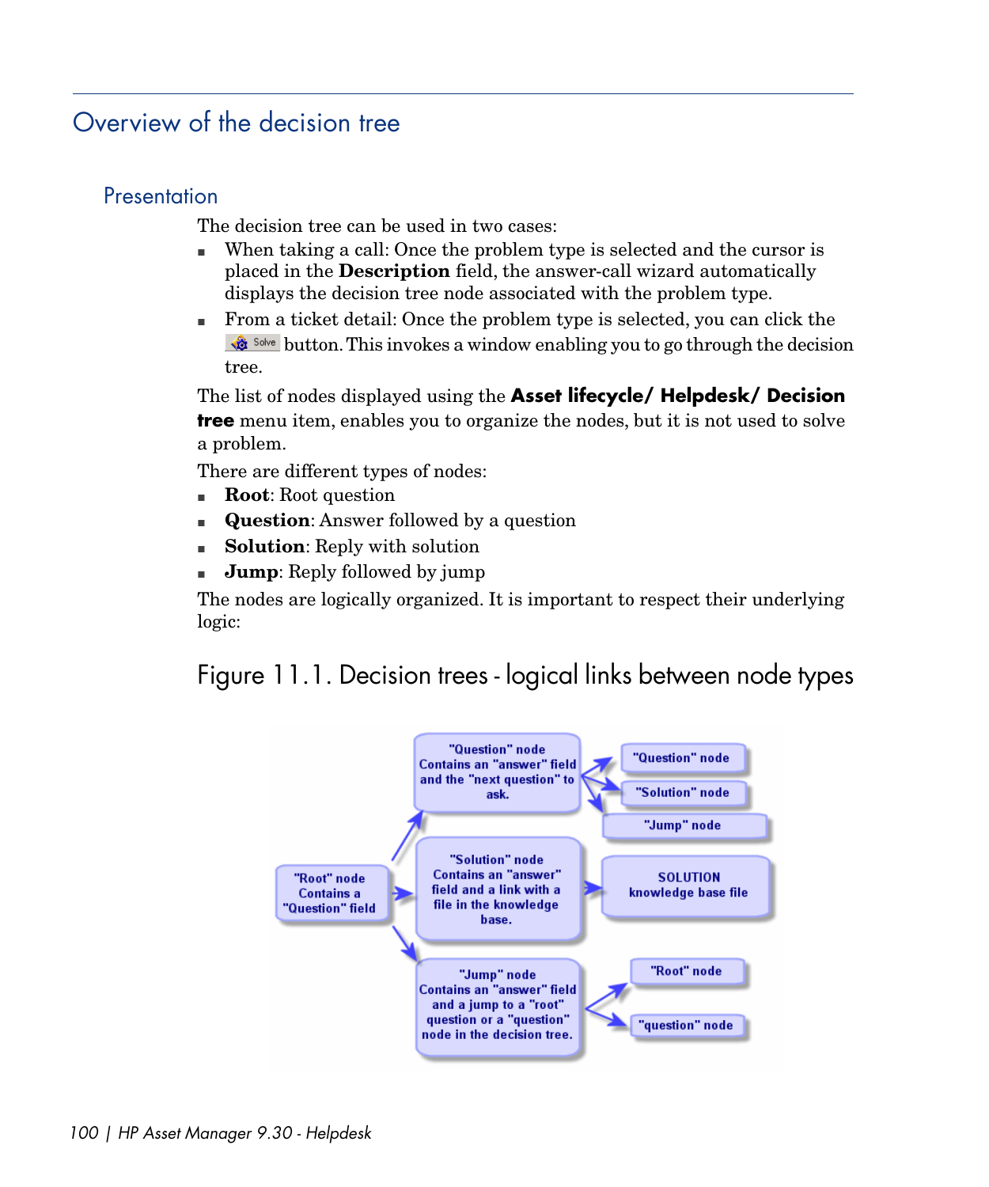# Overview of the decision tree

## Presentation

The decision tree can be used in two cases:

- When taking a call: Once the problem type is selected and the cursor is placed in the **Description** field, the answer-call wizard automatically displays the decision tree node associated with the problem type.
- From a ticket detail: Once the problem type is selected, you can click the Solve button. This invokes a window enabling you to go through the decision tree.

The list of nodes displayed using the **Asset lifecycle/ Helpdesk/ Decision tree** menu item, enables you to organize the nodes, but it is not used to solve a problem.

There are different types of nodes:

- **Root**: Root question
- **Question**: Answer followed by a question
- **Solution**: Reply with solution
- **Jump**: Reply followed by jump

The nodes are logically organized. It is important to respect their underlying logic:

Figure 11.1. Decision trees - logical links between node types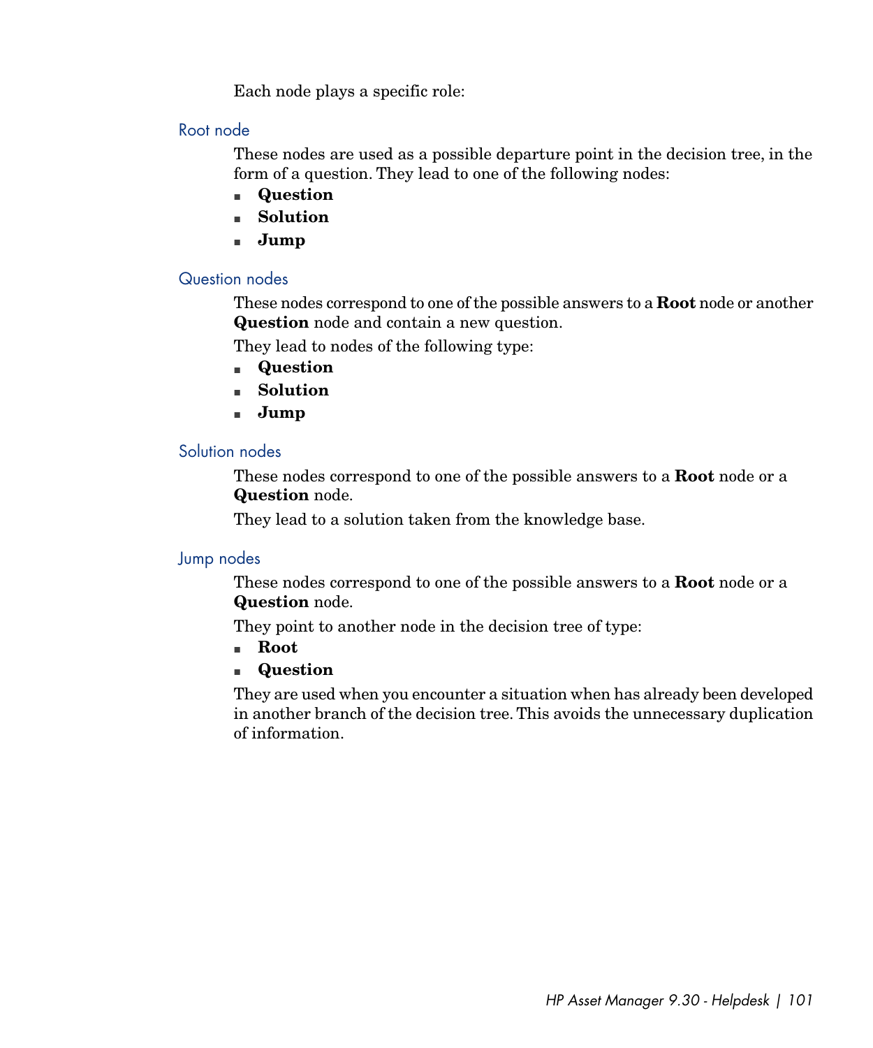Each node plays a specific role:

### Root node

These nodes are used as a possible departure point in the decision tree, in the form of a question. They lead to one of the following nodes:

- **Question**
- **Solution**
- **Jump**

### Question nodes

These nodes correspond to one of the possible answers to a **Root** node or another **Question** node and contain a new question.

They lead to nodes of the following type:

- **Question**
- **Solution**
- **Jump**

### Solution nodes

These nodes correspond to one of the possible answers to a **Root** node or a **Question** node.

They lead to a solution taken from the knowledge base.

### Jump nodes

These nodes correspond to one of the possible answers to a **Root** node or a **Question** node.

They point to another node in the decision tree of type:

- **Root**
- **Question**

They are used when you encounter a situation when has already been developed in another branch of the decision tree. This avoids the unnecessary duplication of information.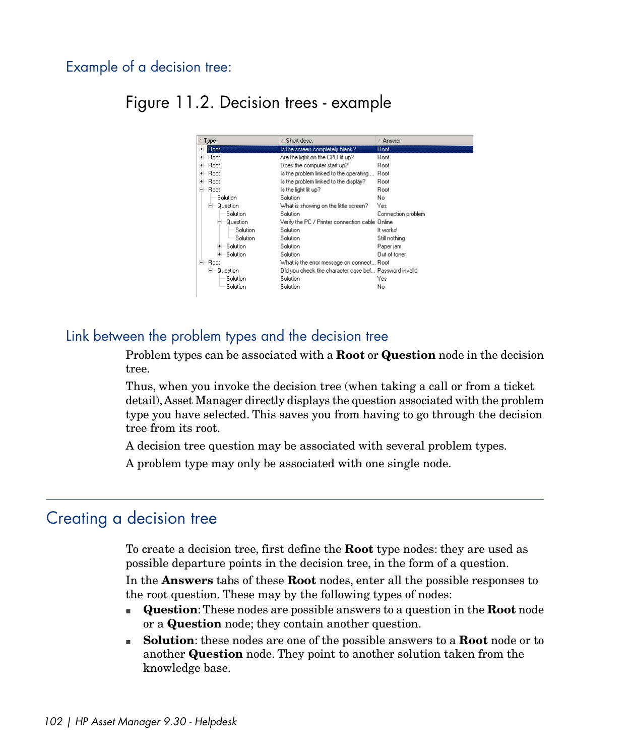### Example of a decision tree:

Figure 11.2. Decision trees - example

| Type | Short desc. | Answer |
|---|---|---|
| Root | Is the screen completely blank? | Root |
| Root | Are the light on the CPU lit up? | Root |
| Root | Does the computer start up? | Root |
| Root | Is the problem linked to the operating ... | Root |
| Root | Is the problem linked to the display? | Root |
| Root | Is the light lit up? | Root |
| Solution | Solution | No |
| Question | What is showing on the little screen? | Yes |
| Solution | Solution | Connection problem |
| Question | Verify the PC / Printer connection cable | Online |
| Solution | Solution | It works! |
| Solution | Solution | Still nothing |
| Solution | Solution | Paper jam |
| Solution | Solution | Out of toner |
| Root | What is the error message on connect... | Root |
| Question | Did you check the character case bef... | Password invalid |
| Solution | Solution | Yes |
| Solution | Solution | No |

### Link between the problem types and the decision tree

Problem types can be associated with a **Root** or **Question** node in the decision tree.

Thus, when you invoke the decision tree (when taking a call or from a ticket detail), Asset Manager directly displays the question associated with the problem type you have selected. This saves you from having to go through the decision tree from its root.

A decision tree question may be associated with several problem types.

A problem type may only be associated with one single node.

## Creating a decision tree

To create a decision tree, first define the **Root** type nodes: they are used as possible departure points in the decision tree, in the form of a question.

In the **Answers** tabs of these **Root** nodes, enter all the possible responses to the root question. These may by the following types of nodes:

- **Question**: These nodes are possible answers to a question in the **Root** node or a **Question** node; they contain another question.
- **Solution**: these nodes are one of the possible answers to a **Root** node or to another **Question** node. They point to another solution taken from the knowledge base.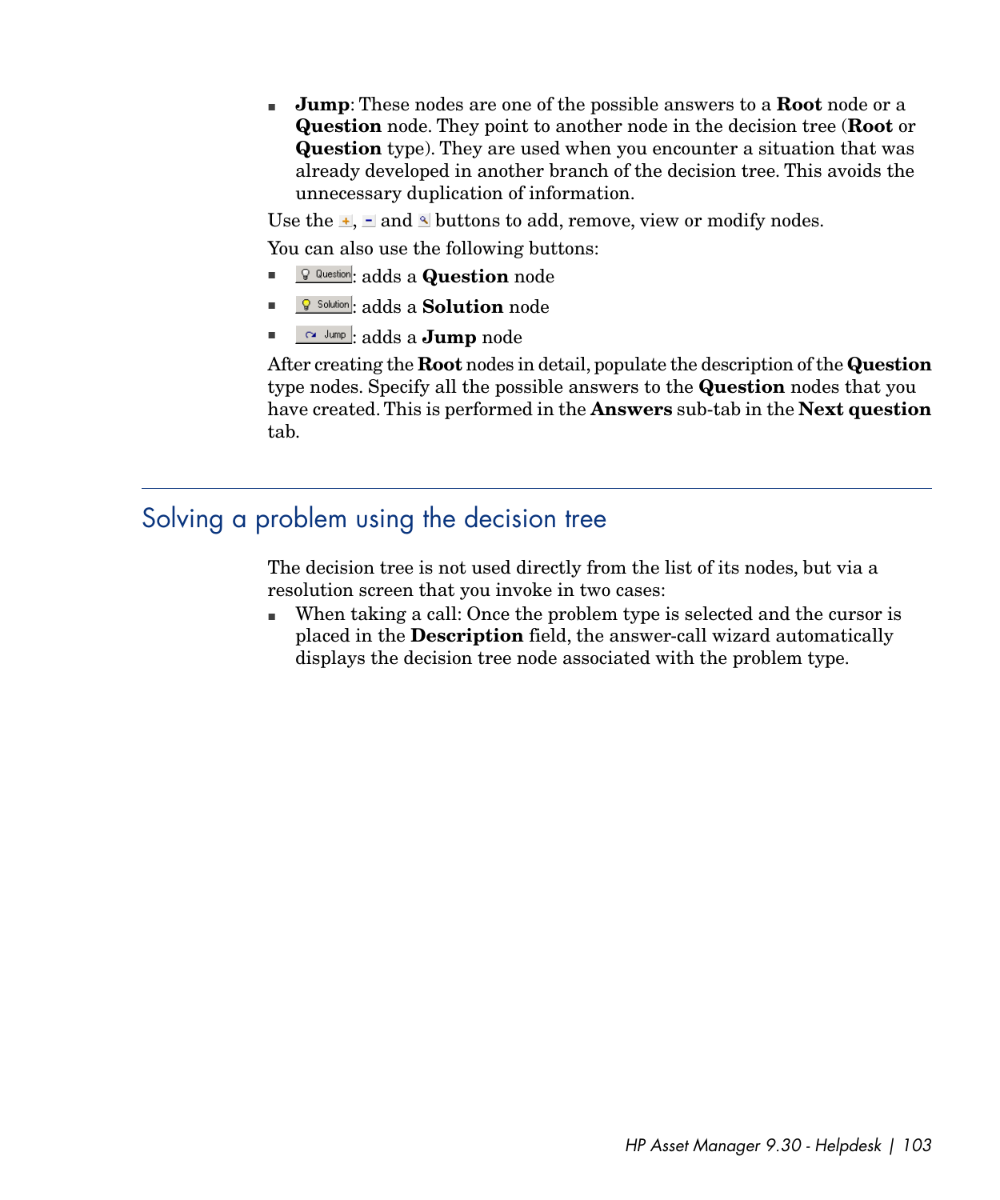- **Jump**: These nodes are one of the possible answers to a **Root** node or a **Question** node. They point to another node in the decision tree (**Root** or **Question** type). They are used when you encounter a situation that was already developed in another branch of the decision tree. This avoids the unnecessary duplication of information.

Use the +, - and buttons to add, remove, view or modify nodes.

You can also use the following buttons:

- Question: adds a **Question** node
- Solution: adds a **Solution** node
- Jump: adds a **Jump** node

After creating the **Root** nodes in detail, populate the description of the **Question** type nodes. Specify all the possible answers to the **Question** nodes that you have created. This is performed in the **Answers** sub-tab in the **Next question** tab.

## Solving a problem using the decision tree

The decision tree is not used directly from the list of its nodes, but via a resolution screen that you invoke in two cases:

- When taking a call: Once the problem type is selected and the cursor is placed in the **Description** field, the answer-call wizard automatically displays the decision tree node associated with the problem type.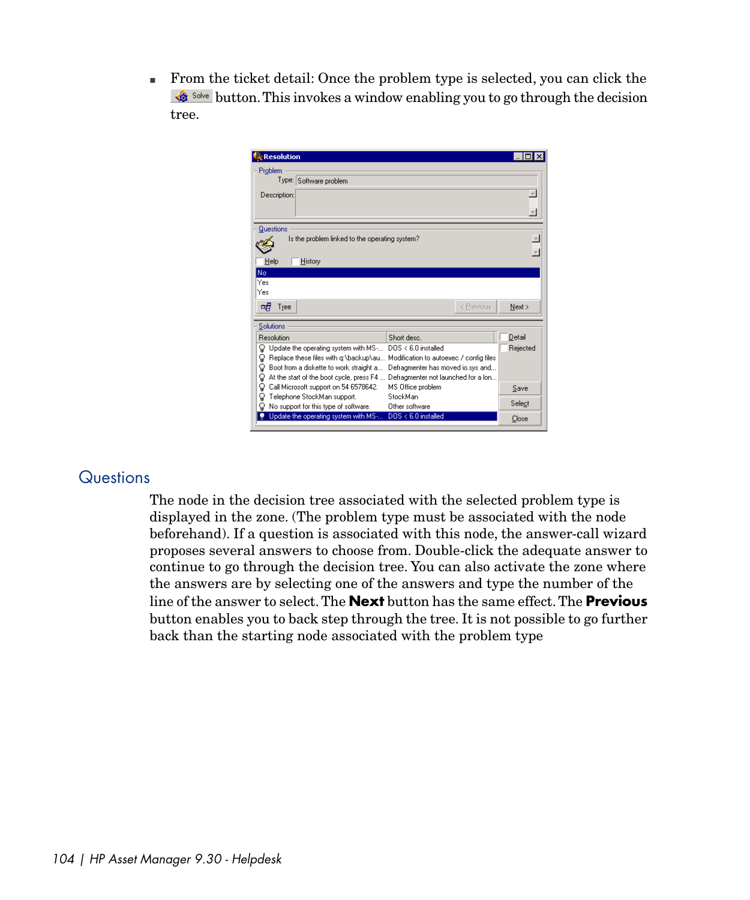- From the ticket detail: Once the problem type is selected, you can click the Solve button. This invokes a window enabling you to go through the decision tree.

## Questions

The node in the decision tree associated with the selected problem type is displayed in the zone. (The problem type must be associated with the node beforehand). If a question is associated with this node, the answer-call wizard proposes several answers to choose from. Double-click the adequate answer to continue to go through the decision tree. You can also activate the zone where the answers are by selecting one of the answers and type the number of the line of the answer to select. The **Next** button has the same effect. The **Previous** button enables you to back step through the tree. It is not possible to go further back than the starting node associated with the problem type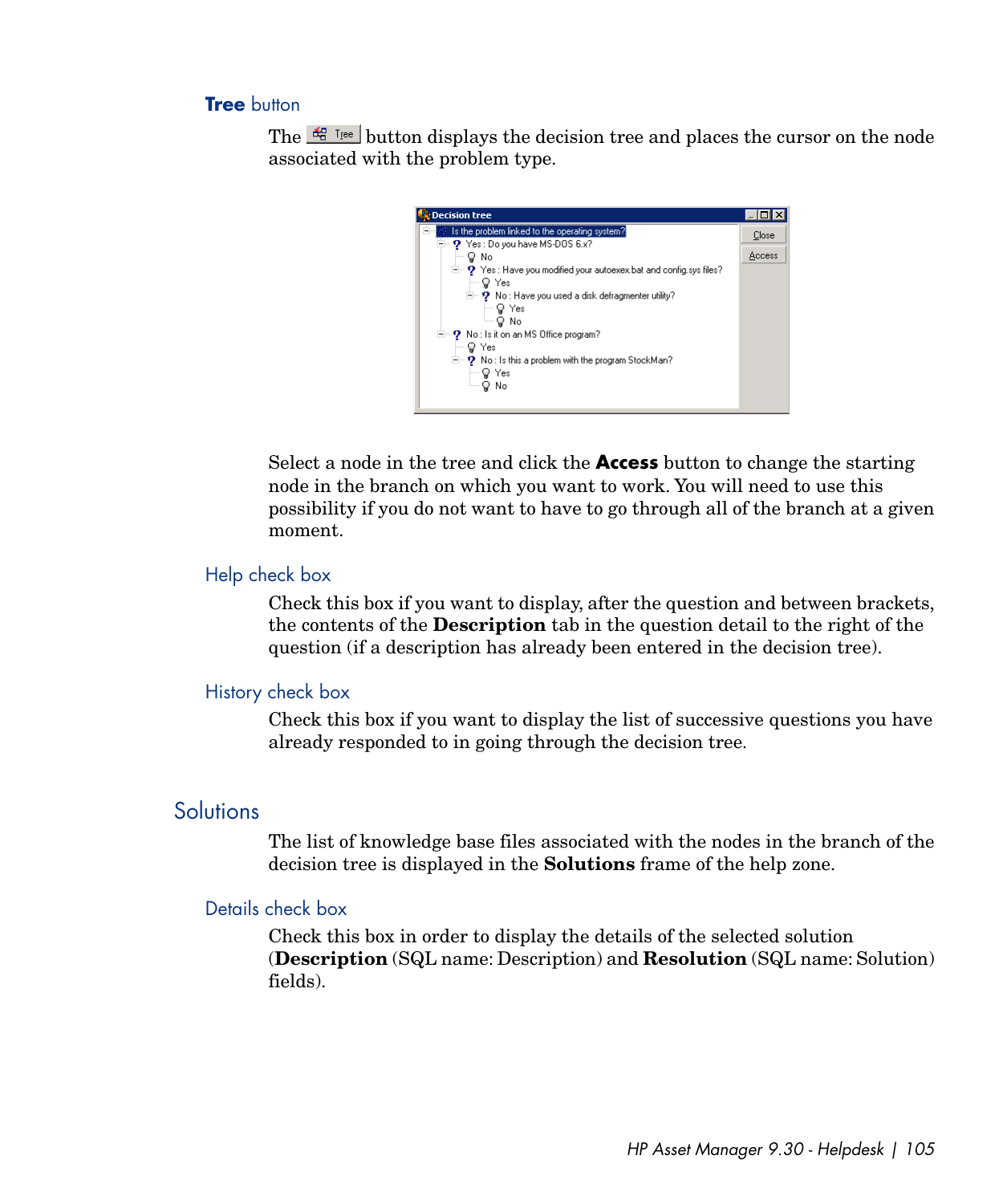### **Tree** button

The Tree button displays the decision tree and places the cursor on the node associated with the problem type.

Select a node in the tree and click the **Access** button to change the starting node in the branch on which you want to work. You will need to use this possibility if you do not want to have to go through all of the branch at a given moment.

### Help check box

Check this box if you want to display, after the question and between brackets, the contents of the **Description** tab in the question detail to the right of the question (if a description has already been entered in the decision tree).

### History check box

Check this box if you want to display the list of successive questions you have already responded to in going through the decision tree.

## Solutions

The list of knowledge base files associated with the nodes in the branch of the decision tree is displayed in the **Solutions** frame of the help zone.

### Details check box

Check this box in order to display the details of the selected solution (**Description** (SQL name: Description) and **Resolution** (SQL name: Solution) fields).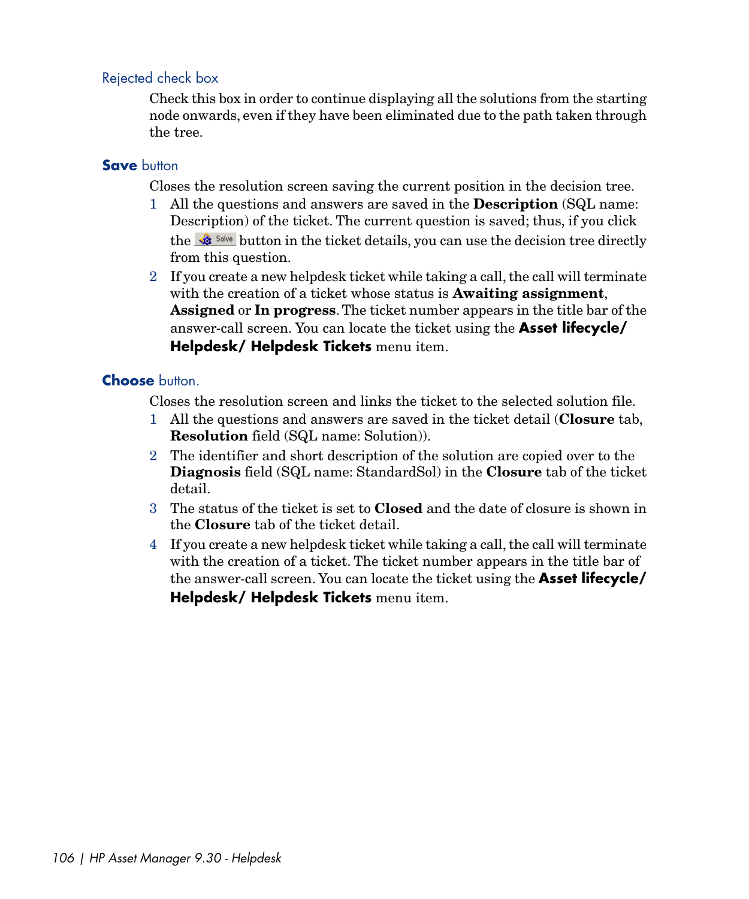#### Rejected check box

Check this box in order to continue displaying all the solutions from the starting node onwards, even if they have been eliminated due to the path taken through the tree.

#### **Save** button

Closes the resolution screen saving the current position in the decision tree.

1. All the questions and answers are saved in the **Description** (SQL name: Description) of the ticket. The current question is saved; thus, if you click the Solve button in the ticket details, you can use the decision tree directly from this question.
2. If you create a new helpdesk ticket while taking a call, the call will terminate with the creation of a ticket whose status is **Awaiting assignment**, **Assigned** or **In progress**. The ticket number appears in the title bar of the answer-call screen. You can locate the ticket using the **Asset lifecycle/ Helpdesk/ Helpdesk Tickets** menu item.

#### **Choose** button.

Closes the resolution screen and links the ticket to the selected solution file.

1. All the questions and answers are saved in the ticket detail (**Closure** tab, **Resolution** field (SQL name: Solution)).
2. The identifier and short description of the solution are copied over to the **Diagnosis** field (SQL name: StandardSol) in the **Closure** tab of the ticket detail.
3. The status of the ticket is set to **Closed** and the date of closure is shown in the **Closure** tab of the ticket detail.
4. If you create a new helpdesk ticket while taking a call, the call will terminate with the creation of a ticket. The ticket number appears in the title bar of the answer-call screen. You can locate the ticket using the **Asset lifecycle/ Helpdesk/ Helpdesk Tickets** menu item.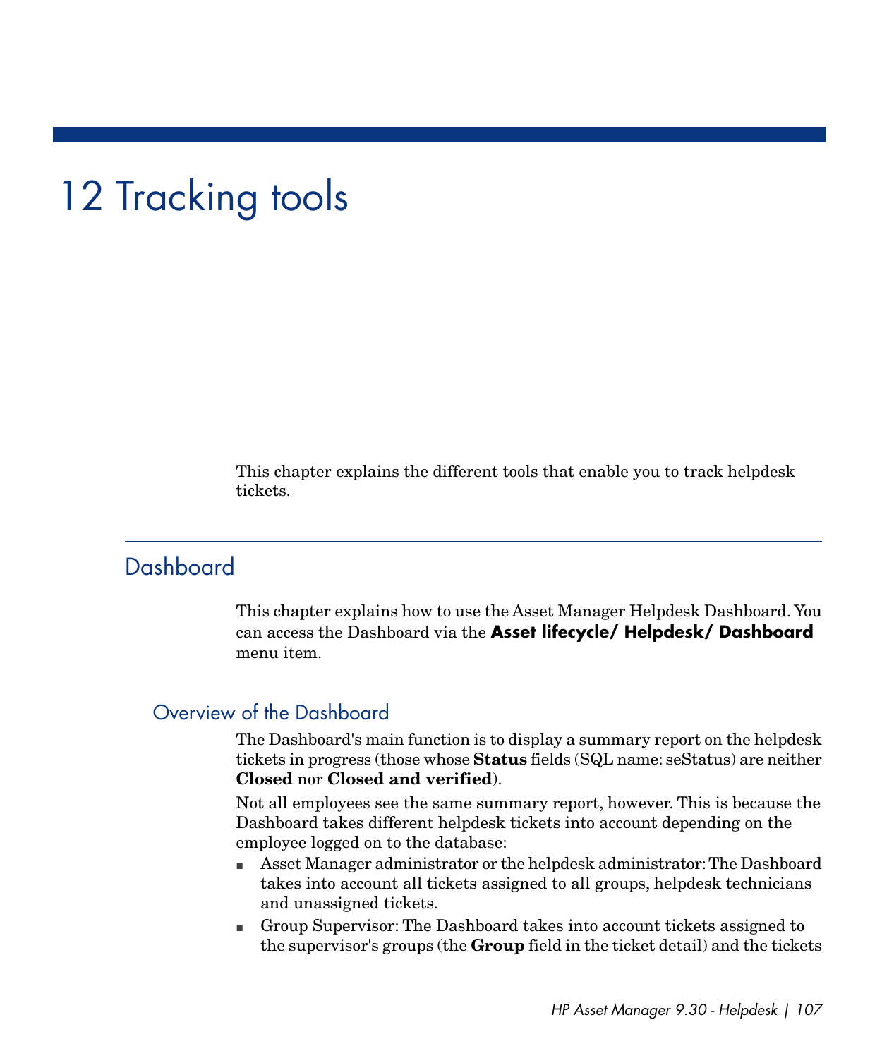# 12 Tracking tools

This chapter explains the different tools that enable you to track helpdesk tickets.

## Dashboard

This chapter explains how to use the Asset Manager Helpdesk Dashboard. You can access the Dashboard via the **Asset lifecycle/ Helpdesk/ Dashboard** menu item.

### Overview of the Dashboard

The Dashboard's main function is to display a summary report on the helpdesk tickets in progress (those whose **Status** fields (SQL name: seStatus) are neither **Closed** nor **Closed and verified**).

Not all employees see the same summary report, however. This is because the Dashboard takes different helpdesk tickets into account depending on the employee logged on to the database:

- Asset Manager administrator or the helpdesk administrator: The Dashboard takes into account all tickets assigned to all groups, helpdesk technicians and unassigned tickets.
- Group Supervisor: The Dashboard takes into account tickets assigned to the supervisor's groups (the **Group** field in the ticket detail) and the tickets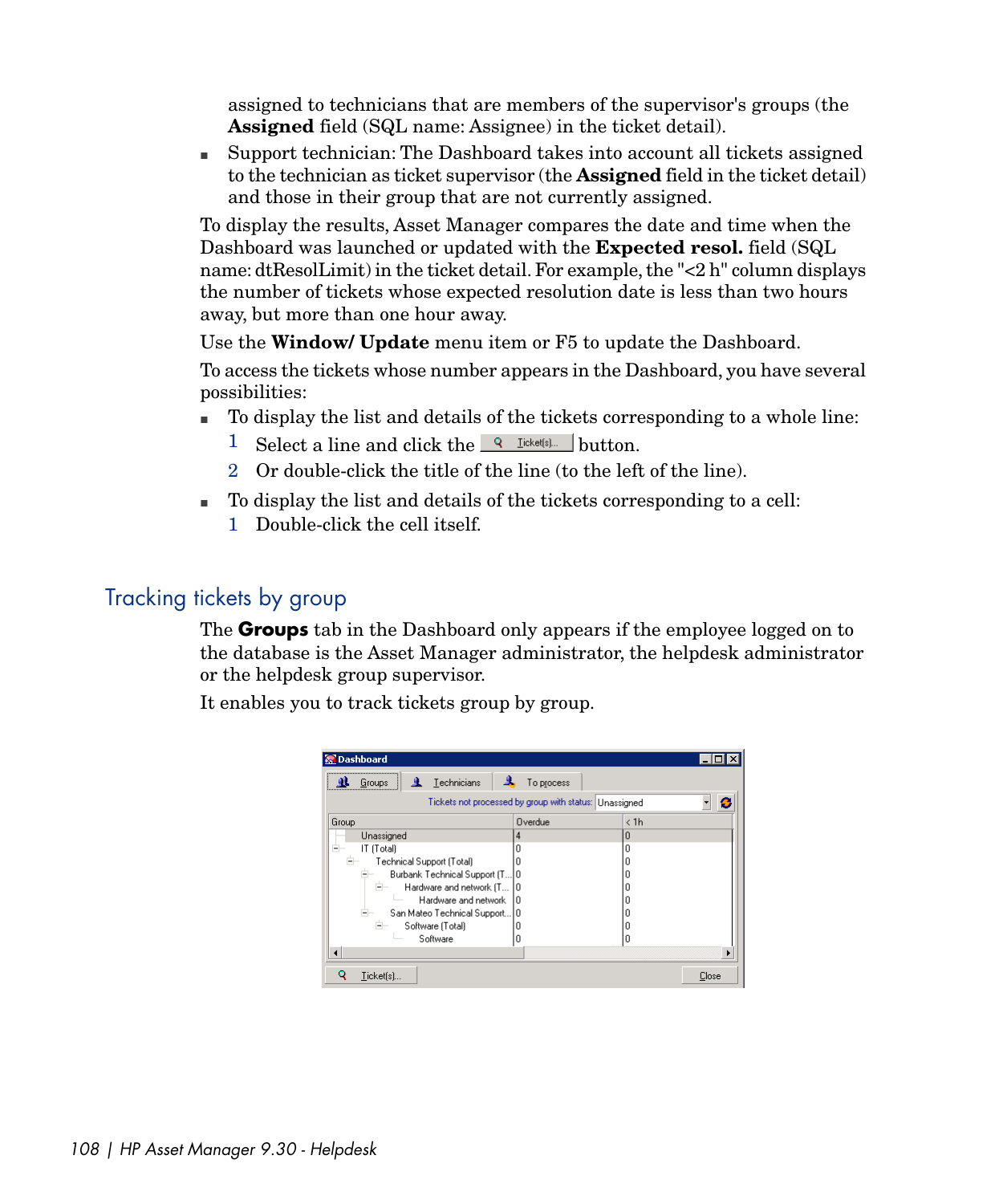assigned to technicians that are members of the supervisor's groups (the **Assigned** field (SQL name: Assignee) in the ticket detail).

- Support technician: The Dashboard takes into account all tickets assigned to the technician as ticket supervisor (the **Assigned** field in the ticket detail) and those in their group that are not currently assigned.

To display the results, Asset Manager compares the date and time when the Dashboard was launched or updated with the **Expected resol.** field (SQL name: dtResolLimit) in the ticket detail. For example, the "<2 h" column displays the number of tickets whose expected resolution date is less than two hours away, but more than one hour away.

Use the **Window/ Update** menu item or F5 to update the Dashboard.

To access the tickets whose number appears in the Dashboard, you have several possibilities:

- To display the list and details of the tickets corresponding to a whole line:
  1. Select a line and click the Ticket(s)... button.
  2. Or double-click the title of the line (to the left of the line).
- To display the list and details of the tickets corresponding to a cell:
  1. Double-click the cell itself.

## Tracking tickets by group

The **Groups** tab in the Dashboard only appears if the employee logged on to the database is the Asset Manager administrator, the helpdesk administrator or the helpdesk group supervisor.

It enables you to track tickets group by group.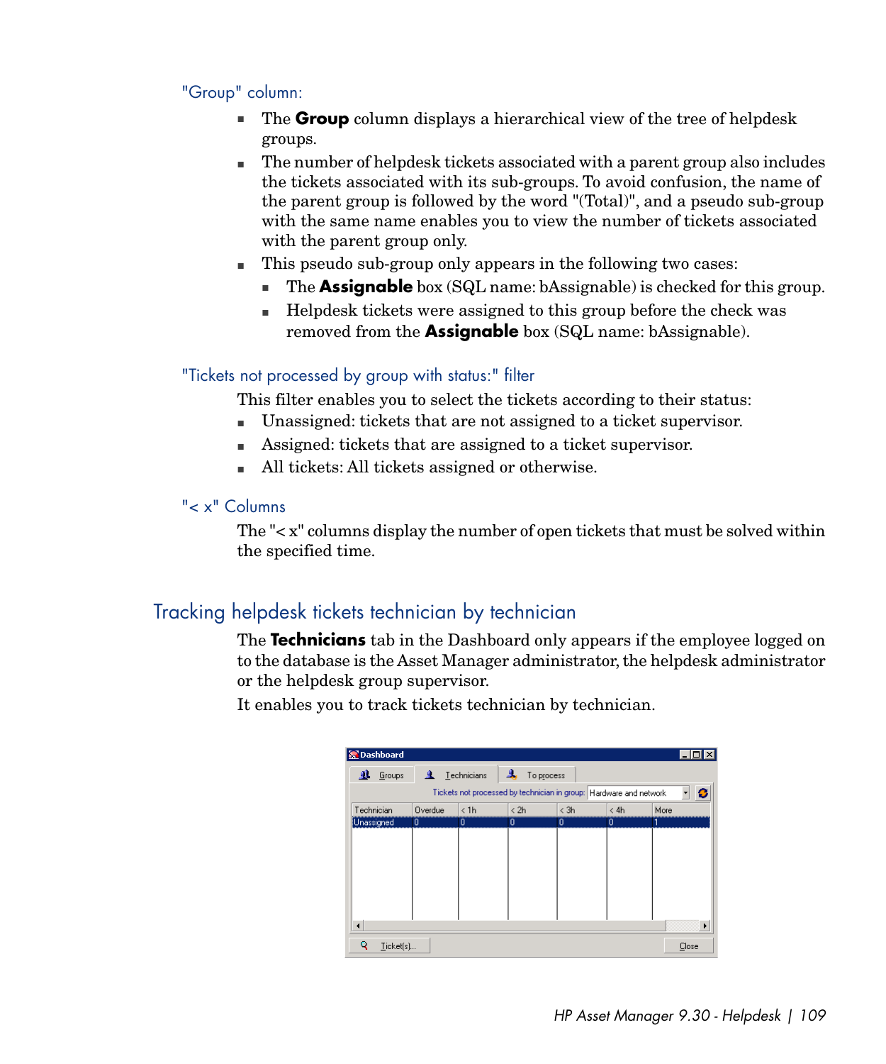### "Group" column:

- The **Group** column displays a hierarchical view of the tree of helpdesk groups.
- The number of helpdesk tickets associated with a parent group also includes the tickets associated with its sub-groups. To avoid confusion, the name of the parent group is followed by the word "(Total)", and a pseudo sub-group with the same name enables you to view the number of tickets associated with the parent group only.
- This pseudo sub-group only appears in the following two cases:
  - The **Assignable** box (SQL name: bAssignable) is checked for this group.
  - Helpdesk tickets were assigned to this group before the check was removed from the **Assignable** box (SQL name: bAssignable).

### "Tickets not processed by group with status:" filter

This filter enables you to select the tickets according to their status:

- Unassigned: tickets that are not assigned to a ticket supervisor.
- Assigned: tickets that are assigned to a ticket supervisor.
- All tickets: All tickets assigned or otherwise.

### "< x" Columns

The "< x" columns display the number of open tickets that must be solved within the specified time.

## Tracking helpdesk tickets technician by technician

The **Technicians** tab in the Dashboard only appears if the employee logged on to the database is the Asset Manager administrator, the helpdesk administrator or the helpdesk group supervisor.

It enables you to track tickets technician by technician.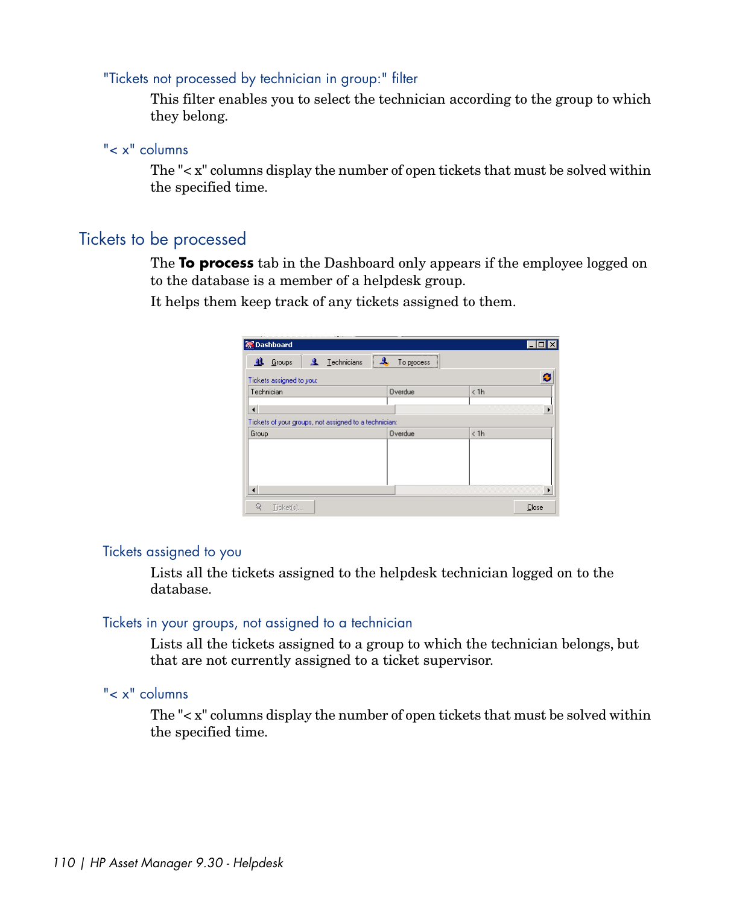### "Tickets not processed by technician in group:" filter

This filter enables you to select the technician according to the group to which they belong.

### "< x" columns

The "< x" columns display the number of open tickets that must be solved within the specified time.

## Tickets to be processed

The **To process** tab in the Dashboard only appears if the employee logged on to the database is a member of a helpdesk group.

It helps them keep track of any tickets assigned to them.

### Tickets assigned to you

Lists all the tickets assigned to the helpdesk technician logged on to the database.

### Tickets in your groups, not assigned to a technician

Lists all the tickets assigned to a group to which the technician belongs, but that are not currently assigned to a ticket supervisor.

### "< x" columns

The "< x" columns display the number of open tickets that must be solved within the specified time.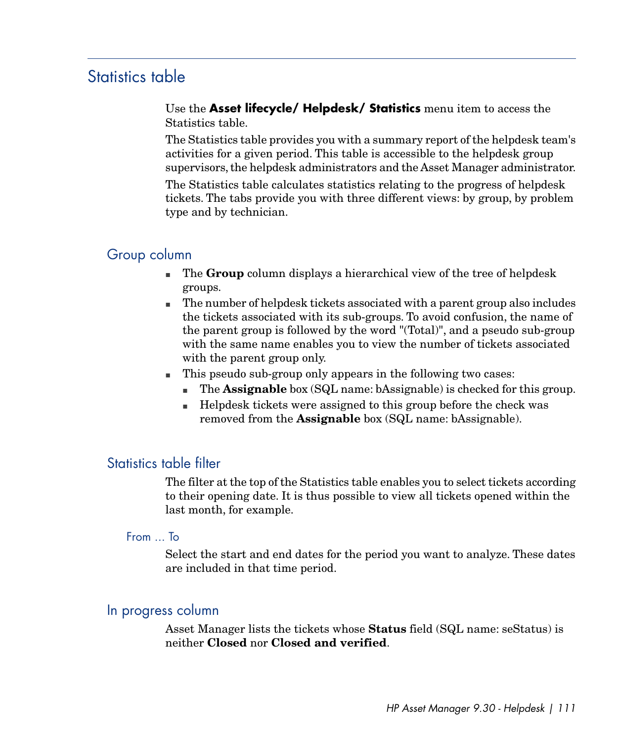## Statistics table

Use the **Asset lifecycle/ Helpdesk/ Statistics** menu item to access the Statistics table.

The Statistics table provides you with a summary report of the helpdesk team's activities for a given period. This table is accessible to the helpdesk group supervisors, the helpdesk administrators and the Asset Manager administrator.

The Statistics table calculates statistics relating to the progress of helpdesk tickets. The tabs provide you with three different views: by group, by problem type and by technician.

### Group column

- The **Group** column displays a hierarchical view of the tree of helpdesk groups.
- The number of helpdesk tickets associated with a parent group also includes the tickets associated with its sub-groups. To avoid confusion, the name of the parent group is followed by the word "(Total)", and a pseudo sub-group with the same name enables you to view the number of tickets associated with the parent group only.
- This pseudo sub-group only appears in the following two cases:
  - The **Assignable** box (SQL name: bAssignable) is checked for this group.
  - Helpdesk tickets were assigned to this group before the check was removed from the **Assignable** box (SQL name: bAssignable).

### Statistics table filter

The filter at the top of the Statistics table enables you to select tickets according to their opening date. It is thus possible to view all tickets opened within the last month, for example.

#### From ... To

Select the start and end dates for the period you want to analyze. These dates are included in that time period.

### In progress column

Asset Manager lists the tickets whose **Status** field (SQL name: seStatus) is neither **Closed** nor **Closed and verified**.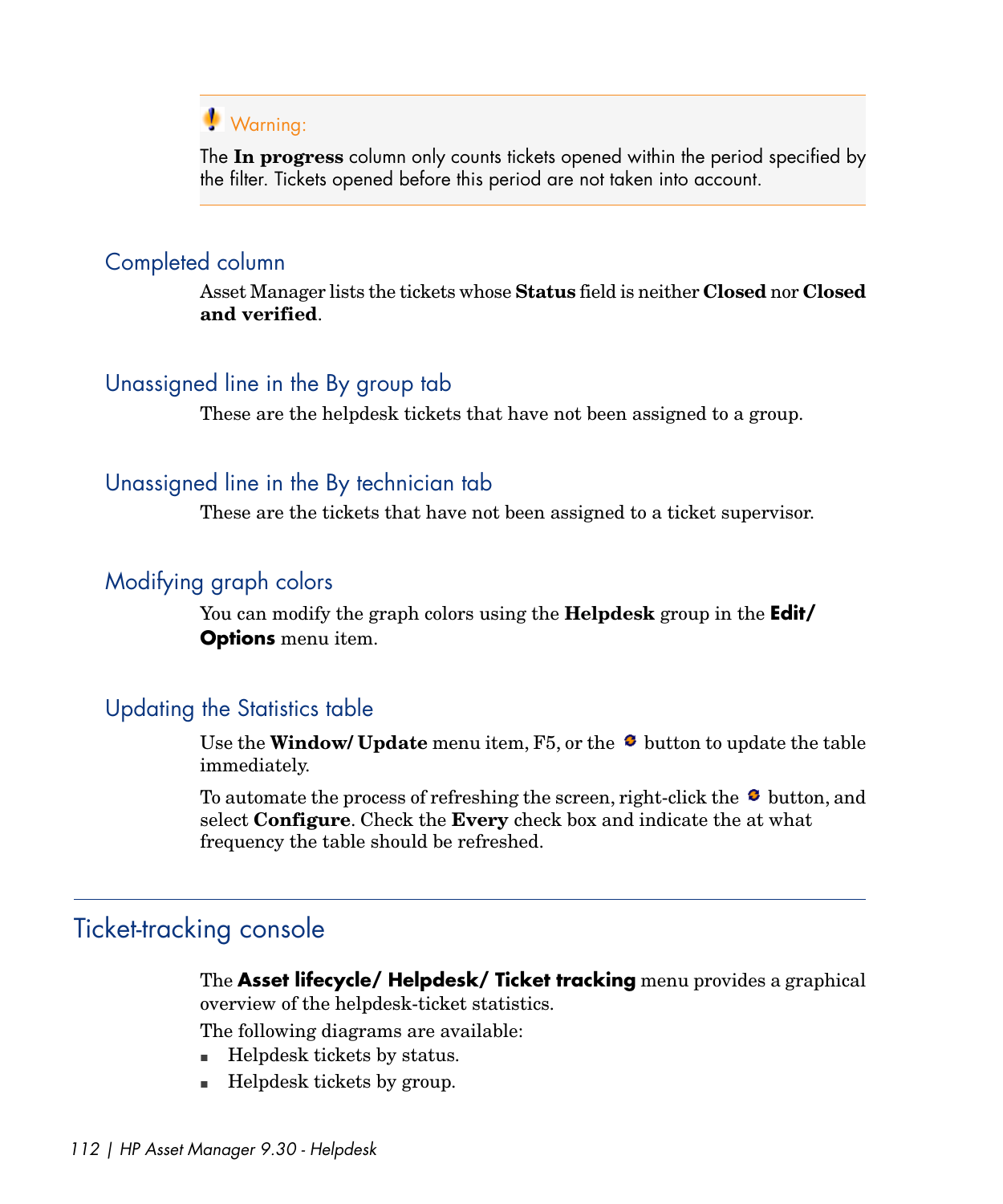> **Warning:**
>
> The **In progress** column only counts tickets opened within the period specified by the filter. Tickets opened before this period are not taken into account.

### Completed column

Asset Manager lists the tickets whose **Status** field is neither **Closed** nor **Closed and verified**.

### Unassigned line in the By group tab

These are the helpdesk tickets that have not been assigned to a group.

### Unassigned line in the By technician tab

These are the tickets that have not been assigned to a ticket supervisor.

### Modifying graph colors

You can modify the graph colors using the **Helpdesk** group in the **Edit/ Options** menu item.

### Updating the Statistics table

Use the **Window/ Update** menu item, F5, or the button to update the table immediately.

To automate the process of refreshing the screen, right-click the button, and select **Configure**. Check the **Every** check box and indicate the at what frequency the table should be refreshed.

## Ticket-tracking console

The **Asset lifecycle/ Helpdesk/ Ticket tracking** menu provides a graphical overview of the helpdesk-ticket statistics.

The following diagrams are available:

- Helpdesk tickets by status.
- Helpdesk tickets by group.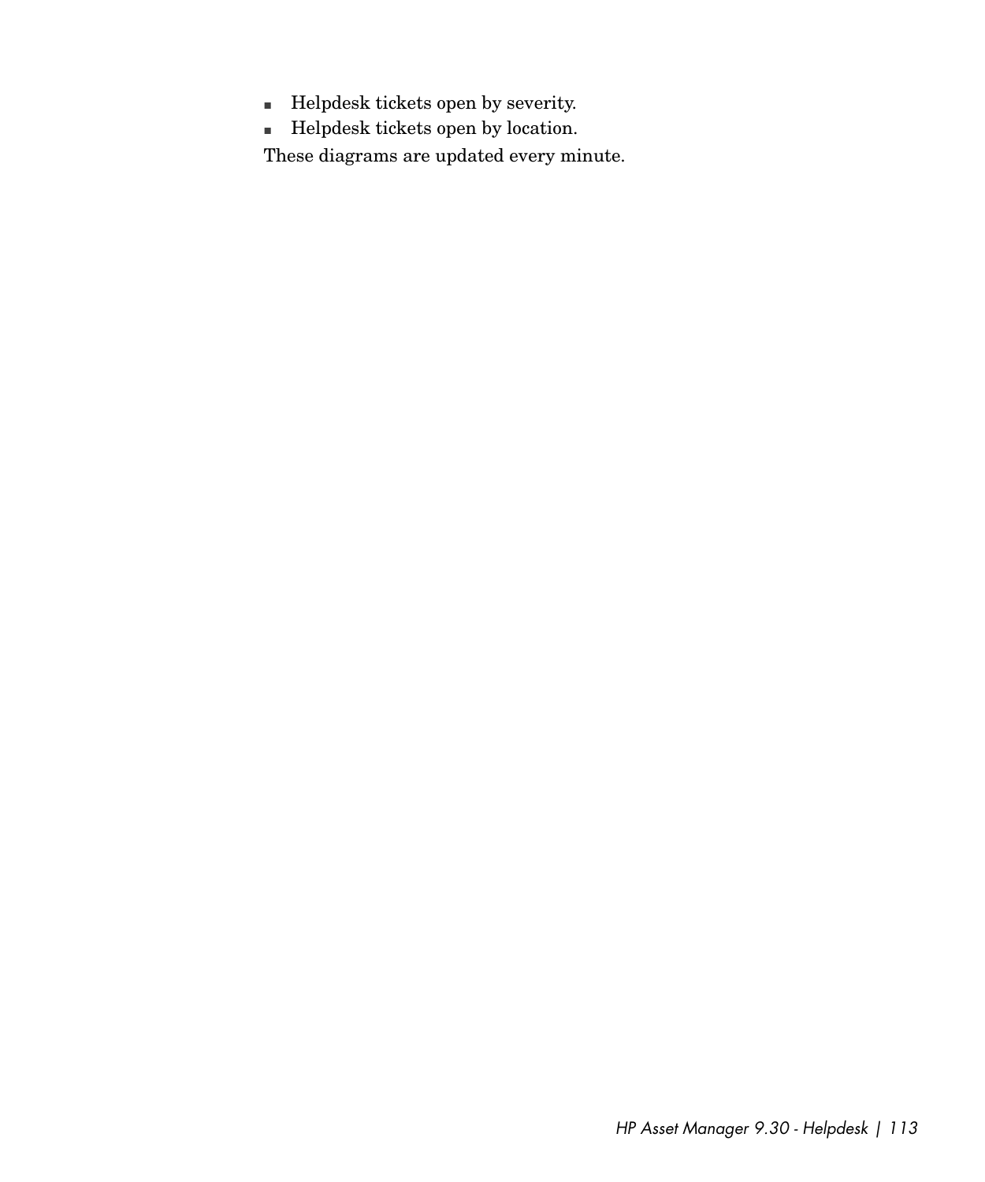- Helpdesk tickets open by severity.
- Helpdesk tickets open by location.

These diagrams are updated every minute.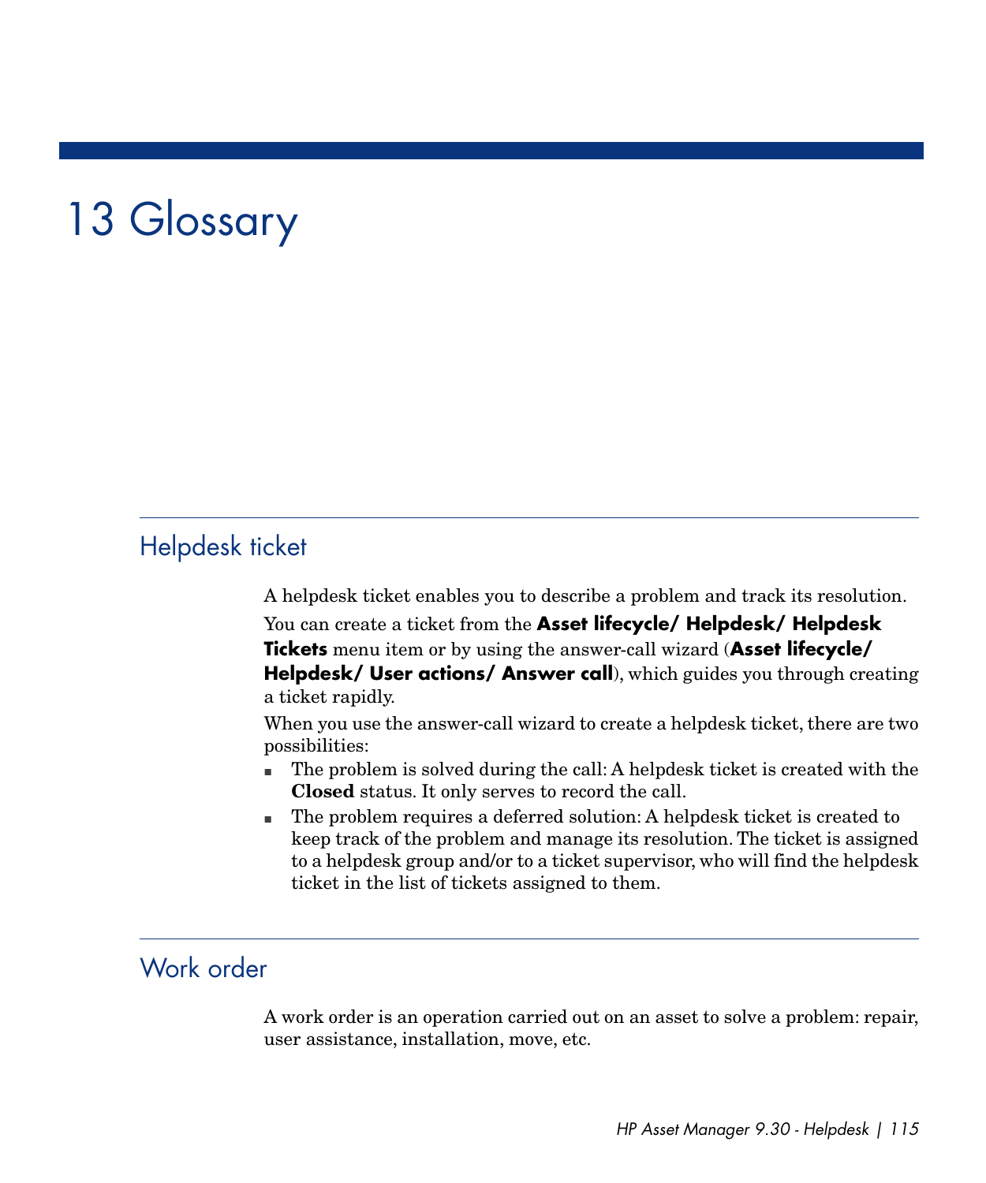# 13 Glossary

## Helpdesk ticket

A helpdesk ticket enables you to describe a problem and track its resolution.

You can create a ticket from the **Asset lifecycle/ Helpdesk/ Helpdesk Tickets** menu item or by using the answer-call wizard (**Asset lifecycle/ Helpdesk/ User actions/ Answer call**), which guides you through creating a ticket rapidly.

When you use the answer-call wizard to create a helpdesk ticket, there are two possibilities:

- The problem is solved during the call: A helpdesk ticket is created with the **Closed** status. It only serves to record the call.
- The problem requires a deferred solution: A helpdesk ticket is created to keep track of the problem and manage its resolution. The ticket is assigned to a helpdesk group and/or to a ticket supervisor, who will find the helpdesk ticket in the list of tickets assigned to them.

## Work order

A work order is an operation carried out on an asset to solve a problem: repair, user assistance, installation, move, etc.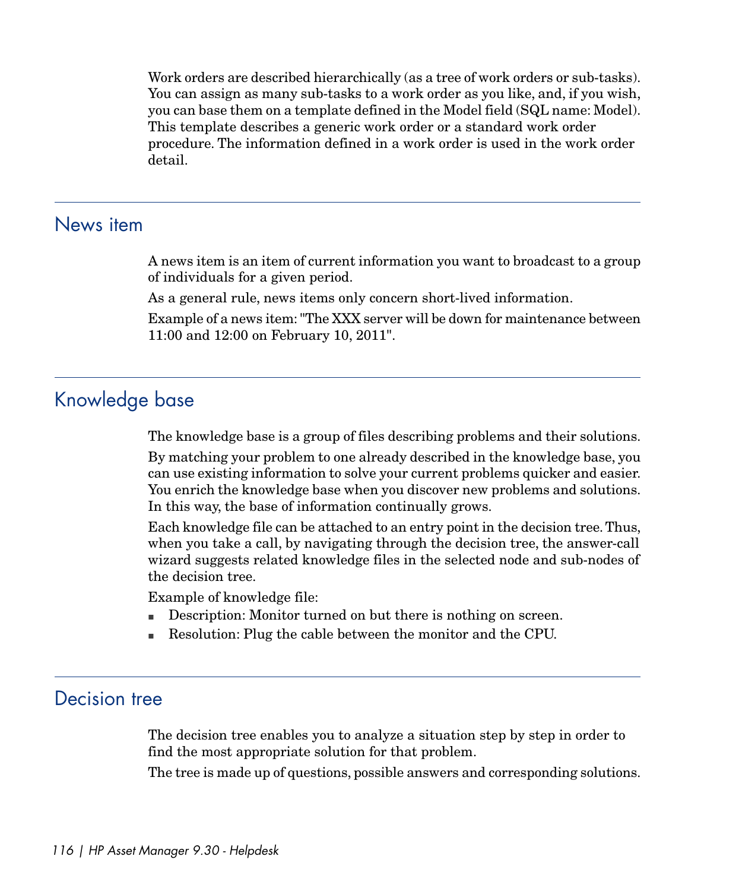Work orders are described hierarchically (as a tree of work orders or sub-tasks). You can assign as many sub-tasks to a work order as you like, and, if you wish, you can base them on a template defined in the Model field (SQL name: Model). This template describes a generic work order or a standard work order procedure. The information defined in a work order is used in the work order detail.

## News item

A news item is an item of current information you want to broadcast to a group of individuals for a given period.

As a general rule, news items only concern short-lived information.

Example of a news item: "The XXX server will be down for maintenance between 11:00 and 12:00 on February 10, 2011".

## Knowledge base

The knowledge base is a group of files describing problems and their solutions.

By matching your problem to one already described in the knowledge base, you can use existing information to solve your current problems quicker and easier. You enrich the knowledge base when you discover new problems and solutions. In this way, the base of information continually grows.

Each knowledge file can be attached to an entry point in the decision tree. Thus, when you take a call, by navigating through the decision tree, the answer-call wizard suggests related knowledge files in the selected node and sub-nodes of the decision tree.

Example of knowledge file:

- Description: Monitor turned on but there is nothing on screen.
- Resolution: Plug the cable between the monitor and the CPU.

## Decision tree

The decision tree enables you to analyze a situation step by step in order to find the most appropriate solution for that problem.

The tree is made up of questions, possible answers and corresponding solutions.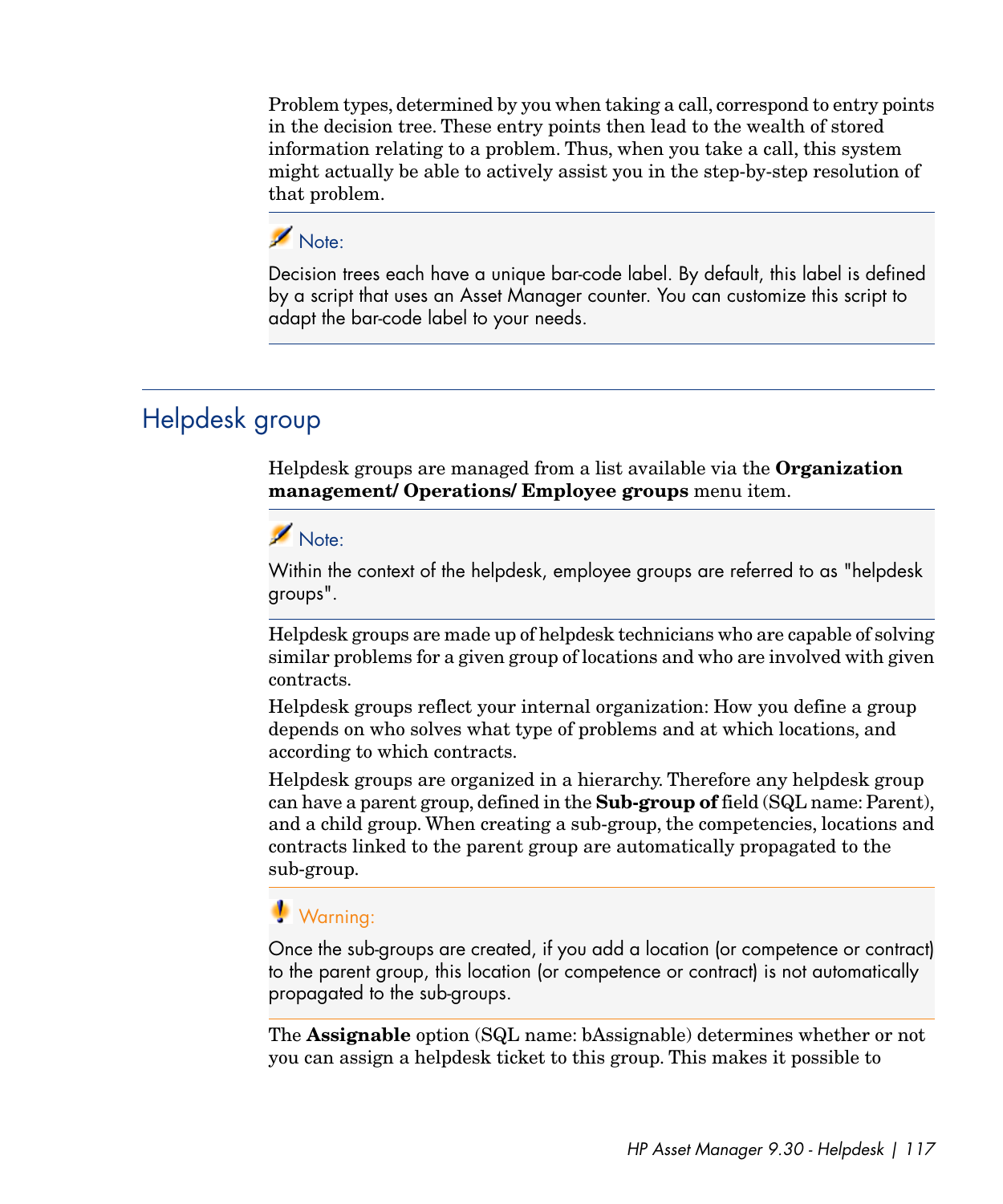Problem types, determined by you when taking a call, correspond to entry points in the decision tree. These entry points then lead to the wealth of stored information relating to a problem. Thus, when you take a call, this system might actually be able to actively assist you in the step-by-step resolution of that problem.

> **Note:**
>
> Decision trees each have a unique bar-code label. By default, this label is defined by a script that uses an Asset Manager counter. You can customize this script to adapt the bar-code label to your needs.

## Helpdesk group

Helpdesk groups are managed from a list available via the **Organization management/ Operations/ Employee groups** menu item.

> **Note:**
>
> Within the context of the helpdesk, employee groups are referred to as "helpdesk groups".

Helpdesk groups are made up of helpdesk technicians who are capable of solving similar problems for a given group of locations and who are involved with given contracts.

Helpdesk groups reflect your internal organization: How you define a group depends on who solves what type of problems and at which locations, and according to which contracts.

Helpdesk groups are organized in a hierarchy. Therefore any helpdesk group can have a parent group, defined in the **Sub-group of** field (SQL name: Parent), and a child group. When creating a sub-group, the competencies, locations and contracts linked to the parent group are automatically propagated to the sub-group.

> **Warning:**
>
> Once the sub-groups are created, if you add a location (or competence or contract) to the parent group, this location (or competence or contract) is not automatically propagated to the sub-groups.

The **Assignable** option (SQL name: bAssignable) determines whether or not you can assign a helpdesk ticket to this group. This makes it possible to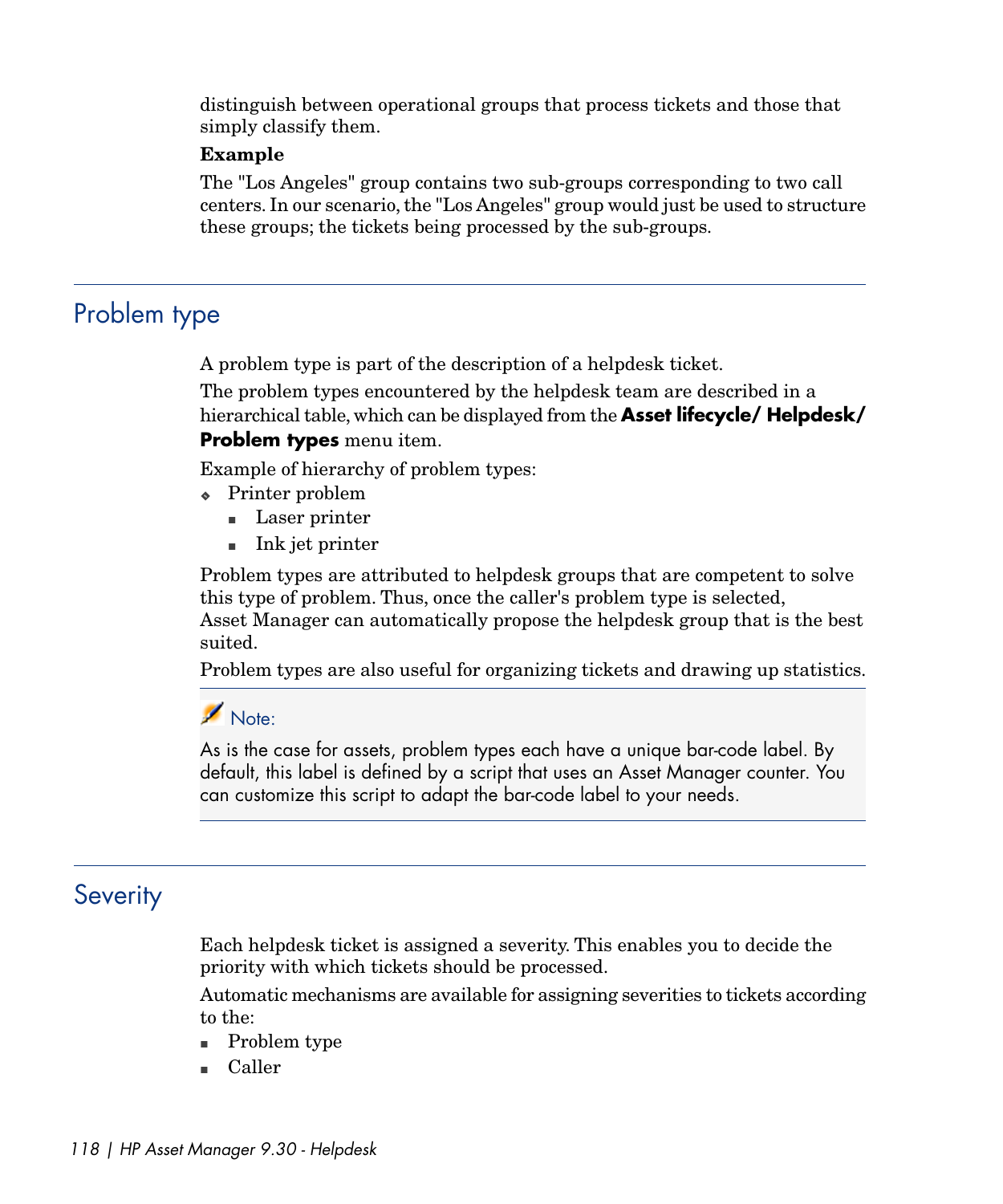distinguish between operational groups that process tickets and those that simply classify them.

**Example**

The "Los Angeles" group contains two sub-groups corresponding to two call centers. In our scenario, the "Los Angeles" group would just be used to structure these groups; the tickets being processed by the sub-groups.

## Problem type

A problem type is part of the description of a helpdesk ticket.

The problem types encountered by the helpdesk team are described in a hierarchical table, which can be displayed from the **Asset lifecycle/ Helpdesk/ Problem types** menu item.

Example of hierarchy of problem types:

- Printer problem
  - Laser printer
  - Ink jet printer

Problem types are attributed to helpdesk groups that are competent to solve this type of problem. Thus, once the caller's problem type is selected, Asset Manager can automatically propose the helpdesk group that is the best suited.

Problem types are also useful for organizing tickets and drawing up statistics.

> Note:
>
> As is the case for assets, problem types each have a unique bar-code label. By default, this label is defined by a script that uses an Asset Manager counter. You can customize this script to adapt the bar-code label to your needs.

## Severity

Each helpdesk ticket is assigned a severity. This enables you to decide the priority with which tickets should be processed.

Automatic mechanisms are available for assigning severities to tickets according to the:

- Problem type
- Caller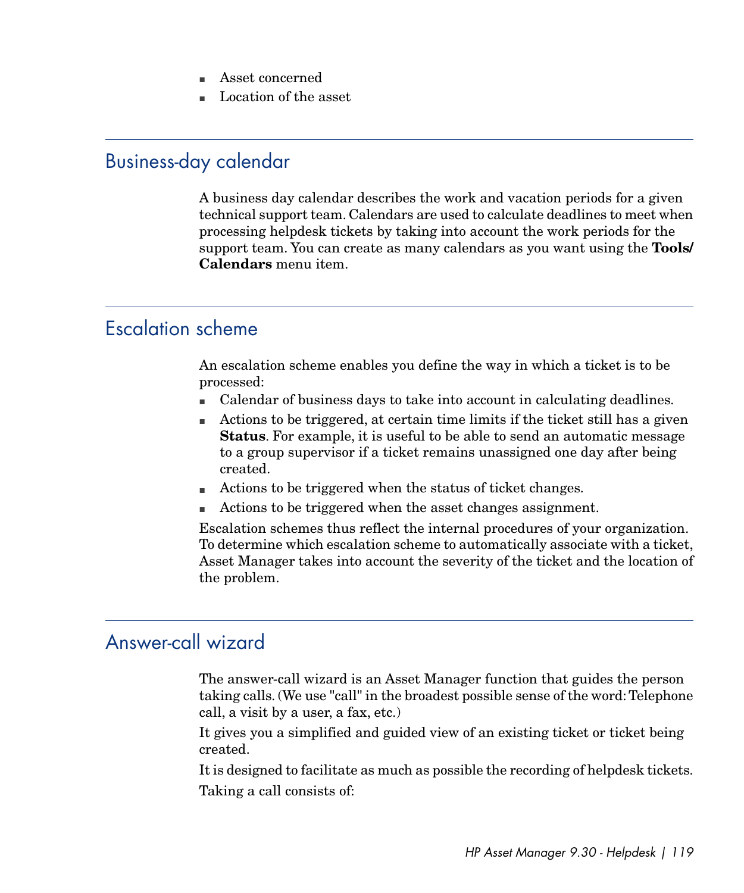- Asset concerned
- Location of the asset

## Business-day calendar

A business day calendar describes the work and vacation periods for a given technical support team. Calendars are used to calculate deadlines to meet when processing helpdesk tickets by taking into account the work periods for the support team. You can create as many calendars as you want using the **Tools/ Calendars** menu item.

## Escalation scheme

An escalation scheme enables you define the way in which a ticket is to be processed:

- Calendar of business days to take into account in calculating deadlines.
- Actions to be triggered, at certain time limits if the ticket still has a given **Status**. For example, it is useful to be able to send an automatic message to a group supervisor if a ticket remains unassigned one day after being created.
- Actions to be triggered when the status of ticket changes.
- Actions to be triggered when the asset changes assignment.

Escalation schemes thus reflect the internal procedures of your organization. To determine which escalation scheme to automatically associate with a ticket, Asset Manager takes into account the severity of the ticket and the location of the problem.

## Answer-call wizard

The answer-call wizard is an Asset Manager function that guides the person taking calls. (We use "call" in the broadest possible sense of the word: Telephone call, a visit by a user, a fax, etc.)

It gives you a simplified and guided view of an existing ticket or ticket being created.

It is designed to facilitate as much as possible the recording of helpdesk tickets.

Taking a call consists of: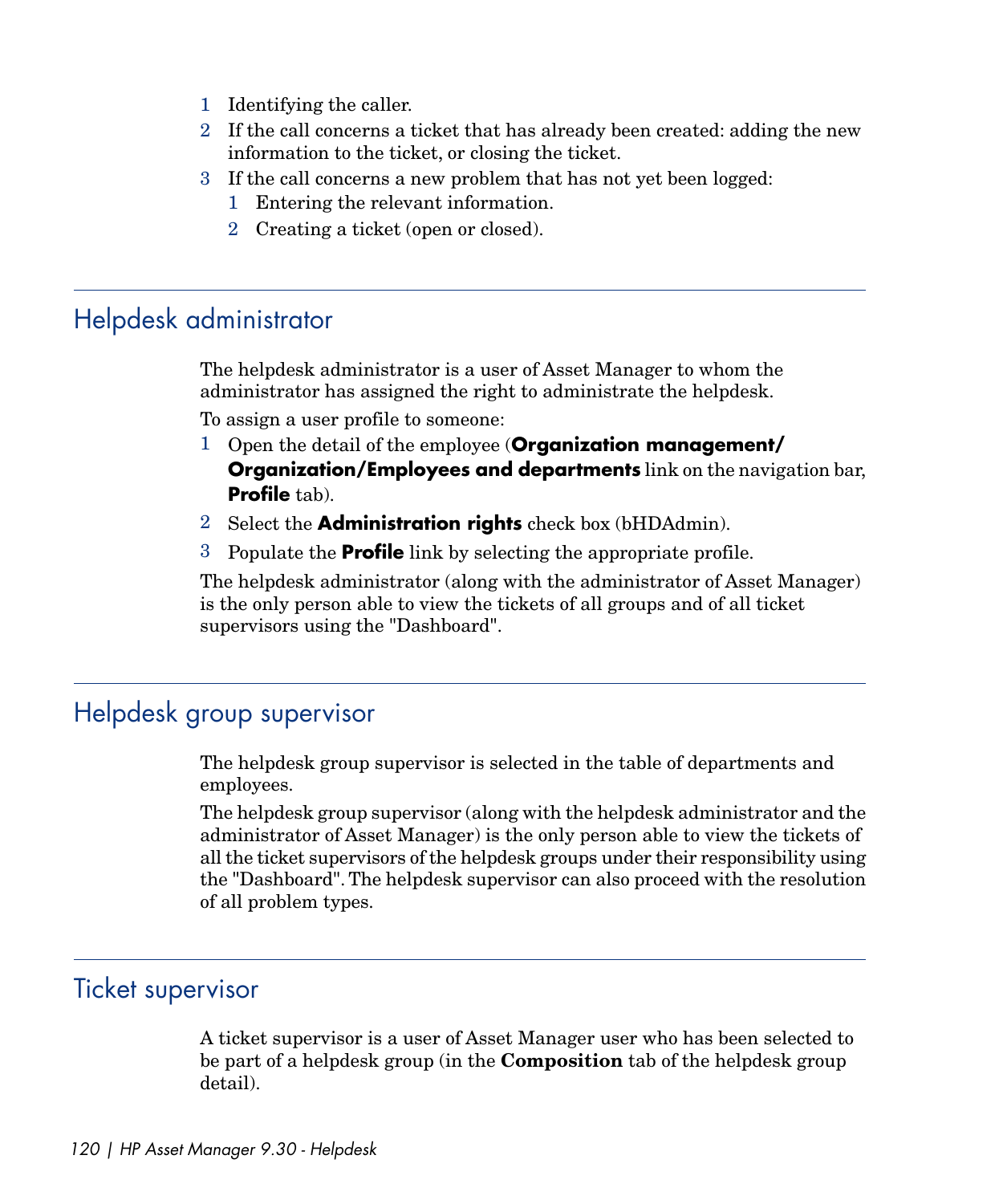1. Identifying the caller.
2. If the call concerns a ticket that has already been created: adding the new information to the ticket, or closing the ticket.
3. If the call concerns a new problem that has not yet been logged:
   1. Entering the relevant information.
   2. Creating a ticket (open or closed).

## Helpdesk administrator

The helpdesk administrator is a user of Asset Manager to whom the administrator has assigned the right to administrate the helpdesk.

To assign a user profile to someone:

1. Open the detail of the employee (**Organization management/ Organization/Employees and departments** link on the navigation bar, **Profile** tab).
2. Select the **Administration rights** check box (bHDAdmin).
3. Populate the **Profile** link by selecting the appropriate profile.

The helpdesk administrator (along with the administrator of Asset Manager) is the only person able to view the tickets of all groups and of all ticket supervisors using the "Dashboard".

## Helpdesk group supervisor

The helpdesk group supervisor is selected in the table of departments and employees.

The helpdesk group supervisor (along with the helpdesk administrator and the administrator of Asset Manager) is the only person able to view the tickets of all the ticket supervisors of the helpdesk groups under their responsibility using the "Dashboard". The helpdesk supervisor can also proceed with the resolution of all problem types.

## Ticket supervisor

A ticket supervisor is a user of Asset Manager user who has been selected to be part of a helpdesk group (in the **Composition** tab of the helpdesk group detail).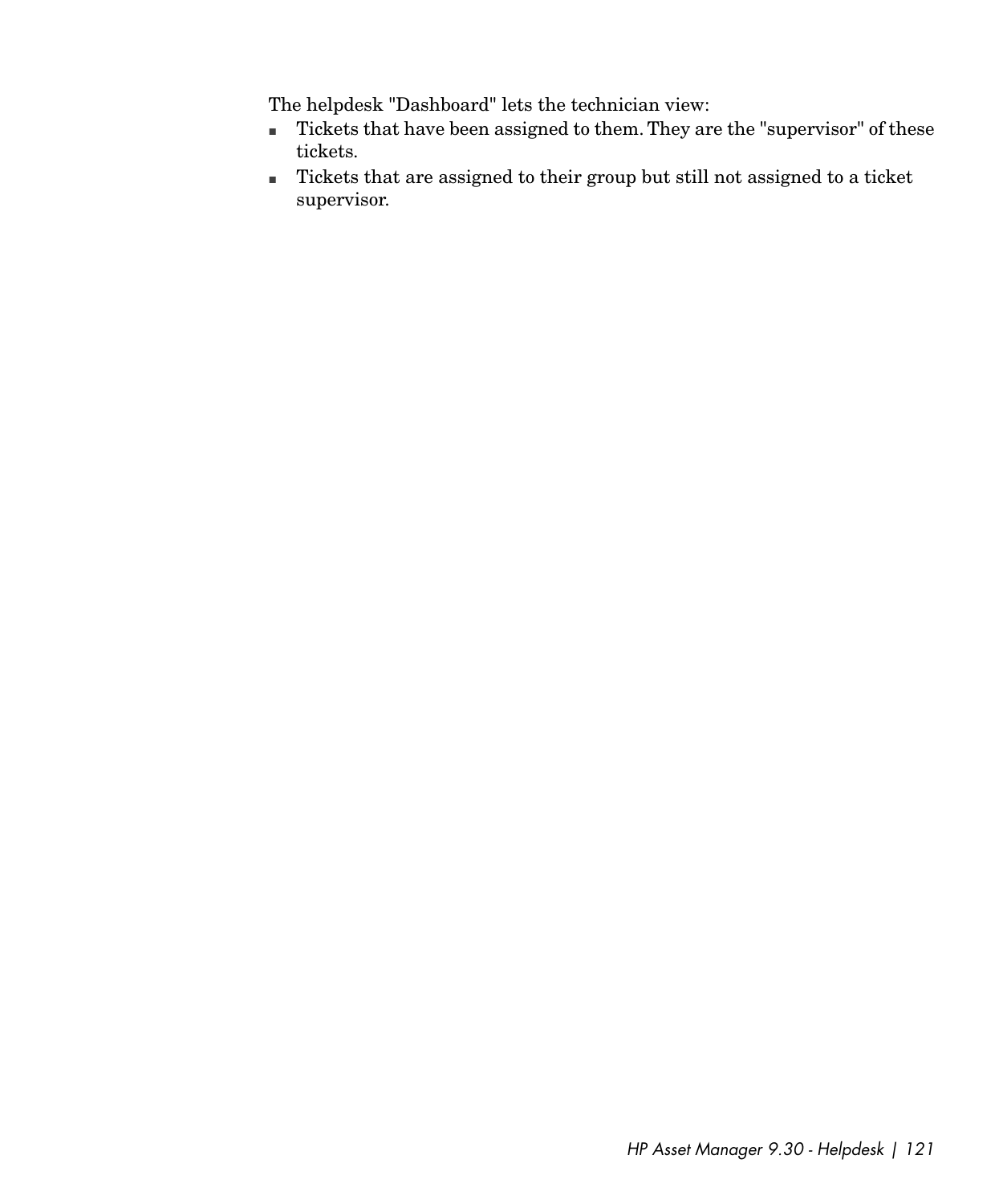The helpdesk "Dashboard" lets the technician view:

- Tickets that have been assigned to them. They are the "supervisor" of these tickets.
- Tickets that are assigned to their group but still not assigned to a ticket supervisor.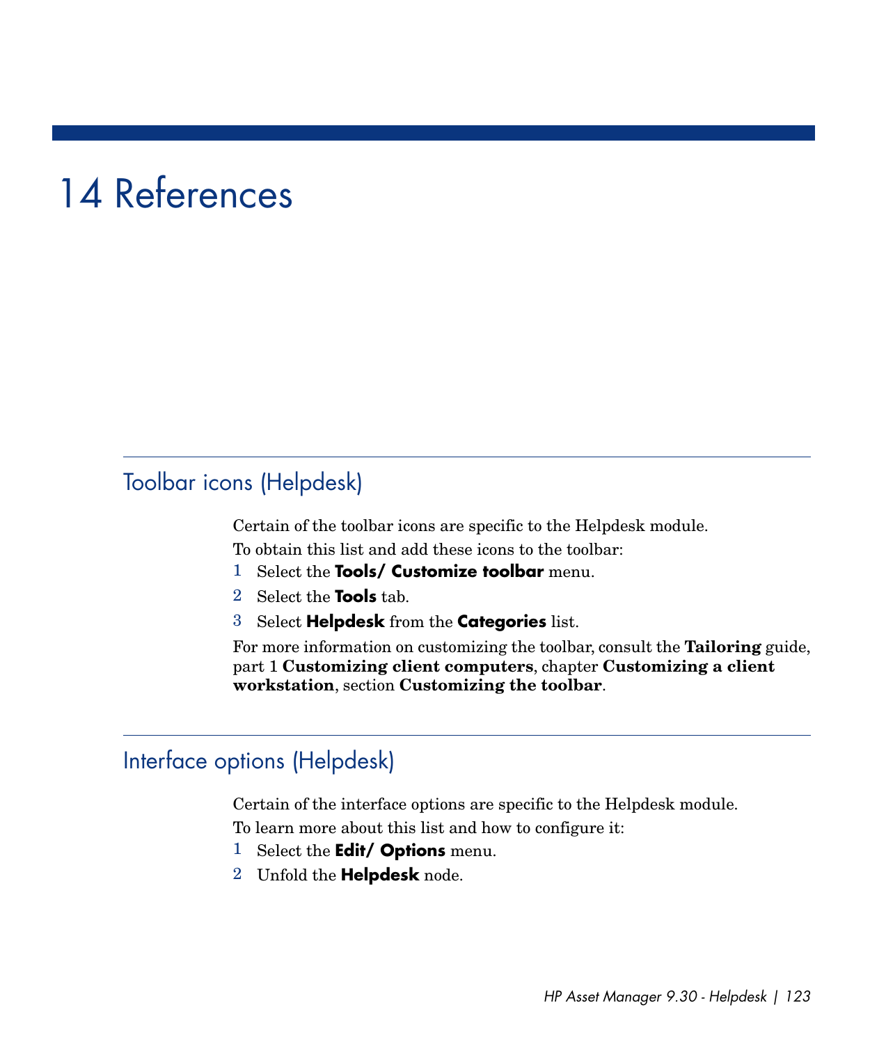# 14 References

## Toolbar icons (Helpdesk)

Certain of the toolbar icons are specific to the Helpdesk module.

To obtain this list and add these icons to the toolbar:

1. Select the **Tools/ Customize toolbar** menu.
2. Select the **Tools** tab.
3. Select **Helpdesk** from the **Categories** list.

For more information on customizing the toolbar, consult the **Tailoring** guide, part 1 **Customizing client computers**, chapter **Customizing a client workstation**, section **Customizing the toolbar**.

## Interface options (Helpdesk)

Certain of the interface options are specific to the Helpdesk module.

To learn more about this list and how to configure it:

1. Select the **Edit/ Options** menu.
2. Unfold the **Helpdesk** node.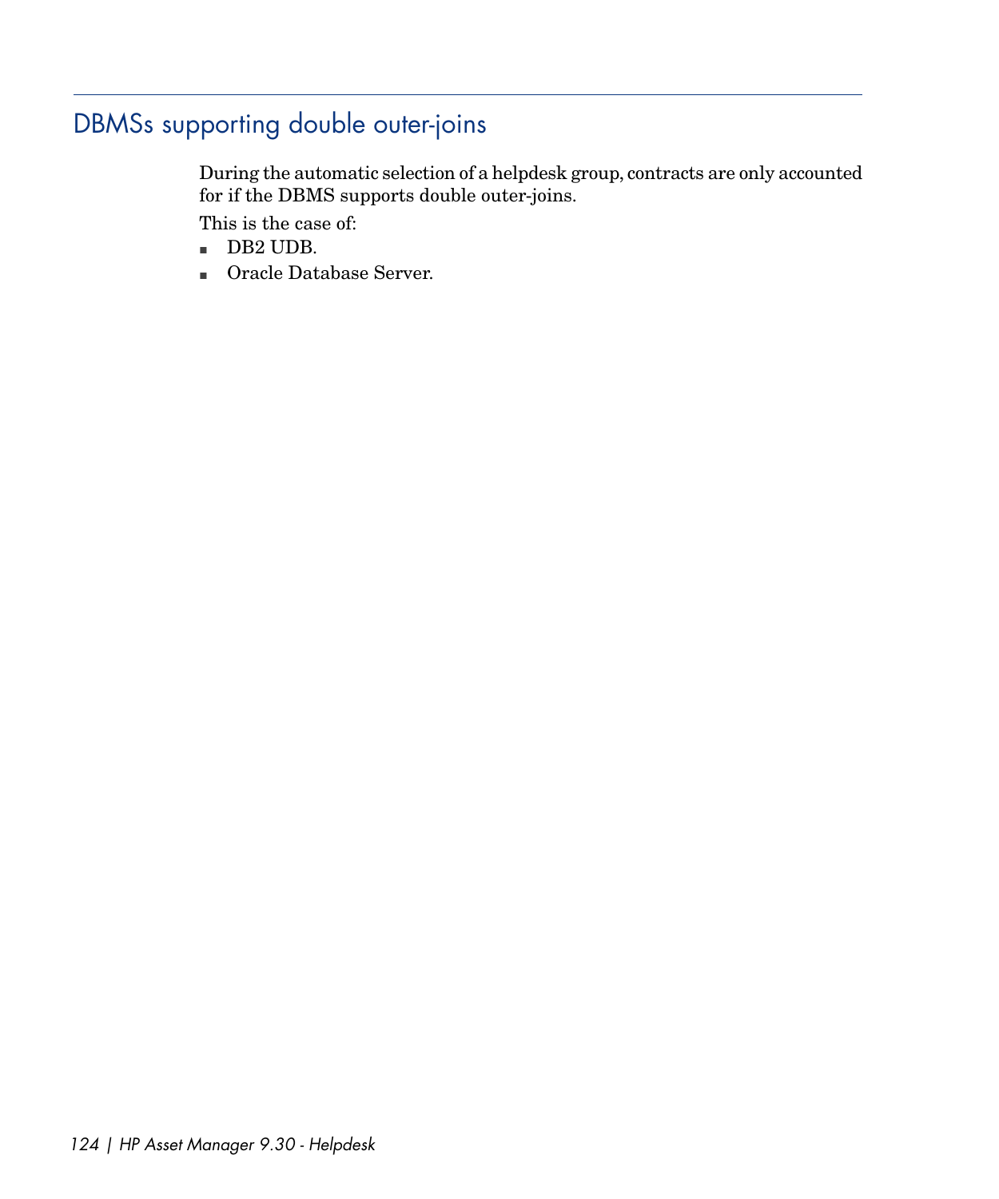## DBMSs supporting double outer-joins

During the automatic selection of a helpdesk group, contracts are only accounted for if the DBMS supports double outer-joins.

This is the case of:

- DB2 UDB.
- Oracle Database Server.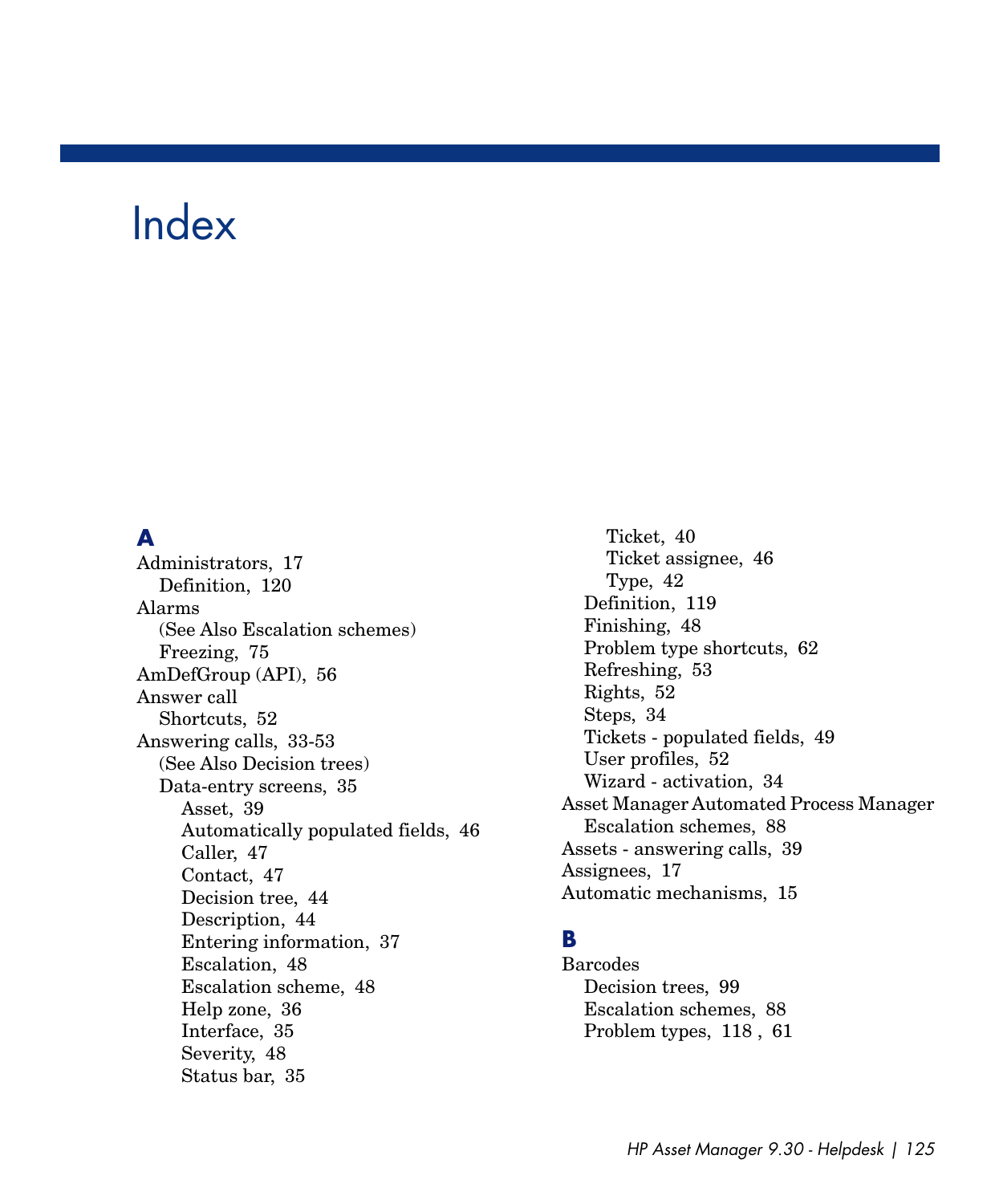# Index

## A

Administrators, 17
- Definition, 120

Alarms
- (See Also Escalation schemes)
- Freezing, 75

AmDefGroup (API), 56

Answer call
- Shortcuts, 52

Answering calls, 33-53
- (See Also Decision trees)
- Data-entry screens, 35
  - Asset, 39
  - Automatically populated fields, 46
  - Caller, 47
  - Contact, 47
  - Decision tree, 44
  - Description, 44
  - Entering information, 37
  - Escalation, 48
  - Escalation scheme, 48
  - Help zone, 36
  - Interface, 35
  - Severity, 48
  - Status bar, 35
  - Ticket, 40
  - Ticket assignee, 46
  - Type, 42
- Definition, 119
- Finishing, 48
- Problem type shortcuts, 62
- Refreshing, 53
- Rights, 52
- Steps, 34
- Tickets - populated fields, 49
- User profiles, 52
- Wizard - activation, 34

Asset Manager Automated Process Manager
- Escalation schemes, 88

Assets - answering calls, 39

Assignees, 17

Automatic mechanisms, 15

## B

Barcodes
- Decision trees, 99
- Escalation schemes, 88
- Problem types, 118 , 61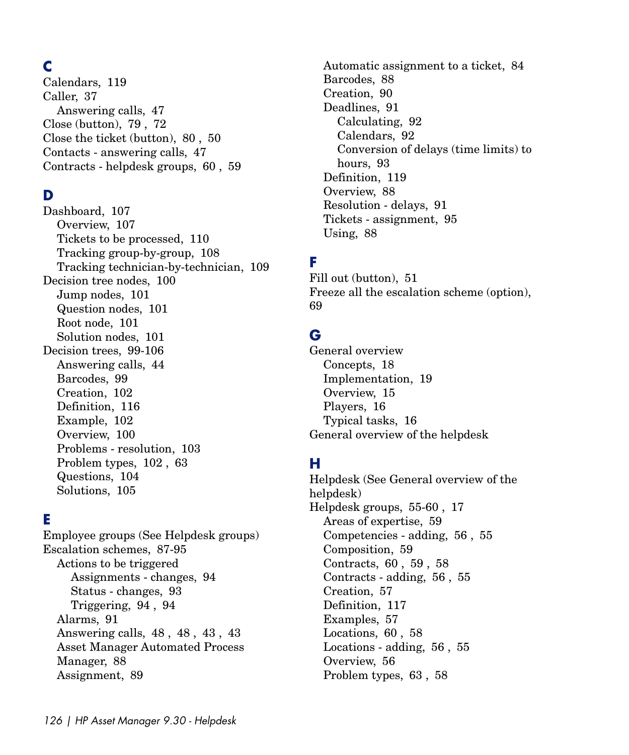## C

Calendars, 119
Caller, 37
  Answering calls, 47
Close (button), 79 , 72
Close the ticket (button), 80 , 50
Contacts - answering calls, 47
Contracts - helpdesk groups, 60 , 59

## D

Dashboard, 107
  Overview, 107
  Tickets to be processed, 110
  Tracking group-by-group, 108
  Tracking technician-by-technician, 109
Decision tree nodes, 100
  Jump nodes, 101
  Question nodes, 101
  Root node, 101
  Solution nodes, 101
Decision trees, 99-106
  Answering calls, 44
  Barcodes, 99
  Creation, 102
  Definition, 116
  Example, 102
  Overview, 100
  Problems - resolution, 103
  Problem types, 102 , 63
  Questions, 104
  Solutions, 105

## E

Employee groups (See Helpdesk groups)
Escalation schemes, 87-95
  Actions to be triggered
    Assignments - changes, 94
    Status - changes, 93
    Triggering, 94 , 94
  Alarms, 91
  Answering calls, 48 , 48 , 43 , 43
  Asset Manager Automated Process Manager, 88
  Assignment, 89
  Automatic assignment to a ticket, 84
  Barcodes, 88
  Creation, 90
  Deadlines, 91
    Calculating, 92
    Calendars, 92
    Conversion of delays (time limits) to hours, 93
  Definition, 119
  Overview, 88
  Resolution - delays, 91
  Tickets - assignment, 95
  Using, 88

## F

Fill out (button), 51
Freeze all the escalation scheme (option), 69

## G

General overview
  Concepts, 18
  Implementation, 19
  Overview, 15
  Players, 16
  Typical tasks, 16
General overview of the helpdesk

## H

Helpdesk (See General overview of the helpdesk)
Helpdesk groups, 55-60 , 17
  Areas of expertise, 59
  Competencies - adding, 56 , 55
  Composition, 59
  Contracts, 60 , 59 , 58
  Contracts - adding, 56 , 55
  Creation, 57
  Definition, 117
  Examples, 57
  Locations, 60 , 58
  Locations - adding, 56 , 55
  Overview, 56
  Problem types, 63 , 58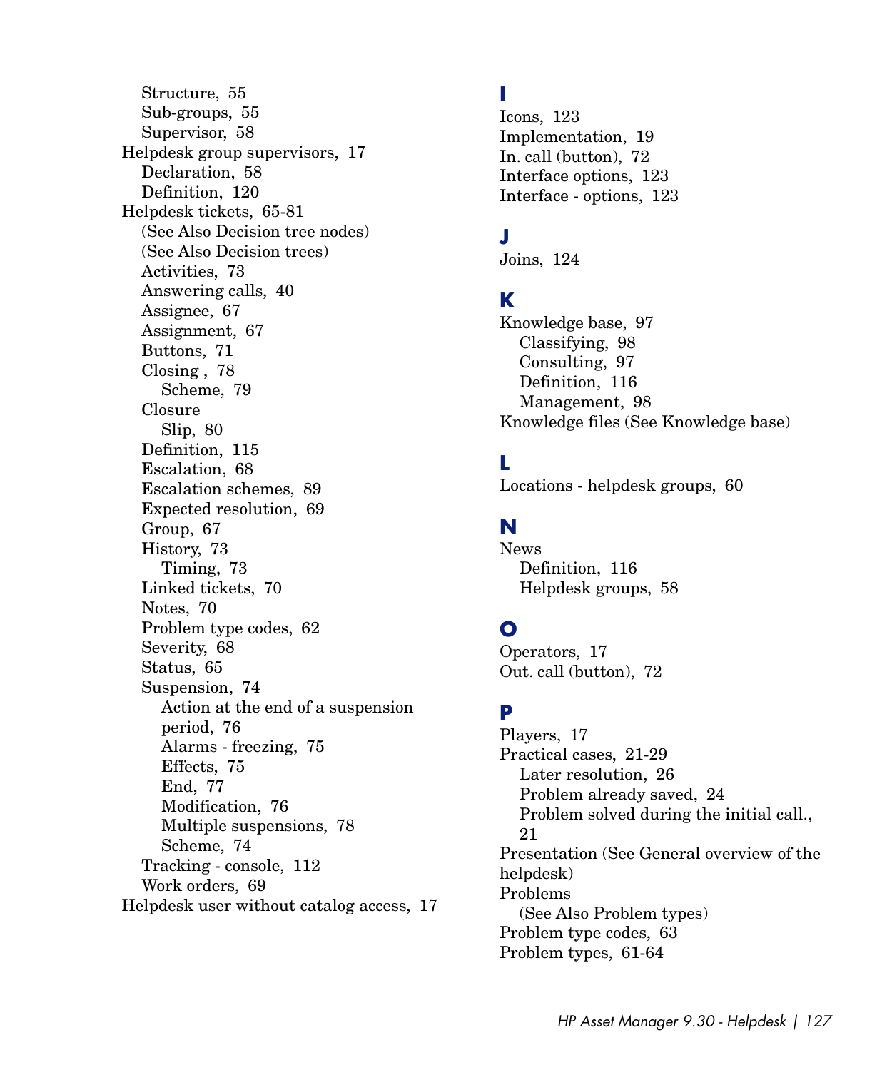Structure, 55
Sub-groups, 55
Supervisor, 58

Helpdesk group supervisors, 17
- Declaration, 58
- Definition, 120

Helpdesk tickets, 65-81
- (See Also Decision tree nodes)
- (See Also Decision trees)
- Activities, 73
- Answering calls, 40
- Assignee, 67
- Assignment, 67
- Buttons, 71
- Closing , 78
  - Scheme, 79
- Closure
  - Slip, 80
- Definition, 115
- Escalation, 68
- Escalation schemes, 89
- Expected resolution, 69
- Group, 67
- History, 73
  - Timing, 73
- Linked tickets, 70
- Notes, 70
- Problem type codes, 62
- Severity, 68
- Status, 65
- Suspension, 74
  - Action at the end of a suspension period, 76
  - Alarms - freezing, 75
  - Effects, 75
  - End, 77
  - Modification, 76
  - Multiple suspensions, 78
  - Scheme, 74
- Tracking - console, 112
- Work orders, 69

Helpdesk user without catalog access, 17

## I

Icons, 123
Implementation, 19
In. call (button), 72
Interface options, 123
Interface - options, 123

## J

Joins, 124

## K

Knowledge base, 97
- Classifying, 98
- Consulting, 97
- Definition, 116
- Management, 98

Knowledge files (See Knowledge base)

## L

Locations - helpdesk groups, 60

## N

News
- Definition, 116
- Helpdesk groups, 58

## O

Operators, 17
Out. call (button), 72

## P

Players, 17
Practical cases, 21-29
- Later resolution, 26
- Problem already saved, 24
- Problem solved during the initial call., 21

Presentation (See General overview of the helpdesk)
Problems
- (See Also Problem types)

Problem type codes, 63
Problem types, 61-64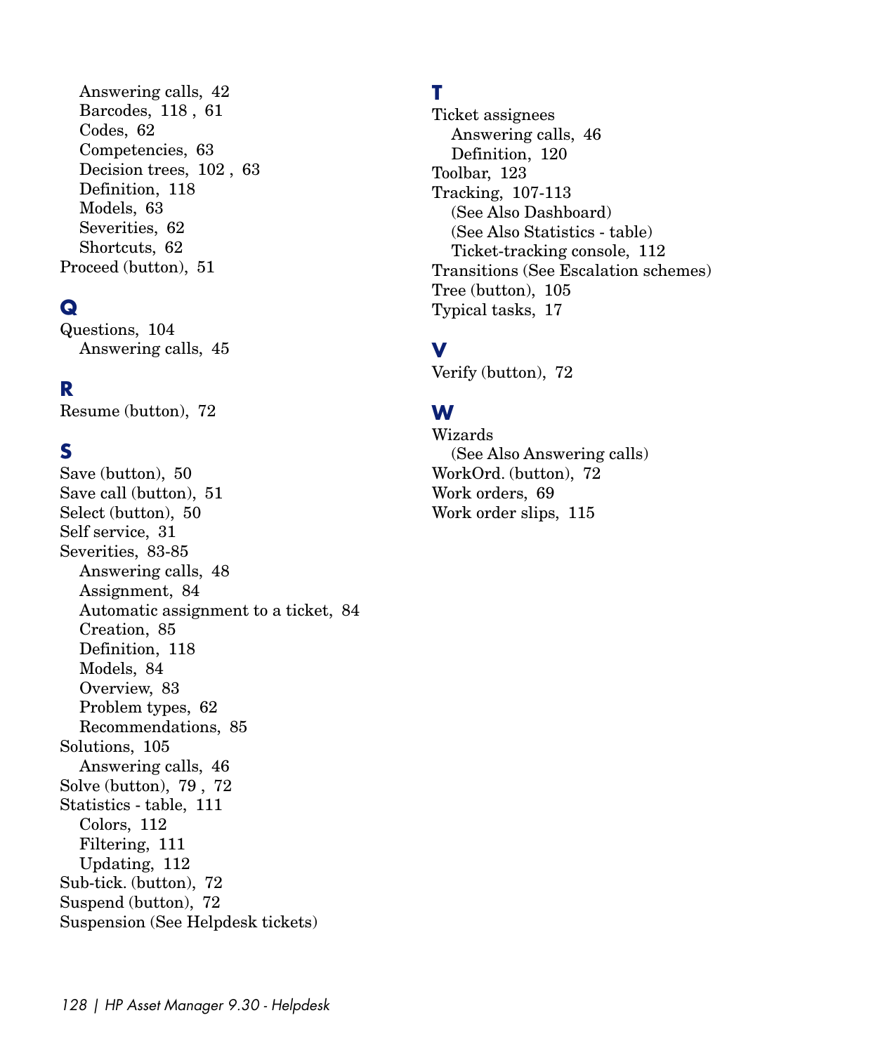Answering calls, 42
   Barcodes, 118 , 61
   Codes, 62
   Competencies, 63
   Decision trees, 102 , 63
   Definition, 118
   Models, 63
   Severities, 62
   Shortcuts, 62
Proceed (button), 51

## Q

Questions, 104
   Answering calls, 45

## R

Resume (button), 72

## S

Save (button), 50
Save call (button), 51
Select (button), 50
Self service, 31
Severities, 83-85
   Answering calls, 48
   Assignment, 84
   Automatic assignment to a ticket, 84
   Creation, 85
   Definition, 118
   Models, 84
   Overview, 83
   Problem types, 62
   Recommendations, 85
Solutions, 105
   Answering calls, 46
Solve (button), 79 , 72
Statistics - table, 111
   Colors, 112
   Filtering, 111
   Updating, 112
Sub-tick. (button), 72
Suspend (button), 72
Suspension (See Helpdesk tickets)

## T

Ticket assignees
   Answering calls, 46
   Definition, 120
Toolbar, 123
Tracking, 107-113
   (See Also Dashboard)
   (See Also Statistics - table)
   Ticket-tracking console, 112
Transitions (See Escalation schemes)
Tree (button), 105
Typical tasks, 17

## V

Verify (button), 72

## W

Wizards
   (See Also Answering calls)
WorkOrd. (button), 72
Work orders, 69
Work order slips, 115